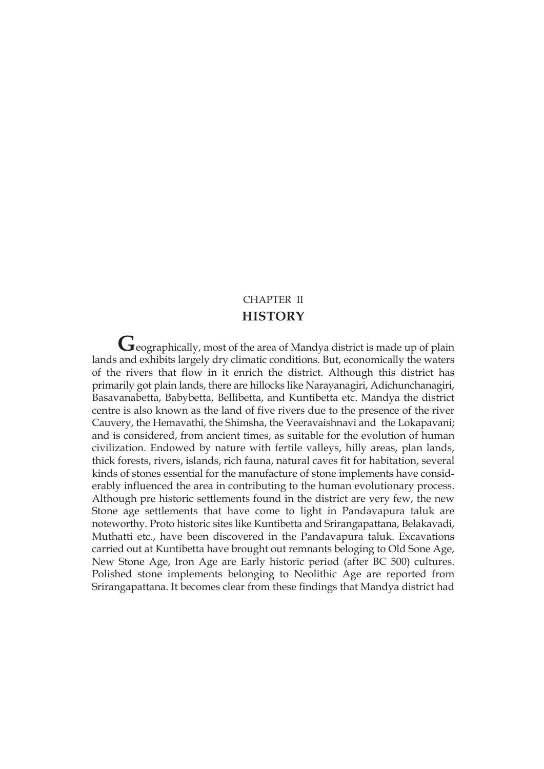# CHAPTER II

## HISTORY

Geographically, most of the area of Mandya district is made up of plain lands and exhibits largely dry climatic conditions. But, economically the waters of the rivers that flow in it enrich the district. Although this district has primarily got plain lands, there are hillocks like Narayanagiri, Adichunchanagiri, Basavanabetta, Babybetta, Bellibetta, and Kuntibetta etc. Mandya the district centre is also known as the land of five rivers due to the presence of the river Cauvery, the Hemavathi, the Shimsha, the Veeravaishnavi and the Lokapavani; and is considered, from ancient times, as suitable for the evolution of human civilization. Endowed by nature with fertile valleys, hilly areas, plan lands, thick forests, rivers, islands, rich fauna, natural caves fit for habitation, several kinds of stones essential for the manufacture of stone implements have considerably influenced the area in contributing to the human evolutionary process. Although pre historic settlements found in the district are very few, the new Stone age settlements that have come to light in Pandavapura taluk are noteworthy. Proto historic sites like Kuntibetta and Srirangapattana, Belakavadi, Muthatti etc., have been discovered in the Pandavapura taluk. Excavations carried out at Kuntibetta have brought out remnants beloging to Old Sone Age, New Stone Age, Iron Age are Early historic period (after BC 500) cultures. Polished stone implements belonging to Neolithic Age are reported from Srirangapattana. It becomes clear from these findings that Mandya district had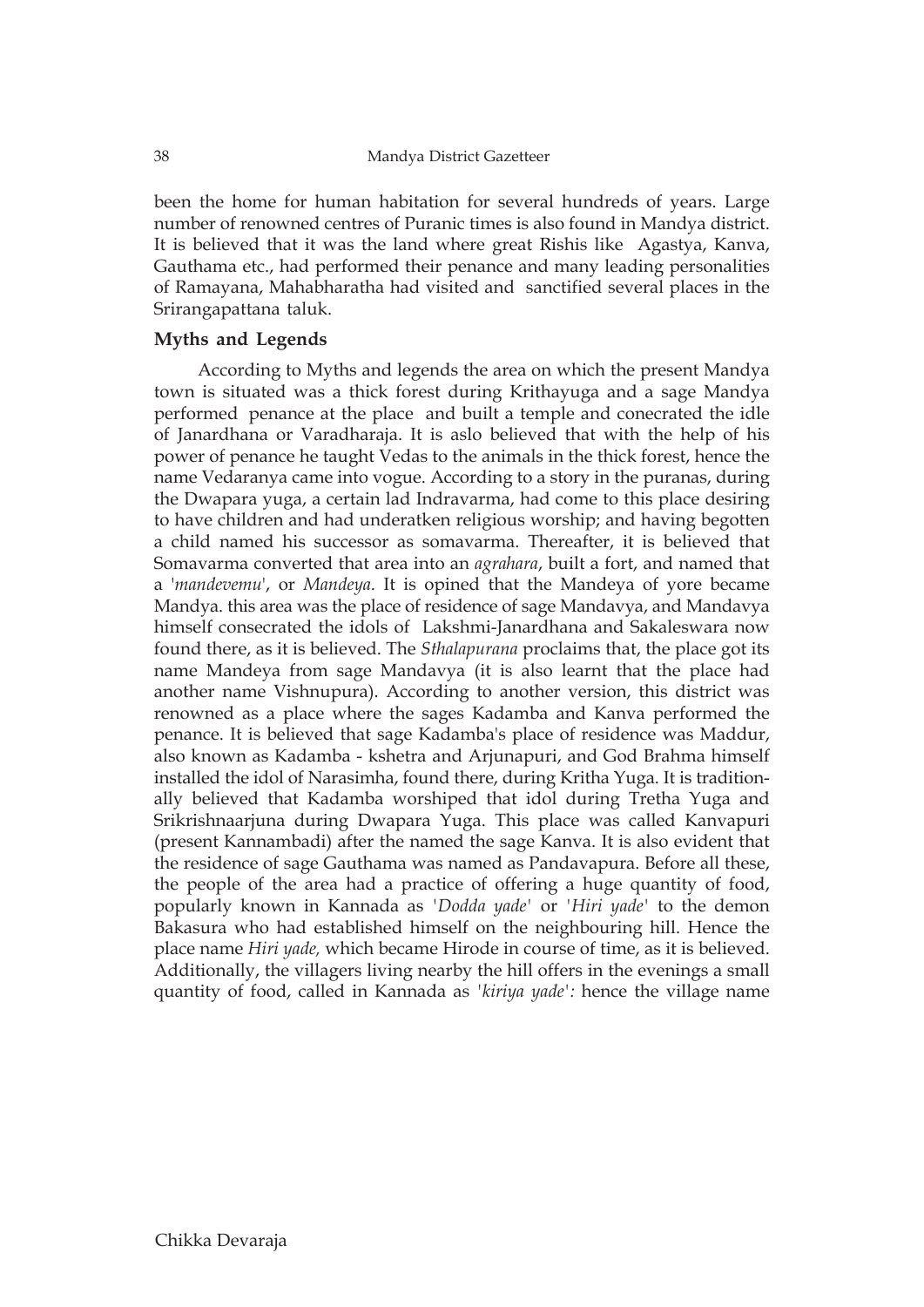been the home for human habitation for several hundreds of years. Large number of renowned centres of Puranic times is also found in Mandya district. It is believed that it was the land where great Rishis like Agastya, Kanva, Gauthama etc., had performed their penance and many leading personalities of Ramayana, Mahabharatha had visited and sanctified several places in the Srirangapattana taluk.

## Myths and Legends

According to Myths and legends the area on which the present Mandya town is situated was a thick forest during Krithayuga and a sage Mandya performed penance at the place and built a temple and conecrated the idle of Janardhana or Varadharaja. It is aslo believed that with the help of his power of penance he taught Vedas to the animals in the thick forest, hence the name Vedaranya came into vogue. According to a story in the puranas, during the Dwapara yuga, a certain lad Indravarma, had come to this place desiring to have children and had underatken religious worship; and having begotten a child named his successor as somavarma. Thereafter, it is believed that Somavarma converted that area into an *agrahara*, built a fort, and named that a '*mandevemu*', or *Mandeya*. It is opined that the Mandeya of yore became Mandya. this area was the place of residence of sage Mandavya, and Mandavya himself consecrated the idols of Lakshmi-Janardhana and Sakaleswara now found there, as it is believed. The *Sthalapurana* proclaims that, the place got its name Mandeya from sage Mandavya (it is also learnt that the place had another name Vishnupura). According to another version, this district was renowned as a place where the sages Kadamba and Kanva performed the penance. It is believed that sage Kadamba's place of residence was Maddur, also known as Kadamba - kshetra and Arjunapuri, and God Brahma himself installed the idol of Narasimha, found there, during Kritha Yuga. It is traditionally believed that Kadamba worshiped that idol during Tretha Yuga and Srikrishnaarjuna during Dwapara Yuga. This place was called Kanvapuri (present Kannambadi) after the named the sage Kanva. It is also evident that the residence of sage Gauthama was named as Pandavapura. Before all these, the people of the area had a practice of offering a huge quantity of food, popularly known in Kannada as '*Dodda yade*' or '*Hiri yade*' to the demon Bakasura who had established himself on the neighbouring hill. Hence the place name *Hiri yade,* which became Hirode in course of time, as it is believed. Additionally, the villagers living nearby the hill offers in the evenings a small quantity of food, called in Kannada as '*kiriya yade*'*:* hence the village name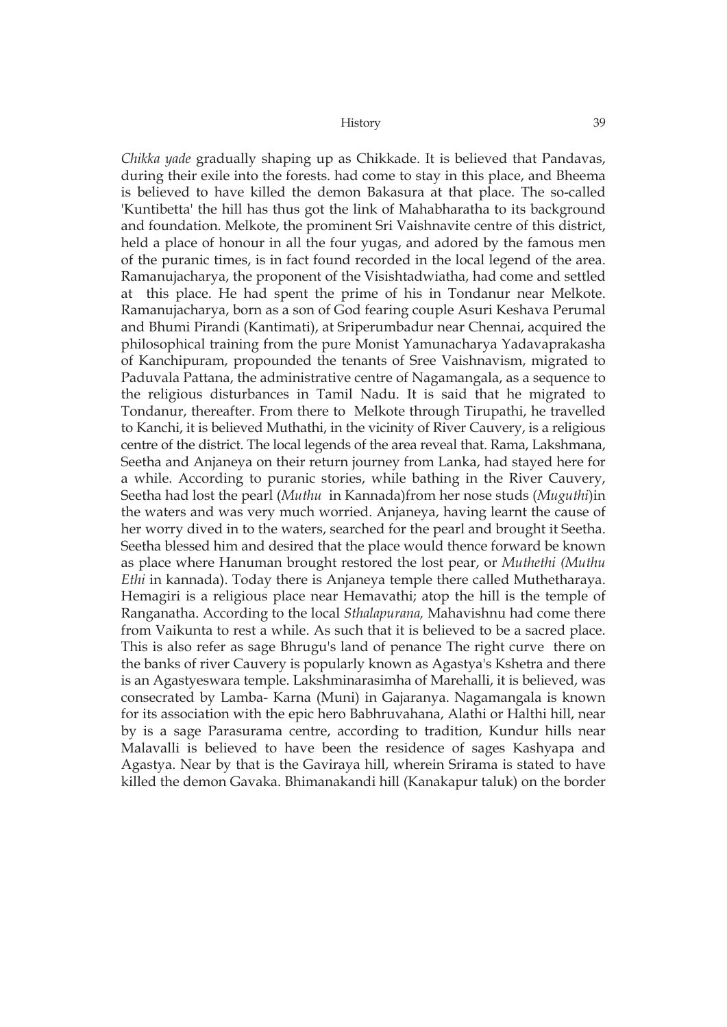*Chikka yade* gradually shaping up as Chikkade. It is believed that Pandavas, during their exile into the forests. had come to stay in this place, and Bheema is believed to have killed the demon Bakasura at that place. The so-called 'Kuntibetta' the hill has thus got the link of Mahabharatha to its background and foundation. Melkote, the prominent Sri Vaishnavite centre of this district, held a place of honour in all the four yugas, and adored by the famous men of the puranic times, is in fact found recorded in the local legend of the area. Ramanujacharya, the proponent of the Visishtadwiatha, had come and settled at this place. He had spent the prime of his in Tondanur near Melkote. Ramanujacharya, born as a son of God fearing couple Asuri Keshava Perumal and Bhumi Pirandi (Kantimati), at Sriperumbadur near Chennai, acquired the philosophical training from the pure Monist Yamunacharya Yadavaprakasha of Kanchipuram, propounded the tenants of Sree Vaishnavism, migrated to Paduvala Pattana, the administrative centre of Nagamangala, as a sequence to the religious disturbances in Tamil Nadu. It is said that he migrated to Tondanur, thereafter. From there to Melkote through Tirupathi, he travelled to Kanchi, it is believed Muthathi, in the vicinity of River Cauvery, is a religious centre of the district. The local legends of the area reveal that. Rama, Lakshmana, Seetha and Anjaneya on their return journey from Lanka, had stayed here for a while. According to puranic stories, while bathing in the River Cauvery, Seetha had lost the pearl (*Muthu* in Kannada)from her nose studs (*Muguthi*)in the waters and was very much worried. Anjaneya, having learnt the cause of her worry dived in to the waters, searched for the pearl and brought it Seetha. Seetha blessed him and desired that the place would thence forward be known as place where Hanuman brought restored the lost pear, or *Muthethi (Muthu Ethi* in kannada). Today there is Anjaneya temple there called Muthetharaya. Hemagiri is a religious place near Hemavathi; atop the hill is the temple of Ranganatha. According to the local *Sthalapurana,* Mahavishnu had come there from Vaikunta to rest a while. As such that it is believed to be a sacred place. This is also refer as sage Bhrugu's land of penance The right curve there on the banks of river Cauvery is popularly known as Agastya's Kshetra and there is an Agastyeswara temple. Lakshminarasimha of Marehalli, it is believed, was consecrated by Lamba- Karna (Muni) in Gajaranya. Nagamangala is known for its association with the epic hero Babhruvahana, Alathi or Halthi hill, near by is a sage Parasurama centre, according to tradition, Kundur hills near Malavalli is believed to have been the residence of sages Kashyapa and Agastya. Near by that is the Gaviraya hill, wherein Srirama is stated to have killed the demon Gavaka. Bhimanakandi hill (Kanakapur taluk) on the border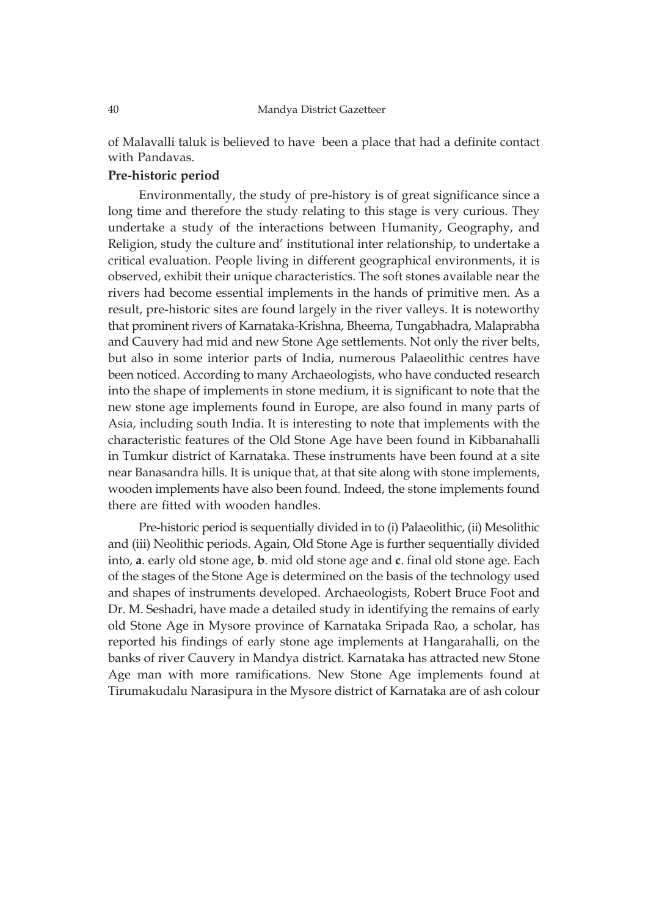of Malavalli taluk is believed to have been a place that had a definite contact with Pandavas.

**Pre-historic period**

Environmentally, the study of pre-history is of great significance since a long time and therefore the study relating to this stage is very curious. They undertake a study of the interactions between Humanity, Geography, and Religion, study the culture and' institutional inter relationship, to undertake a critical evaluation. People living in different geographical environments, it is observed, exhibit their unique characteristics. The soft stones available near the rivers had become essential implements in the hands of primitive men. As a result, pre-historic sites are found largely in the river valleys. It is noteworthy that prominent rivers of Karnataka-Krishna, Bheema, Tungabhadra, Malaprabha and Cauvery had mid and new Stone Age settlements. Not only the river belts, but also in some interior parts of India, numerous Palaeolithic centres have been noticed. According to many Archaeologists, who have conducted research into the shape of implements in stone medium, it is significant to note that the new stone age implements found in Europe, are also found in many parts of Asia, including south India. It is interesting to note that implements with the characteristic features of the Old Stone Age have been found in Kibbanahalli in Tumkur district of Karnataka. These instruments have been found at a site near Banasandra hills. It is unique that, at that site along with stone implements, wooden implements have also been found. Indeed, the stone implements found there are fitted with wooden handles.

Pre-historic period is sequentially divided in to (i) Palaeolithic, (ii) Mesolithic and (iii) Neolithic periods. Again, Old Stone Age is further sequentially divided into, **a**. early old stone age, **b**. mid old stone age and **c**. final old stone age. Each of the stages of the Stone Age is determined on the basis of the technology used and shapes of instruments developed. Archaeologists, Robert Bruce Foot and Dr. M. Seshadri, have made a detailed study in identifying the remains of early old Stone Age in Mysore province of Karnataka Sripada Rao, a scholar, has reported his findings of early stone age implements at Hangarahalli, on the banks of river Cauvery in Mandya district. Karnataka has attracted new Stone Age man with more ramifications. New Stone Age implements found at Tirumakudalu Narasipura in the Mysore district of Karnataka are of ash colour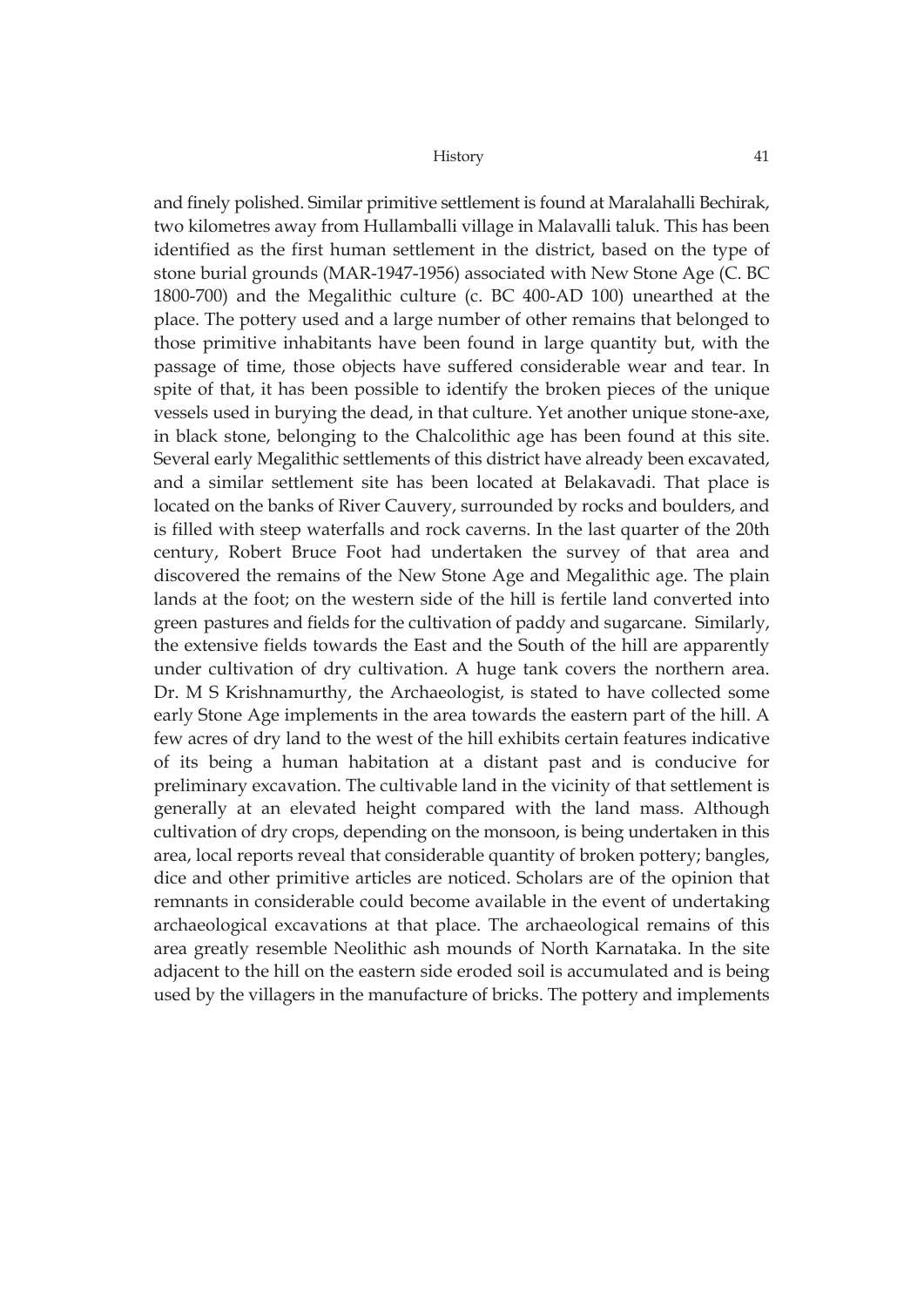and finely polished. Similar primitive settlement is found at Maralahalli Bechirak, two kilometres away from Hullamballi village in Malavalli taluk. This has been identified as the first human settlement in the district, based on the type of stone burial grounds (MAR-1947-1956) associated with New Stone Age (C. BC 1800-700) and the Megalithic culture (c. BC 400-AD 100) unearthed at the place. The pottery used and a large number of other remains that belonged to those primitive inhabitants have been found in large quantity but, with the passage of time, those objects have suffered considerable wear and tear. In spite of that, it has been possible to identify the broken pieces of the unique vessels used in burying the dead, in that culture. Yet another unique stone-axe, in black stone, belonging to the Chalcolithic age has been found at this site. Several early Megalithic settlements of this district have already been excavated, and a similar settlement site has been located at Belakavadi. That place is located on the banks of River Cauvery, surrounded by rocks and boulders, and is filled with steep waterfalls and rock caverns. In the last quarter of the 20th century, Robert Bruce Foot had undertaken the survey of that area and discovered the remains of the New Stone Age and Megalithic age. The plain lands at the foot; on the western side of the hill is fertile land converted into green pastures and fields for the cultivation of paddy and sugarcane. Similarly, the extensive fields towards the East and the South of the hill are apparently under cultivation of dry cultivation. A huge tank covers the northern area. Dr. M S Krishnamurthy, the Archaeologist, is stated to have collected some early Stone Age implements in the area towards the eastern part of the hill. A few acres of dry land to the west of the hill exhibits certain features indicative of its being a human habitation at a distant past and is conducive for preliminary excavation. The cultivable land in the vicinity of that settlement is generally at an elevated height compared with the land mass. Although cultivation of dry crops, depending on the monsoon, is being undertaken in this area, local reports reveal that considerable quantity of broken pottery; bangles, dice and other primitive articles are noticed. Scholars are of the opinion that remnants in considerable could become available in the event of undertaking archaeological excavations at that place. The archaeological remains of this area greatly resemble Neolithic ash mounds of North Karnataka. In the site adjacent to the hill on the eastern side eroded soil is accumulated and is being used by the villagers in the manufacture of bricks. The pottery and implements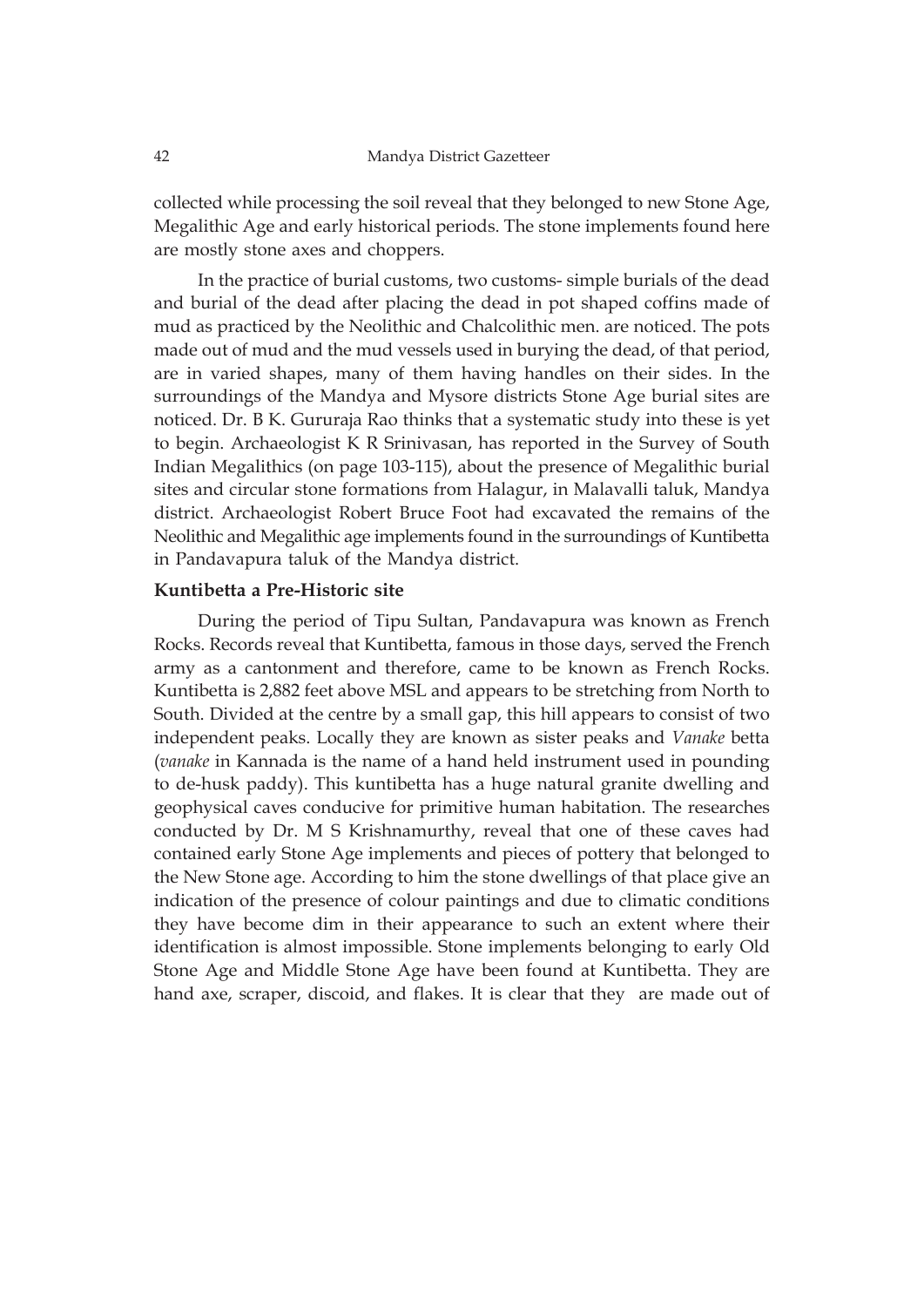collected while processing the soil reveal that they belonged to new Stone Age, Megalithic Age and early historical periods. The stone implements found here are mostly stone axes and choppers.

In the practice of burial customs, two customs- simple burials of the dead and burial of the dead after placing the dead in pot shaped coffins made of mud as practiced by the Neolithic and Chalcolithic men. are noticed. The pots made out of mud and the mud vessels used in burying the dead, of that period, are in varied shapes, many of them having handles on their sides. In the surroundings of the Mandya and Mysore districts Stone Age burial sites are noticed. Dr. B K. Gururaja Rao thinks that a systematic study into these is yet to begin. Archaeologist K R Srinivasan, has reported in the Survey of South Indian Megalithics (on page 103-115), about the presence of Megalithic burial sites and circular stone formations from Halagur, in Malavalli taluk, Mandya district. Archaeologist Robert Bruce Foot had excavated the remains of the Neolithic and Megalithic age implements found in the surroundings of Kuntibetta in Pandavapura taluk of the Mandya district.

**Kuntibetta a Pre-Historic site**

During the period of Tipu Sultan, Pandavapura was known as French Rocks. Records reveal that Kuntibetta, famous in those days, served the French army as a cantonment and therefore, came to be known as French Rocks. Kuntibetta is 2,882 feet above MSL and appears to be stretching from North to South. Divided at the centre by a small gap, this hill appears to consist of two independent peaks. Locally they are known as sister peaks and *Vanake* betta (*vanake* in Kannada is the name of a hand held instrument used in pounding to de-husk paddy). This kuntibetta has a huge natural granite dwelling and geophysical caves conducive for primitive human habitation. The researches conducted by Dr. M S Krishnamurthy, reveal that one of these caves had contained early Stone Age implements and pieces of pottery that belonged to the New Stone age. According to him the stone dwellings of that place give an indication of the presence of colour paintings and due to climatic conditions they have become dim in their appearance to such an extent where their identification is almost impossible. Stone implements belonging to early Old Stone Age and Middle Stone Age have been found at Kuntibetta. They are hand axe, scraper, discoid, and flakes. It is clear that they are made out of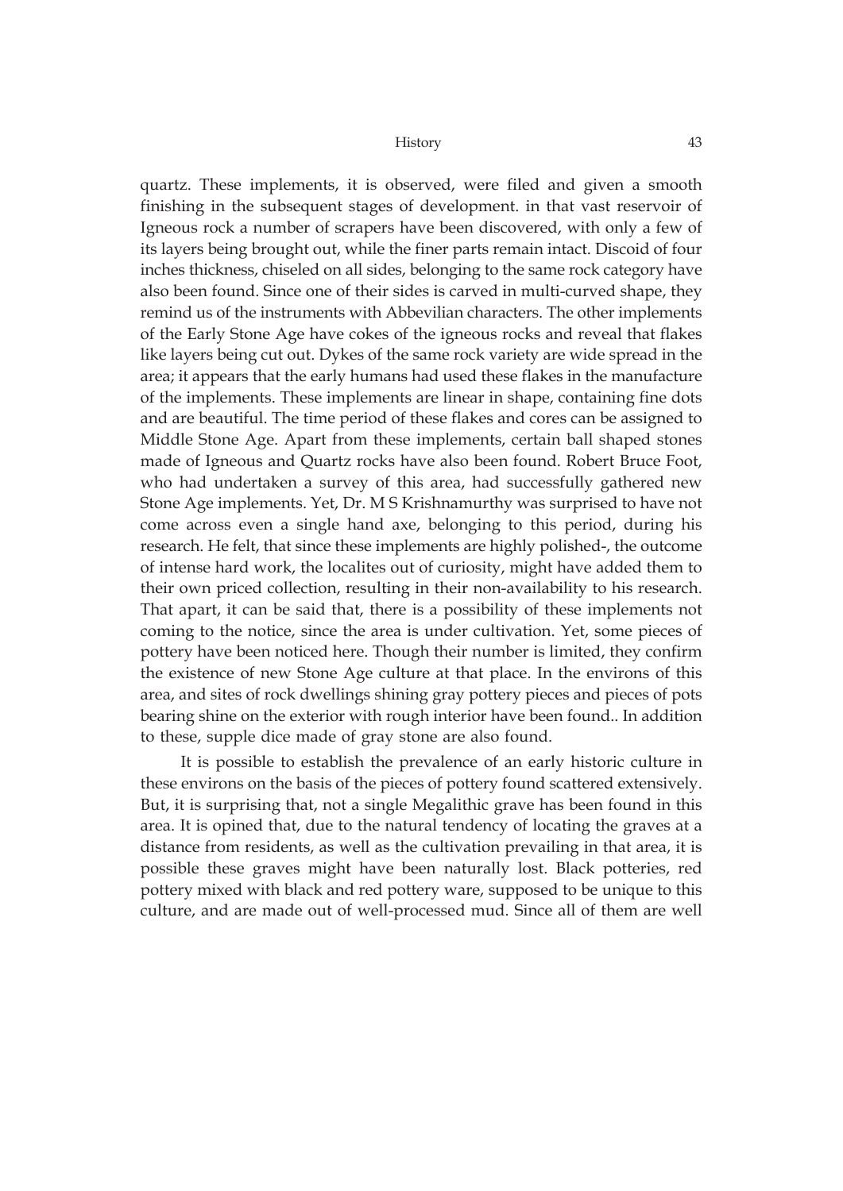quartz. These implements, it is observed, were filed and given a smooth finishing in the subsequent stages of development. in that vast reservoir of Igneous rock a number of scrapers have been discovered, with only a few of its layers being brought out, while the finer parts remain intact. Discoid of four inches thickness, chiseled on all sides, belonging to the same rock category have also been found. Since one of their sides is carved in multi-curved shape, they remind us of the instruments with Abbevilian characters. The other implements of the Early Stone Age have cokes of the igneous rocks and reveal that flakes like layers being cut out. Dykes of the same rock variety are wide spread in the area; it appears that the early humans had used these flakes in the manufacture of the implements. These implements are linear in shape, containing fine dots and are beautiful. The time period of these flakes and cores can be assigned to Middle Stone Age. Apart from these implements, certain ball shaped stones made of Igneous and Quartz rocks have also been found. Robert Bruce Foot, who had undertaken a survey of this area, had successfully gathered new Stone Age implements. Yet, Dr. M S Krishnamurthy was surprised to have not come across even a single hand axe, belonging to this period, during his research. He felt, that since these implements are highly polished-, the outcome of intense hard work, the localites out of curiosity, might have added them to their own priced collection, resulting in their non-availability to his research. That apart, it can be said that, there is a possibility of these implements not coming to the notice, since the area is under cultivation. Yet, some pieces of pottery have been noticed here. Though their number is limited, they confirm the existence of new Stone Age culture at that place. In the environs of this area, and sites of rock dwellings shining gray pottery pieces and pieces of pots bearing shine on the exterior with rough interior have been found.. In addition to these, supple dice made of gray stone are also found.

It is possible to establish the prevalence of an early historic culture in these environs on the basis of the pieces of pottery found scattered extensively. But, it is surprising that, not a single Megalithic grave has been found in this area. It is opined that, due to the natural tendency of locating the graves at a distance from residents, as well as the cultivation prevailing in that area, it is possible these graves might have been naturally lost. Black potteries, red pottery mixed with black and red pottery ware, supposed to be unique to this culture, and are made out of well-processed mud. Since all of them are well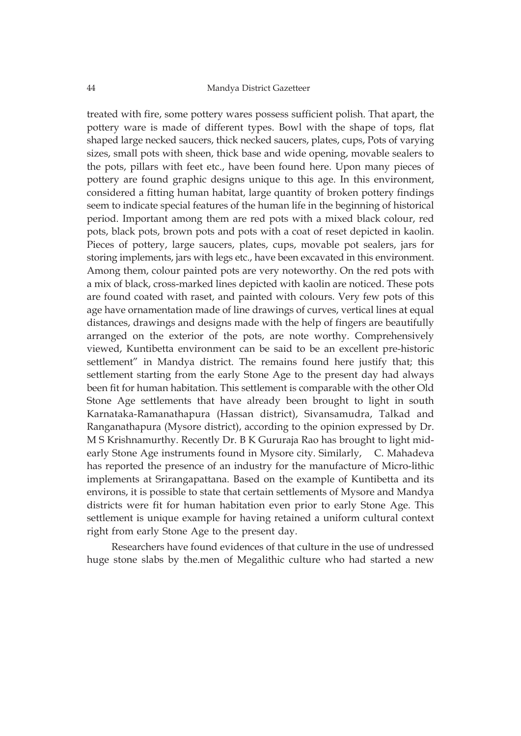treated with fire, some pottery wares possess sufficient polish. That apart, the pottery ware is made of different types. Bowl with the shape of tops, flat shaped large necked saucers, thick necked saucers, plates, cups, Pots of varying sizes, small pots with sheen, thick base and wide opening, movable sealers to the pots, pillars with feet etc., have been found here. Upon many pieces of pottery are found graphic designs unique to this age. In this environment, considered a fitting human habitat, large quantity of broken pottery findings seem to indicate special features of the human life in the beginning of historical period. Important among them are red pots with a mixed black colour, red pots, black pots, brown pots and pots with a coat of reset depicted in kaolin. Pieces of pottery, large saucers, plates, cups, movable pot sealers, jars for storing implements, jars with legs etc., have been excavated in this environment. Among them, colour painted pots are very noteworthy. On the red pots with a mix of black, cross-marked lines depicted with kaolin are noticed. These pots are found coated with raset, and painted with colours. Very few pots of this age have ornamentation made of line drawings of curves, vertical lines at equal distances, drawings and designs made with the help of fingers are beautifully arranged on the exterior of the pots, are note worthy. Comprehensively viewed, Kuntibetta environment can be said to be an excellent pre-historic settlement" in Mandya district. The remains found here justify that; this settlement starting from the early Stone Age to the present day had always been fit for human habitation. This settlement is comparable with the other Old Stone Age settlements that have already been brought to light in south Karnataka-Ramanathapura (Hassan district), Sivansamudra, Talkad and Ranganathapura (Mysore district), according to the opinion expressed by Dr. M S Krishnamurthy. Recently Dr. B K Gururaja Rao has brought to light mid-early Stone Age instruments found in Mysore city. Similarly, C. Mahadeva has reported the presence of an industry for the manufacture of Micro-lithic implements at Srirangapattana. Based on the example of Kuntibetta and its environs, it is possible to state that certain settlements of Mysore and Mandya districts were fit for human habitation even prior to early Stone Age. This settlement is unique example for having retained a uniform cultural context right from early Stone Age to the present day.

Researchers have found evidences of that culture in the use of undressed huge stone slabs by the.men of Megalithic culture who had started a new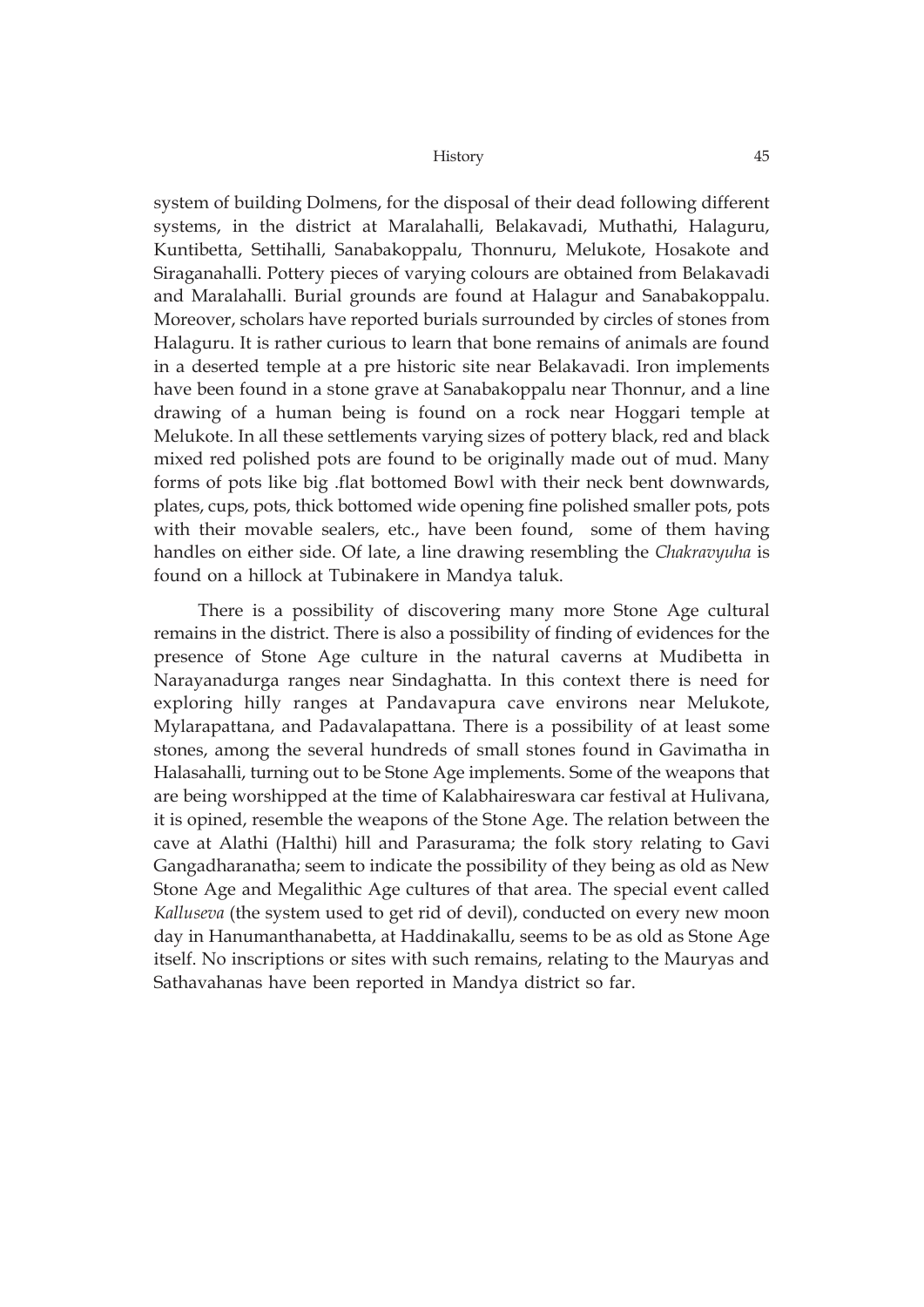system of building Dolmens, for the disposal of their dead following different systems, in the district at Maralahalli, Belakavadi, Muthathi, Halaguru, Kuntibetta, Settihalli, Sanabakoppalu, Thonnuru, Melukote, Hosakote and Siraganahalli. Pottery pieces of varying colours are obtained from Belakavadi and Maralahalli. Burial grounds are found at Halagur and Sanabakoppalu. Moreover, scholars have reported burials surrounded by circles of stones from Halaguru. It is rather curious to learn that bone remains of animals are found in a deserted temple at a pre historic site near Belakavadi. Iron implements have been found in a stone grave at Sanabakoppalu near Thonnur, and a line drawing of a human being is found on a rock near Hoggari temple at Melukote. In all these settlements varying sizes of pottery black, red and black mixed red polished pots are found to be originally made out of mud. Many forms of pots like big .flat bottomed Bowl with their neck bent downwards, plates, cups, pots, thick bottomed wide opening fine polished smaller pots, pots with their movable sealers, etc., have been found, some of them having handles on either side. Of late, a line drawing resembling the *Chakravyuha* is found on a hillock at Tubinakere in Mandya taluk.

There is a possibility of discovering many more Stone Age cultural remains in the district. There is also a possibility of finding of evidences for the presence of Stone Age culture in the natural caverns at Mudibetta in Narayanadurga ranges near Sindaghatta. In this context there is need for exploring hilly ranges at Pandavapura cave environs near Melukote, Mylarapattana, and Padavalapattana. There is a possibility of at least some stones, among the several hundreds of small stones found in Gavimatha in Halasahalli, turning out to be Stone Age implements. Some of the weapons that are being worshipped at the time of Kalabhaireswara car festival at Hulivana, it is opined, resemble the weapons of the Stone Age. The relation between the cave at Alathi (Halthi) hill and Parasurama; the folk story relating to Gavi Gangadharanatha; seem to indicate the possibility of they being as old as New Stone Age and Megalithic Age cultures of that area. The special event called *Kalluseva* (the system used to get rid of devil), conducted on every new moon day in Hanumanthanabetta, at Haddinakallu, seems to be as old as Stone Age itself. No inscriptions or sites with such remains, relating to the Mauryas and Sathavahanas have been reported in Mandya district so far.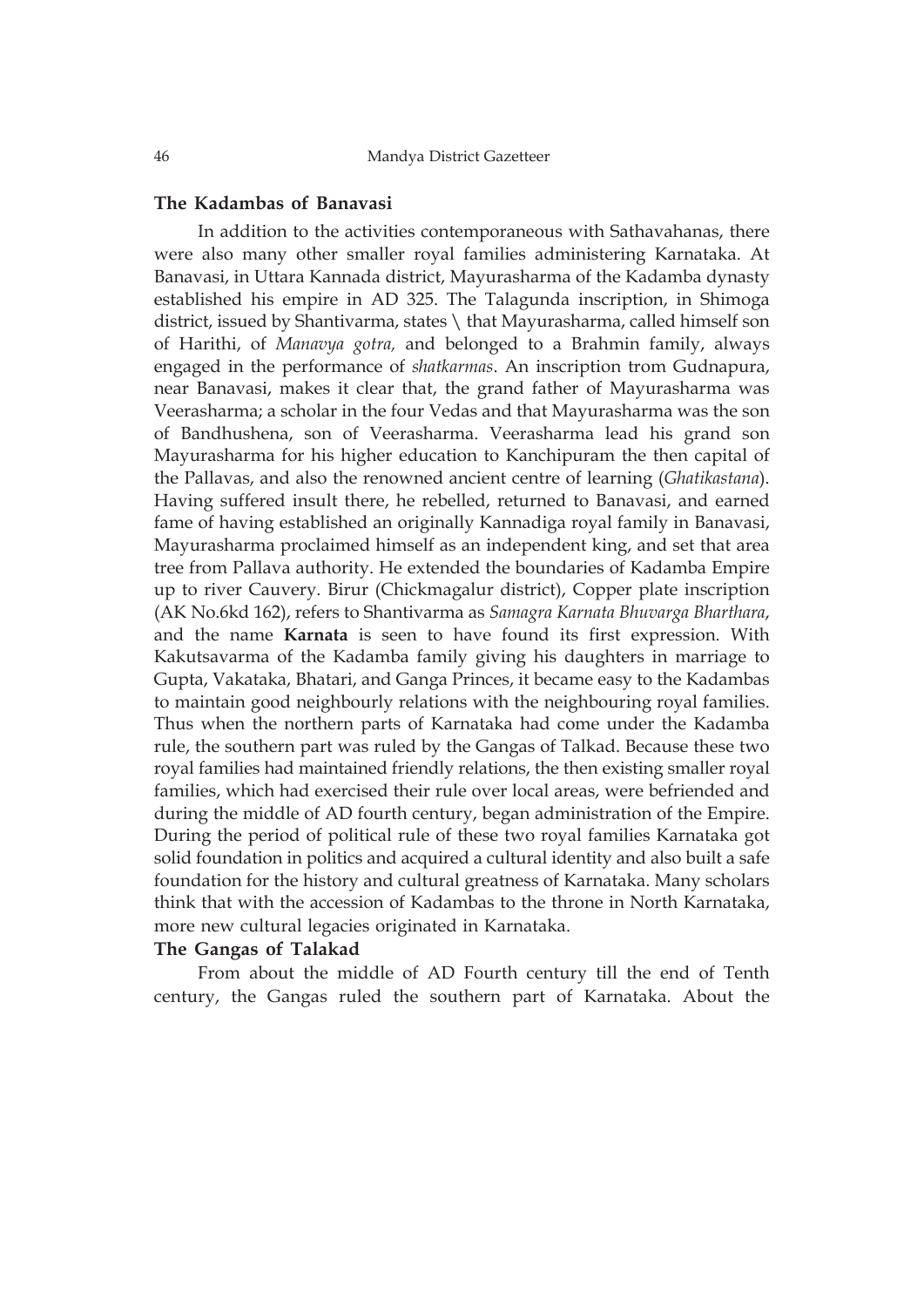## The Kadambas of Banavasi

In addition to the activities contemporaneous with Sathavahanas, there were also many other smaller royal families administering Karnataka. At Banavasi, in Uttara Kannada district, Mayurasharma of the Kadamba dynasty established his empire in AD 325. The Talagunda inscription, in Shimoga district, issued by Shantivarma, states \ that Mayurasharma, called himself son of Harithi, of *Manavya gotra,* and belonged to a Brahmin family, always engaged in the performance of *shatkarmas*. An inscription trom Gudnapura, near Banavasi, makes it clear that, the grand father of Mayurasharma was Veerasharma; a scholar in the four Vedas and that Mayurasharma was the son of Bandhushena, son of Veerasharma. Veerasharma lead his grand son Mayurasharma for his higher education to Kanchipuram the then capital of the Pallavas, and also the renowned ancient centre of learning (*Ghatikastana*). Having suffered insult there, he rebelled, returned to Banavasi, and earned fame of having established an originally Kannadiga royal family in Banavasi, Mayurasharma proclaimed himself as an independent king, and set that area tree from Pallava authority. He extended the boundaries of Kadamba Empire up to river Cauvery. Birur (Chickmagalur district), Copper plate inscription (AK No.6kd 162), refers to Shantivarma as *Samagra Karnata Bhuvarga Bharthara*, and the name **Karnata** is seen to have found its first expression. With Kakutsavarma of the Kadamba family giving his daughters in marriage to Gupta, Vakataka, Bhatari, and Ganga Princes, it became easy to the Kadambas to maintain good neighbourly relations with the neighbouring royal families. Thus when the northern parts of Karnataka had come under the Kadamba rule, the southern part was ruled by the Gangas of Talkad. Because these two royal families had maintained friendly relations, the then existing smaller royal families, which had exercised their rule over local areas, were befriended and during the middle of AD fourth century, began administration of the Empire. During the period of political rule of these two royal families Karnataka got solid foundation in politics and acquired a cultural identity and also built a safe foundation for the history and cultural greatness of Karnataka. Many scholars think that with the accession of Kadambas to the throne in North Karnataka, more new cultural legacies originated in Karnataka.

## The Gangas of Talakad

From about the middle of AD Fourth century till the end of Tenth century, the Gangas ruled the southern part of Karnataka. About the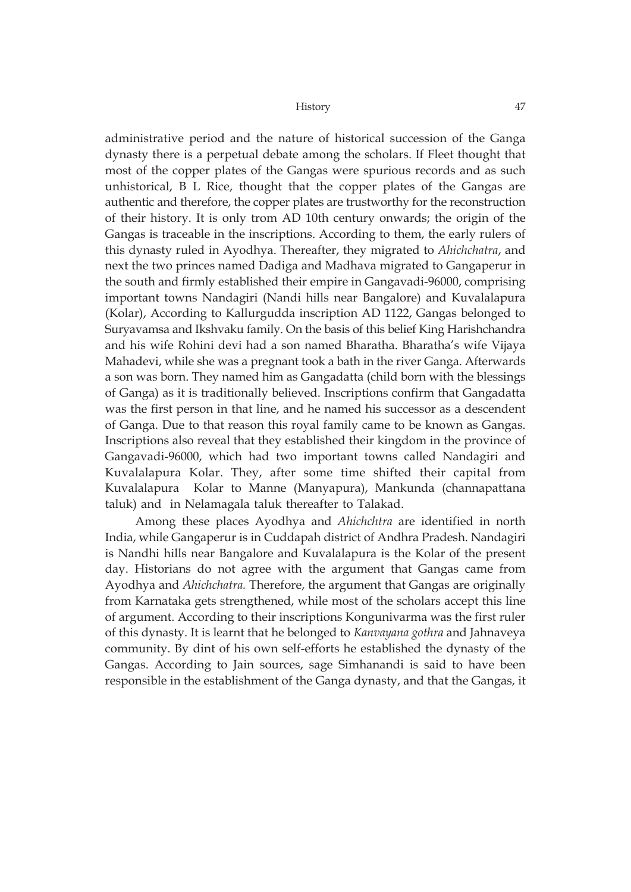administrative period and the nature of historical succession of the Ganga dynasty there is a perpetual debate among the scholars. If Fleet thought that most of the copper plates of the Gangas were spurious records and as such unhistorical, B L Rice, thought that the copper plates of the Gangas are authentic and therefore, the copper plates are trustworthy for the reconstruction of their history. It is only trom AD 10th century onwards; the origin of the Gangas is traceable in the inscriptions. According to them, the early rulers of this dynasty ruled in Ayodhya. Thereafter, they migrated to *Ahichchatra*, and next the two princes named Dadiga and Madhava migrated to Gangaperur in the south and firmly established their empire in Gangavadi-96000, comprising important towns Nandagiri (Nandi hills near Bangalore) and Kuvalalapura (Kolar), According to Kallurgudda inscription AD 1122, Gangas belonged to Suryavamsa and Ikshvaku family. On the basis of this belief King Harishchandra and his wife Rohini devi had a son named Bharatha. Bharatha's wife Vijaya Mahadevi, while she was a pregnant took a bath in the river Ganga. Afterwards a son was born. They named him as Gangadatta (child born with the blessings of Ganga) as it is traditionally believed. Inscriptions confirm that Gangadatta was the first person in that line, and he named his successor as a descendent of Ganga. Due to that reason this royal family came to be known as Gangas. Inscriptions also reveal that they established their kingdom in the province of Gangavadi-96000, which had two important towns called Nandagiri and Kuvalalapura Kolar. They, after some time shifted their capital from Kuvalalapura Kolar to Manne (Manyapura), Mankunda (channapattana taluk) and in Nelamagala taluk thereafter to Talakad.

Among these places Ayodhya and *Ahichchtra* are identified in north India, while Gangaperur is in Cuddapah district of Andhra Pradesh. Nandagiri is Nandhi hills near Bangalore and Kuvalalapura is the Kolar of the present day. Historians do not agree with the argument that Gangas came from Ayodhya and *Ahichchatra.* Therefore, the argument that Gangas are originally from Karnataka gets strengthened, while most of the scholars accept this line of argument. According to their inscriptions Kongunivarma was the first ruler of this dynasty. It is learnt that he belonged to *Kanvayana gothra* and Jahnaveya community. By dint of his own self-efforts he established the dynasty of the Gangas. According to Jain sources, sage Simhanandi is said to have been responsible in the establishment of the Ganga dynasty, and that the Gangas, it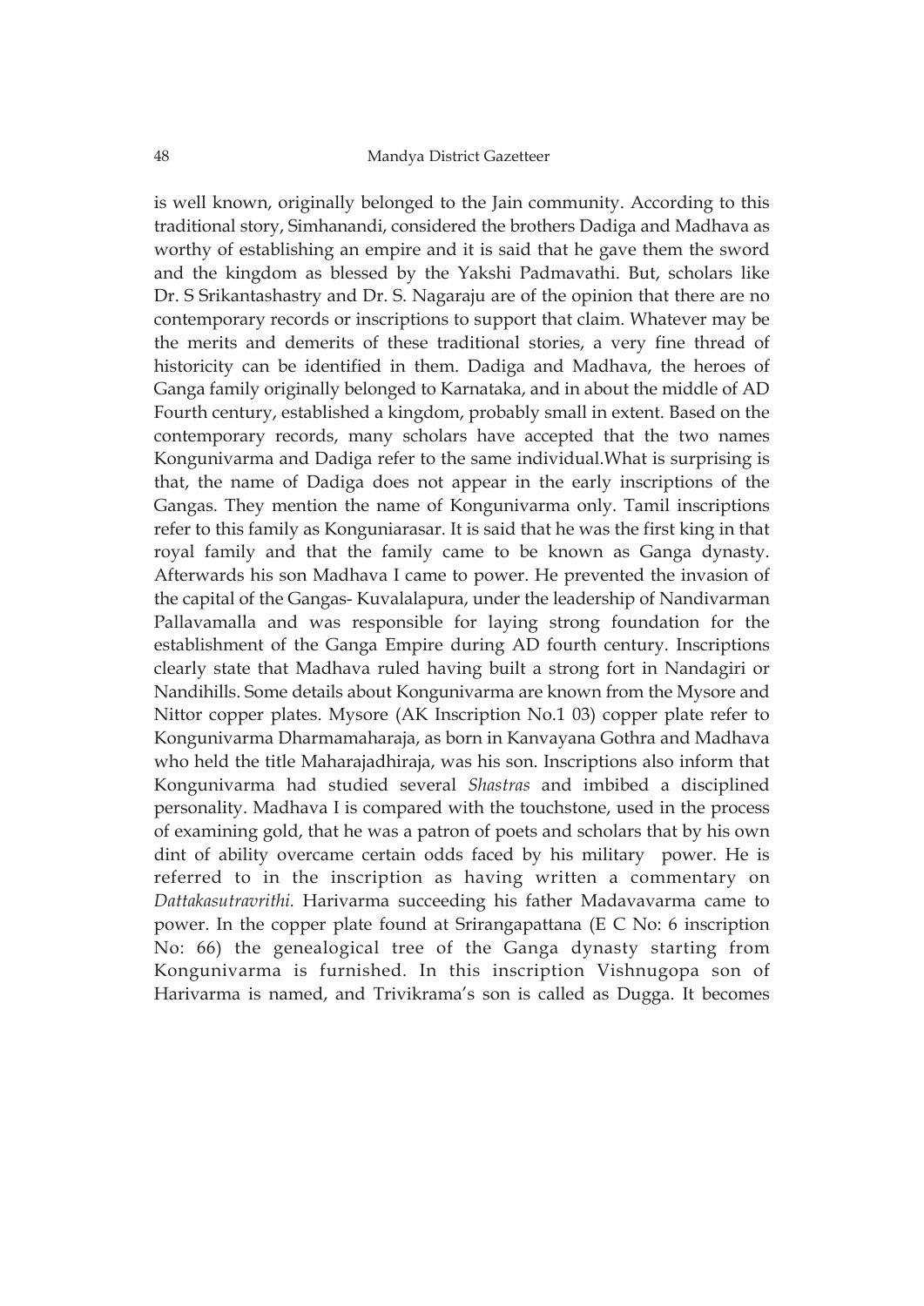is well known, originally belonged to the Jain community. According to this traditional story, Simhanandi, considered the brothers Dadiga and Madhava as worthy of establishing an empire and it is said that he gave them the sword and the kingdom as blessed by the Yakshi Padmavathi. But, scholars like Dr. S Srikantashastry and Dr. S. Nagaraju are of the opinion that there are no contemporary records or inscriptions to support that claim. Whatever may be the merits and demerits of these traditional stories, a very fine thread of historicity can be identified in them. Dadiga and Madhava, the heroes of Ganga family originally belonged to Karnataka, and in about the middle of AD Fourth century, established a kingdom, probably small in extent. Based on the contemporary records, many scholars have accepted that the two names Kongunivarma and Dadiga refer to the same individual.What is surprising is that, the name of Dadiga does not appear in the early inscriptions of the Gangas. They mention the name of Kongunivarma only. Tamil inscriptions refer to this family as Konguniarasar. It is said that he was the first king in that royal family and that the family came to be known as Ganga dynasty. Afterwards his son Madhava I came to power. He prevented the invasion of the capital of the Gangas- Kuvalalapura, under the leadership of Nandivarman Pallavamalla and was responsible for laying strong foundation for the establishment of the Ganga Empire during AD fourth century. Inscriptions clearly state that Madhava ruled having built a strong fort in Nandagiri or Nandihills. Some details about Kongunivarma are known from the Mysore and Nittor copper plates. Mysore (AK Inscription No.1 03) copper plate refer to Kongunivarma Dharmamaharaja, as born in Kanvayana Gothra and Madhava who held the title Maharajadhiraja, was his son. Inscriptions also inform that Kongunivarma had studied several *Shastras* and imbibed a disciplined personality. Madhava I is compared with the touchstone, used in the process of examining gold, that he was a patron of poets and scholars that by his own dint of ability overcame certain odds faced by his military power. He is referred to in the inscription as having written a commentary on *Dattakasutravrithi.* Harivarma succeeding his father Madavavarma came to power. In the copper plate found at Srirangapattana (E C No: 6 inscription No: 66) the genealogical tree of the Ganga dynasty starting from Kongunivarma is furnished. In this inscription Vishnugopa son of Harivarma is named, and Trivikrama's son is called as Dugga. It becomes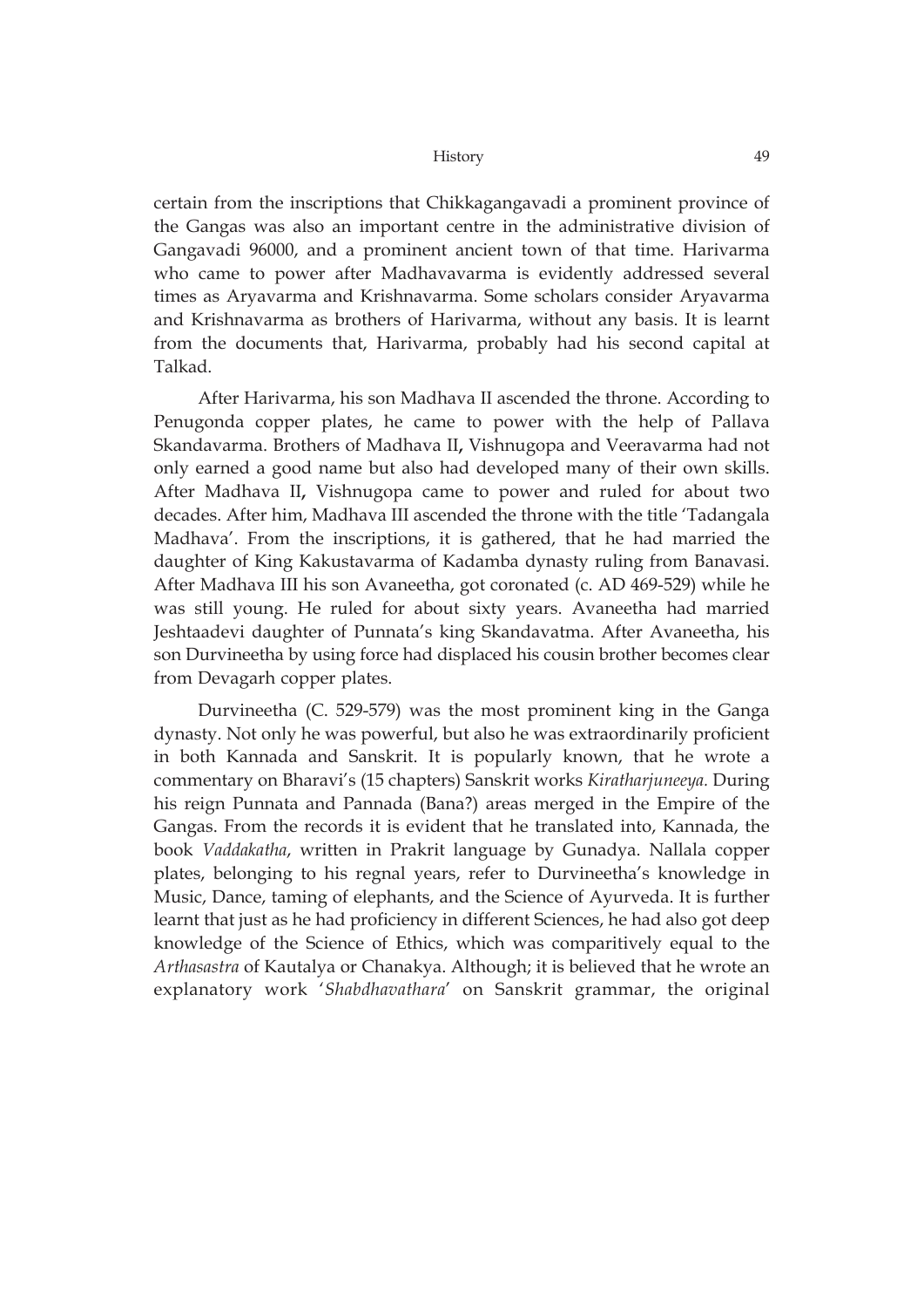certain from the inscriptions that Chikkagangavadi a prominent province of the Gangas was also an important centre in the administrative division of Gangavadi 96000, and a prominent ancient town of that time. Harivarma who came to power after Madhavavarma is evidently addressed several times as Aryavarma and Krishnavarma. Some scholars consider Aryavarma and Krishnavarma as brothers of Harivarma, without any basis. It is learnt from the documents that, Harivarma, probably had his second capital at Talkad.

After Harivarma, his son Madhava II ascended the throne. According to Penugonda copper plates, he came to power with the help of Pallava Skandavarma. Brothers of Madhava II**,** Vishnugopa and Veeravarma had not only earned a good name but also had developed many of their own skills. After Madhava II**,** Vishnugopa came to power and ruled for about two decades. After him, Madhava III ascended the throne with the title 'Tadangala Madhava'. From the inscriptions, it is gathered, that he had married the daughter of King Kakustavarma of Kadamba dynasty ruling from Banavasi. After Madhava III his son Avaneetha, got coronated (c. AD 469-529) while he was still young. He ruled for about sixty years. Avaneetha had married Jeshtaadevi daughter of Punnata's king Skandavatma. After Avaneetha, his son Durvineetha by using force had displaced his cousin brother becomes clear from Devagarh copper plates.

Durvineetha (C. 529-579) was the most prominent king in the Ganga dynasty. Not only he was powerful, but also he was extraordinarily proficient in both Kannada and Sanskrit. It is popularly known, that he wrote a commentary on Bharavi's (15 chapters) Sanskrit works *Kiratharjuneeya.* During his reign Punnata and Pannada (Bana?) areas merged in the Empire of the Gangas. From the records it is evident that he translated into, Kannada, the book *Vaddakatha*, written in Prakrit language by Gunadya. Nallala copper plates, belonging to his regnal years, refer to Durvineetha's knowledge in Music, Dance, taming of elephants, and the Science of Ayurveda. It is further learnt that just as he had proficiency in different Sciences, he had also got deep knowledge of the Science of Ethics, which was comparitively equal to the *Arthasastra* of Kautalya or Chanakya. Although; it is believed that he wrote an explanatory work '*Shabdhavathara*' on Sanskrit grammar, the original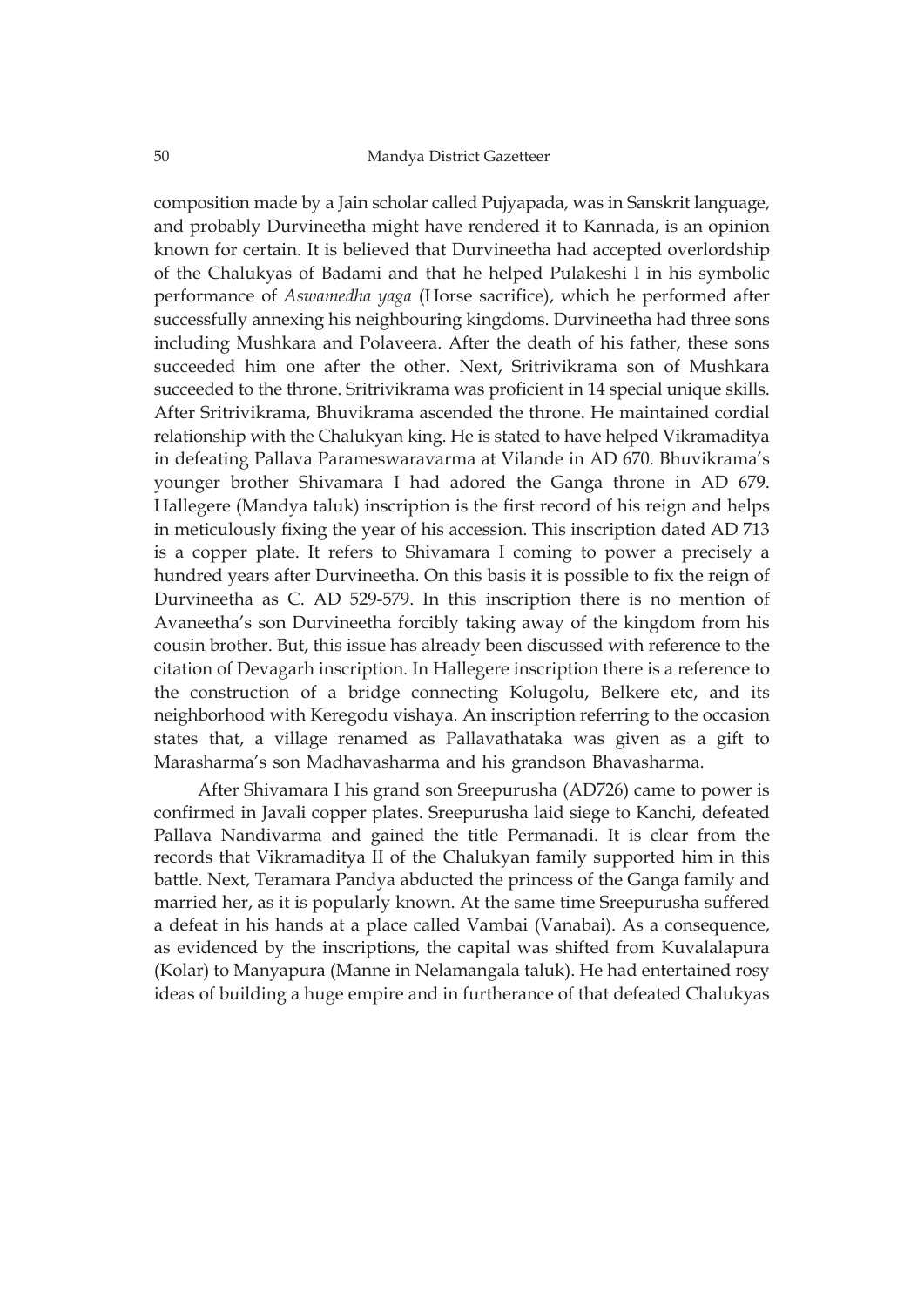composition made by a Jain scholar called Pujyapada, was in Sanskrit language, and probably Durvineetha might have rendered it to Kannada, is an opinion known for certain. It is believed that Durvineetha had accepted overlordship of the Chalukyas of Badami and that he helped Pulakeshi I in his symbolic performance of *Aswamedha yaga* (Horse sacrifice), which he performed after successfully annexing his neighbouring kingdoms. Durvineetha had three sons including Mushkara and Polaveera. After the death of his father, these sons succeeded him one after the other. Next, Sritrivikrama son of Mushkara succeeded to the throne. Sritrivikrama was proficient in 14 special unique skills. After Sritrivikrama, Bhuvikrama ascended the throne. He maintained cordial relationship with the Chalukyan king. He is stated to have helped Vikramaditya in defeating Pallava Parameswaravarma at Vilande in AD 670. Bhuvikrama's younger brother Shivamara I had adored the Ganga throne in AD 679. Hallegere (Mandya taluk) inscription is the first record of his reign and helps in meticulously fixing the year of his accession. This inscription dated AD 713 is a copper plate. It refers to Shivamara I coming to power a precisely a hundred years after Durvineetha. On this basis it is possible to fix the reign of Durvineetha as C. AD 529-579. In this inscription there is no mention of Avaneetha's son Durvineetha forcibly taking away of the kingdom from his cousin brother. But, this issue has already been discussed with reference to the citation of Devagarh inscription. In Hallegere inscription there is a reference to the construction of a bridge connecting Kolugolu, Belkere etc, and its neighborhood with Keregodu vishaya. An inscription referring to the occasion states that, a village renamed as Pallavathataka was given as a gift to Marasharma's son Madhavasharma and his grandson Bhavasharma.

After Shivamara I his grand son Sreepurusha (AD726) came to power is confirmed in Javali copper plates. Sreepurusha laid siege to Kanchi, defeated Pallava Nandivarma and gained the title Permanadi. It is clear from the records that Vikramaditya II of the Chalukyan family supported him in this battle. Next, Teramara Pandya abducted the princess of the Ganga family and married her, as it is popularly known. At the same time Sreepurusha suffered a defeat in his hands at a place called Vambai (Vanabai). As a consequence, as evidenced by the inscriptions, the capital was shifted from Kuvalalapura (Kolar) to Manyapura (Manne in Nelamangala taluk). He had entertained rosy ideas of building a huge empire and in furtherance of that defeated Chalukyas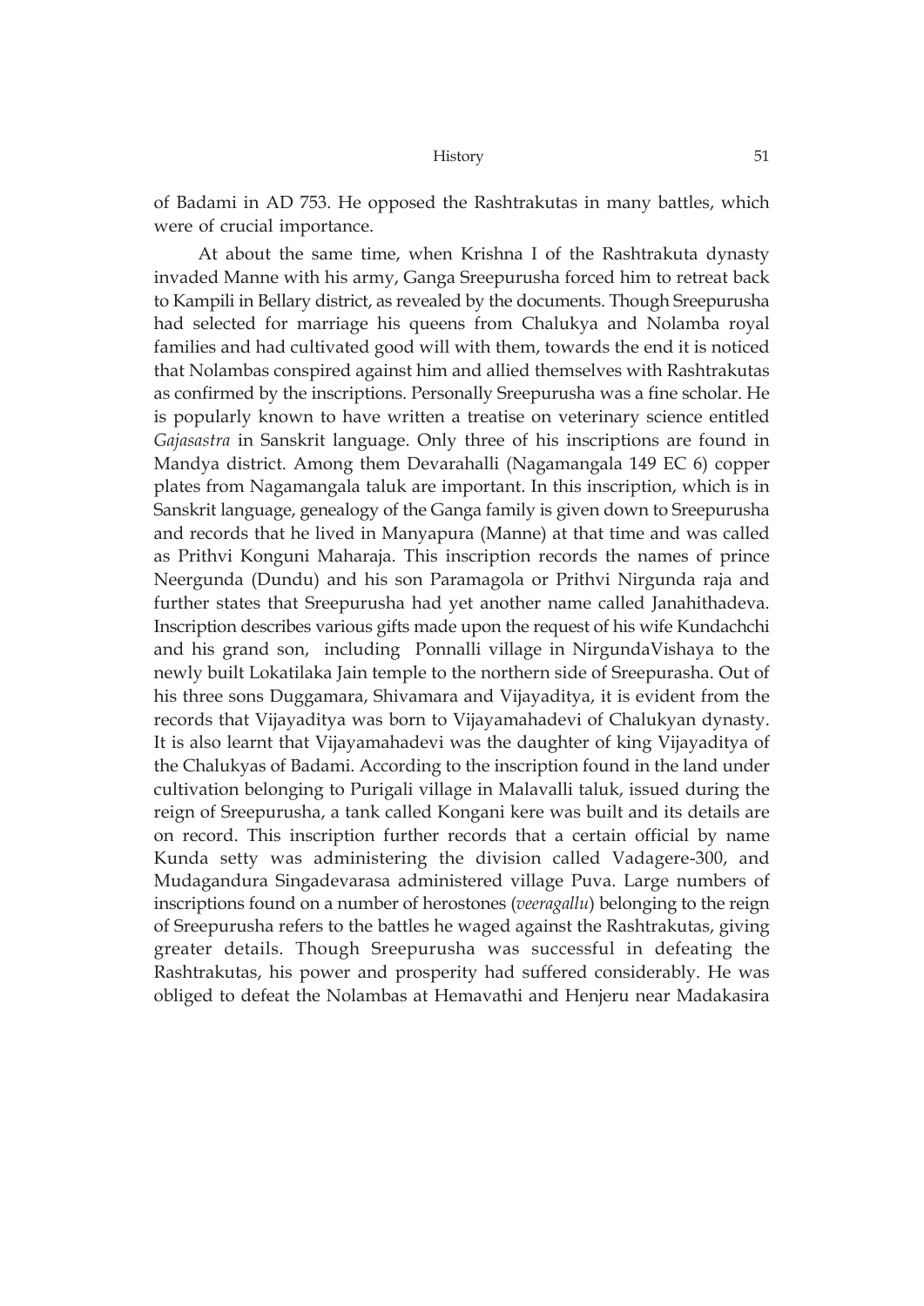of Badami in AD 753. He opposed the Rashtrakutas in many battles, which were of crucial importance.

At about the same time, when Krishna I of the Rashtrakuta dynasty invaded Manne with his army, Ganga Sreepurusha forced him to retreat back to Kampili in Bellary district, as revealed by the documents. Though Sreepurusha had selected for marriage his queens from Chalukya and Nolamba royal families and had cultivated good will with them, towards the end it is noticed that Nolambas conspired against him and allied themselves with Rashtrakutas as confirmed by the inscriptions. Personally Sreepurusha was a fine scholar. He is popularly known to have written a treatise on veterinary science entitled *Gajasastra* in Sanskrit language. Only three of his inscriptions are found in Mandya district. Among them Devarahalli (Nagamangala 149 EC 6) copper plates from Nagamangala taluk are important. In this inscription, which is in Sanskrit language, genealogy of the Ganga family is given down to Sreepurusha and records that he lived in Manyapura (Manne) at that time and was called as Prithvi Konguni Maharaja. This inscription records the names of prince Neergunda (Dundu) and his son Paramagola or Prithvi Nirgunda raja and further states that Sreepurusha had yet another name called Janahithadeva. Inscription describes various gifts made upon the request of his wife Kundachchi and his grand son, including Ponnalli village in NirgundaVishaya to the newly built Lokatilaka Jain temple to the northern side of Sreepurasha. Out of his three sons Duggamara, Shivamara and Vijayaditya, it is evident from the records that Vijayaditya was born to Vijayamahadevi of Chalukyan dynasty. It is also learnt that Vijayamahadevi was the daughter of king Vijayaditya of the Chalukyas of Badami. According to the inscription found in the land under cultivation belonging to Purigali village in Malavalli taluk, issued during the reign of Sreepurusha, a tank called Kongani kere was built and its details are on record. This inscription further records that a certain official by name Kunda setty was administering the division called Vadagere-300, and Mudagandura Singadevarasa administered village Puva. Large numbers of inscriptions found on a number of herostones (*veeragallu*) belonging to the reign of Sreepurusha refers to the battles he waged against the Rashtrakutas, giving greater details. Though Sreepurusha was successful in defeating the Rashtrakutas, his power and prosperity had suffered considerably. He was obliged to defeat the Nolambas at Hemavathi and Henjeru near Madakasira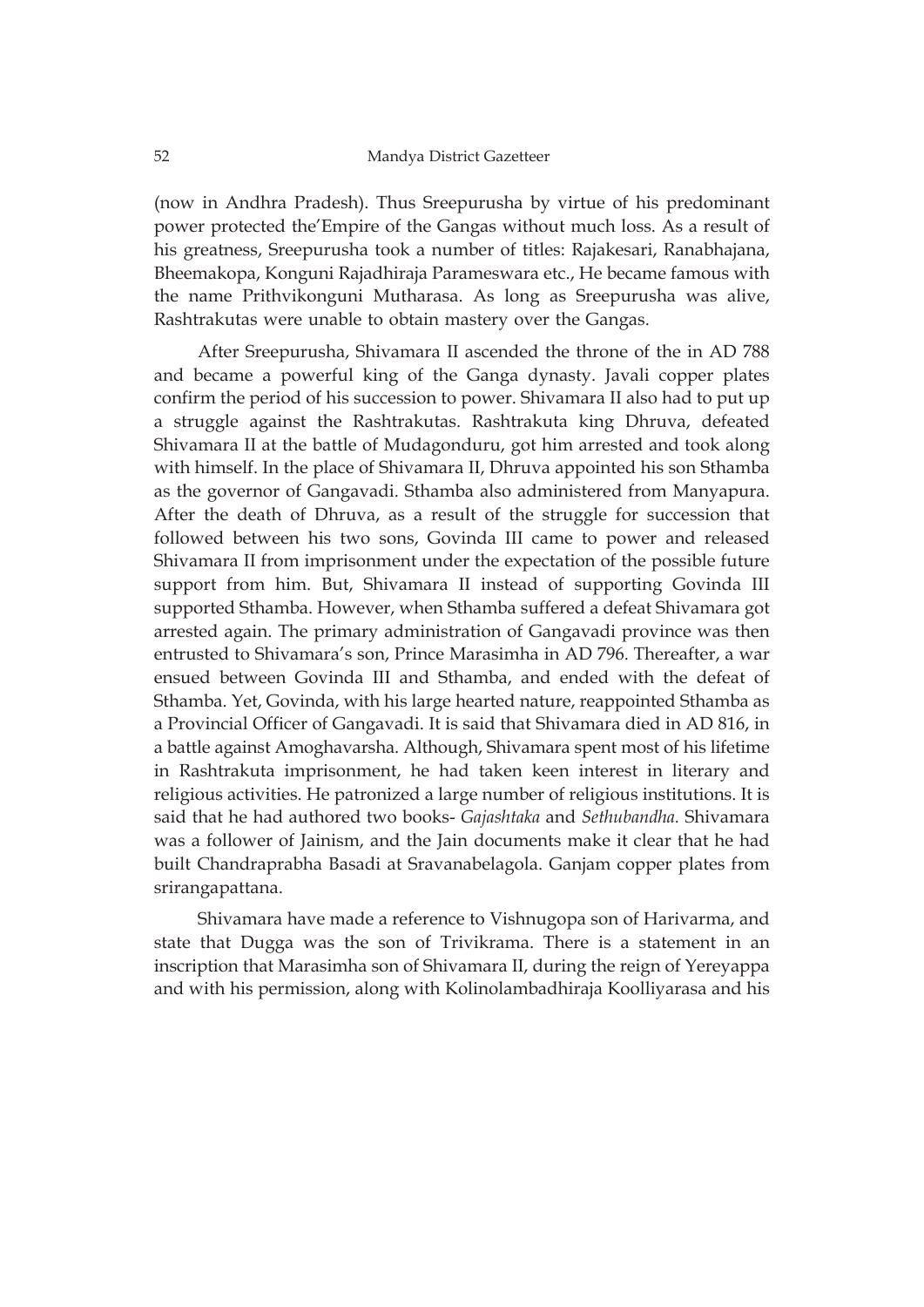(now in Andhra Pradesh). Thus Sreepurusha by virtue of his predominant power protected the'Empire of the Gangas without much loss. As a result of his greatness, Sreepurusha took a number of titles: Rajakesari, Ranabhajana, Bheemakopa, Konguni Rajadhiraja Parameswara etc., He became famous with the name Prithvikonguni Mutharasa. As long as Sreepurusha was alive, Rashtrakutas were unable to obtain mastery over the Gangas.

After Sreepurusha, Shivamara II ascended the throne of the in AD 788 and became a powerful king of the Ganga dynasty. Javali copper plates confirm the period of his succession to power. Shivamara II also had to put up a struggle against the Rashtrakutas. Rashtrakuta king Dhruva, defeated Shivamara II at the battle of Mudagonduru, got him arrested and took along with himself. In the place of Shivamara II, Dhruva appointed his son Sthamba as the governor of Gangavadi. Sthamba also administered from Manyapura. After the death of Dhruva, as a result of the struggle for succession that followed between his two sons, Govinda III came to power and released Shivamara II from imprisonment under the expectation of the possible future support from him. But, Shivamara II instead of supporting Govinda III supported Sthamba. However, when Sthamba suffered a defeat Shivamara got arrested again. The primary administration of Gangavadi province was then entrusted to Shivamara's son, Prince Marasimha in AD 796. Thereafter, a war ensued between Govinda III and Sthamba, and ended with the defeat of Sthamba. Yet, Govinda, with his large hearted nature, reappointed Sthamba as a Provincial Officer of Gangavadi. It is said that Shivamara died in AD 816, in a battle against Amoghavarsha. Although, Shivamara spent most of his lifetime in Rashtrakuta imprisonment, he had taken keen interest in literary and religious activities. He patronized a large number of religious institutions. It is said that he had authored two books- *Gajashtaka* and *Sethubandha.* Shivamara was a follower of Jainism, and the Jain documents make it clear that he had built Chandraprabha Basadi at Sravanabelagola. Ganjam copper plates from srirangapattana.

Shivamara have made a reference to Vishnugopa son of Harivarma, and state that Dugga was the son of Trivikrama. There is a statement in an inscription that Marasimha son of Shivamara II, during the reign of Yereyappa and with his permission, along with Kolinolambadhiraja Koolliyarasa and his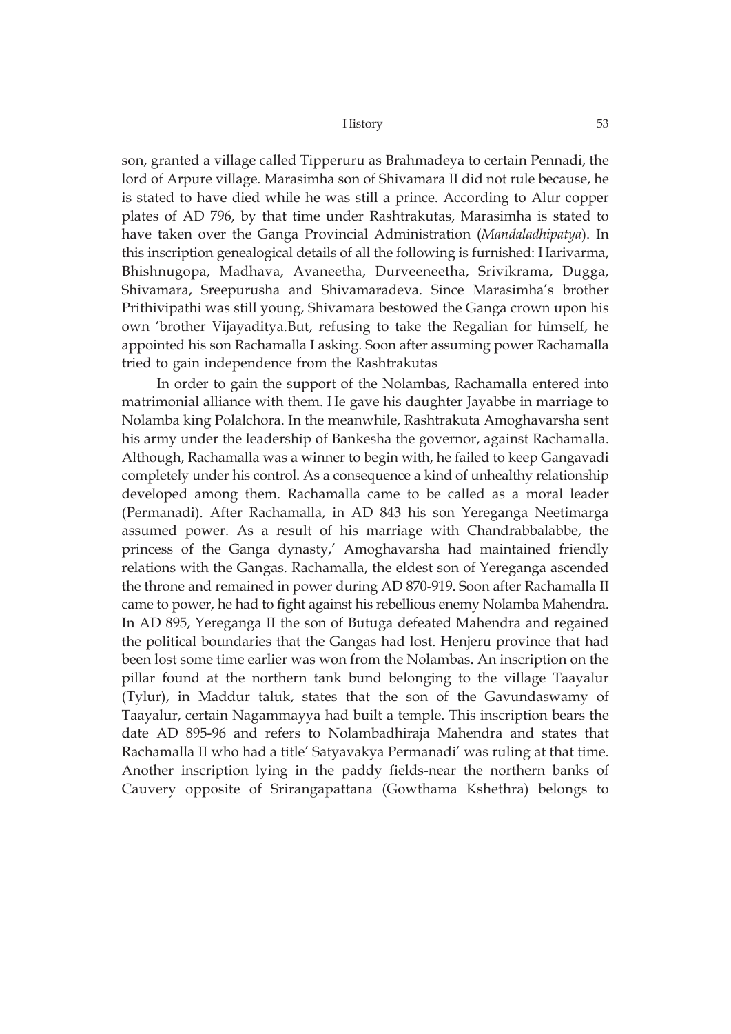son, granted a village called Tipperuru as Brahmadeya to certain Pennadi, the lord of Arpure village. Marasimha son of Shivamara II did not rule because, he is stated to have died while he was still a prince. According to Alur copper plates of AD 796, by that time under Rashtrakutas, Marasimha is stated to have taken over the Ganga Provincial Administration (*Mandaladhipatya*). In this inscription genealogical details of all the following is furnished: Harivarma, Bhishnugopa, Madhava, Avaneetha, Durveeneetha, Srivikrama, Dugga, Shivamara, Sreepurusha and Shivamaradeva. Since Marasimha's brother Prithivipathi was still young, Shivamara bestowed the Ganga crown upon his own 'brother Vijayaditya.But, refusing to take the Regalian for himself, he appointed his son Rachamalla I asking. Soon after assuming power Rachamalla tried to gain independence from the Rashtrakutas

In order to gain the support of the Nolambas, Rachamalla entered into matrimonial alliance with them. He gave his daughter Jayabbe in marriage to Nolamba king Polalchora. In the meanwhile, Rashtrakuta Amoghavarsha sent his army under the leadership of Bankesha the governor, against Rachamalla. Although, Rachamalla was a winner to begin with, he failed to keep Gangavadi completely under his control. As a consequence a kind of unhealthy relationship developed among them. Rachamalla came to be called as a moral leader (Permanadi). After Rachamalla, in AD 843 his son Yereganga Neetimarga assumed power. As a result of his marriage with Chandrabbalabbe, the princess of the Ganga dynasty,' Amoghavarsha had maintained friendly relations with the Gangas. Rachamalla, the eldest son of Yereganga ascended the throne and remained in power during AD 870-919. Soon after Rachamalla II came to power, he had to fight against his rebellious enemy Nolamba Mahendra. In AD 895, Yereganga II the son of Butuga defeated Mahendra and regained the political boundaries that the Gangas had lost. Henjeru province that had been lost some time earlier was won from the Nolambas. An inscription on the pillar found at the northern tank bund belonging to the village Taayalur (Tylur), in Maddur taluk, states that the son of the Gavundaswamy of Taayalur, certain Nagammayya had built a temple. This inscription bears the date AD 895-96 and refers to Nolambadhiraja Mahendra and states that Rachamalla II who had a title' Satyavakya Permanadi' was ruling at that time. Another inscription lying in the paddy fields-near the northern banks of Cauvery opposite of Srirangapattana (Gowthama Kshethra) belongs to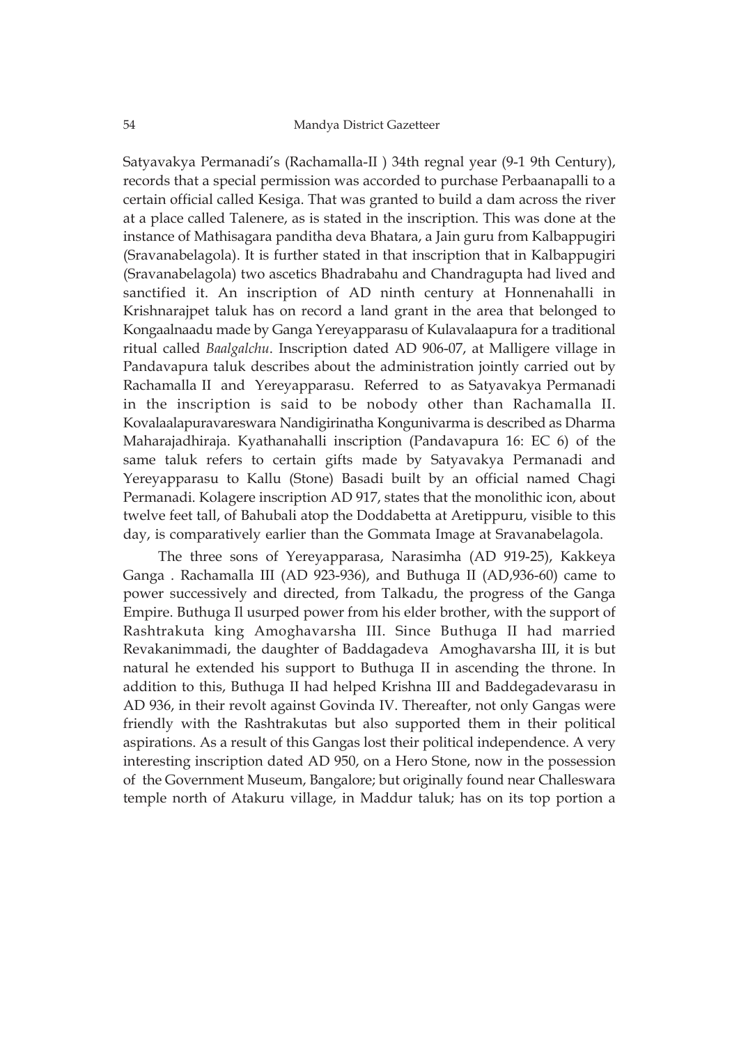Satyavakya Permanadi's (Rachamalla-II ) 34th regnal year (9-1 9th Century), records that a special permission was accorded to purchase Perbaanapalli to a certain official called Kesiga. That was granted to build a dam across the river at a place called Talenere, as is stated in the inscription. This was done at the instance of Mathisagara panditha deva Bhatara, a Jain guru from Kalbappugiri (Sravanabelagola). It is further stated in that inscription that in Kalbappugiri (Sravanabelagola) two ascetics Bhadrabahu and Chandragupta had lived and sanctified it. An inscription of AD ninth century at Honnenahalli in Krishnarajpet taluk has on record a land grant in the area that belonged to Kongaalnaadu made by Ganga Yereyapparasu of Kulavalaapura for a traditional ritual called *Baalgalchu*. Inscription dated AD 906-07, at Malligere village in Pandavapura taluk describes about the administration jointly carried out by Rachamalla II and Yereyapparasu. Referred to as Satyavakya Permanadi in the inscription is said to be nobody other than Rachamalla II. Kovalaalapuravareswara Nandigirinatha Kongunivarma is described as Dharma Maharajadhiraja. Kyathanahalli inscription (Pandavapura 16: EC 6) of the same taluk refers to certain gifts made by Satyavakya Permanadi and Yereyapparasu to Kallu (Stone) Basadi built by an official named Chagi Permanadi. Kolagere inscription AD 917, states that the monolithic icon, about twelve feet tall, of Bahubali atop the Doddabetta at Aretippuru, visible to this day, is comparatively earlier than the Gommata Image at Sravanabelagola.

The three sons of Yereyapparasa, Narasimha (AD 919-25), Kakkeya Ganga . Rachamalla III (AD 923-936), and Buthuga II (AD,936-60) came to power successively and directed, from Talkadu, the progress of the Ganga Empire. Buthuga Il usurped power from his elder brother, with the support of Rashtrakuta king Amoghavarsha III. Since Buthuga II had married Revakanimmadi, the daughter of Baddagadeva Amoghavarsha III, it is but natural he extended his support to Buthuga II in ascending the throne. In addition to this, Buthuga II had helped Krishna III and Baddegadevarasu in AD 936, in their revolt against Govinda IV. Thereafter, not only Gangas were friendly with the Rashtrakutas but also supported them in their political aspirations. As a result of this Gangas lost their political independence. A very interesting inscription dated AD 950, on a Hero Stone, now in the possession of the Government Museum, Bangalore; but originally found near Challeswara temple north of Atakuru village, in Maddur taluk; has on its top portion a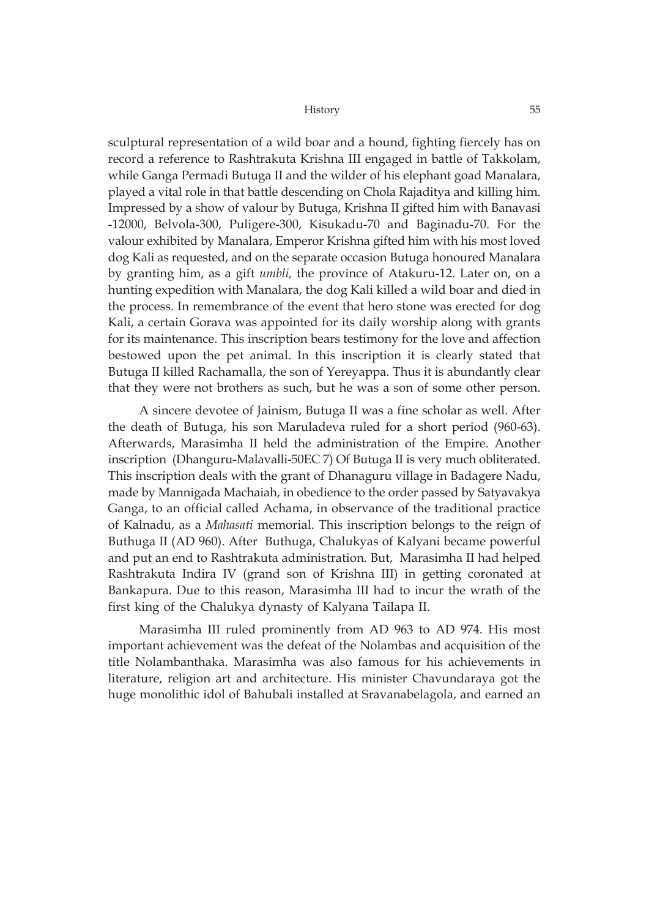sculptural representation of a wild boar and a hound, fighting fiercely has on record a reference to Rashtrakuta Krishna III engaged in battle of Takkolam, while Ganga Permadi Butuga II and the wilder of his elephant goad Manalara, played a vital role in that battle descending on Chola Rajaditya and killing him. Impressed by a show of valour by Butuga, Krishna II gifted him with Banavasi -12000, Belvola-300, Puligere-300, Kisukadu-70 and Baginadu-70. For the valour exhibited by Manalara, Emperor Krishna gifted him with his most loved dog Kali as requested, and on the separate occasion Butuga honoured Manalara by granting him, as a gift *umbli,* the province of Atakuru-12. Later on, on a hunting expedition with Manalara, the dog Kali killed a wild boar and died in the process. In remembrance of the event that hero stone was erected for dog Kali, a certain Gorava was appointed for its daily worship along with grants for its maintenance. This inscription bears testimony for the love and affection bestowed upon the pet animal. In this inscription it is clearly stated that Butuga II killed Rachamalla, the son of Yereyappa. Thus it is abundantly clear that they were not brothers as such, but he was a son of some other person.

A sincere devotee of Jainism, Butuga II was a fine scholar as well. After the death of Butuga, his son Maruladeva ruled for a short period (960-63). Afterwards, Marasimha II held the administration of the Empire. Another inscription (Dhanguru-Malavalli-50EC 7) Of Butuga II is very much obliterated. This inscription deals with the grant of Dhanaguru village in Badagere Nadu, made by Mannigada Machaiah, in obedience to the order passed by Satyavakya Ganga, to an official called Achama, in observance of the traditional practice of Kalnadu, as a *Mahasati* memorial. This inscription belongs to the reign of Buthuga II (AD 960). After Buthuga, Chalukyas of Kalyani became powerful and put an end to Rashtrakuta administration. But, Marasimha II had helped Rashtrakuta Indira IV (grand son of Krishna III) in getting coronated at Bankapura. Due to this reason, Marasimha III had to incur the wrath of the first king of the Chalukya dynasty of Kalyana Tailapa II.

Marasimha III ruled prominently from AD 963 to AD 974. His most important achievement was the defeat of the Nolambas and acquisition of the title Nolambanthaka. Marasimha was also famous for his achievements in literature, religion art and architecture. His minister Chavundaraya got the huge monolithic idol of Bahubali installed at Sravanabelagola, and earned an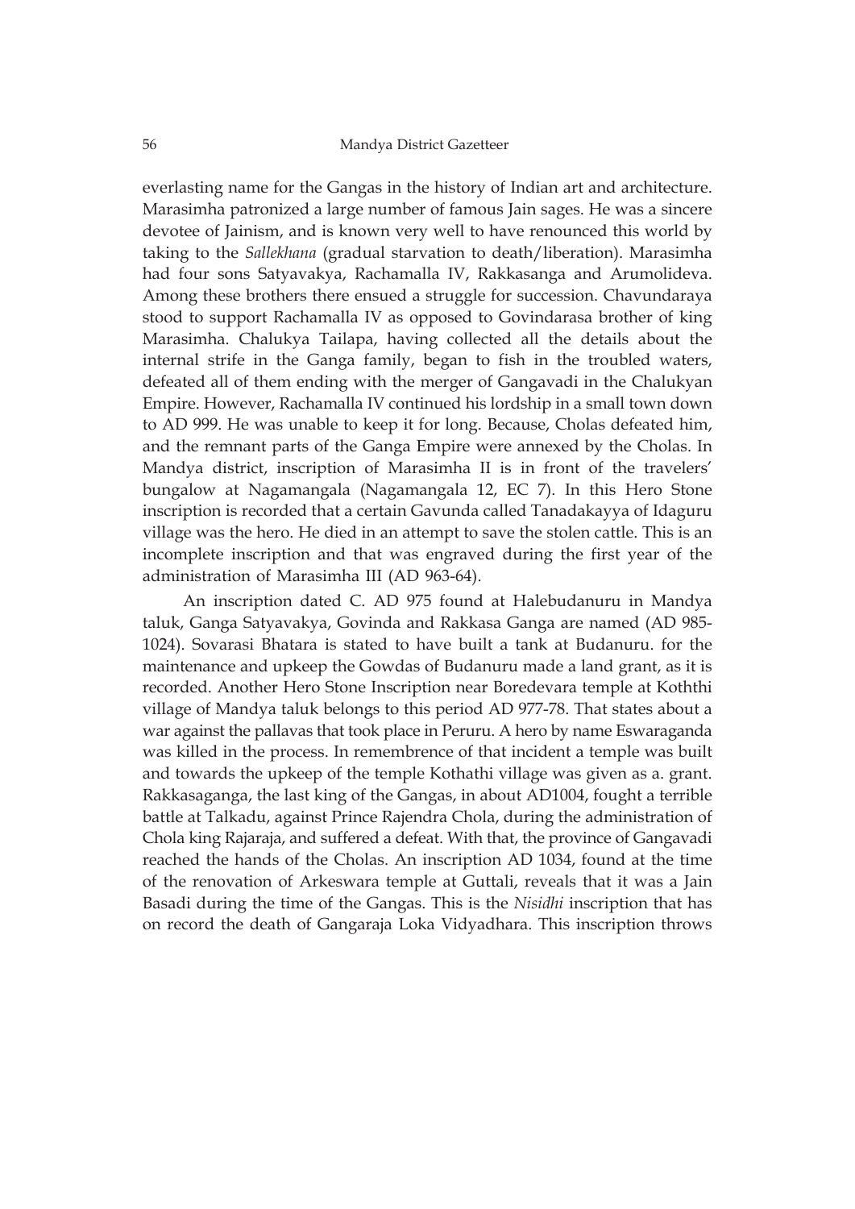everlasting name for the Gangas in the history of Indian art and architecture. Marasimha patronized a large number of famous Jain sages. He was a sincere devotee of Jainism, and is known very well to have renounced this world by taking to the *Sallekhana* (gradual starvation to death/liberation). Marasimha had four sons Satyavakya, Rachamalla IV, Rakkasanga and Arumolideva. Among these brothers there ensued a struggle for succession. Chavundaraya stood to support Rachamalla IV as opposed to Govindarasa brother of king Marasimha. Chalukya Tailapa, having collected all the details about the internal strife in the Ganga family, began to fish in the troubled waters, defeated all of them ending with the merger of Gangavadi in the Chalukyan Empire. However, Rachamalla IV continued his lordship in a small town down to AD 999. He was unable to keep it for long. Because, Cholas defeated him, and the remnant parts of the Ganga Empire were annexed by the Cholas. In Mandya district, inscription of Marasimha II is in front of the travelers' bungalow at Nagamangala (Nagamangala 12, EC 7). In this Hero Stone inscription is recorded that a certain Gavunda called Tanadakayya of Idaguru village was the hero. He died in an attempt to save the stolen cattle. This is an incomplete inscription and that was engraved during the first year of the administration of Marasimha III (AD 963-64).

An inscription dated C. AD 975 found at Halebudanuru in Mandya taluk, Ganga Satyavakya, Govinda and Rakkasa Ganga are named (AD 985-1024). Sovarasi Bhatara is stated to have built a tank at Budanuru. for the maintenance and upkeep the Gowdas of Budanuru made a land grant, as it is recorded. Another Hero Stone Inscription near Boredevara temple at Koththi village of Mandya taluk belongs to this period AD 977-78. That states about a war against the pallavas that took place in Peruru. A hero by name Eswaraganda was killed in the process. In remembrence of that incident a temple was built and towards the upkeep of the temple Kothathi village was given as a. grant. Rakkasaganga, the last king of the Gangas, in about AD1004, fought a terrible battle at Talkadu, against Prince Rajendra Chola, during the administration of Chola king Rajaraja, and suffered a defeat. With that, the province of Gangavadi reached the hands of the Cholas. An inscription AD 1034, found at the time of the renovation of Arkeswara temple at Guttali, reveals that it was a Jain Basadi during the time of the Gangas. This is the *Nisidhi* inscription that has on record the death of Gangaraja Loka Vidyadhara. This inscription throws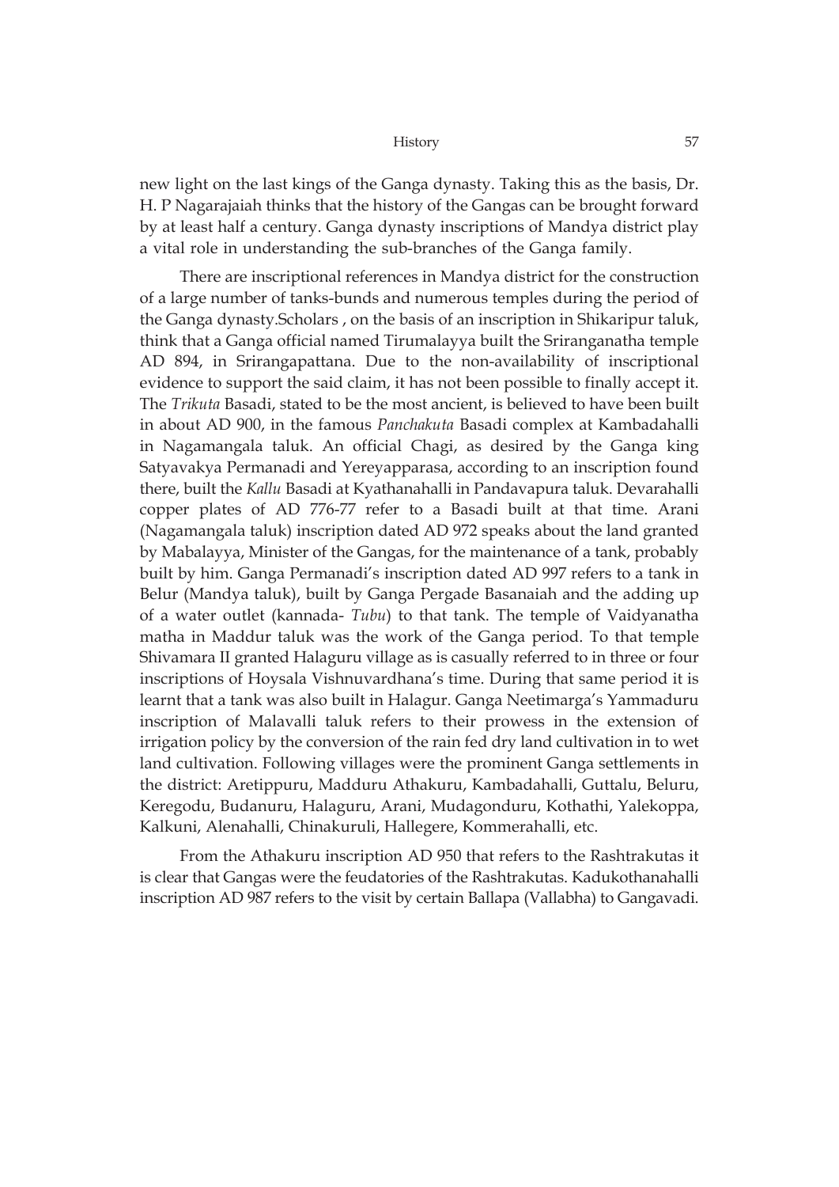new light on the last kings of the Ganga dynasty. Taking this as the basis, Dr. H. P Nagarajaiah thinks that the history of the Gangas can be brought forward by at least half a century. Ganga dynasty inscriptions of Mandya district play a vital role in understanding the sub-branches of the Ganga family.

There are inscriptional references in Mandya district for the construction of a large number of tanks-bunds and numerous temples during the period of the Ganga dynasty.Scholars , on the basis of an inscription in Shikaripur taluk, think that a Ganga official named Tirumalayya built the Sriranganatha temple AD 894, in Srirangapattana. Due to the non-availability of inscriptional evidence to support the said claim, it has not been possible to finally accept it. The *Trikuta* Basadi, stated to be the most ancient, is believed to have been built in about AD 900, in the famous *Panchakuta* Basadi complex at Kambadahalli in Nagamangala taluk. An official Chagi, as desired by the Ganga king Satyavakya Permanadi and Yereyapparasa, according to an inscription found there, built the *Kallu* Basadi at Kyathanahalli in Pandavapura taluk. Devarahalli copper plates of AD 776-77 refer to a Basadi built at that time. Arani (Nagamangala taluk) inscription dated AD 972 speaks about the land granted by Mabalayya, Minister of the Gangas, for the maintenance of a tank, probably built by him. Ganga Permanadi's inscription dated AD 997 refers to a tank in Belur (Mandya taluk), built by Ganga Pergade Basanaiah and the adding up of a water outlet (kannada- *Tubu*) to that tank. The temple of Vaidyanatha matha in Maddur taluk was the work of the Ganga period. To that temple Shivamara II granted Halaguru village as is casually referred to in three or four inscriptions of Hoysala Vishnuvardhana's time. During that same period it is learnt that a tank was also built in Halagur. Ganga Neetimarga's Yammaduru inscription of Malavalli taluk refers to their prowess in the extension of irrigation policy by the conversion of the rain fed dry land cultivation in to wet land cultivation. Following villages were the prominent Ganga settlements in the district: Aretippuru, Madduru Athakuru, Kambadahalli, Guttalu, Beluru, Keregodu, Budanuru, Halaguru, Arani, Mudagonduru, Kothathi, Yalekoppa, Kalkuni, Alenahalli, Chinakuruli, Hallegere, Kommerahalli, etc.

From the Athakuru inscription AD 950 that refers to the Rashtrakutas it is clear that Gangas were the feudatories of the Rashtrakutas. Kadukothanahalli inscription AD 987 refers to the visit by certain Ballapa (Vallabha) to Gangavadi.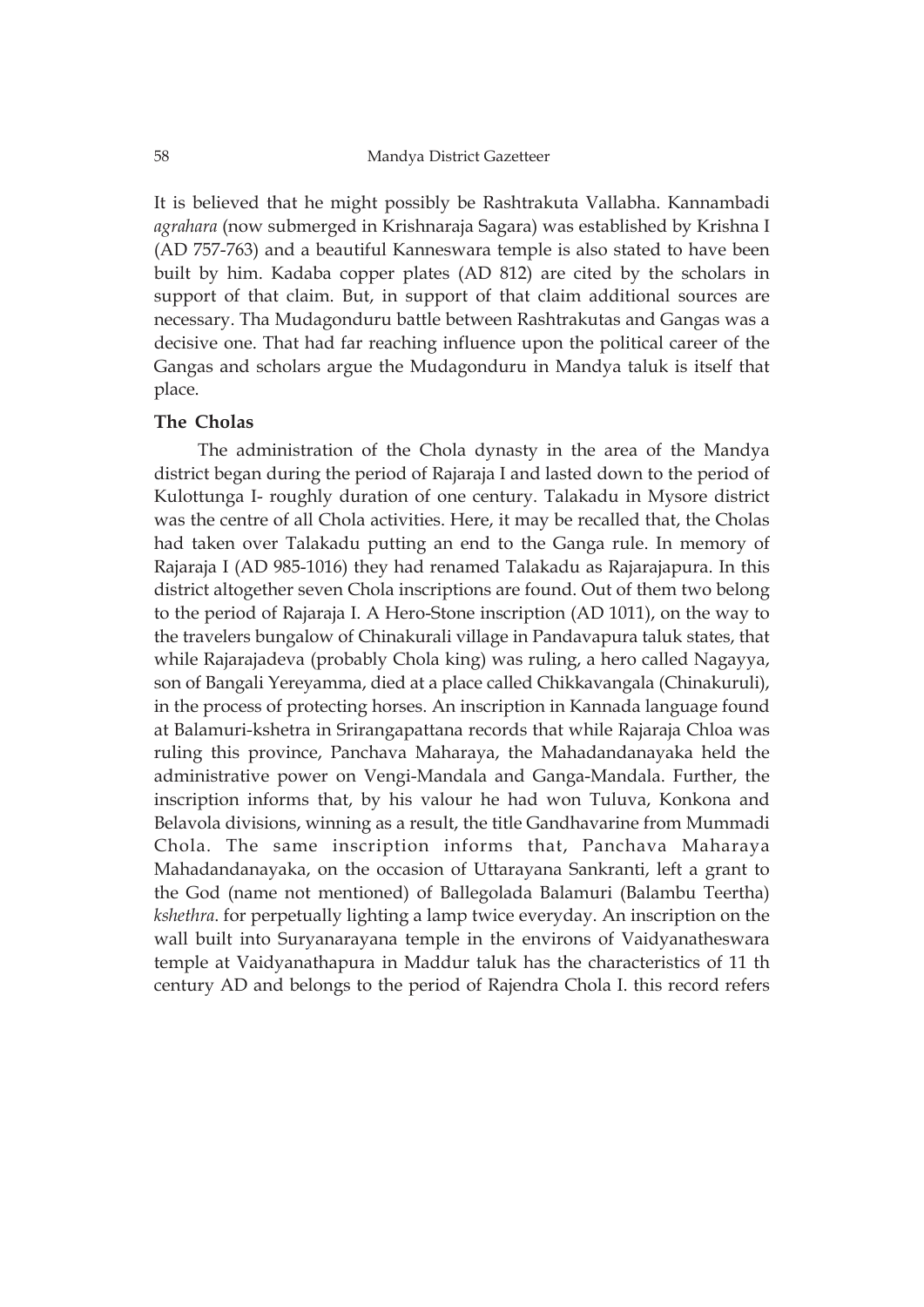It is believed that he might possibly be Rashtrakuta Vallabha. Kannambadi *agrahara* (now submerged in Krishnaraja Sagara) was established by Krishna I (AD 757-763) and a beautiful Kanneswara temple is also stated to have been built by him. Kadaba copper plates (AD 812) are cited by the scholars in support of that claim. But, in support of that claim additional sources are necessary. Tha Mudagonduru battle between Rashtrakutas and Gangas was a decisive one. That had far reaching influence upon the political career of the Gangas and scholars argue the Mudagonduru in Mandya taluk is itself that place.

### The Cholas

The administration of the Chola dynasty in the area of the Mandya district began during the period of Rajaraja I and lasted down to the period of Kulottunga I- roughly duration of one century. Talakadu in Mysore district was the centre of all Chola activities. Here, it may be recalled that, the Cholas had taken over Talakadu putting an end to the Ganga rule. In memory of Rajaraja I (AD 985-1016) they had renamed Talakadu as Rajarajapura. In this district altogether seven Chola inscriptions are found. Out of them two belong to the period of Rajaraja I. A Hero-Stone inscription (AD 1011), on the way to the travelers bungalow of Chinakurali village in Pandavapura taluk states, that while Rajarajadeva (probably Chola king) was ruling, a hero called Nagayya, son of Bangali Yereyamma, died at a place called Chikkavangala (Chinakuruli), in the process of protecting horses. An inscription in Kannada language found at Balamuri-kshetra in Srirangapattana records that while Rajaraja Chloa was ruling this province, Panchava Maharaya, the Mahadandanayaka held the administrative power on Vengi-Mandala and Ganga-Mandala. Further, the inscription informs that, by his valour he had won Tuluva, Konkona and Belavola divisions, winning as a result, the title Gandhavarine from Mummadi Chola. The same inscription informs that, Panchava Maharaya Mahadandanayaka, on the occasion of Uttarayana Sankranti, left a grant to the God (name not mentioned) of Ballegolada Balamuri (Balambu Teertha) *kshethra*. for perpetually lighting a lamp twice everyday. An inscription on the wall built into Suryanarayana temple in the environs of Vaidyanatheswara temple at Vaidyanathapura in Maddur taluk has the characteristics of 11 th century AD and belongs to the period of Rajendra Chola I. this record refers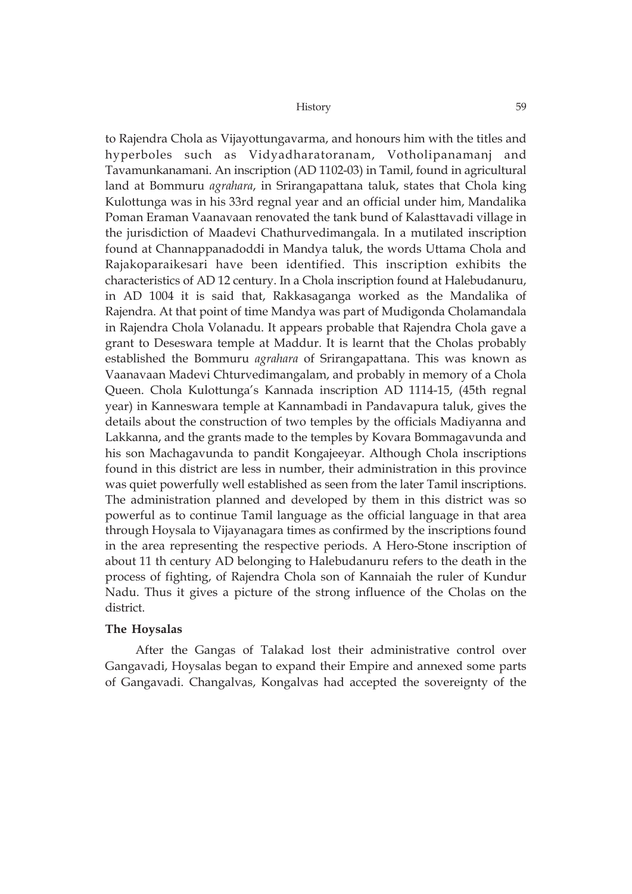to Rajendra Chola as Vijayottungavarma, and honours him with the titles and hyperboles such as Vidyadharatoranam, Votholipanamanj and Tavamunkanamani. An inscription (AD 1102-03) in Tamil, found in agricultural land at Bommuru *agrahara*, in Srirangapattana taluk, states that Chola king Kulottunga was in his 33rd regnal year and an official under him, Mandalika Poman Eraman Vaanavaan renovated the tank bund of Kalasttavadi village in the jurisdiction of Maadevi Chathurvedimangala. In a mutilated inscription found at Channappanadoddi in Mandya taluk, the words Uttama Chola and Rajakoparaikesari have been identified. This inscription exhibits the characteristics of AD 12 century. In a Chola inscription found at Halebudanuru, in AD 1004 it is said that, Rakkasaganga worked as the Mandalika of Rajendra. At that point of time Mandya was part of Mudigonda Cholamandala in Rajendra Chola Volanadu. It appears probable that Rajendra Chola gave a grant to Deseswara temple at Maddur. It is learnt that the Cholas probably established the Bommuru *agrahara* of Srirangapattana. This was known as Vaanavaan Madevi Chturvedimangalam, and probably in memory of a Chola Queen. Chola Kulottunga's Kannada inscription AD 1114-15, (45th regnal year) in Kanneswara temple at Kannambadi in Pandavapura taluk, gives the details about the construction of two temples by the officials Madiyanna and Lakkanna, and the grants made to the temples by Kovara Bommagavunda and his son Machagavunda to pandit Kongajeeyar. Although Chola inscriptions found in this district are less in number, their administration in this province was quiet powerfully well established as seen from the later Tamil inscriptions. The administration planned and developed by them in this district was so powerful as to continue Tamil language as the official language in that area through Hoysala to Vijayanagara times as confirmed by the inscriptions found in the area representing the respective periods. A Hero-Stone inscription of about 11 th century AD belonging to Halebudanuru refers to the death in the process of fighting, of Rajendra Chola son of Kannaiah the ruler of Kundur Nadu. Thus it gives a picture of the strong influence of the Cholas on the district.

**The Hoysalas**

After the Gangas of Talakad lost their administrative control over Gangavadi, Hoysalas began to expand their Empire and annexed some parts of Gangavadi. Changalvas, Kongalvas had accepted the sovereignty of the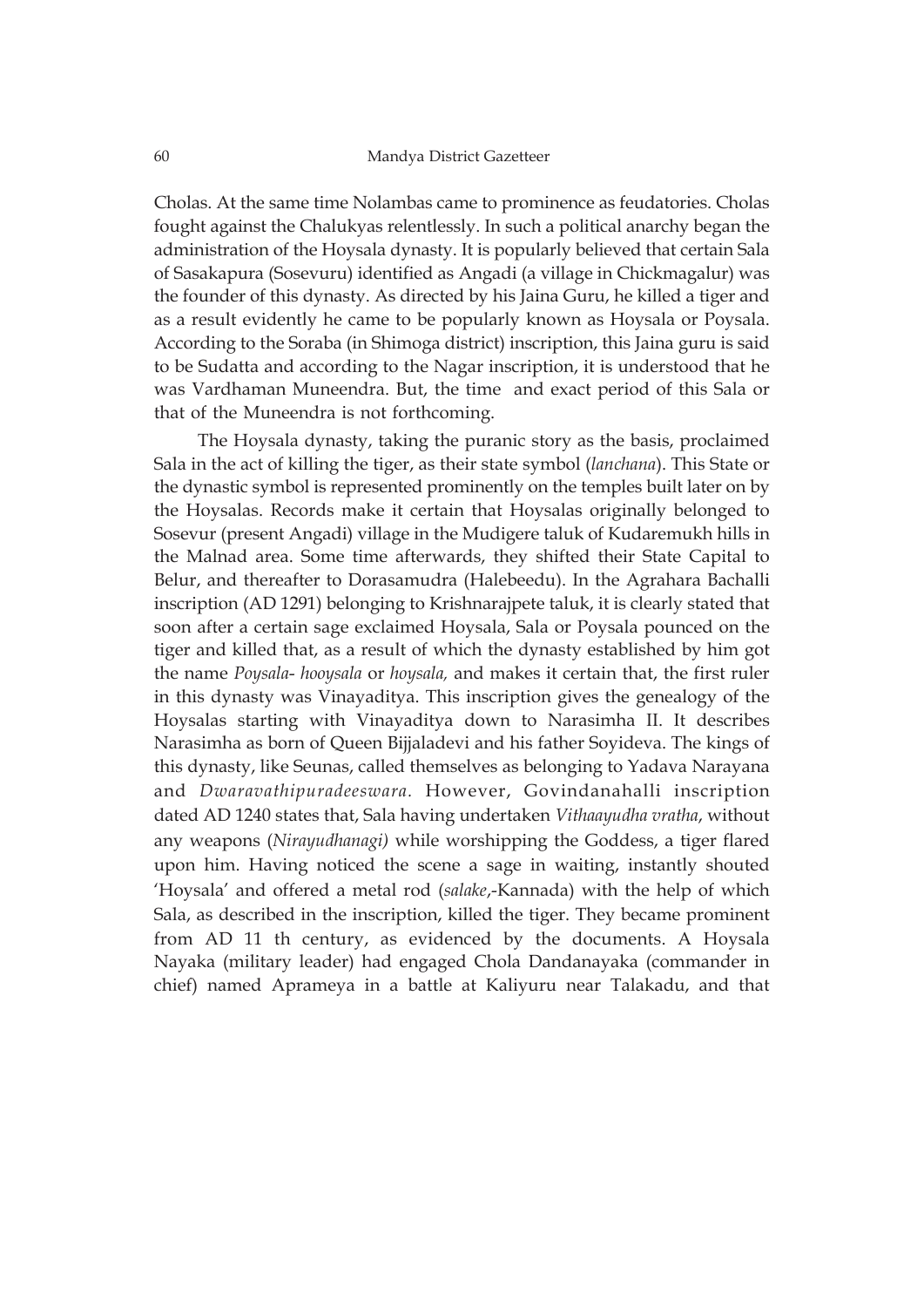Cholas. At the same time Nolambas came to prominence as feudatories. Cholas fought against the Chalukyas relentlessly. In such a political anarchy began the administration of the Hoysala dynasty. It is popularly believed that certain Sala of Sasakapura (Sosevuru) identified as Angadi (a village in Chickmagalur) was the founder of this dynasty. As directed by his Jaina Guru, he killed a tiger and as a result evidently he came to be popularly known as Hoysala or Poysala. According to the Soraba (in Shimoga district) inscription, this Jaina guru is said to be Sudatta and according to the Nagar inscription, it is understood that he was Vardhaman Muneendra. But, the time and exact period of this Sala or that of the Muneendra is not forthcoming.

The Hoysala dynasty, taking the puranic story as the basis, proclaimed Sala in the act of killing the tiger, as their state symbol (*lanchana*). This State or the dynastic symbol is represented prominently on the temples built later on by the Hoysalas. Records make it certain that Hoysalas originally belonged to Sosevur (present Angadi) village in the Mudigere taluk of Kudaremukh hills in the Malnad area. Some time afterwards, they shifted their State Capital to Belur, and thereafter to Dorasamudra (Halebeedu). In the Agrahara Bachalli inscription (AD 1291) belonging to Krishnarajpete taluk, it is clearly stated that soon after a certain sage exclaimed Hoysala, Sala or Poysala pounced on the tiger and killed that, as a result of which the dynasty established by him got the name *Poysala- hooysala* or *hoysala,* and makes it certain that, the first ruler in this dynasty was Vinayaditya. This inscription gives the genealogy of the Hoysalas starting with Vinayaditya down to Narasimha II. It describes Narasimha as born of Queen Bijjaladevi and his father Soyideva. The kings of this dynasty, like Seunas, called themselves as belonging to Yadava Narayana and *Dwaravathipuradeeswara.* However, Govindanahalli inscription dated AD 1240 states that, Sala having undertaken *Vithaayudha vratha*, without any weapons (*Nirayudhanagi)* while worshipping the Goddess, a tiger flared upon him. Having noticed the scene a sage in waiting, instantly shouted 'Hoysala' and offered a metal rod (*salake*,-Kannada) with the help of which Sala, as described in the inscription, killed the tiger. They became prominent from AD 11 th century, as evidenced by the documents. A Hoysala Nayaka (military leader) had engaged Chola Dandanayaka (commander in chief) named Aprameya in a battle at Kaliyuru near Talakadu, and that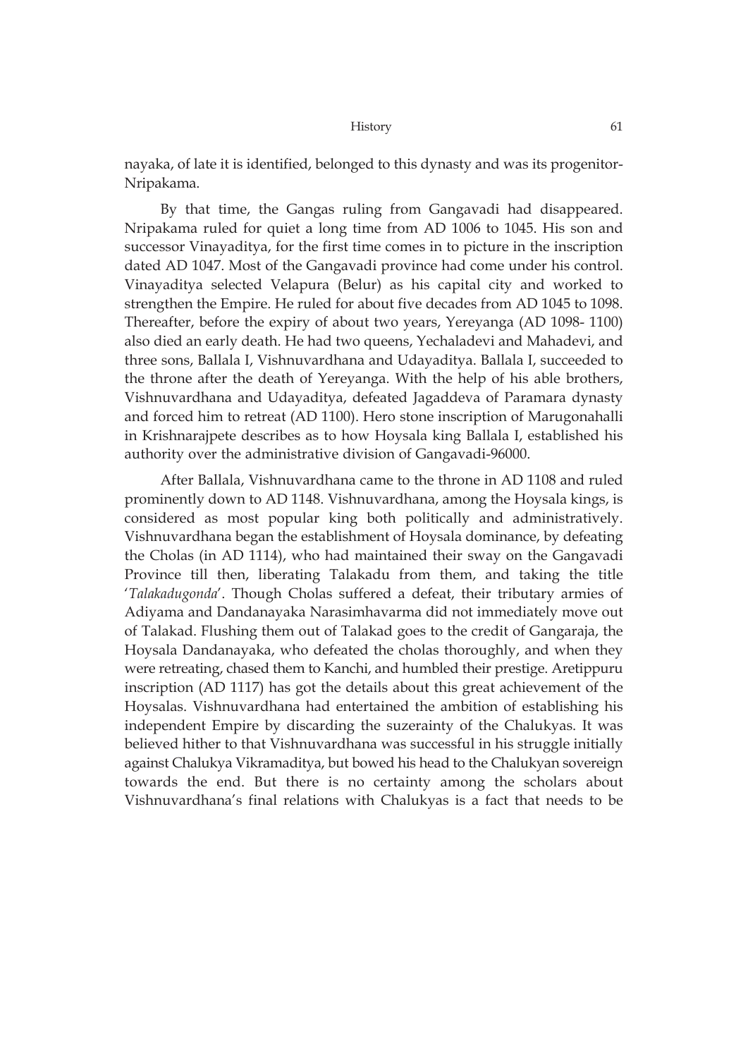nayaka, of late it is identified, belonged to this dynasty and was its progenitor-Nripakama.

By that time, the Gangas ruling from Gangavadi had disappeared. Nripakama ruled for quiet a long time from AD 1006 to 1045. His son and successor Vinayaditya, for the first time comes in to picture in the inscription dated AD 1047. Most of the Gangavadi province had come under his control. Vinayaditya selected Velapura (Belur) as his capital city and worked to strengthen the Empire. He ruled for about five decades from AD 1045 to 1098. Thereafter, before the expiry of about two years, Yereyanga (AD 1098- 1100) also died an early death. He had two queens, Yechaladevi and Mahadevi, and three sons, Ballala I, Vishnuvardhana and Udayaditya. Ballala I, succeeded to the throne after the death of Yereyanga. With the help of his able brothers, Vishnuvardhana and Udayaditya, defeated Jagaddeva of Paramara dynasty and forced him to retreat (AD 1100). Hero stone inscription of Marugonahalli in Krishnarajpete describes as to how Hoysala king Ballala I, established his authority over the administrative division of Gangavadi-96000.

After Ballala, Vishnuvardhana came to the throne in AD 1108 and ruled prominently down to AD 1148. Vishnuvardhana, among the Hoysala kings, is considered as most popular king both politically and administratively. Vishnuvardhana began the establishment of Hoysala dominance, by defeating the Cholas (in AD 1114), who had maintained their sway on the Gangavadi Province till then, liberating Talakadu from them, and taking the title '*Talakadugonda*'. Though Cholas suffered a defeat, their tributary armies of Adiyama and Dandanayaka Narasimhavarma did not immediately move out of Talakad. Flushing them out of Talakad goes to the credit of Gangaraja, the Hoysala Dandanayaka, who defeated the cholas thoroughly, and when they were retreating, chased them to Kanchi, and humbled their prestige. Aretippuru inscription (AD 1117) has got the details about this great achievement of the Hoysalas. Vishnuvardhana had entertained the ambition of establishing his independent Empire by discarding the suzerainty of the Chalukyas. It was believed hither to that Vishnuvardhana was successful in his struggle initially against Chalukya Vikramaditya, but bowed his head to the Chalukyan sovereign towards the end. But there is no certainty among the scholars about Vishnuvardhana's final relations with Chalukyas is a fact that needs to be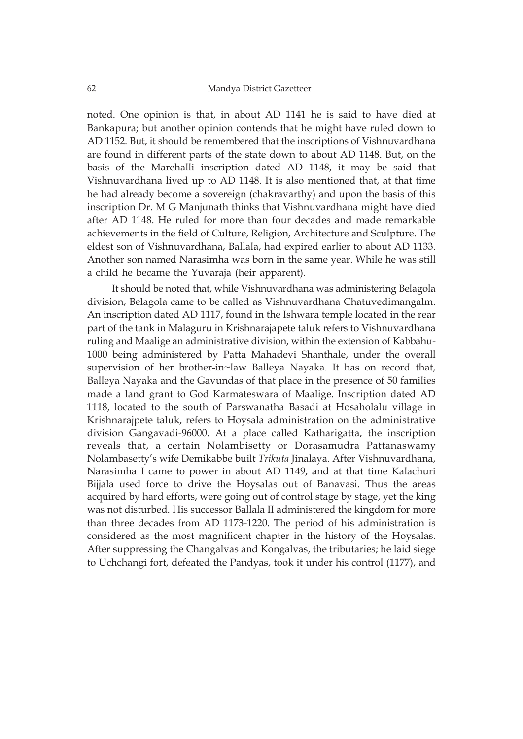noted. One opinion is that, in about AD 1141 he is said to have died at Bankapura; but another opinion contends that he might have ruled down to AD 1152. But, it should be remembered that the inscriptions of Vishnuvardhana are found in different parts of the state down to about AD 1148. But, on the basis of the Marehalli inscription dated AD 1148, it may be said that Vishnuvardhana lived up to AD 1148. It is also mentioned that, at that time he had already become a sovereign (chakravarthy) and upon the basis of this inscription Dr. M G Manjunath thinks that Vishnuvardhana might have died after AD 1148. He ruled for more than four decades and made remarkable achievements in the field of Culture, Religion, Architecture and Sculpture. The eldest son of Vishnuvardhana, Ballala, had expired earlier to about AD 1133. Another son named Narasimha was born in the same year. While he was still a child he became the Yuvaraja (heir apparent).

It should be noted that, while Vishnuvardhana was administering Belagola division, Belagola came to be called as Vishnuvardhana Chatuvedimangalm. An inscription dated AD 1117, found in the Ishwara temple located in the rear part of the tank in Malaguru in Krishnarajapete taluk refers to Vishnuvardhana ruling and Maalige an administrative division, within the extension of Kabbahu-1000 being administered by Patta Mahadevi Shanthale, under the overall supervision of her brother-in~law Balleya Nayaka. It has on record that, Balleya Nayaka and the Gavundas of that place in the presence of 50 families made a land grant to God Karmateswara of Maalige. Inscription dated AD 1118, located to the south of Parswanatha Basadi at Hosaholalu village in Krishnarajpete taluk, refers to Hoysala administration on the administrative division Gangavadi-96000. At a place called Katharigatta, the inscription reveals that, a certain Nolambisetty or Dorasamudra Pattanaswamy Nolambasetty's wife Demikabbe built *Trikuta* Jinalaya. After Vishnuvardhana, Narasimha I came to power in about AD 1149, and at that time Kalachuri Bijjala used force to drive the Hoysalas out of Banavasi. Thus the areas acquired by hard efforts, were going out of control stage by stage, yet the king was not disturbed. His successor Ballala II administered the kingdom for more than three decades from AD 1173-1220. The period of his administration is considered as the most magnificent chapter in the history of the Hoysalas. After suppressing the Changalvas and Kongalvas, the tributaries; he laid siege to Uchchangi fort, defeated the Pandyas, took it under his control (1177), and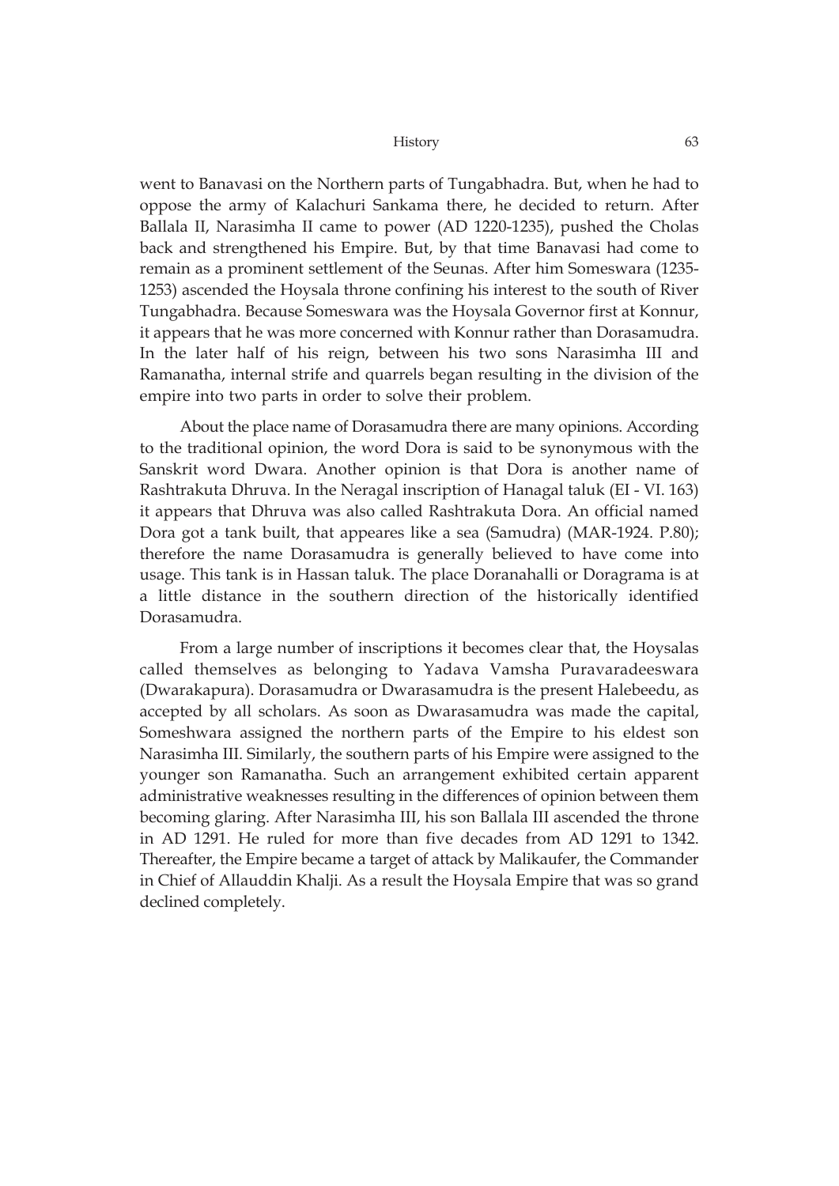went to Banavasi on the Northern parts of Tungabhadra. But, when he had to oppose the army of Kalachuri Sankama there, he decided to return. After Ballala II, Narasimha II came to power (AD 1220-1235), pushed the Cholas back and strengthened his Empire. But, by that time Banavasi had come to remain as a prominent settlement of the Seunas. After him Someswara (1235-1253) ascended the Hoysala throne confining his interest to the south of River Tungabhadra. Because Someswara was the Hoysala Governor first at Konnur, it appears that he was more concerned with Konnur rather than Dorasamudra. In the later half of his reign, between his two sons Narasimha III and Ramanatha, internal strife and quarrels began resulting in the division of the empire into two parts in order to solve their problem.

About the place name of Dorasamudra there are many opinions. According to the traditional opinion, the word Dora is said to be synonymous with the Sanskrit word Dwara. Another opinion is that Dora is another name of Rashtrakuta Dhruva. In the Neragal inscription of Hanagal taluk (EI - VI. 163) it appears that Dhruva was also called Rashtrakuta Dora. An official named Dora got a tank built, that appeares like a sea (Samudra) (MAR-1924. P.80); therefore the name Dorasamudra is generally believed to have come into usage. This tank is in Hassan taluk. The place Doranahalli or Doragrama is at a little distance in the southern direction of the historically identified Dorasamudra.

From a large number of inscriptions it becomes clear that, the Hoysalas called themselves as belonging to Yadava Vamsha Puravaradeeswara (Dwarakapura). Dorasamudra or Dwarasamudra is the present Halebeedu, as accepted by all scholars. As soon as Dwarasamudra was made the capital, Someshwara assigned the northern parts of the Empire to his eldest son Narasimha III. Similarly, the southern parts of his Empire were assigned to the younger son Ramanatha. Such an arrangement exhibited certain apparent administrative weaknesses resulting in the differences of opinion between them becoming glaring. After Narasimha III, his son Ballala III ascended the throne in AD 1291. He ruled for more than five decades from AD 1291 to 1342. Thereafter, the Empire became a target of attack by Malikaufer, the Commander in Chief of Allauddin Khalji. As a result the Hoysala Empire that was so grand declined completely.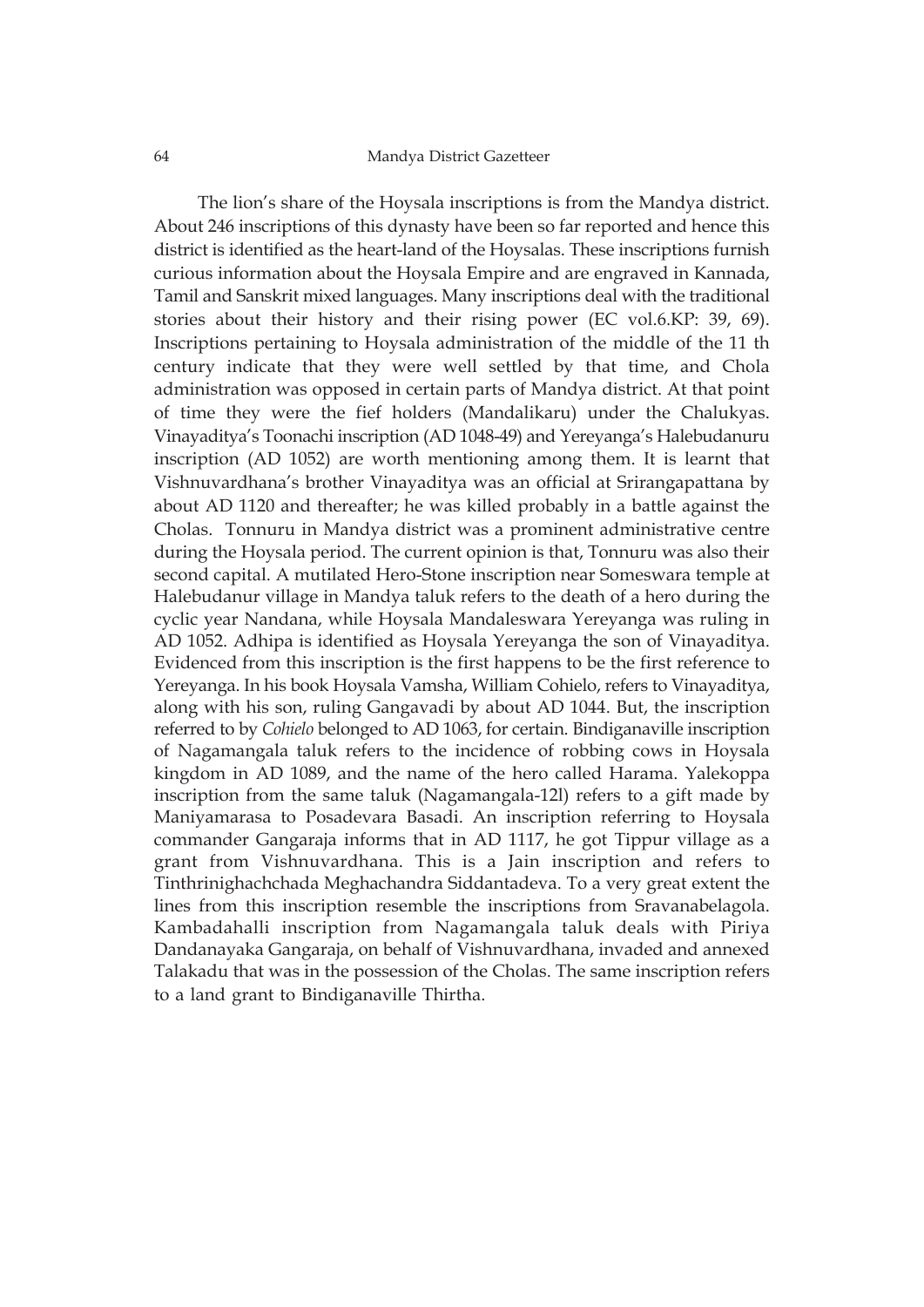The lion's share of the Hoysala inscriptions is from the Mandya district. About 246 inscriptions of this dynasty have been so far reported and hence this district is identified as the heart-land of the Hoysalas. These inscriptions furnish curious information about the Hoysala Empire and are engraved in Kannada, Tamil and Sanskrit mixed languages. Many inscriptions deal with the traditional stories about their history and their rising power (EC vol.6.KP: 39, 69). Inscriptions pertaining to Hoysala administration of the middle of the 11 th century indicate that they were well settled by that time, and Chola administration was opposed in certain parts of Mandya district. At that point of time they were the fief holders (Mandalikaru) under the Chalukyas. Vinayaditya's Toonachi inscription (AD 1048-49) and Yereyanga's Halebudanuru inscription (AD 1052) are worth mentioning among them. It is learnt that Vishnuvardhana's brother Vinayaditya was an official at Srirangapattana by about AD 1120 and thereafter; he was killed probably in a battle against the Cholas. Tonnuru in Mandya district was a prominent administrative centre during the Hoysala period. The current opinion is that, Tonnuru was also their second capital. A mutilated Hero-Stone inscription near Someswara temple at Halebudanur village in Mandya taluk refers to the death of a hero during the cyclic year Nandana, while Hoysala Mandaleswara Yereyanga was ruling in AD 1052. Adhipa is identified as Hoysala Yereyanga the son of Vinayaditya. Evidenced from this inscription is the first happens to be the first reference to Yereyanga. In his book Hoysala Vamsha, William Cohielo, refers to Vinayaditya, along with his son, ruling Gangavadi by about AD 1044. But, the inscription referred to by *Cohielo* belonged to AD 1063, for certain. Bindiganaville inscription of Nagamangala taluk refers to the incidence of robbing cows in Hoysala kingdom in AD 1089, and the name of the hero called Harama. Yalekoppa inscription from the same taluk (Nagamangala-12l) refers to a gift made by Maniyamarasa to Posadevara Basadi. An inscription referring to Hoysala commander Gangaraja informs that in AD 1117, he got Tippur village as a grant from Vishnuvardhana. This is a Jain inscription and refers to Tinthrinighachchada Meghachandra Siddantadeva. To a very great extent the lines from this inscription resemble the inscriptions from Sravanabelagola. Kambadahalli inscription from Nagamangala taluk deals with Piriya Dandanayaka Gangaraja, on behalf of Vishnuvardhana, invaded and annexed Talakadu that was in the possession of the Cholas. The same inscription refers to a land grant to Bindiganaville Thirtha.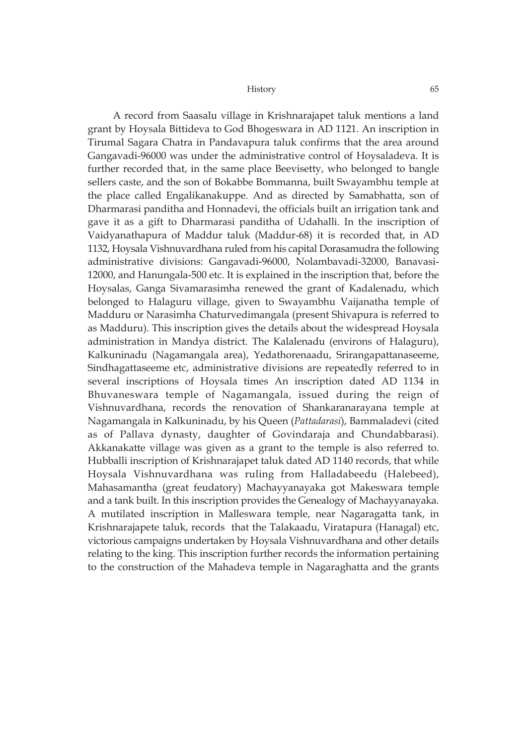A record from Saasalu village in Krishnarajapet taluk mentions a land grant by Hoysala Bittideva to God Bhogeswara in AD 1121. An inscription in Tirumal Sagara Chatra in Pandavapura taluk confirms that the area around Gangavadi-96000 was under the administrative control of Hoysaladeva. It is further recorded that, in the same place Beevisetty, who belonged to bangle sellers caste, and the son of Bokabbe Bommanna, built Swayambhu temple at the place called Engalikanakuppe. And as directed by Samabhatta, son of Dharmarasi panditha and Honnadevi, the officials built an irrigation tank and gave it as a gift to Dharmarasi panditha of Udahalli. In the inscription of Vaidyanathapura of Maddur taluk (Maddur-68) it is recorded that, in AD 1132, Hoysala Vishnuvardhana ruled from his capital Dorasamudra the following administrative divisions: Gangavadi-96000, Nolambavadi-32000, Banavasi-12000, and Hanungala-500 etc. It is explained in the inscription that, before the Hoysalas, Ganga Sivamarasimha renewed the grant of Kadalenadu, which belonged to Halaguru village, given to Swayambhu Vaijanatha temple of Madduru or Narasimha Chaturvedimangala (present Shivapura is referred to as Madduru). This inscription gives the details about the widespread Hoysala administration in Mandya district. The Kalalenadu (environs of Halaguru), Kalkuninadu (Nagamangala area), Yedathorenaadu, Srirangapattanaseeme, Sindhagattaseeme etc, administrative divisions are repeatedly referred to in several inscriptions of Hoysala times An inscription dated AD 1134 in Bhuvaneswara temple of Nagamangala, issued during the reign of Vishnuvardhana, records the renovation of Shankaranarayana temple at Nagamangala in Kalkuninadu, by his Queen (*Pattadarasi*), Bammaladevi (cited as of Pallava dynasty, daughter of Govindaraja and Chundabbarasi). Akkanakatte village was given as a grant to the temple is also referred to. Hubballi inscription of Krishnarajapet taluk dated AD 1140 records, that while Hoysala Vishnuvardhana was ruling from Halladabeedu (Halebeed), Mahasamantha (great feudatory) Machayyanayaka got Makeswara temple and a tank built. In this inscription provides the Genealogy of Machayyanayaka. A mutilated inscription in Malleswara temple, near Nagaragatta tank, in Krishnarajapete taluk, records that the Talakaadu, Viratapura (Hanagal) etc, victorious campaigns undertaken by Hoysala Vishnuvardhana and other details relating to the king. This inscription further records the information pertaining to the construction of the Mahadeva temple in Nagaraghatta and the grants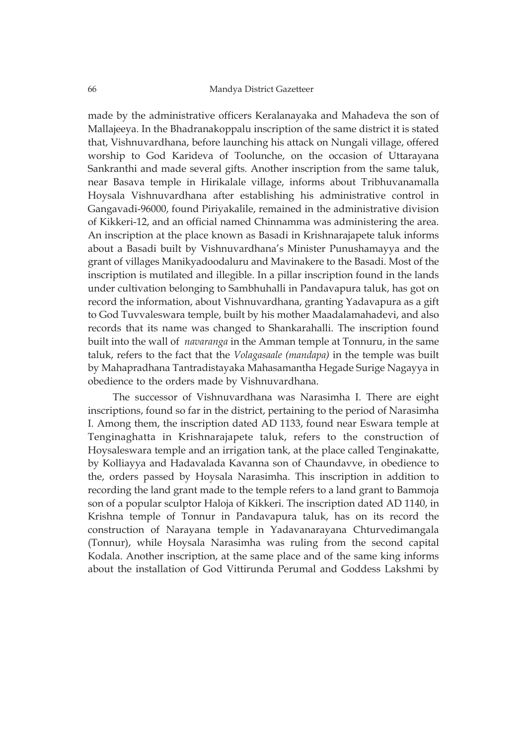made by the administrative officers Keralanayaka and Mahadeva the son of Mallajeeya. In the Bhadranakoppalu inscription of the same district it is stated that, Vishnuvardhana, before launching his attack on Nungali village, offered worship to God Karideva of Toolunche, on the occasion of Uttarayana Sankranthi and made several gifts. Another inscription from the same taluk, near Basava temple in Hirikalale village, informs about Tribhuvanamalla Hoysala Vishnuvardhana after establishing his administrative control in Gangavadi-96000, found Piriyakalile, remained in the administrative division of Kikkeri-12, and an official named Chinnamma was administering the area. An inscription at the place known as Basadi in Krishnarajapete taluk informs about a Basadi built by Vishnuvardhana's Minister Punushamayya and the grant of villages Manikyadoodaluru and Mavinakere to the Basadi. Most of the inscription is mutilated and illegible. In a pillar inscription found in the lands under cultivation belonging to Sambhuhalli in Pandavapura taluk, has got on record the information, about Vishnuvardhana, granting Yadavapura as a gift to God Tuvvaleswara temple, built by his mother Maadalamahadevi, and also records that its name was changed to Shankarahalli. The inscription found built into the wall of *navaranga* in the Amman temple at Tonnuru, in the same taluk, refers to the fact that the *Volagasaale (mandapa)* in the temple was built by Mahapradhana Tantradistayaka Mahasamantha Hegade Surige Nagayya in obedience to the orders made by Vishnuvardhana.

The successor of Vishnuvardhana was Narasimha I. There are eight inscriptions, found so far in the district, pertaining to the period of Narasimha I. Among them, the inscription dated AD 1133, found near Eswara temple at Tenginaghatta in Krishnarajapete taluk, refers to the construction of Hoysaleswara temple and an irrigation tank, at the place called Tenginakatte, by Kolliayya and Hadavalada Kavanna son of Chaundavve, in obedience to the, orders passed by Hoysala Narasimha. This inscription in addition to recording the land grant made to the temple refers to a land grant to Bammoja son of a popular sculptor Haloja of Kikkeri. The inscription dated AD 1140, in Krishna temple of Tonnur in Pandavapura taluk, has on its record the construction of Narayana temple in Yadavanarayana Chturvedimangala (Tonnur), while Hoysala Narasimha was ruling from the second capital Kodala. Another inscription, at the same place and of the same king informs about the installation of God Vittirunda Perumal and Goddess Lakshmi by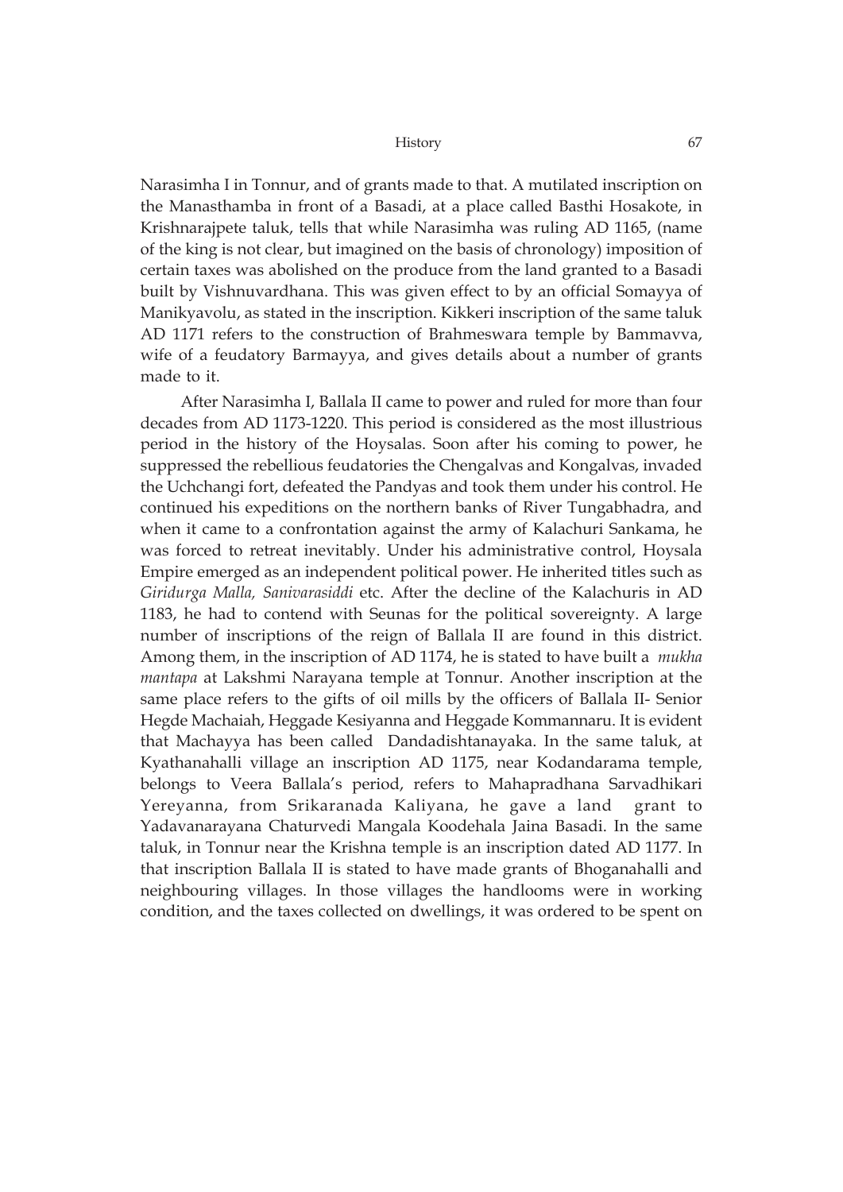Narasimha I in Tonnur, and of grants made to that. A mutilated inscription on the Manasthamba in front of a Basadi, at a place called Basthi Hosakote, in Krishnarajpete taluk, tells that while Narasimha was ruling AD 1165, (name of the king is not clear, but imagined on the basis of chronology) imposition of certain taxes was abolished on the produce from the land granted to a Basadi built by Vishnuvardhana. This was given effect to by an official Somayya of Manikyavolu, as stated in the inscription. Kikkeri inscription of the same taluk AD 1171 refers to the construction of Brahmeswara temple by Bammavva, wife of a feudatory Barmayya, and gives details about a number of grants made to it.

After Narasimha I, Ballala II came to power and ruled for more than four decades from AD 1173-1220. This period is considered as the most illustrious period in the history of the Hoysalas. Soon after his coming to power, he suppressed the rebellious feudatories the Chengalvas and Kongalvas, invaded the Uchchangi fort, defeated the Pandyas and took them under his control. He continued his expeditions on the northern banks of River Tungabhadra, and when it came to a confrontation against the army of Kalachuri Sankama, he was forced to retreat inevitably. Under his administrative control, Hoysala Empire emerged as an independent political power. He inherited titles such as *Giridurga Malla, Sanivarasiddi* etc. After the decline of the Kalachuris in AD 1183, he had to contend with Seunas for the political sovereignty. A large number of inscriptions of the reign of Ballala II are found in this district. Among them, in the inscription of AD 1174, he is stated to have built a *mukha mantapa* at Lakshmi Narayana temple at Tonnur. Another inscription at the same place refers to the gifts of oil mills by the officers of Ballala II- Senior Hegde Machaiah, Heggade Kesiyanna and Heggade Kommannaru. It is evident that Machayya has been called Dandadishtanayaka. In the same taluk, at Kyathanahalli village an inscription AD 1175, near Kodandarama temple, belongs to Veera Ballala's period, refers to Mahapradhana Sarvadhikari Yereyanna, from Srikaranada Kaliyana, he gave a land grant to Yadavanarayana Chaturvedi Mangala Koodehala Jaina Basadi. In the same taluk, in Tonnur near the Krishna temple is an inscription dated AD 1177. In that inscription Ballala II is stated to have made grants of Bhoganahalli and neighbouring villages. In those villages the handlooms were in working condition, and the taxes collected on dwellings, it was ordered to be spent on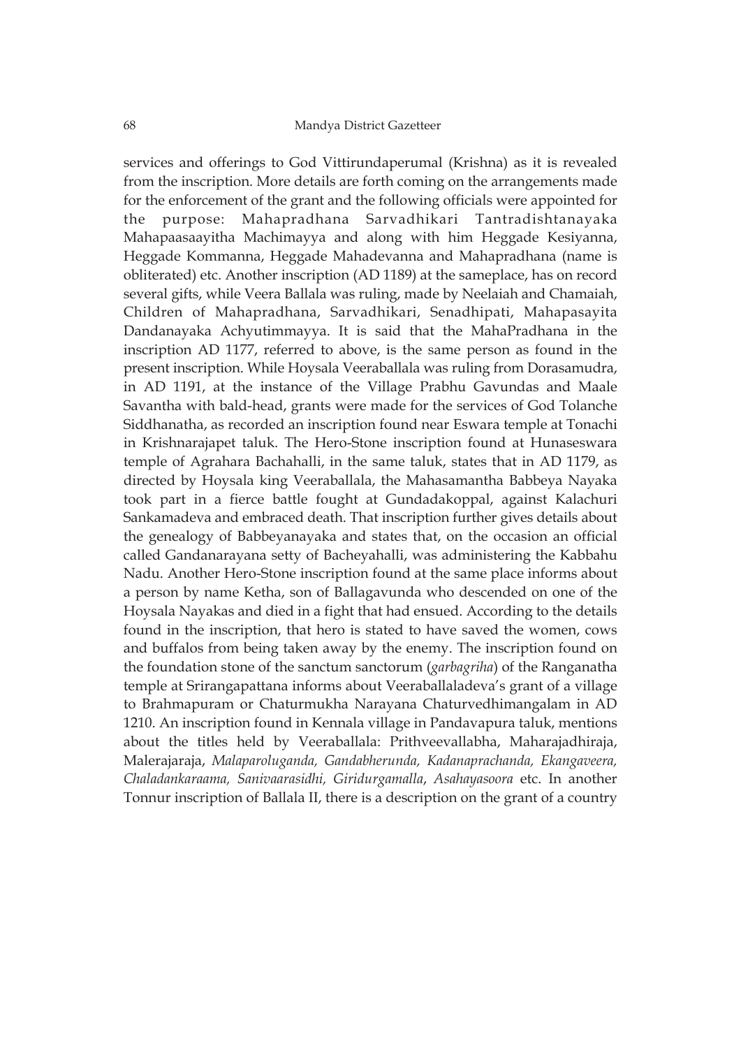services and offerings to God Vittirundaperumal (Krishna) as it is revealed from the inscription. More details are forth coming on the arrangements made for the enforcement of the grant and the following officials were appointed for the purpose: Mahapradhana Sarvadhikari Tantradishtanayaka Mahapaasaayitha Machimayya and along with him Heggade Kesiyanna, Heggade Kommanna, Heggade Mahadevanna and Mahapradhana (name is obliterated) etc. Another inscription (AD 1189) at the sameplace, has on record several gifts, while Veera Ballala was ruling, made by Neelaiah and Chamaiah, Children of Mahapradhana, Sarvadhikari, Senadhipati, Mahapasayita Dandanayaka Achyutimmayya. It is said that the MahaPradhana in the inscription AD 1177, referred to above, is the same person as found in the present inscription. While Hoysala Veeraballala was ruling from Dorasamudra, in AD 1191, at the instance of the Village Prabhu Gavundas and Maale Savantha with bald-head, grants were made for the services of God Tolanche Siddhanatha, as recorded an inscription found near Eswara temple at Tonachi in Krishnarajapet taluk. The Hero-Stone inscription found at Hunaseswara temple of Agrahara Bachahalli, in the same taluk, states that in AD 1179, as directed by Hoysala king Veeraballala, the Mahasamantha Babbeya Nayaka took part in a fierce battle fought at Gundadakoppal, against Kalachuri Sankamadeva and embraced death. That inscription further gives details about the genealogy of Babbeyanayaka and states that, on the occasion an official called Gandanarayana setty of Bacheyahalli, was administering the Kabbahu Nadu. Another Hero-Stone inscription found at the same place informs about a person by name Ketha, son of Ballagavunda who descended on one of the Hoysala Nayakas and died in a fight that had ensued. According to the details found in the inscription, that hero is stated to have saved the women, cows and buffalos from being taken away by the enemy. The inscription found on the foundation stone of the sanctum sanctorum (*garbagriha*) of the Ranganatha temple at Srirangapattana informs about Veeraballaladeva's grant of a village to Brahmapuram or Chaturmukha Narayana Chaturvedhimangalam in AD 1210. An inscription found in Kennala village in Pandavapura taluk, mentions about the titles held by Veeraballala: Prithveevallabha, Maharajadhiraja, Malerajaraja, *Malaparoluganda, Gandabherunda, Kadanaprachanda, Ekangaveera, Chaladankaraama, Sanivaarasidhi, Giridurgamalla*, *Asahayasoora* etc. In another Tonnur inscription of Ballala II, there is a description on the grant of a country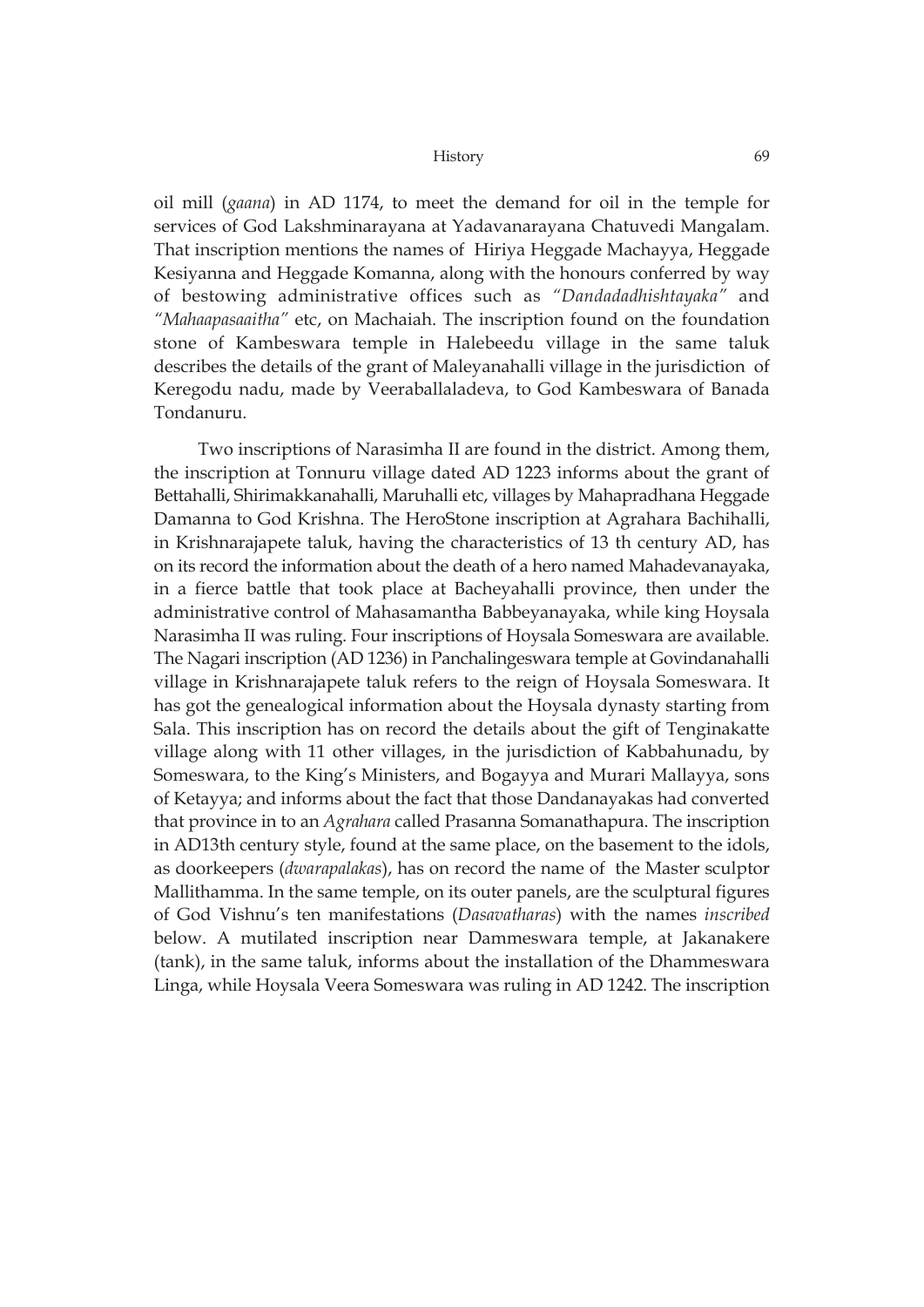oil mill (*gaana*) in AD 1174, to meet the demand for oil in the temple for services of God Lakshminarayana at Yadavanarayana Chatuvedi Mangalam. That inscription mentions the names of Hiriya Heggade Machayya, Heggade Kesiyanna and Heggade Komanna, along with the honours conferred by way of bestowing administrative offices such as *"Dandadadhishtayaka"* and *"Mahaapasaaitha"* etc, on Machaiah. The inscription found on the foundation stone of Kambeswara temple in Halebeedu village in the same taluk describes the details of the grant of Maleyanahalli village in the jurisdiction of Keregodu nadu, made by Veeraballaladeva, to God Kambeswara of Banada Tondanuru.

Two inscriptions of Narasimha II are found in the district. Among them, the inscription at Tonnuru village dated AD 1223 informs about the grant of Bettahalli, Shirimakkanahalli, Maruhalli etc, villages by Mahapradhana Heggade Damanna to God Krishna. The HeroStone inscription at Agrahara Bachihalli, in Krishnarajapete taluk, having the characteristics of 13 th century AD, has on its record the information about the death of a hero named Mahadevanayaka, in a fierce battle that took place at Bacheyahalli province, then under the administrative control of Mahasamantha Babbeyanayaka, while king Hoysala Narasimha II was ruling. Four inscriptions of Hoysala Someswara are available. The Nagari inscription (AD 1236) in Panchalingeswara temple at Govindanahalli village in Krishnarajapete taluk refers to the reign of Hoysala Someswara. It has got the genealogical information about the Hoysala dynasty starting from Sala. This inscription has on record the details about the gift of Tenginakatte village along with 11 other villages, in the jurisdiction of Kabbahunadu, by Someswara, to the King's Ministers, and Bogayya and Murari Mallayya, sons of Ketayya; and informs about the fact that those Dandanayakas had converted that province in to an *Agrahara* called Prasanna Somanathapura. The inscription in AD13th century style, found at the same place, on the basement to the idols, as doorkeepers (*dwarapalakas*), has on record the name of the Master sculptor Mallithamma. In the same temple, on its outer panels, are the sculptural figures of God Vishnu's ten manifestations (*Dasavatharas*) with the names *inscribed* below. A mutilated inscription near Dammeswara temple, at Jakanakere (tank), in the same taluk, informs about the installation of the Dhammeswara Linga, while Hoysala Veera Someswara was ruling in AD 1242. The inscription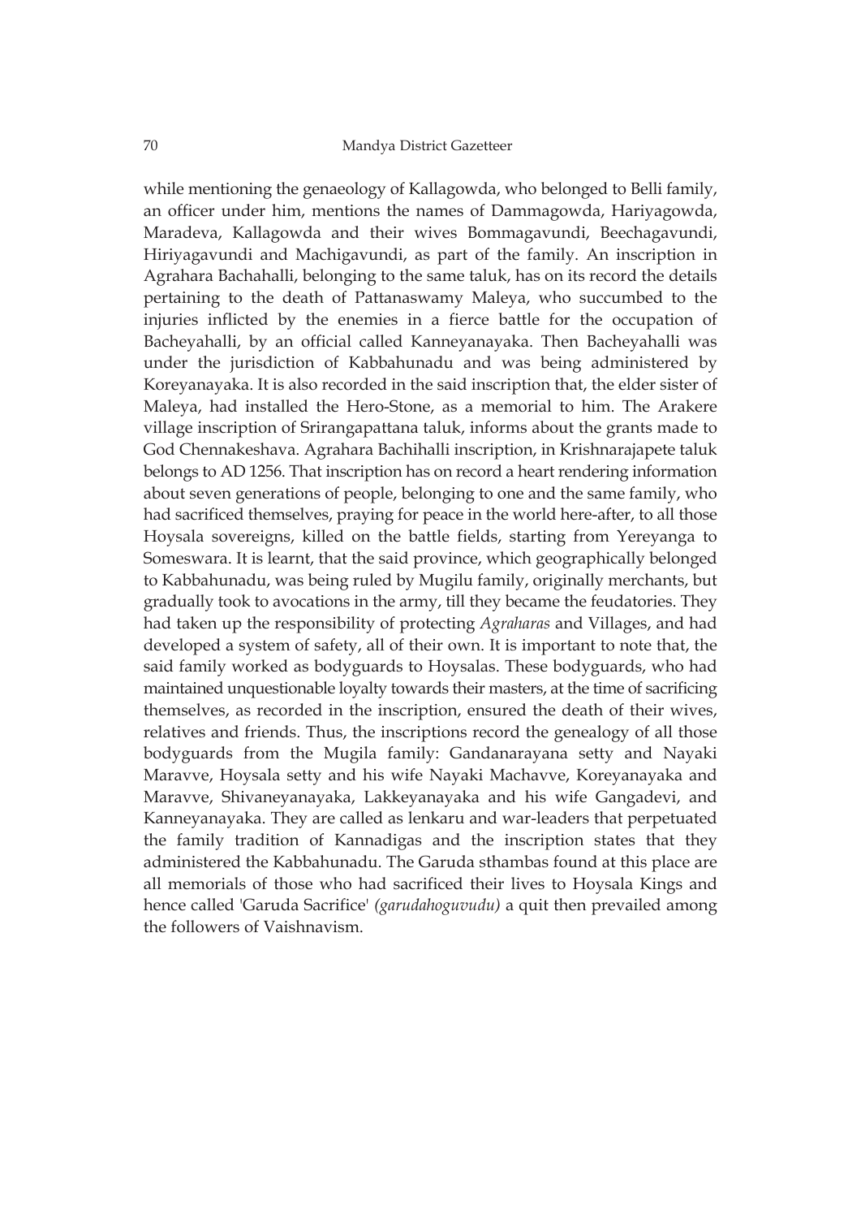while mentioning the genaeology of Kallagowda, who belonged to Belli family, an officer under him, mentions the names of Dammagowda, Hariyagowda, Maradeva, Kallagowda and their wives Bommagavundi, Beechagavundi, Hiriyagavundi and Machigavundi, as part of the family. An inscription in Agrahara Bachahalli, belonging to the same taluk, has on its record the details pertaining to the death of Pattanaswamy Maleya, who succumbed to the injuries inflicted by the enemies in a fierce battle for the occupation of Bacheyahalli, by an official called Kanneyanayaka. Then Bacheyahalli was under the jurisdiction of Kabbahunadu and was being administered by Koreyanayaka. It is also recorded in the said inscription that, the elder sister of Maleya, had installed the Hero-Stone, as a memorial to him. The Arakere village inscription of Srirangapattana taluk, informs about the grants made to God Chennakeshava. Agrahara Bachihalli inscription, in Krishnarajapete taluk belongs to AD 1256. That inscription has on record a heart rendering information about seven generations of people, belonging to one and the same family, who had sacrificed themselves, praying for peace in the world here-after, to all those Hoysala sovereigns, killed on the battle fields, starting from Yereyanga to Someswara. It is learnt, that the said province, which geographically belonged to Kabbahunadu, was being ruled by Mugilu family, originally merchants, but gradually took to avocations in the army, till they became the feudatories. They had taken up the responsibility of protecting *Agraharas* and Villages, and had developed a system of safety, all of their own. It is important to note that, the said family worked as bodyguards to Hoysalas. These bodyguards, who had maintained unquestionable loyalty towards their masters, at the time of sacrificing themselves, as recorded in the inscription, ensured the death of their wives, relatives and friends. Thus, the inscriptions record the genealogy of all those bodyguards from the Mugila family: Gandanarayana setty and Nayaki Maravve, Hoysala setty and his wife Nayaki Machavve, Koreyanayaka and Maravve, Shivaneyanayaka, Lakkeyanayaka and his wife Gangadevi, and Kanneyanayaka. They are called as lenkaru and war-leaders that perpetuated the family tradition of Kannadigas and the inscription states that they administered the Kabbahunadu. The Garuda sthambas found at this place are all memorials of those who had sacrificed their lives to Hoysala Kings and hence called 'Garuda Sacrifice' *(garudahoguvudu)* a quit then prevailed among the followers of Vaishnavism.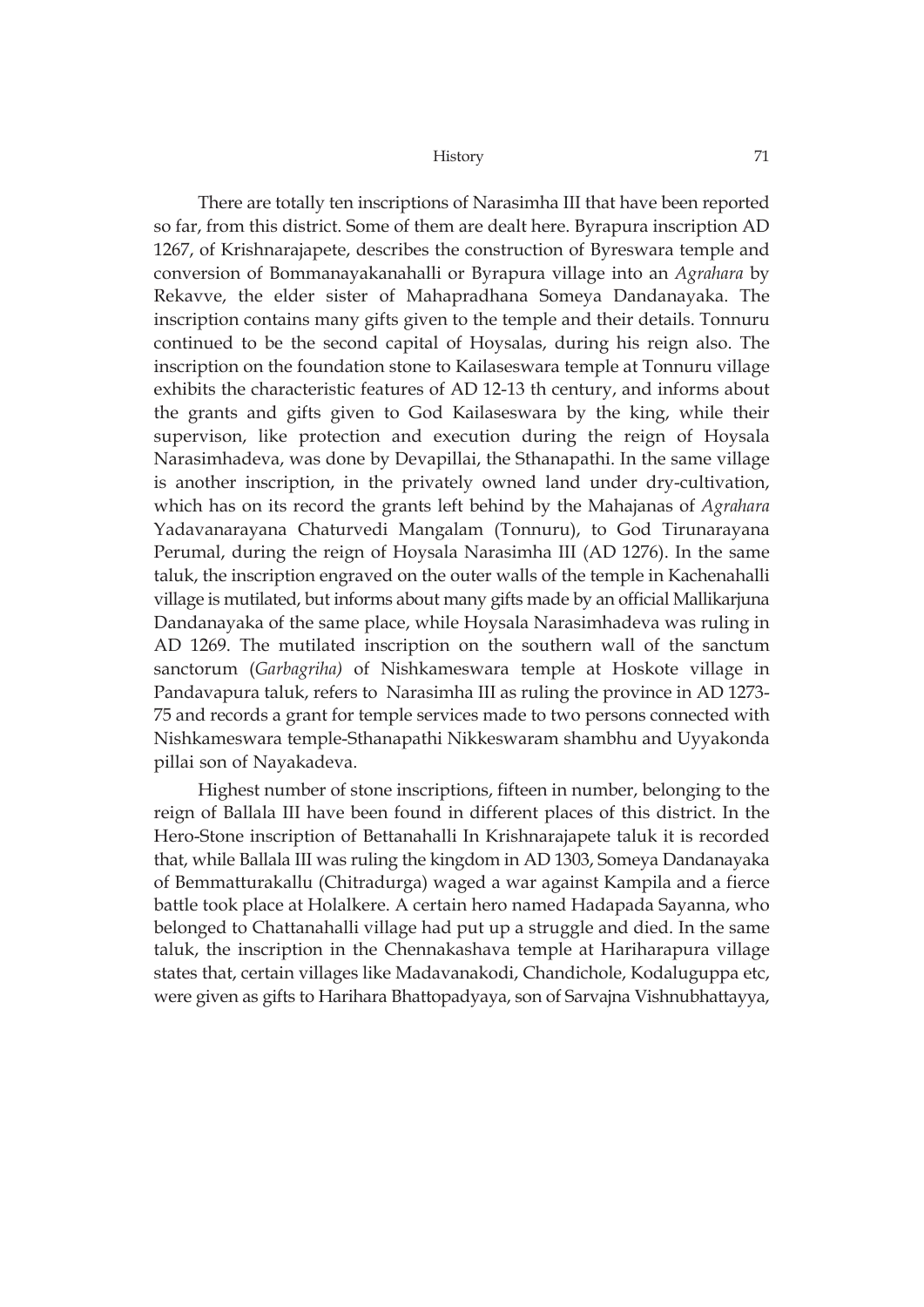There are totally ten inscriptions of Narasimha III that have been reported so far, from this district. Some of them are dealt here. Byrapura inscription AD 1267, of Krishnarajapete, describes the construction of Byreswara temple and conversion of Bommanayakanahalli or Byrapura village into an *Agrahara* by Rekavve, the elder sister of Mahapradhana Someya Dandanayaka. The inscription contains many gifts given to the temple and their details. Tonnuru continued to be the second capital of Hoysalas, during his reign also. The inscription on the foundation stone to Kailaseswara temple at Tonnuru village exhibits the characteristic features of AD 12-13 th century, and informs about the grants and gifts given to God Kailaseswara by the king, while their supervison, like protection and execution during the reign of Hoysala Narasimhadeva, was done by Devapillai, the Sthanapathi. In the same village is another inscription, in the privately owned land under dry-cultivation, which has on its record the grants left behind by the Mahajanas of *Agrahara* Yadavanarayana Chaturvedi Mangalam (Tonnuru), to God Tirunarayana Perumal, during the reign of Hoysala Narasimha III (AD 1276). In the same taluk, the inscription engraved on the outer walls of the temple in Kachenahalli village is mutilated, but informs about many gifts made by an official Mallikarjuna Dandanayaka of the same place, while Hoysala Narasimhadeva was ruling in AD 1269. The mutilated inscription on the southern wall of the sanctum sanctorum (*Garbagriha)* of Nishkameswara temple at Hoskote village in Pandavapura taluk, refers to Narasimha III as ruling the province in AD 1273-75 and records a grant for temple services made to two persons connected with Nishkameswara temple-Sthanapathi Nikkeswaram shambhu and Uyyakonda pillai son of Nayakadeva.

Highest number of stone inscriptions, fifteen in number, belonging to the reign of Ballala III have been found in different places of this district. In the Hero-Stone inscription of Bettanahalli In Krishnarajapete taluk it is recorded that, while Ballala III was ruling the kingdom in AD 1303, Someya Dandanayaka of Bemmatturakallu (Chitradurga) waged a war against Kampila and a fierce battle took place at Holalkere. A certain hero named Hadapada Sayanna, who belonged to Chattanahalli village had put up a struggle and died. In the same taluk, the inscription in the Chennakashava temple at Hariharapura village states that, certain villages like Madavanakodi, Chandichole, Kodaluguppa etc, were given as gifts to Harihara Bhattopadyaya, son of Sarvajna Vishnubhattayya,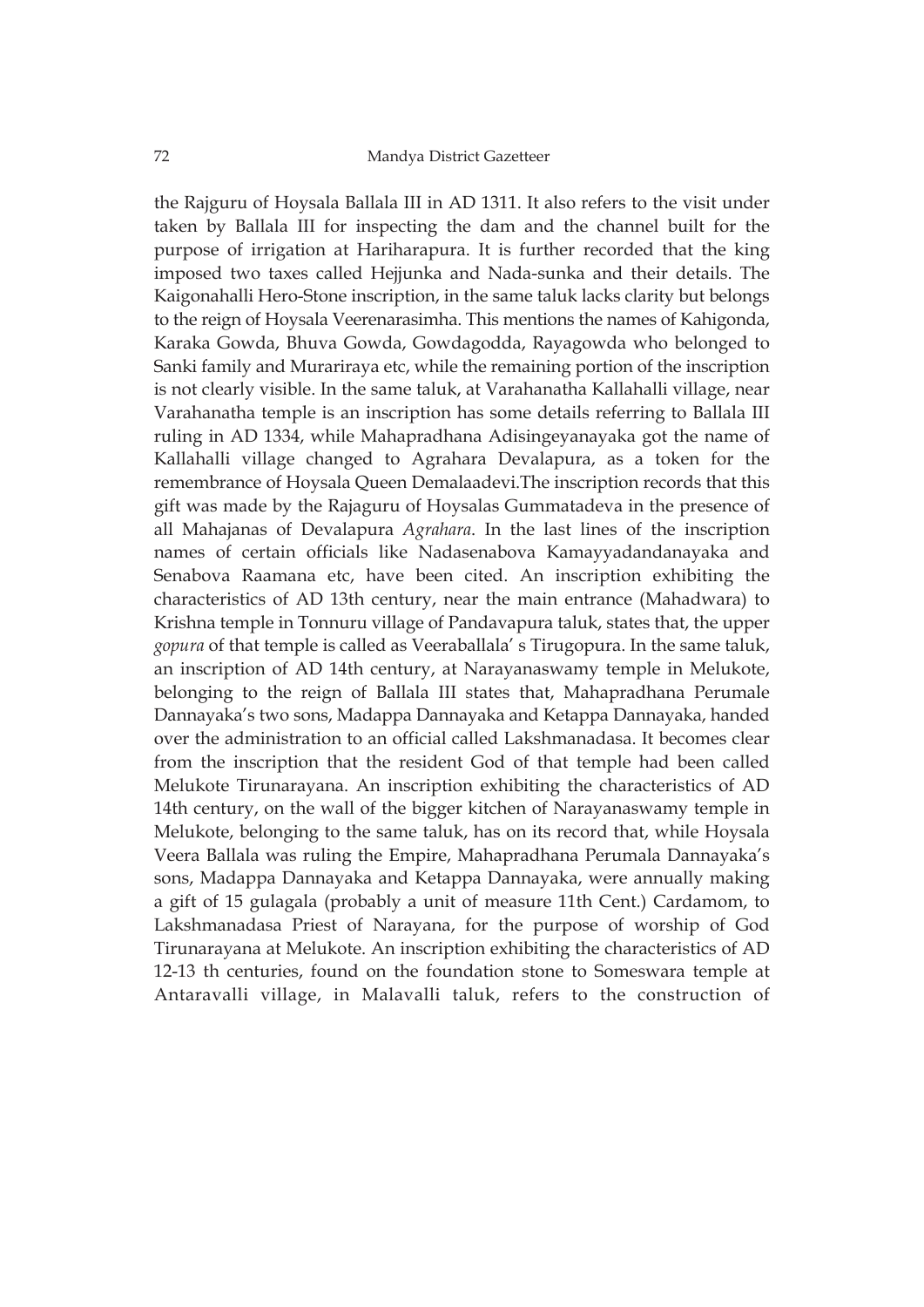the Rajguru of Hoysala Ballala III in AD 1311. It also refers to the visit under taken by Ballala III for inspecting the dam and the channel built for the purpose of irrigation at Hariharapura. It is further recorded that the king imposed two taxes called Hejjunka and Nada-sunka and their details. The Kaigonahalli Hero-Stone inscription, in the same taluk lacks clarity but belongs to the reign of Hoysala Veerenarasimha. This mentions the names of Kahigonda, Karaka Gowda, Bhuva Gowda, Gowdagodda, Rayagowda who belonged to Sanki family and Murariraya etc, while the remaining portion of the inscription is not clearly visible. In the same taluk, at Varahanatha Kallahalli village, near Varahanatha temple is an inscription has some details referring to Ballala III ruling in AD 1334, while Mahapradhana Adisingeyanayaka got the name of Kallahalli village changed to Agrahara Devalapura, as a token for the remembrance of Hoysala Queen Demalaadevi.The inscription records that this gift was made by the Rajaguru of Hoysalas Gummatadeva in the presence of all Mahajanas of Devalapura *Agrahara*. In the last lines of the inscription names of certain officials like Nadasenabova Kamayyadandanayaka and Senabova Raamana etc, have been cited. An inscription exhibiting the characteristics of AD 13th century, near the main entrance (Mahadwara) to Krishna temple in Tonnuru village of Pandavapura taluk, states that, the upper *gopura* of that temple is called as Veeraballala' s Tirugopura. In the same taluk, an inscription of AD 14th century, at Narayanaswamy temple in Melukote, belonging to the reign of Ballala III states that, Mahapradhana Perumale Dannayaka's two sons, Madappa Dannayaka and Ketappa Dannayaka, handed over the administration to an official called Lakshmanadasa. It becomes clear from the inscription that the resident God of that temple had been called Melukote Tirunarayana. An inscription exhibiting the characteristics of AD 14th century, on the wall of the bigger kitchen of Narayanaswamy temple in Melukote, belonging to the same taluk, has on its record that, while Hoysala Veera Ballala was ruling the Empire, Mahapradhana Perumala Dannayaka's sons, Madappa Dannayaka and Ketappa Dannayaka, were annually making a gift of 15 gulagala (probably a unit of measure 11th Cent.) Cardamom, to Lakshmanadasa Priest of Narayana, for the purpose of worship of God Tirunarayana at Melukote. An inscription exhibiting the characteristics of AD 12-13 th centuries, found on the foundation stone to Someswara temple at Antaravalli village, in Malavalli taluk, refers to the construction of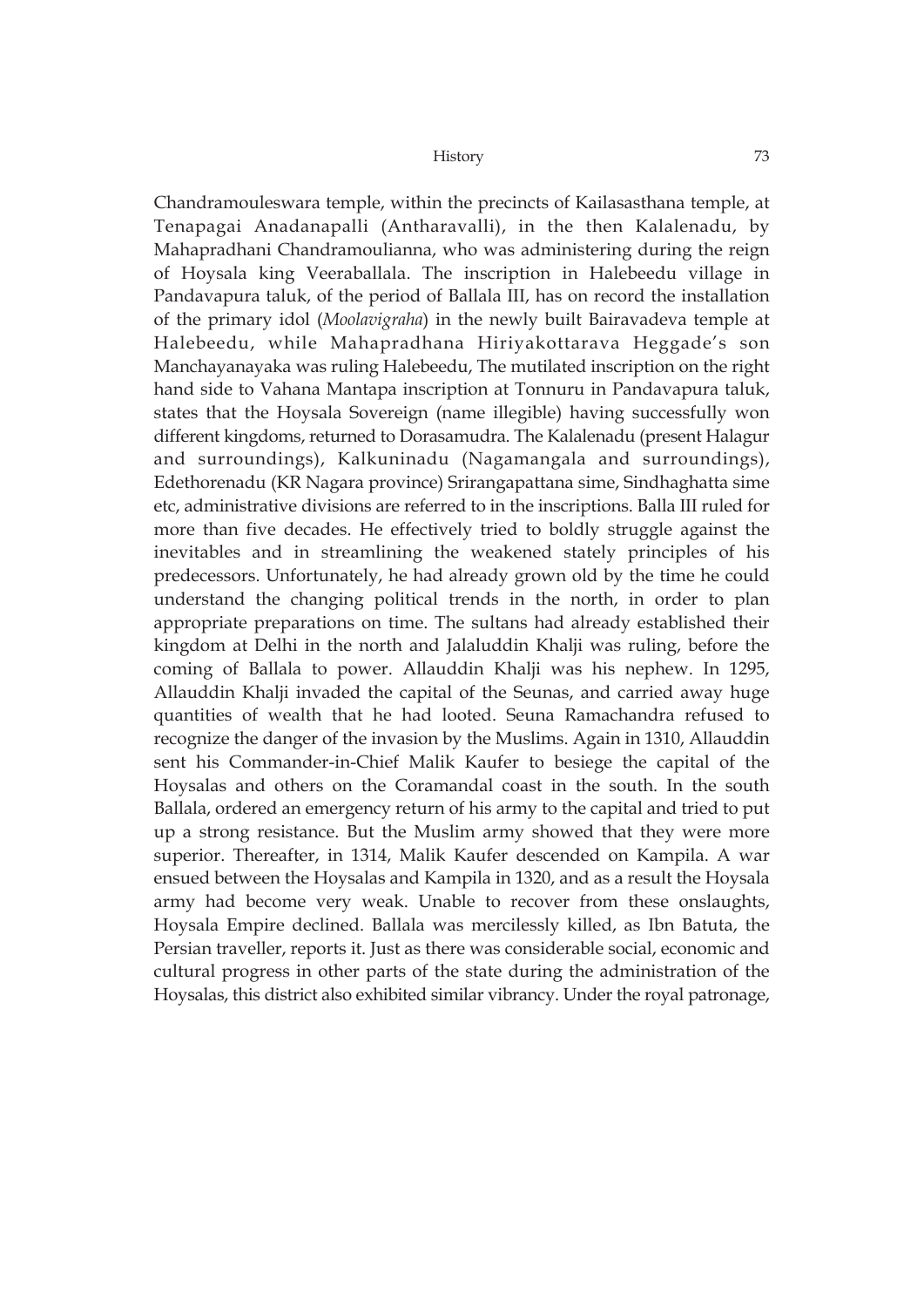Chandramouleswara temple, within the precincts of Kailasasthana temple, at Tenapagai Anadanapalli (Antharavalli), in the then Kalalenadu, by Mahapradhani Chandramoulianna, who was administering during the reign of Hoysala king Veeraballala. The inscription in Halebeedu village in Pandavapura taluk, of the period of Ballala III, has on record the installation of the primary idol (*Moolavigraha*) in the newly built Bairavadeva temple at Halebeedu, while Mahapradhana Hiriyakottarava Heggade's son Manchayanayaka was ruling Halebeedu, The mutilated inscription on the right hand side to Vahana Mantapa inscription at Tonnuru in Pandavapura taluk, states that the Hoysala Sovereign (name illegible) having successfully won different kingdoms, returned to Dorasamudra. The Kalalenadu (present Halagur and surroundings), Kalkuninadu (Nagamangala and surroundings), Edethorenadu (KR Nagara province) Srirangapattana sime, Sindhaghatta sime etc, administrative divisions are referred to in the inscriptions. Balla III ruled for more than five decades. He effectively tried to boldly struggle against the inevitables and in streamlining the weakened stately principles of his predecessors. Unfortunately, he had already grown old by the time he could understand the changing political trends in the north, in order to plan appropriate preparations on time. The sultans had already established their kingdom at Delhi in the north and Jalaluddin Khalji was ruling, before the coming of Ballala to power. Allauddin Khalji was his nephew. In 1295, Allauddin Khalji invaded the capital of the Seunas, and carried away huge quantities of wealth that he had looted. Seuna Ramachandra refused to recognize the danger of the invasion by the Muslims. Again in 1310, Allauddin sent his Commander-in-Chief Malik Kaufer to besiege the capital of the Hoysalas and others on the Coramandal coast in the south. In the south Ballala, ordered an emergency return of his army to the capital and tried to put up a strong resistance. But the Muslim army showed that they were more superior. Thereafter, in 1314, Malik Kaufer descended on Kampila. A war ensued between the Hoysalas and Kampila in 1320, and as a result the Hoysala army had become very weak. Unable to recover from these onslaughts, Hoysala Empire declined. Ballala was mercilessly killed, as Ibn Batuta, the Persian traveller, reports it. Just as there was considerable social, economic and cultural progress in other parts of the state during the administration of the Hoysalas, this district also exhibited similar vibrancy. Under the royal patronage,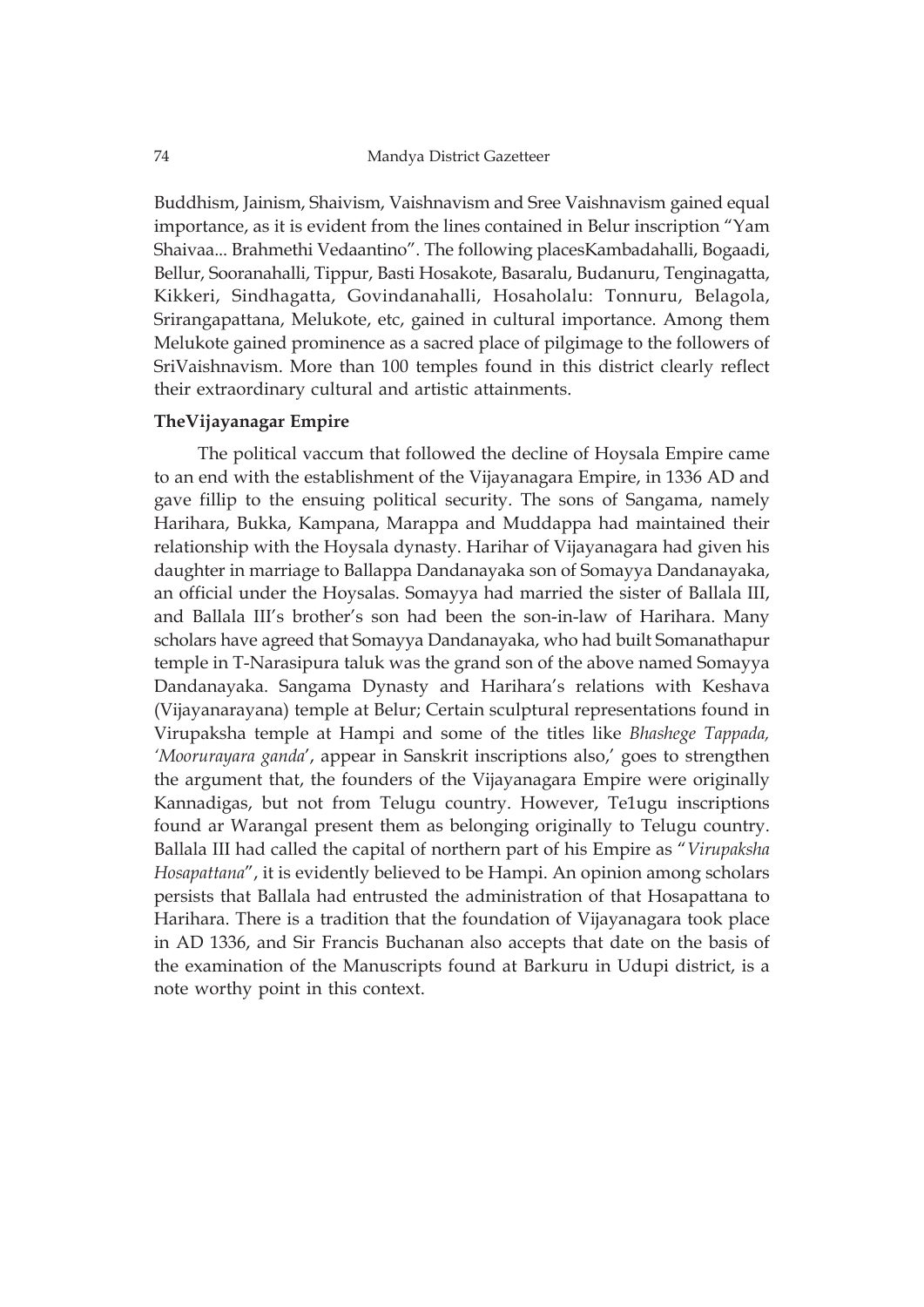Buddhism, Jainism, Shaivism, Vaishnavism and Sree Vaishnavism gained equal importance, as it is evident from the lines contained in Belur inscription "Yam Shaivaa... Brahmethi Vedaantino". The following placesKambadahalli, Bogaadi, Bellur, Sooranahalli, Tippur, Basti Hosakote, Basaralu, Budanuru, Tenginagatta, Kikkeri, Sindhagatta, Govindanahalli, Hosaholalu: Tonnuru, Belagola, Srirangapattana, Melukote, etc, gained in cultural importance. Among them Melukote gained prominence as a sacred place of pilgimage to the followers of SriVaishnavism. More than 100 temples found in this district clearly reflect their extraordinary cultural and artistic attainments.

**TheVijayanagar Empire**

The political vaccum that followed the decline of Hoysala Empire came to an end with the establishment of the Vijayanagara Empire, in 1336 AD and gave fillip to the ensuing political security. The sons of Sangama, namely Harihara, Bukka, Kampana, Marappa and Muddappa had maintained their relationship with the Hoysala dynasty. Harihar of Vijayanagara had given his daughter in marriage to Ballappa Dandanayaka son of Somayya Dandanayaka, an official under the Hoysalas. Somayya had married the sister of Ballala III, and Ballala III's brother's son had been the son-in-law of Harihara. Many scholars have agreed that Somayya Dandanayaka, who had built Somanathapur temple in T-Narasipura taluk was the grand son of the above named Somayya Dandanayaka. Sangama Dynasty and Harihara's relations with Keshava (Vijayanarayana) temple at Belur; Certain sculptural representations found in Virupaksha temple at Hampi and some of the titles like *Bhashege Tappada, 'Moorurayara ganda*', appear in Sanskrit inscriptions also,' goes to strengthen the argument that, the founders of the Vijayanagara Empire were originally Kannadigas, but not from Telugu country. However, Te1ugu inscriptions found ar Warangal present them as belonging originally to Telugu country. Ballala III had called the capital of northern part of his Empire as "*Virupaksha Hosapattana*", it is evidently believed to be Hampi. An opinion among scholars persists that Ballala had entrusted the administration of that Hosapattana to Harihara. There is a tradition that the foundation of Vijayanagara took place in AD 1336, and Sir Francis Buchanan also accepts that date on the basis of the examination of the Manuscripts found at Barkuru in Udupi district, is a note worthy point in this context.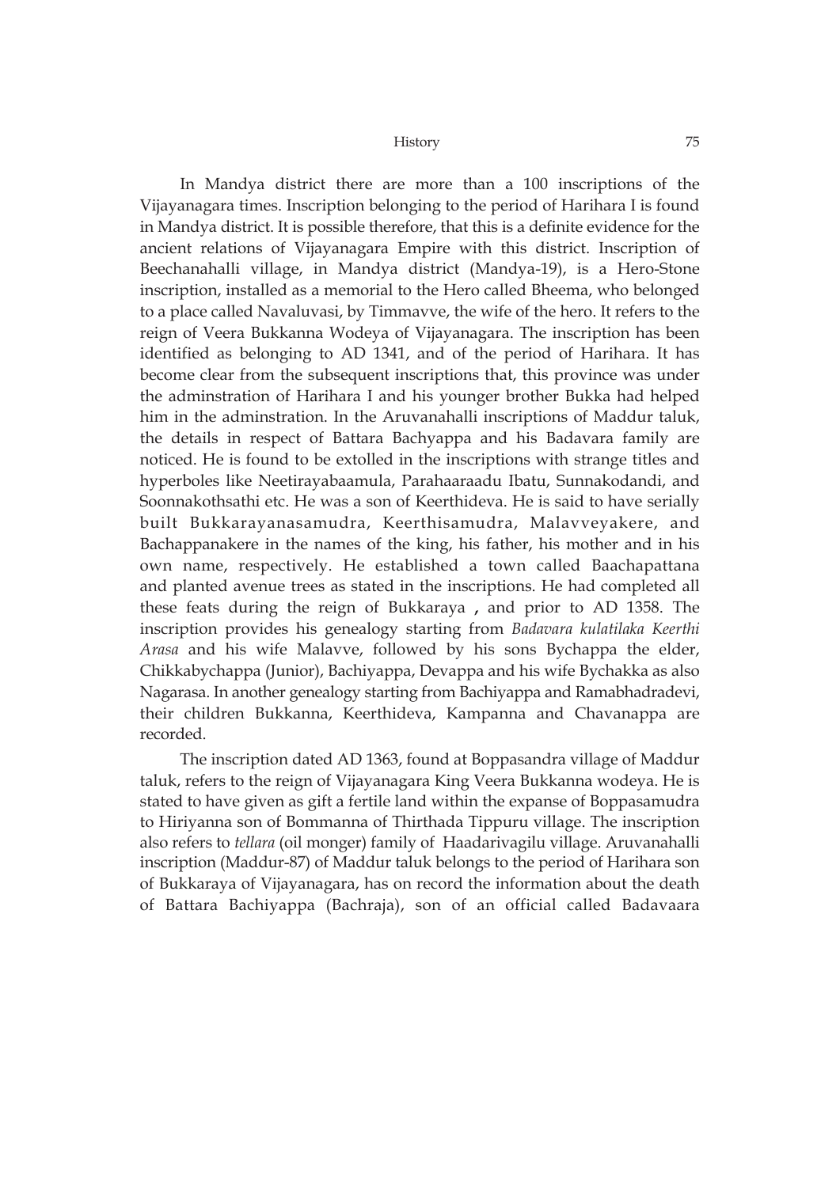In Mandya district there are more than a 100 inscriptions of the Vijayanagara times. Inscription belonging to the period of Harihara I is found in Mandya district. It is possible therefore, that this is a definite evidence for the ancient relations of Vijayanagara Empire with this district. Inscription of Beechanahalli village, in Mandya district (Mandya-19), is a Hero-Stone inscription, installed as a memorial to the Hero called Bheema, who belonged to a place called Navaluvasi, by Timmavve, the wife of the hero. It refers to the reign of Veera Bukkanna Wodeya of Vijayanagara. The inscription has been identified as belonging to AD 1341, and of the period of Harihara. It has become clear from the subsequent inscriptions that, this province was under the adminstration of Harihara I and his younger brother Bukka had helped him in the adminstration. In the Aruvanahalli inscriptions of Maddur taluk, the details in respect of Battara Bachyappa and his Badavara family are noticed. He is found to be extolled in the inscriptions with strange titles and hyperboles like Neetirayabaamula, Parahaaraadu Ibatu, Sunnakodandi, and Soonnakothsathi etc. He was a son of Keerthideva. He is said to have serially built Bukkarayanasamudra, Keerthisamudra, Malavveyakere, and Bachappanakere in the names of the king, his father, his mother and in his own name, respectively. He established a town called Baachapattana and planted avenue trees as stated in the inscriptions. He had completed all these feats during the reign of Bukkaraya , and prior to AD 1358. The inscription provides his genealogy starting from *Badavara kulatilaka Keerthi Arasa* and his wife Malavve, followed by his sons Bychappa the elder, Chikkabychappa (Junior), Bachiyappa, Devappa and his wife Bychakka as also Nagarasa. In another genealogy starting from Bachiyappa and Ramabhadradevi, their children Bukkanna, Keerthideva, Kampanna and Chavanappa are recorded.

The inscription dated AD 1363, found at Boppasandra village of Maddur taluk, refers to the reign of Vijayanagara King Veera Bukkanna wodeya. He is stated to have given as gift a fertile land within the expanse of Boppasamudra to Hiriyanna son of Bommanna of Thirthada Tippuru village. The inscription also refers to *tellara* (oil monger) family of Haadarivagilu village. Aruvanahalli inscription (Maddur-87) of Maddur taluk belongs to the period of Harihara son of Bukkaraya of Vijayanagara, has on record the information about the death of Battara Bachiyappa (Bachraja), son of an official called Badavaara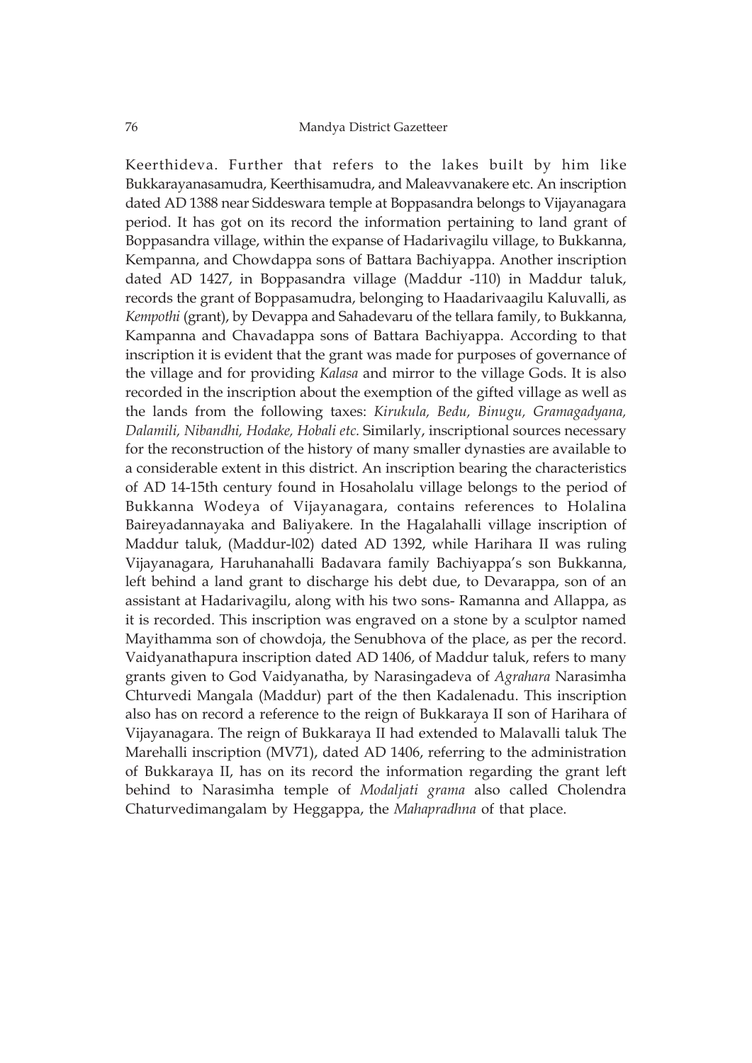Keerthideva. Further that refers to the lakes built by him like Bukkarayanasamudra, Keerthisamudra, and Maleavvanakere etc. An inscription dated AD 1388 near Siddeswara temple at Boppasandra belongs to Vijayanagara period. It has got on its record the information pertaining to land grant of Boppasandra village, within the expanse of Hadarivagilu village, to Bukkanna, Kempanna, and Chowdappa sons of Battara Bachiyappa. Another inscription dated AD 1427, in Boppasandra village (Maddur -110) in Maddur taluk, records the grant of Boppasamudra, belonging to Haadarivaagilu Kaluvalli, as *Kempothi* (grant), by Devappa and Sahadevaru of the tellara family, to Bukkanna, Kampanna and Chavadappa sons of Battara Bachiyappa. According to that inscription it is evident that the grant was made for purposes of governance of the village and for providing *Kalasa* and mirror to the village Gods. It is also recorded in the inscription about the exemption of the gifted village as well as the lands from the following taxes: *Kirukula, Bedu, Binugu, Gramagadyana, Dalamili, Nibandhi, Hodake, Hobali etc*. Similarly, inscriptional sources necessary for the reconstruction of the history of many smaller dynasties are available to a considerable extent in this district. An inscription bearing the characteristics of AD 14-15th century found in Hosaholalu village belongs to the period of Bukkanna Wodeya of Vijayanagara, contains references to Holalina Baireyadannayaka and Baliyakere. In the Hagalahalli village inscription of Maddur taluk, (Maddur-l02) dated AD 1392, while Harihara II was ruling Vijayanagara, Haruhanahalli Badavara family Bachiyappa's son Bukkanna, left behind a land grant to discharge his debt due, to Devarappa, son of an assistant at Hadarivagilu, along with his two sons- Ramanna and Allappa, as it is recorded. This inscription was engraved on a stone by a sculptor named Mayithamma son of chowdoja, the Senubhova of the place, as per the record. Vaidyanathapura inscription dated AD 1406, of Maddur taluk, refers to many grants given to God Vaidyanatha, by Narasingadeva of *Agrahara* Narasimha Chturvedi Mangala (Maddur) part of the then Kadalenadu. This inscription also has on record a reference to the reign of Bukkaraya II son of Harihara of Vijayanagara. The reign of Bukkaraya II had extended to Malavalli taluk The Marehalli inscription (MV71), dated AD 1406, referring to the administration of Bukkaraya II, has on its record the information regarding the grant left behind to Narasimha temple of *Modaljati grama* also called Cholendra Chaturvedimangalam by Heggappa, the *Mahapradhna* of that place.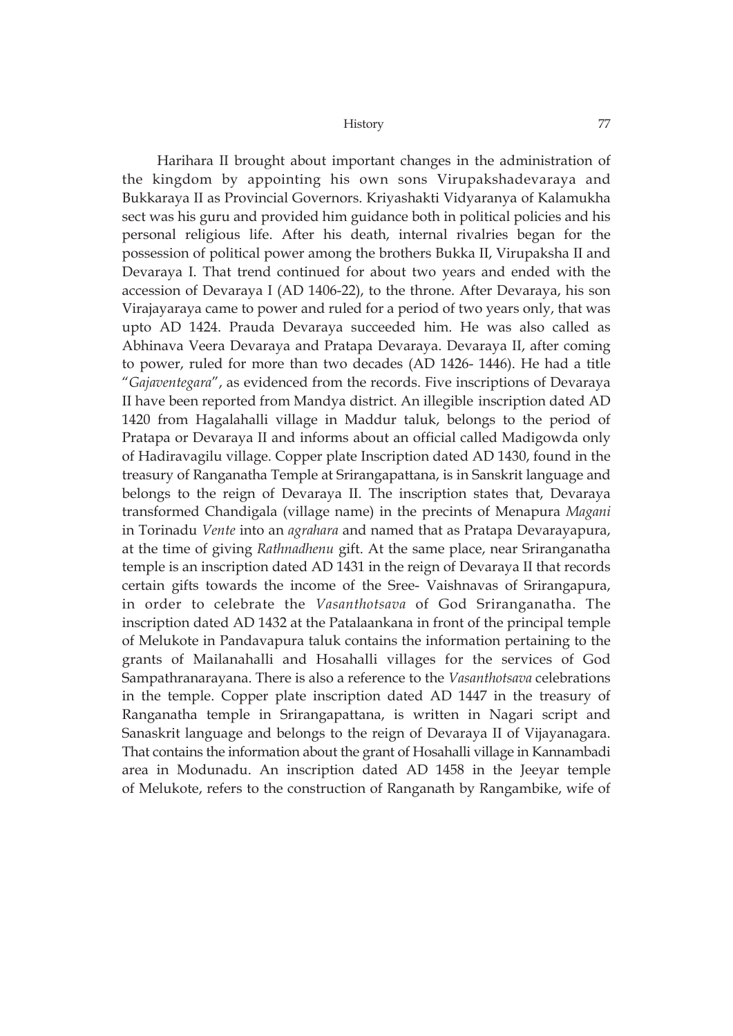Harihara II brought about important changes in the administration of the kingdom by appointing his own sons Virupakshadevaraya and Bukkaraya II as Provincial Governors. Kriyashakti Vidyaranya of Kalamukha sect was his guru and provided him guidance both in political policies and his personal religious life. After his death, internal rivalries began for the possession of political power among the brothers Bukka II, Virupaksha II and Devaraya I. That trend continued for about two years and ended with the accession of Devaraya I (AD 1406-22), to the throne. After Devaraya, his son Virajayaraya came to power and ruled for a period of two years only, that was upto AD 1424. Prauda Devaraya succeeded him. He was also called as Abhinava Veera Devaraya and Pratapa Devaraya. Devaraya II, after coming to power, ruled for more than two decades (AD 1426- 1446). He had a title "*Gajaventegara*", as evidenced from the records. Five inscriptions of Devaraya II have been reported from Mandya district. An illegible inscription dated AD 1420 from Hagalahalli village in Maddur taluk, belongs to the period of Pratapa or Devaraya II and informs about an official called Madigowda only of Hadiravagilu village. Copper plate Inscription dated AD 1430, found in the treasury of Ranganatha Temple at Srirangapattana, is in Sanskrit language and belongs to the reign of Devaraya II. The inscription states that, Devaraya transformed Chandigala (village name) in the precints of Menapura *Magani* in Torinadu *Vente* into an *agrahara* and named that as Pratapa Devarayapura, at the time of giving *Rathnadhenu* gift. At the same place, near Sriranganatha temple is an inscription dated AD 1431 in the reign of Devaraya II that records certain gifts towards the income of the Sree- Vaishnavas of Srirangapura, in order to celebrate the *Vasanthotsava* of God Sriranganatha. The inscription dated AD 1432 at the Patalaankana in front of the principal temple of Melukote in Pandavapura taluk contains the information pertaining to the grants of Mailanahalli and Hosahalli villages for the services of God Sampathranarayana. There is also a reference to the *Vasanthotsava* celebrations in the temple. Copper plate inscription dated AD 1447 in the treasury of Ranganatha temple in Srirangapattana, is written in Nagari script and Sanaskrit language and belongs to the reign of Devaraya II of Vijayanagara. That contains the information about the grant of Hosahalli village in Kannambadi area in Modunadu. An inscription dated AD 1458 in the Jeeyar temple of Melukote, refers to the construction of Ranganath by Rangambike, wife of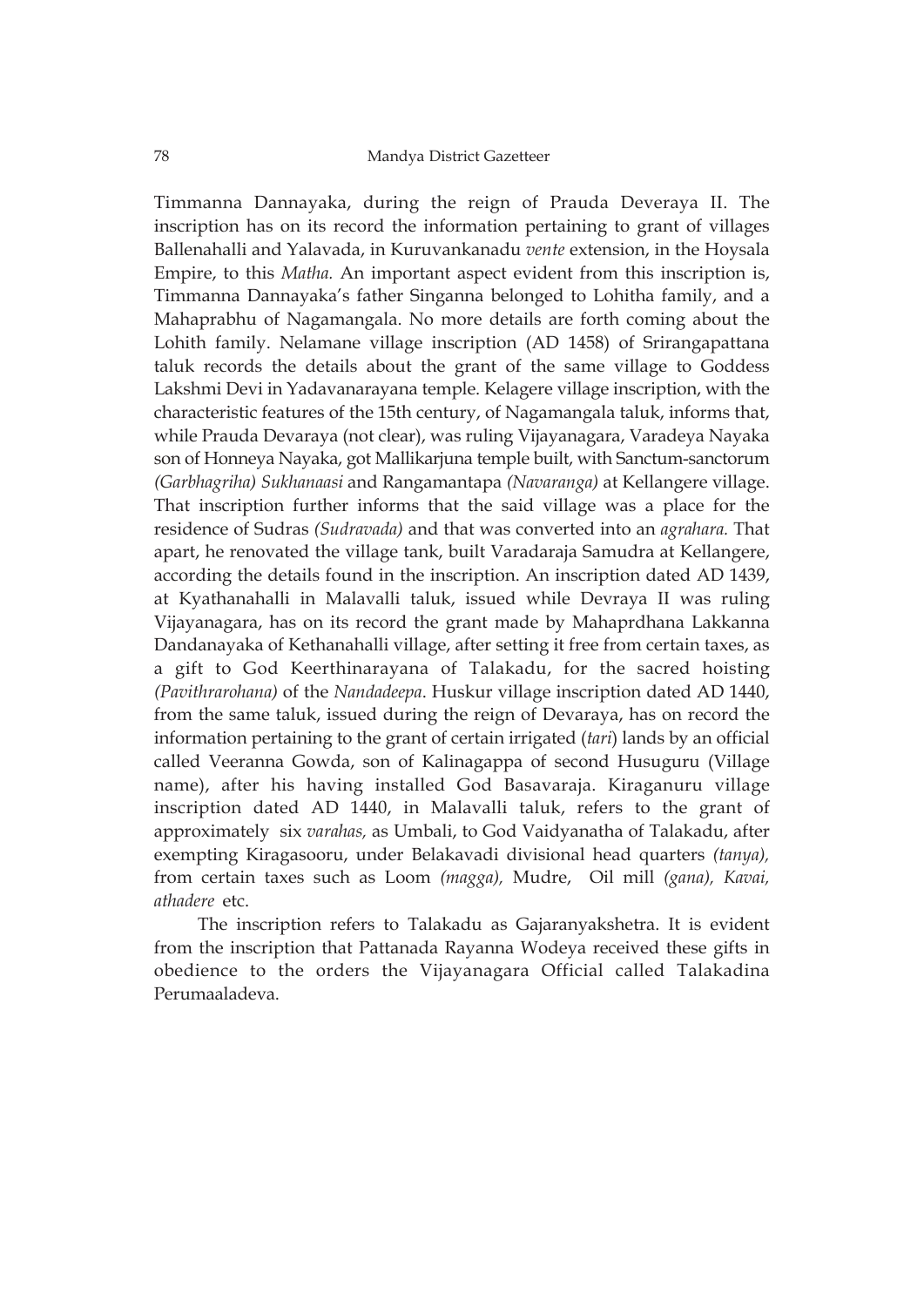Timmanna Dannayaka, during the reign of Prauda Deveraya II. The inscription has on its record the information pertaining to grant of villages Ballenahalli and Yalavada, in Kuruvankanadu *vente* extension, in the Hoysala Empire, to this *Matha.* An important aspect evident from this inscription is, Timmanna Dannayaka's father Singanna belonged to Lohitha family, and a Mahaprabhu of Nagamangala. No more details are forth coming about the Lohith family. Nelamane village inscription (AD 1458) of Srirangapattana taluk records the details about the grant of the same village to Goddess Lakshmi Devi in Yadavanarayana temple. Kelagere village inscription, with the characteristic features of the 15th century, of Nagamangala taluk, informs that, while Prauda Devaraya (not clear), was ruling Vijayanagara, Varadeya Nayaka son of Honneya Nayaka, got Mallikarjuna temple built, with Sanctum-sanctorum *(Garbhagriha) Sukhanaasi* and Rangamantapa *(Navaranga)* at Kellangere village. That inscription further informs that the said village was a place for the residence of Sudras *(Sudravada)* and that was converted into an *agrahara.* That apart, he renovated the village tank, built Varadaraja Samudra at Kellangere, according the details found in the inscription. An inscription dated AD 1439, at Kyathanahalli in Malavalli taluk, issued while Devraya II was ruling Vijayanagara, has on its record the grant made by Mahaprdhana Lakkanna Dandanayaka of Kethanahalli village, after setting it free from certain taxes, as a gift to God Keerthinarayana of Talakadu, for the sacred hoisting *(Pavithrarohana)* of the *Nandadeepa*. Huskur village inscription dated AD 1440, from the same taluk, issued during the reign of Devaraya, has on record the information pertaining to the grant of certain irrigated (*tari*) lands by an official called Veeranna Gowda, son of Kalinagappa of second Husuguru (Village name), after his having installed God Basavaraja. Kiraganuru village inscription dated AD 1440, in Malavalli taluk, refers to the grant of approximately six *varahas,* as Umbali, to God Vaidyanatha of Talakadu, after exempting Kiragasooru, under Belakavadi divisional head quarters *(tanya),* from certain taxes such as Loom *(magga),* Mudre, Oil mill *(gana), Kavai, athadere* etc.

The inscription refers to Talakadu as Gajaranyakshetra. It is evident from the inscription that Pattanada Rayanna Wodeya received these gifts in obedience to the orders the Vijayanagara Official called Talakadina Perumaaladeva.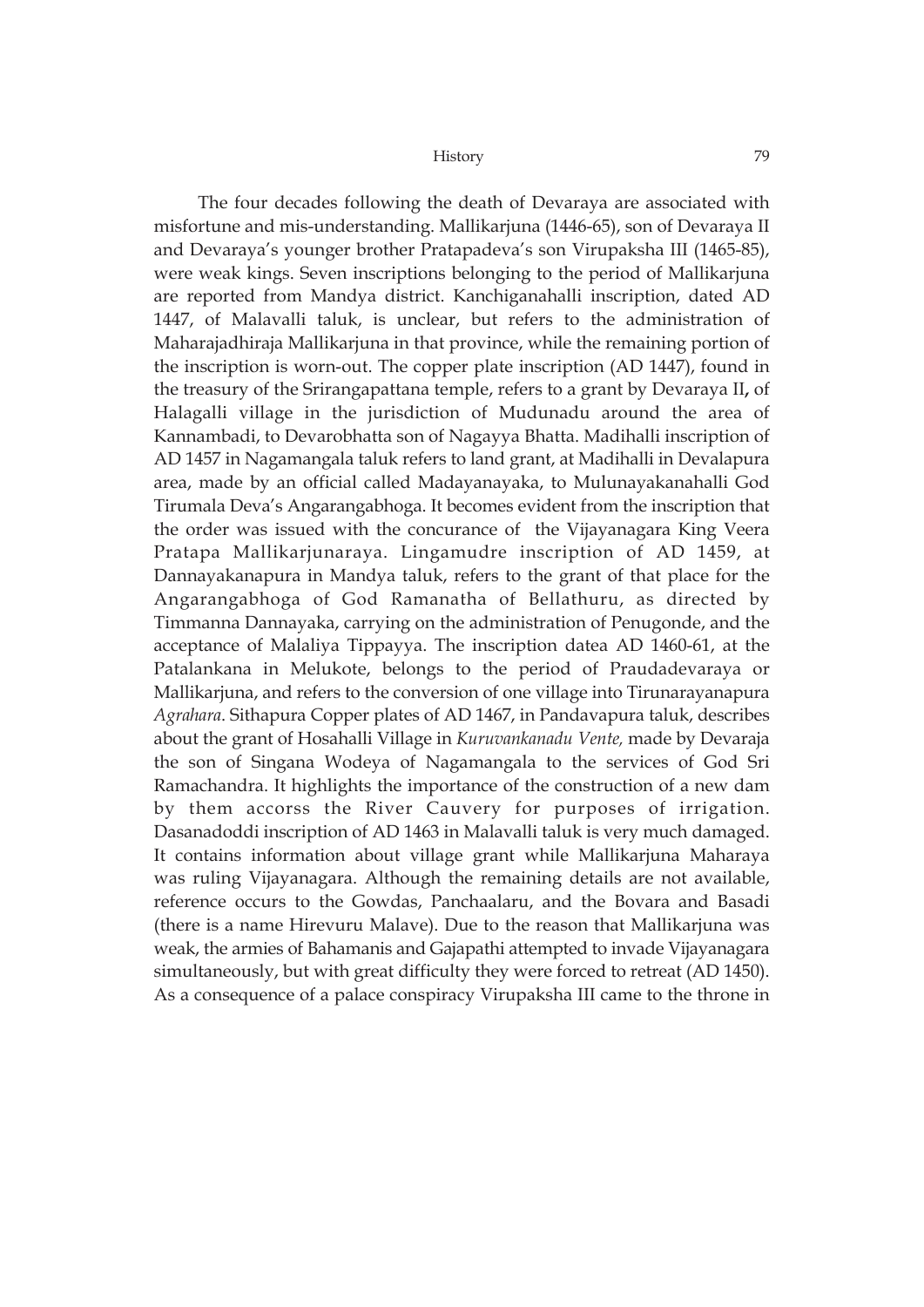The four decades following the death of Devaraya are associated with misfortune and mis-understanding. Mallikarjuna (1446-65), son of Devaraya II and Devaraya's younger brother Pratapadeva's son Virupaksha III (1465-85), were weak kings. Seven inscriptions belonging to the period of Mallikarjuna are reported from Mandya district. Kanchiganahalli inscription, dated AD 1447, of Malavalli taluk, is unclear, but refers to the administration of Maharajadhiraja Mallikarjuna in that province, while the remaining portion of the inscription is worn-out. The copper plate inscription (AD 1447), found in the treasury of the Srirangapattana temple, refers to a grant by Devaraya II**,** of Halagalli village in the jurisdiction of Mudunadu around the area of Kannambadi, to Devarobhatta son of Nagayya Bhatta. Madihalli inscription of AD 1457 in Nagamangala taluk refers to land grant, at Madihalli in Devalapura area, made by an official called Madayanayaka, to Mulunayakanahalli God Tirumala Deva's Angarangabhoga. It becomes evident from the inscription that the order was issued with the concurance of the Vijayanagara King Veera Pratapa Mallikarjunaraya. Lingamudre inscription of AD 1459, at Dannayakanapura in Mandya taluk, refers to the grant of that place for the Angarangabhoga of God Ramanatha of Bellathuru, as directed by Timmanna Dannayaka, carrying on the administration of Penugonde, and the acceptance of Malaliya Tippayya. The inscription datea AD 1460-61, at the Patalankana in Melukote, belongs to the period of Praudadevaraya or Mallikarjuna, and refers to the conversion of one village into Tirunarayanapura *Agrahara*. Sithapura Copper plates of AD 1467, in Pandavapura taluk, describes about the grant of Hosahalli Village in *Kuruvankanadu Vente,* made by Devaraja the son of Singana Wodeya of Nagamangala to the services of God Sri Ramachandra. It highlights the importance of the construction of a new dam by them accorss the River Cauvery for purposes of irrigation. Dasanadoddi inscription of AD 1463 in Malavalli taluk is very much damaged. It contains information about village grant while Mallikarjuna Maharaya was ruling Vijayanagara. Although the remaining details are not available, reference occurs to the Gowdas, Panchaalaru, and the Bovara and Basadi (there is a name Hirevuru Malave). Due to the reason that Mallikarjuna was weak, the armies of Bahamanis and Gajapathi attempted to invade Vijayanagara simultaneously, but with great difficulty they were forced to retreat (AD 1450). As a consequence of a palace conspiracy Virupaksha III came to the throne in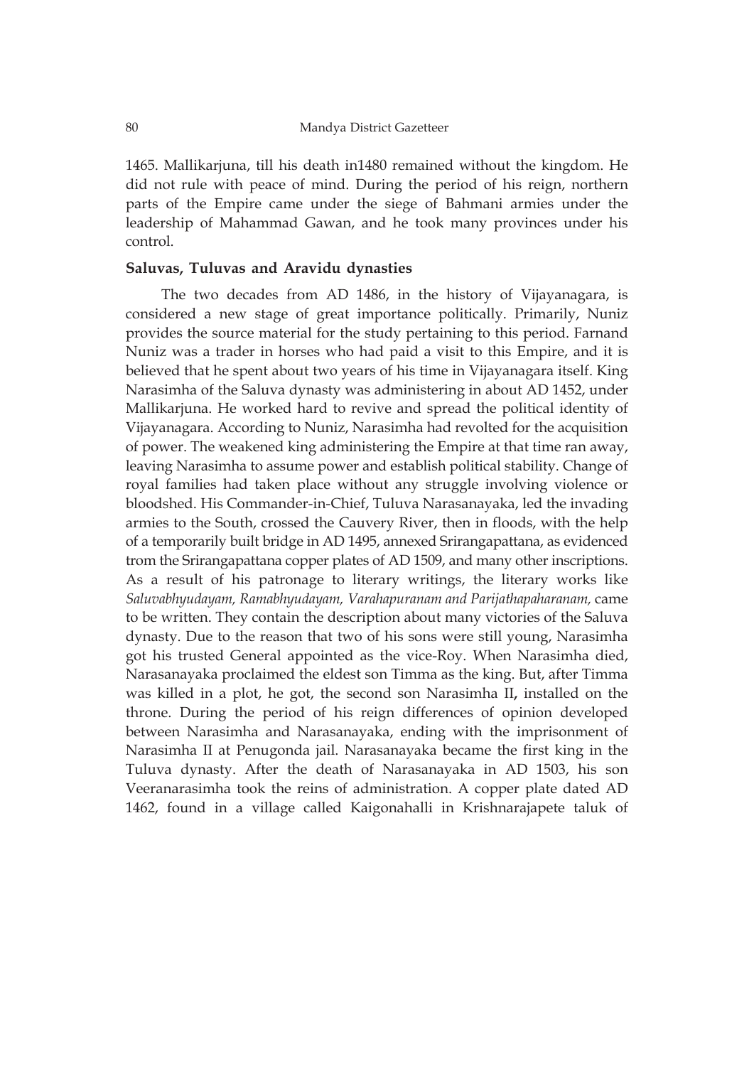1465. Mallikarjuna, till his death in1480 remained without the kingdom. He did not rule with peace of mind. During the period of his reign, northern parts of the Empire came under the siege of Bahmani armies under the leadership of Mahammad Gawan, and he took many provinces under his control.

**Saluvas, Tuluvas and Aravidu dynasties**

The two decades from AD 1486, in the history of Vijayanagara, is considered a new stage of great importance politically. Primarily, Nuniz provides the source material for the study pertaining to this period. Farnand Nuniz was a trader in horses who had paid a visit to this Empire, and it is believed that he spent about two years of his time in Vijayanagara itself. King Narasimha of the Saluva dynasty was administering in about AD 1452, under Mallikarjuna. He worked hard to revive and spread the political identity of Vijayanagara. According to Nuniz, Narasimha had revolted for the acquisition of power. The weakened king administering the Empire at that time ran away, leaving Narasimha to assume power and establish political stability. Change of royal families had taken place without any struggle involving violence or bloodshed. His Commander-in-Chief, Tuluva Narasanayaka, led the invading armies to the South, crossed the Cauvery River, then in floods, with the help of a temporarily built bridge in AD 1495, annexed Srirangapattana, as evidenced trom the Srirangapattana copper plates of AD 1509, and many other inscriptions. As a result of his patronage to literary writings, the literary works like *Saluvabhyudayam, Ramabhyudayam, Varahapuranam and Parijathapaharanam,* came to be written. They contain the description about many victories of the Saluva dynasty. Due to the reason that two of his sons were still young, Narasimha got his trusted General appointed as the vice-Roy. When Narasimha died, Narasanayaka proclaimed the eldest son Timma as the king. But, after Timma was killed in a plot, he got, the second son Narasimha II**,** installed on the throne. During the period of his reign differences of opinion developed between Narasimha and Narasanayaka, ending with the imprisonment of Narasimha II at Penugonda jail. Narasanayaka became the first king in the Tuluva dynasty. After the death of Narasanayaka in AD 1503, his son Veeranarasimha took the reins of administration. A copper plate dated AD 1462, found in a village called Kaigonahalli in Krishnarajapete taluk of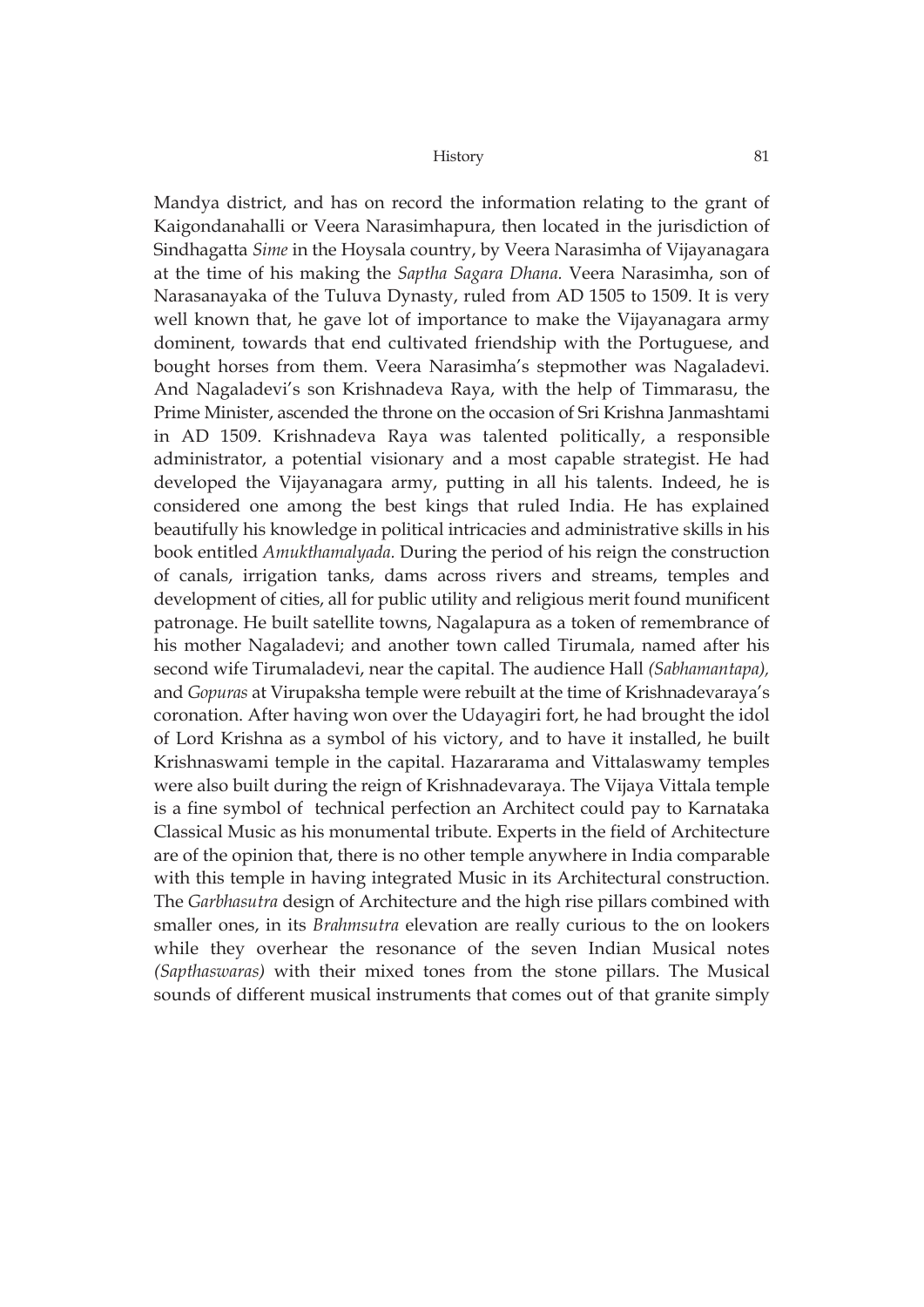Mandya district, and has on record the information relating to the grant of Kaigondanahalli or Veera Narasimhapura, then located in the jurisdiction of Sindhagatta *Sime* in the Hoysala country, by Veera Narasimha of Vijayanagara at the time of his making the *Saptha Sagara Dhana.* Veera Narasimha, son of Narasanayaka of the Tuluva Dynasty, ruled from AD 1505 to 1509. It is very well known that, he gave lot of importance to make the Vijayanagara army dominent, towards that end cultivated friendship with the Portuguese, and bought horses from them. Veera Narasimha's stepmother was Nagaladevi. And Nagaladevi's son Krishnadeva Raya, with the help of Timmarasu, the Prime Minister, ascended the throne on the occasion of Sri Krishna Janmashtami in AD 1509. Krishnadeva Raya was talented politically, a responsible administrator, a potential visionary and a most capable strategist. He had developed the Vijayanagara army, putting in all his talents. Indeed, he is considered one among the best kings that ruled India. He has explained beautifully his knowledge in political intricacies and administrative skills in his book entitled *Amukthamalyada.* During the period of his reign the construction of canals, irrigation tanks, dams across rivers and streams, temples and development of cities, all for public utility and religious merit found munificent patronage. He built satellite towns, Nagalapura as a token of remembrance of his mother Nagaladevi; and another town called Tirumala, named after his second wife Tirumaladevi, near the capital. The audience Hall *(Sabhamantapa),* and *Gopuras* at Virupaksha temple were rebuilt at the time of Krishnadevaraya's coronation. After having won over the Udayagiri fort, he had brought the idol of Lord Krishna as a symbol of his victory, and to have it installed, he built Krishnaswami temple in the capital. Hazararama and Vittalaswamy temples were also built during the reign of Krishnadevaraya. The Vijaya Vittala temple is a fine symbol of technical perfection an Architect could pay to Karnataka Classical Music as his monumental tribute. Experts in the field of Architecture are of the opinion that, there is no other temple anywhere in India comparable with this temple in having integrated Music in its Architectural construction. The *Garbhasutra* design of Architecture and the high rise pillars combined with smaller ones, in its *Brahmsutra* elevation are really curious to the on lookers while they overhear the resonance of the seven Indian Musical notes *(Sapthaswaras)* with their mixed tones from the stone pillars. The Musical sounds of different musical instruments that comes out of that granite simply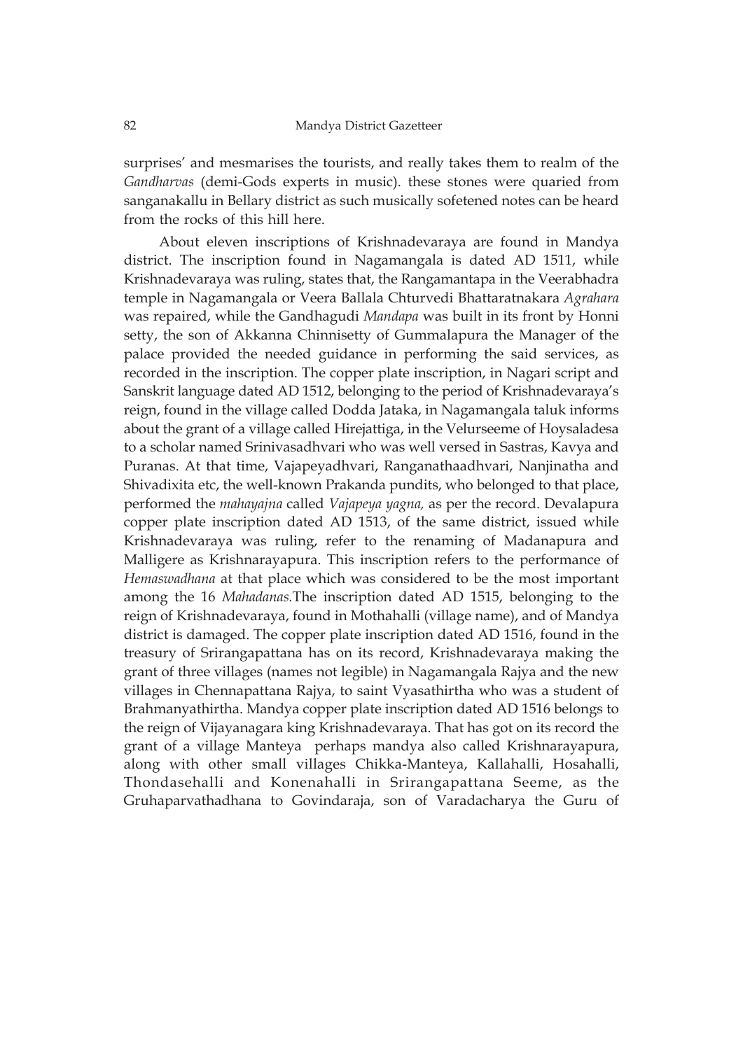surprises' and mesmarises the tourists, and really takes them to realm of the *Gandharvas* (demi-Gods experts in music). these stones were quaried from sanganakallu in Bellary district as such musically sofetened notes can be heard from the rocks of this hill here.

About eleven inscriptions of Krishnadevaraya are found in Mandya district. The inscription found in Nagamangala is dated AD 1511, while Krishnadevaraya was ruling, states that, the Rangamantapa in the Veerabhadra temple in Nagamangala or Veera Ballala Chturvedi Bhattaratnakara *Agrahara* was repaired, while the Gandhagudi *Mandapa* was built in its front by Honni setty, the son of Akkanna Chinnisetty of Gummalapura the Manager of the palace provided the needed guidance in performing the said services, as recorded in the inscription. The copper plate inscription, in Nagari script and Sanskrit language dated AD 1512, belonging to the period of Krishnadevaraya's reign, found in the village called Dodda Jataka, in Nagamangala taluk informs about the grant of a village called Hirejattiga, in the Velurseeme of Hoysaladesa to a scholar named Srinivasadhvari who was well versed in Sastras, Kavya and Puranas. At that time, Vajapeyadhvari, Ranganathaadhvari, Nanjinatha and Shivadixita etc, the well-known Prakanda pundits, who belonged to that place, performed the *mahayajna* called *Vajapeya yagna,* as per the record. Devalapura copper plate inscription dated AD 1513, of the same district, issued while Krishnadevaraya was ruling, refer to the renaming of Madanapura and Malligere as Krishnarayapura. This inscription refers to the performance of *Hemaswadhana* at that place which was considered to be the most important among the 16 *Mahadanas.*The inscription dated AD 1515, belonging to the reign of Krishnadevaraya, found in Mothahalli (village name), and of Mandya district is damaged. The copper plate inscription dated AD 1516, found in the treasury of Srirangapattana has on its record, Krishnadevaraya making the grant of three villages (names not legible) in Nagamangala Rajya and the new villages in Chennapattana Rajya, to saint Vyasathirtha who was a student of Brahmanyathirtha. Mandya copper plate inscription dated AD 1516 belongs to the reign of Vijayanagara king Krishnadevaraya. That has got on its record the grant of a village Manteya perhaps mandya also called Krishnarayapura, along with other small villages Chikka-Manteya, Kallahalli, Hosahalli, Thondasehalli and Konenahalli in Srirangapattana Seeme, as the Gruhaparvathadhana to Govindaraja, son of Varadacharya the Guru of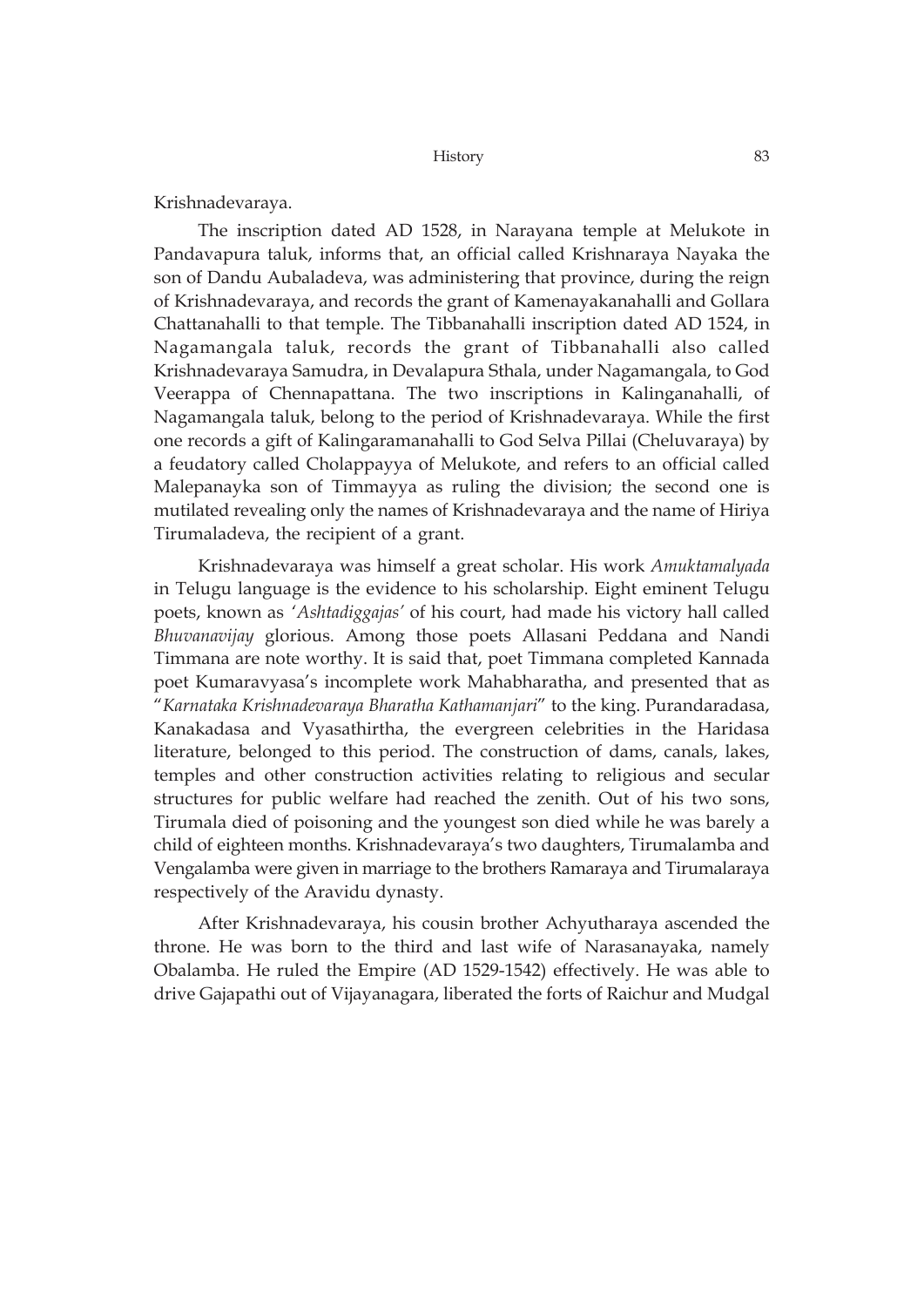Krishnadevaraya.

The inscription dated AD 1528, in Narayana temple at Melukote in Pandavapura taluk, informs that, an official called Krishnaraya Nayaka the son of Dandu Aubaladeva, was administering that province, during the reign of Krishnadevaraya, and records the grant of Kamenayakanahalli and Gollara Chattanahalli to that temple. The Tibbanahalli inscription dated AD 1524, in Nagamangala taluk, records the grant of Tibbanahalli also called Krishnadevaraya Samudra, in Devalapura Sthala, under Nagamangala, to God Veerappa of Chennapattana. The two inscriptions in Kalinganahalli, of Nagamangala taluk, belong to the period of Krishnadevaraya. While the first one records a gift of Kalingaramanahalli to God Selva Pillai (Cheluvaraya) by a feudatory called Cholappayya of Melukote, and refers to an official called Malepanayka son of Timmayya as ruling the division; the second one is mutilated revealing only the names of Krishnadevaraya and the name of Hiriya Tirumaladeva, the recipient of a grant.

Krishnadevaraya was himself a great scholar. His work *Amuktamalyada* in Telugu language is the evidence to his scholarship. Eight eminent Telugu poets, known as *'Ashtadiggajas'* of his court, had made his victory hall called *Bhuvanavijay* glorious. Among those poets Allasani Peddana and Nandi Timmana are note worthy. It is said that, poet Timmana completed Kannada poet Kumaravyasa's incomplete work Mahabharatha, and presented that as "*Karnataka Krishnadevaraya Bharatha Kathamanjari*" to the king. Purandaradasa, Kanakadasa and Vyasathirtha, the evergreen celebrities in the Haridasa literature, belonged to this period. The construction of dams, canals, lakes, temples and other construction activities relating to religious and secular structures for public welfare had reached the zenith. Out of his two sons, Tirumala died of poisoning and the youngest son died while he was barely a child of eighteen months. Krishnadevaraya's two daughters, Tirumalamba and Vengalamba were given in marriage to the brothers Ramaraya and Tirumalaraya respectively of the Aravidu dynasty.

After Krishnadevaraya, his cousin brother Achyutharaya ascended the throne. He was born to the third and last wife of Narasanayaka, namely Obalamba. He ruled the Empire (AD 1529-1542) effectively. He was able to drive Gajapathi out of Vijayanagara, liberated the forts of Raichur and Mudgal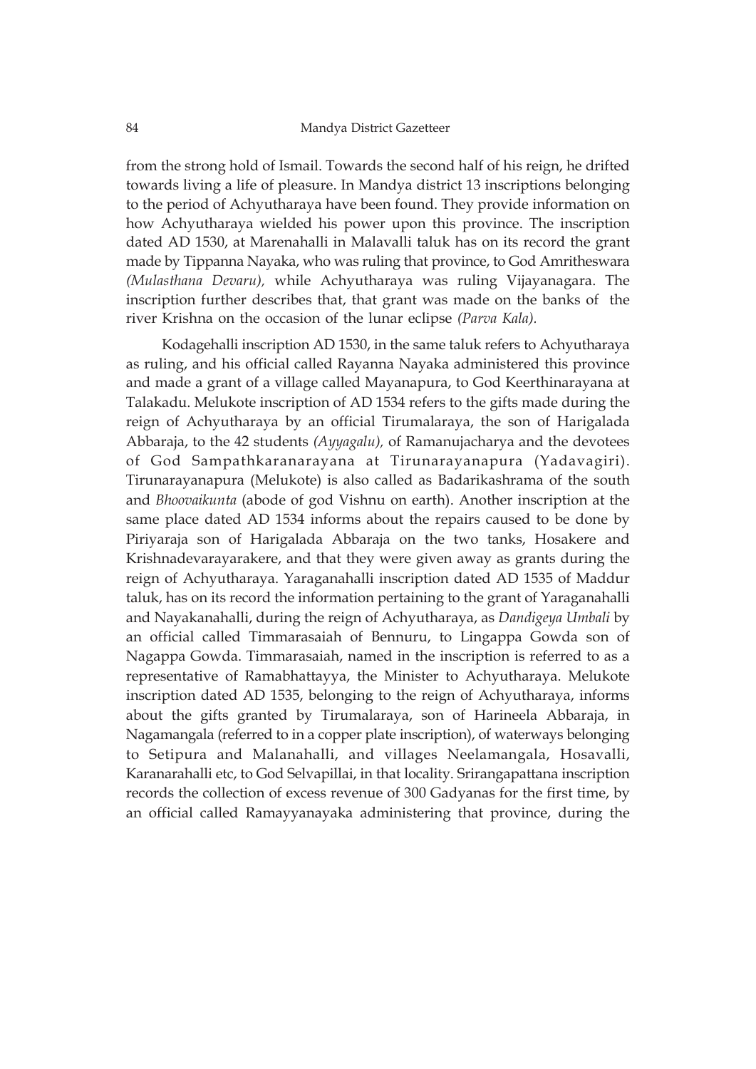from the strong hold of Ismail. Towards the second half of his reign, he drifted towards living a life of pleasure. In Mandya district 13 inscriptions belonging to the period of Achyutharaya have been found. They provide information on how Achyutharaya wielded his power upon this province. The inscription dated AD 1530, at Marenahalli in Malavalli taluk has on its record the grant made by Tippanna Nayaka, who was ruling that province, to God Amritheswara *(Mulasthana Devaru),* while Achyutharaya was ruling Vijayanagara. The inscription further describes that, that grant was made on the banks of the river Krishna on the occasion of the lunar eclipse *(Parva Kala).*

Kodagehalli inscription AD 1530, in the same taluk refers to Achyutharaya as ruling, and his official called Rayanna Nayaka administered this province and made a grant of a village called Mayanapura, to God Keerthinarayana at Talakadu. Melukote inscription of AD 1534 refers to the gifts made during the reign of Achyutharaya by an official Tirumalaraya, the son of Harigalada Abbaraja, to the 42 students *(Ayyagalu),* of Ramanujacharya and the devotees of God Sampathkaranarayana at Tirunarayanapura (Yadavagiri). Tirunarayanapura (Melukote) is also called as Badarikashrama of the south and *Bhoovaikunta* (abode of god Vishnu on earth). Another inscription at the same place dated AD 1534 informs about the repairs caused to be done by Piriyaraja son of Harigalada Abbaraja on the two tanks, Hosakere and Krishnadevarayarakere, and that they were given away as grants during the reign of Achyutharaya. Yaraganahalli inscription dated AD 1535 of Maddur taluk, has on its record the information pertaining to the grant of Yaraganahalli and Nayakanahalli, during the reign of Achyutharaya, as *Dandigeya Umbali* by an official called Timmarasaiah of Bennuru, to Lingappa Gowda son of Nagappa Gowda. Timmarasaiah, named in the inscription is referred to as a representative of Ramabhattayya, the Minister to Achyutharaya. Melukote inscription dated AD 1535, belonging to the reign of Achyutharaya, informs about the gifts granted by Tirumalaraya, son of Harineela Abbaraja, in Nagamangala (referred to in a copper plate inscription), of waterways belonging to Setipura and Malanahalli, and villages Neelamangala, Hosavalli, Karanarahalli etc, to God Selvapillai, in that locality. Srirangapattana inscription records the collection of excess revenue of 300 Gadyanas for the first time, by an official called Ramayyanayaka administering that province, during the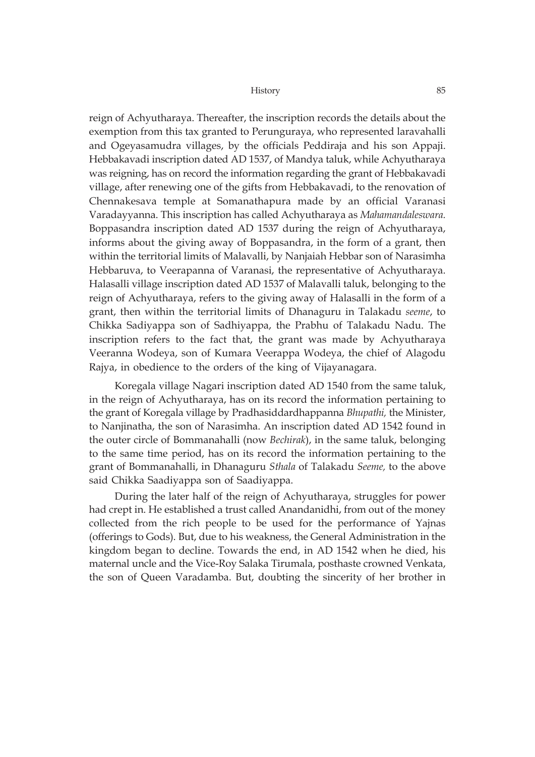reign of Achyutharaya. Thereafter, the inscription records the details about the exemption from this tax granted to Perunguraya, who represented laravahalli and Ogeyasamudra villages, by the officials Peddiraja and his son Appaji. Hebbakavadi inscription dated AD 1537, of Mandya taluk, while Achyutharaya was reigning, has on record the information regarding the grant of Hebbakavadi village, after renewing one of the gifts from Hebbakavadi, to the renovation of Chennakesava temple at Somanathapura made by an official Varanasi Varadayyanna. This inscription has called Achyutharaya as *Mahamandaleswara.* Boppasandra inscription dated AD 1537 during the reign of Achyutharaya, informs about the giving away of Boppasandra, in the form of a grant, then within the territorial limits of Malavalli, by Nanjaiah Hebbar son of Narasimha Hebbaruva, to Veerapanna of Varanasi, the representative of Achyutharaya. Halasalli village inscription dated AD 1537 of Malavalli taluk, belonging to the reign of Achyutharaya, refers to the giving away of Halasalli in the form of a grant, then within the territorial limits of Dhanaguru in Talakadu *seeme*, to Chikka Sadiyappa son of Sadhiyappa, the Prabhu of Talakadu Nadu. The inscription refers to the fact that, the grant was made by Achyutharaya Veeranna Wodeya, son of Kumara Veerappa Wodeya, the chief of Alagodu Rajya, in obedience to the orders of the king of Vijayanagara.

Koregala village Nagari inscription dated AD 1540 from the same taluk, in the reign of Achyutharaya, has on its record the information pertaining to the grant of Koregala village by Pradhasiddardhappanna *Bhupathi,* the Minister, to Nanjinatha, the son of Narasimha. An inscription dated AD 1542 found in the outer circle of Bommanahalli (now *Bechirak*), in the same taluk, belonging to the same time period, has on its record the information pertaining to the grant of Bommanahalli, in Dhanaguru *Sthala* of Talakadu *Seeme,* to the above said Chikka Saadiyappa son of Saadiyappa.

During the later half of the reign of Achyutharaya, struggles for power had crept in. He established a trust called Anandanidhi, from out of the money collected from the rich people to be used for the performance of Yajnas (offerings to Gods). But, due to his weakness, the General Administration in the kingdom began to decline. Towards the end, in AD 1542 when he died, his maternal uncle and the Vice-Roy Salaka Tirumala, posthaste crowned Venkata, the son of Queen Varadamba. But, doubting the sincerity of her brother in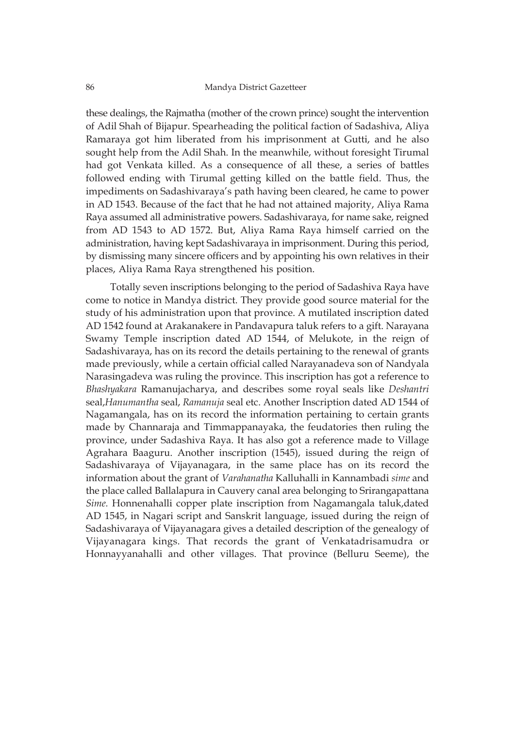these dealings, the Rajmatha (mother of the crown prince) sought the intervention of Adil Shah of Bijapur. Spearheading the political faction of Sadashiva, Aliya Ramaraya got him liberated from his imprisonment at Gutti, and he also sought help from the Adil Shah. In the meanwhile, without foresight Tirumal had got Venkata killed. As a consequence of all these, a series of battles followed ending with Tirumal getting killed on the battle field. Thus, the impediments on Sadashivaraya's path having been cleared, he came to power in AD 1543. Because of the fact that he had not attained majority, Aliya Rama Raya assumed all administrative powers. Sadashivaraya, for name sake, reigned from AD 1543 to AD 1572. But, Aliya Rama Raya himself carried on the administration, having kept Sadashivaraya in imprisonment. During this period, by dismissing many sincere officers and by appointing his own relatives in their places, Aliya Rama Raya strengthened his position.

Totally seven inscriptions belonging to the period of Sadashiva Raya have come to notice in Mandya district. They provide good source material for the study of his administration upon that province. A mutilated inscription dated AD 1542 found at Arakanakere in Pandavapura taluk refers to a gift. Narayana Swamy Temple inscription dated AD 1544, of Melukote, in the reign of Sadashivaraya, has on its record the details pertaining to the renewal of grants made previously, while a certain official called Narayanadeva son of Nandyala Narasingadeva was ruling the province. This inscription has got a reference to *Bhashyakara* Ramanujacharya, and describes some royal seals like *Deshantri* seal,*Hanumantha* seal, *Ramanuja* seal etc. Another Inscription dated AD 1544 of Nagamangala, has on its record the information pertaining to certain grants made by Channaraja and Timmappanayaka, the feudatories then ruling the province, under Sadashiva Raya. It has also got a reference made to Village Agrahara Baaguru. Another inscription (1545), issued during the reign of Sadashivaraya of Vijayanagara, in the same place has on its record the information about the grant of *Varahanatha* Kalluhalli in Kannambadi *sime* and the place called Ballalapura in Cauvery canal area belonging to Srirangapattana *Sime.* Honnenahalli copper plate inscription from Nagamangala taluk,dated AD 1545, in Nagari script and Sanskrit language, issued during the reign of Sadashivaraya of Vijayanagara gives a detailed description of the genealogy of Vijayanagara kings. That records the grant of Venkatadrisamudra or Honnayyanahalli and other villages. That province (Belluru Seeme), the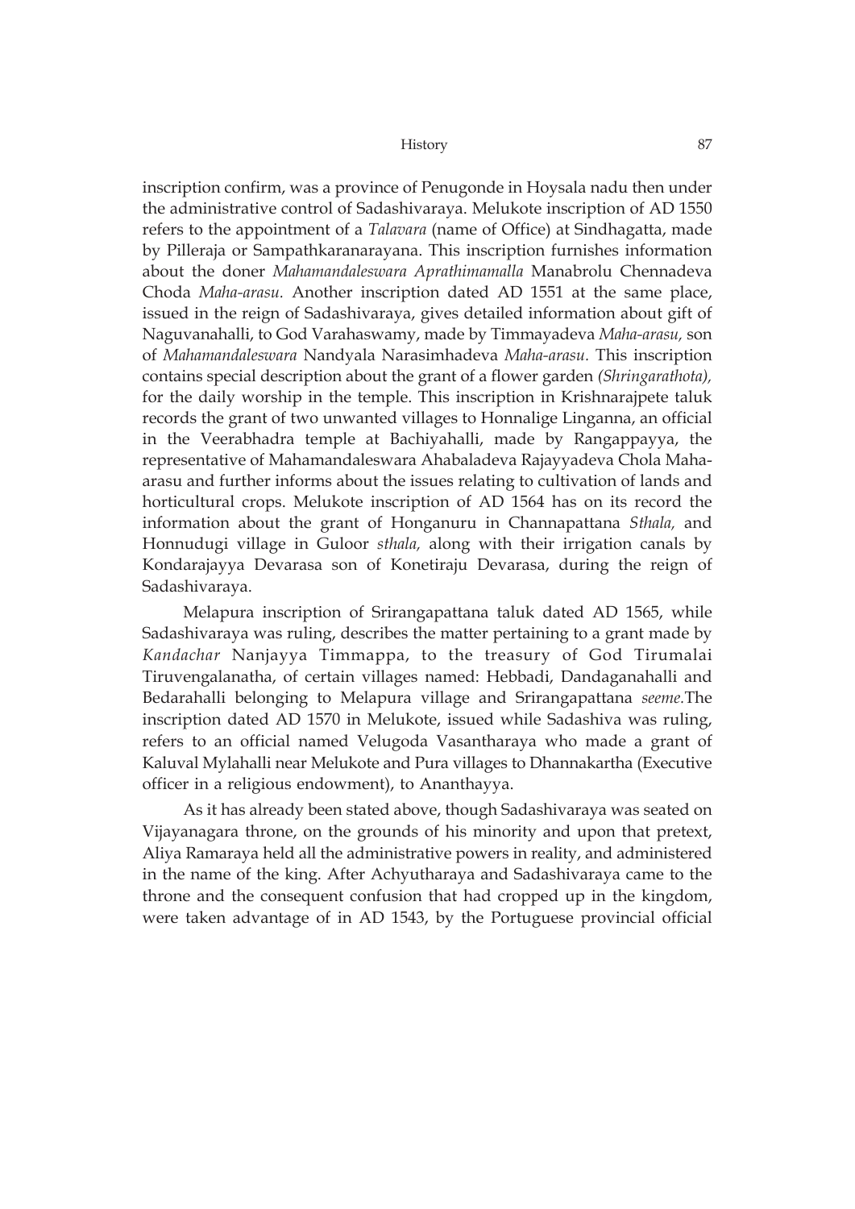inscription confirm, was a province of Penugonde in Hoysala nadu then under the administrative control of Sadashivaraya. Melukote inscription of AD 1550 refers to the appointment of a *Talavara* (name of Office) at Sindhagatta, made by Pilleraja or Sampathkaranarayana. This inscription furnishes information about the doner *Mahamandaleswara Aprathimamalla* Manabrolu Chennadeva Choda *Maha-arasu*. Another inscription dated AD 1551 at the same place, issued in the reign of Sadashivaraya, gives detailed information about gift of Naguvanahalli, to God Varahaswamy, made by Timmayadeva *Maha-arasu,* son of *Mahamandaleswara* Nandyala Narasimhadeva *Maha-arasu*. This inscription contains special description about the grant of a flower garden *(Shringarathota),* for the daily worship in the temple. This inscription in Krishnarajpete taluk records the grant of two unwanted villages to Honnalige Linganna, an official in the Veerabhadra temple at Bachiyahalli, made by Rangappayya, the representative of Mahamandaleswara Ahabaladeva Rajayyadeva Chola Maha-arasu and further informs about the issues relating to cultivation of lands and horticultural crops. Melukote inscription of AD 1564 has on its record the information about the grant of Honganuru in Channapattana *Sthala,* and Honnudugi village in Guloor *sthala,* along with their irrigation canals by Kondarajayya Devarasa son of Konetiraju Devarasa, during the reign of Sadashivaraya.

Melapura inscription of Srirangapattana taluk dated AD 1565, while Sadashivaraya was ruling, describes the matter pertaining to a grant made by *Kandachar* Nanjayya Timmappa, to the treasury of God Tirumalai Tiruvengalanatha, of certain villages named: Hebbadi, Dandaganahalli and Bedarahalli belonging to Melapura village and Srirangapattana *seeme.*The inscription dated AD 1570 in Melukote, issued while Sadashiva was ruling, refers to an official named Velugoda Vasantharaya who made a grant of Kaluval Mylahalli near Melukote and Pura villages to Dhannakartha (Executive officer in a religious endowment), to Ananthayya.

As it has already been stated above, though Sadashivaraya was seated on Vijayanagara throne, on the grounds of his minority and upon that pretext, Aliya Ramaraya held all the administrative powers in reality, and administered in the name of the king. After Achyutharaya and Sadashivaraya came to the throne and the consequent confusion that had cropped up in the kingdom, were taken advantage of in AD 1543, by the Portuguese provincial official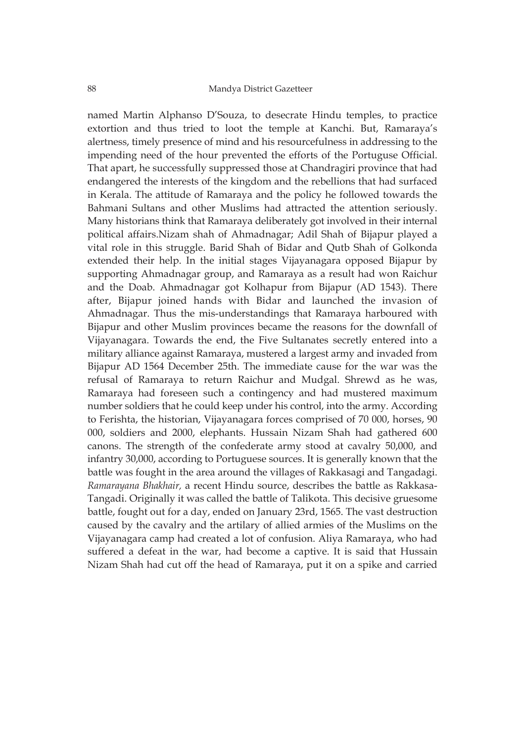named Martin Alphanso D'Souza, to desecrate Hindu temples, to practice extortion and thus tried to loot the temple at Kanchi. But, Ramaraya's alertness, timely presence of mind and his resourcefulness in addressing to the impending need of the hour prevented the efforts of the Portuguse Official. That apart, he successfully suppressed those at Chandragiri province that had endangered the interests of the kingdom and the rebellions that had surfaced in Kerala. The attitude of Ramaraya and the policy he followed towards the Bahmani Sultans and other Muslims had attracted the attention seriously. Many historians think that Ramaraya deliberately got involved in their internal political affairs.Nizam shah of Ahmadnagar; Adil Shah of Bijapur played a vital role in this struggle. Barid Shah of Bidar and Qutb Shah of Golkonda extended their help. In the initial stages Vijayanagara opposed Bijapur by supporting Ahmadnagar group, and Ramaraya as a result had won Raichur and the Doab. Ahmadnagar got Kolhapur from Bijapur (AD 1543). There after, Bijapur joined hands with Bidar and launched the invasion of Ahmadnagar. Thus the mis-understandings that Ramaraya harboured with Bijapur and other Muslim provinces became the reasons for the downfall of Vijayanagara. Towards the end, the Five Sultanates secretly entered into a military alliance against Ramaraya, mustered a largest army and invaded from Bijapur AD 1564 December 25th. The immediate cause for the war was the refusal of Ramaraya to return Raichur and Mudgal. Shrewd as he was, Ramaraya had foreseen such a contingency and had mustered maximum number soldiers that he could keep under his control, into the army. According to Ferishta, the historian, Vijayanagara forces comprised of 70 000, horses, 90 000, soldiers and 2000, elephants. Hussain Nizam Shah had gathered 600 canons. The strength of the confederate army stood at cavalry 50,000, and infantry 30,000, according to Portuguese sources. It is generally known that the battle was fought in the area around the villages of Rakkasagi and Tangadagi. *Ramarayana Bhakhair,* a recent Hindu source, describes the battle as Rakkasa-Tangadi. Originally it was called the battle of Talikota. This decisive gruesome battle, fought out for a day, ended on January 23rd, 1565. The vast destruction caused by the cavalry and the artilary of allied armies of the Muslims on the Vijayanagara camp had created a lot of confusion. Aliya Ramaraya, who had suffered a defeat in the war, had become a captive. It is said that Hussain Nizam Shah had cut off the head of Ramaraya, put it on a spike and carried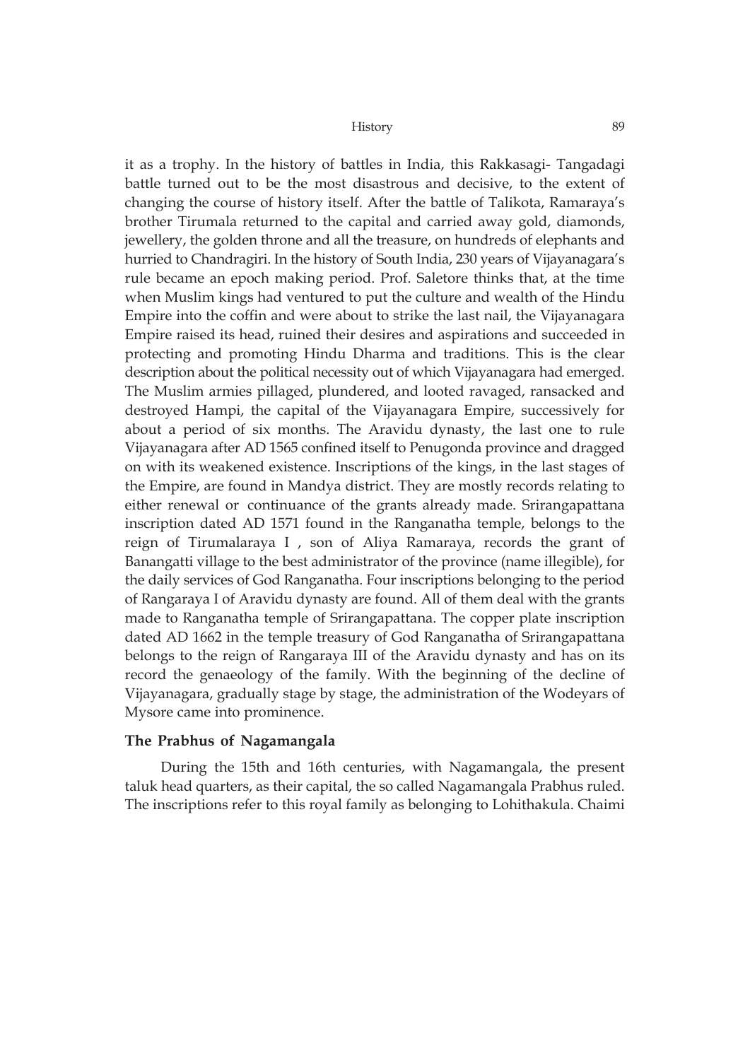it as a trophy. In the history of battles in India, this Rakkasagi- Tangadagi battle turned out to be the most disastrous and decisive, to the extent of changing the course of history itself. After the battle of Talikota, Ramaraya's brother Tirumala returned to the capital and carried away gold, diamonds, jewellery, the golden throne and all the treasure, on hundreds of elephants and hurried to Chandragiri. In the history of South India, 230 years of Vijayanagara's rule became an epoch making period. Prof. Saletore thinks that, at the time when Muslim kings had ventured to put the culture and wealth of the Hindu Empire into the coffin and were about to strike the last nail, the Vijayanagara Empire raised its head, ruined their desires and aspirations and succeeded in protecting and promoting Hindu Dharma and traditions. This is the clear description about the political necessity out of which Vijayanagara had emerged. The Muslim armies pillaged, plundered, and looted ravaged, ransacked and destroyed Hampi, the capital of the Vijayanagara Empire, successively for about a period of six months. The Aravidu dynasty, the last one to rule Vijayanagara after AD 1565 confined itself to Penugonda province and dragged on with its weakened existence. Inscriptions of the kings, in the last stages of the Empire, are found in Mandya district. They are mostly records relating to either renewal or continuance of the grants already made. Srirangapattana inscription dated AD 1571 found in the Ranganatha temple, belongs to the reign of Tirumalaraya I , son of Aliya Ramaraya, records the grant of Banangatti village to the best administrator of the province (name illegible), for the daily services of God Ranganatha. Four inscriptions belonging to the period of Rangaraya I of Aravidu dynasty are found. All of them deal with the grants made to Ranganatha temple of Srirangapattana. The copper plate inscription dated AD 1662 in the temple treasury of God Ranganatha of Srirangapattana belongs to the reign of Rangaraya III of the Aravidu dynasty and has on its record the genaeology of the family. With the beginning of the decline of Vijayanagara, gradually stage by stage, the administration of the Wodeyars of Mysore came into prominence.

### The Prabhus of Nagamangala

During the 15th and 16th centuries, with Nagamangala, the present taluk head quarters, as their capital, the so called Nagamangala Prabhus ruled. The inscriptions refer to this royal family as belonging to Lohithakula. Chaimi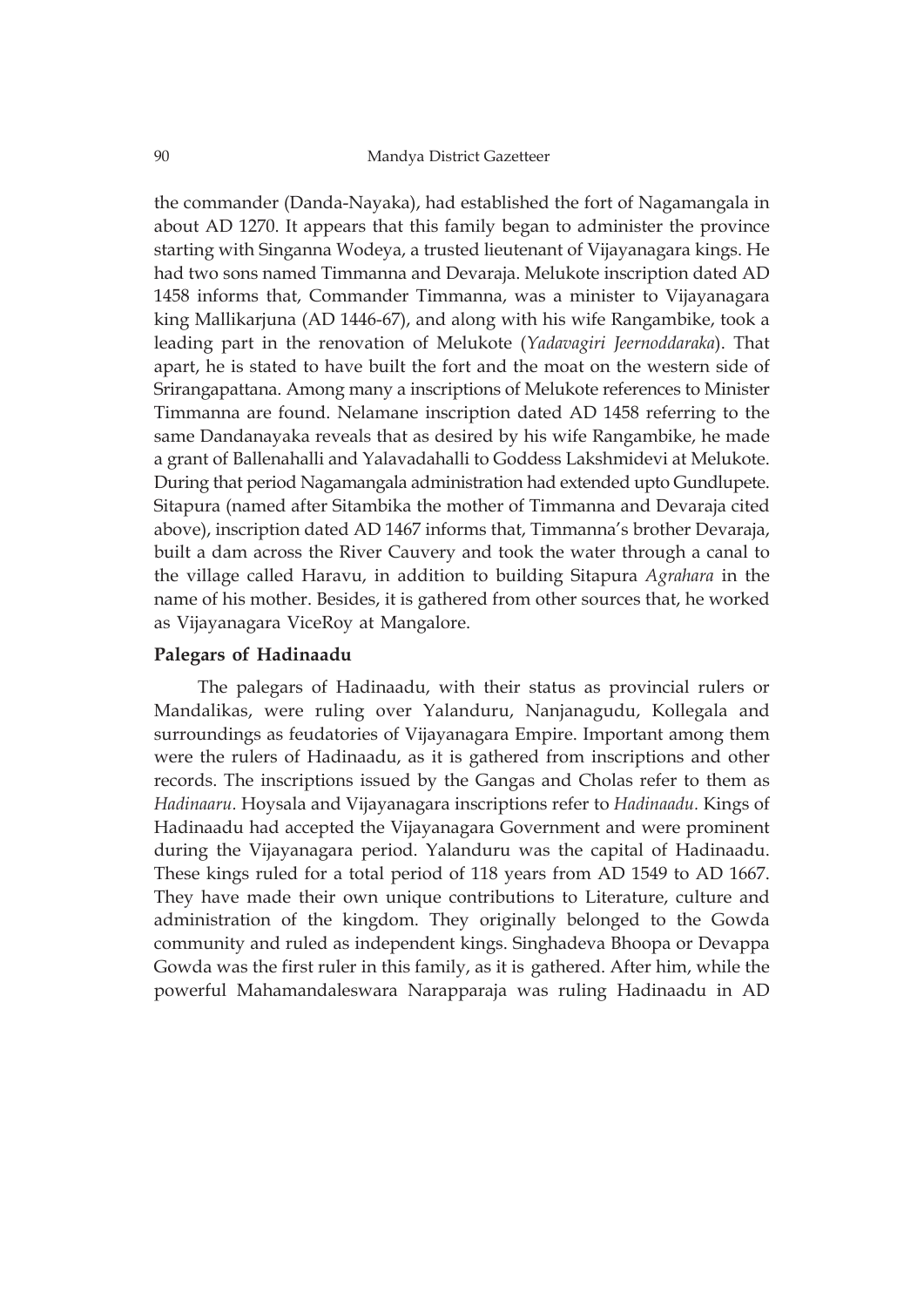the commander (Danda-Nayaka), had established the fort of Nagamangala in about AD 1270. It appears that this family began to administer the province starting with Singanna Wodeya, a trusted lieutenant of Vijayanagara kings. He had two sons named Timmanna and Devaraja. Melukote inscription dated AD 1458 informs that, Commander Timmanna, was a minister to Vijayanagara king Mallikarjuna (AD 1446-67), and along with his wife Rangambike, took a leading part in the renovation of Melukote (*Yadavagiri Jeernoddaraka*). That apart, he is stated to have built the fort and the moat on the western side of Srirangapattana. Among many a inscriptions of Melukote references to Minister Timmanna are found. Nelamane inscription dated AD 1458 referring to the same Dandanayaka reveals that as desired by his wife Rangambike, he made a grant of Ballenahalli and Yalavadahalli to Goddess Lakshmidevi at Melukote. During that period Nagamangala administration had extended upto Gundlupete. Sitapura (named after Sitambika the mother of Timmanna and Devaraja cited above), inscription dated AD 1467 informs that, Timmanna's brother Devaraja, built a dam across the River Cauvery and took the water through a canal to the village called Haravu, in addition to building Sitapura *Agrahara* in the name of his mother. Besides, it is gathered from other sources that, he worked as Vijayanagara ViceRoy at Mangalore.

**Palegars of Hadinaadu**

The palegars of Hadinaadu, with their status as provincial rulers or Mandalikas, were ruling over Yalanduru, Nanjanagudu, Kollegala and surroundings as feudatories of Vijayanagara Empire. Important among them were the rulers of Hadinaadu, as it is gathered from inscriptions and other records. The inscriptions issued by the Gangas and Cholas refer to them as *Hadinaaru.* Hoysala and Vijayanagara inscriptions refer to *Hadinaadu.* Kings of Hadinaadu had accepted the Vijayanagara Government and were prominent during the Vijayanagara period. Yalanduru was the capital of Hadinaadu. These kings ruled for a total period of 118 years from AD 1549 to AD 1667. They have made their own unique contributions to Literature, culture and administration of the kingdom. They originally belonged to the Gowda community and ruled as independent kings. Singhadeva Bhoopa or Devappa Gowda was the first ruler in this family, as it is gathered. After him, while the powerful Mahamandaleswara Narapparaja was ruling Hadinaadu in AD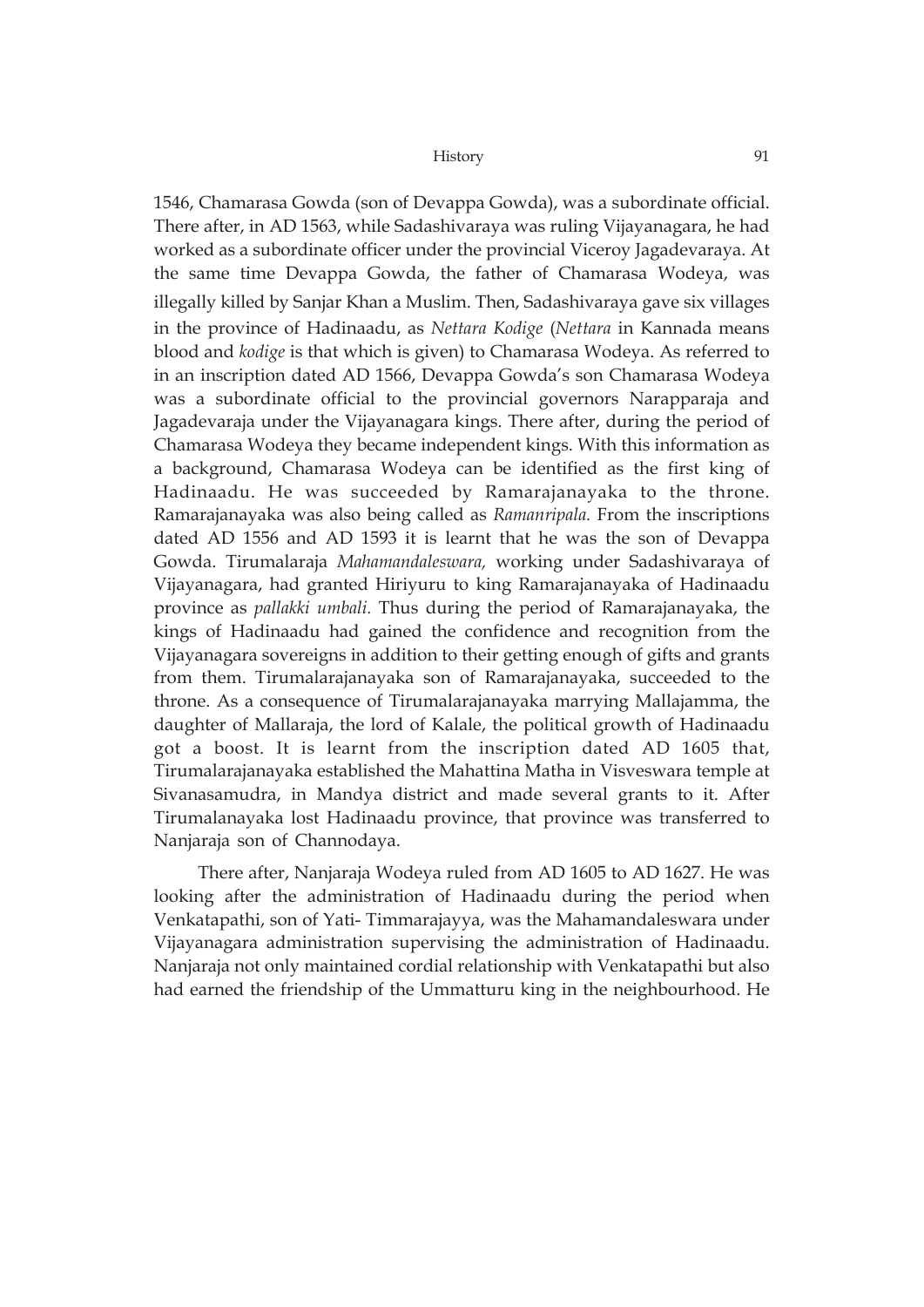1546, Chamarasa Gowda (son of Devappa Gowda), was a subordinate official. There after, in AD 1563, while Sadashivaraya was ruling Vijayanagara, he had worked as a subordinate officer under the provincial Viceroy Jagadevaraya. At the same time Devappa Gowda, the father of Chamarasa Wodeya, was illegally killed by Sanjar Khan a Muslim. Then, Sadashivaraya gave six villages in the province of Hadinaadu, as *Nettara Kodige* (*Nettara* in Kannada means blood and *kodige* is that which is given) to Chamarasa Wodeya. As referred to in an inscription dated AD 1566, Devappa Gowda's son Chamarasa Wodeya was a subordinate official to the provincial governors Narapparaja and Jagadevaraja under the Vijayanagara kings. There after, during the period of Chamarasa Wodeya they became independent kings. With this information as a background, Chamarasa Wodeya can be identified as the first king of Hadinaadu. He was succeeded by Ramarajanayaka to the throne. Ramarajanayaka was also being called as *Ramanripala.* From the inscriptions dated AD 1556 and AD 1593 it is learnt that he was the son of Devappa Gowda. Tirumalaraja *Mahamandaleswara,* working under Sadashivaraya of Vijayanagara, had granted Hiriyuru to king Ramarajanayaka of Hadinaadu province as *pallakki umbali.* Thus during the period of Ramarajanayaka, the kings of Hadinaadu had gained the confidence and recognition from the Vijayanagara sovereigns in addition to their getting enough of gifts and grants from them. Tirumalarajanayaka son of Ramarajanayaka, succeeded to the throne. As a consequence of Tirumalarajanayaka marrying Mallajamma, the daughter of Mallaraja, the lord of Kalale, the political growth of Hadinaadu got a boost. It is learnt from the inscription dated AD 1605 that, Tirumalarajanayaka established the Mahattina Matha in Visveswara temple at Sivanasamudra, in Mandya district and made several grants to it. After Tirumalanayaka lost Hadinaadu province, that province was transferred to Nanjaraja son of Channodaya.

There after, Nanjaraja Wodeya ruled from AD 1605 to AD 1627. He was looking after the administration of Hadinaadu during the period when Venkatapathi, son of Yati- Timmarajayya, was the Mahamandaleswara under Vijayanagara administration supervising the administration of Hadinaadu. Nanjaraja not only maintained cordial relationship with Venkatapathi but also had earned the friendship of the Ummatturu king in the neighbourhood. He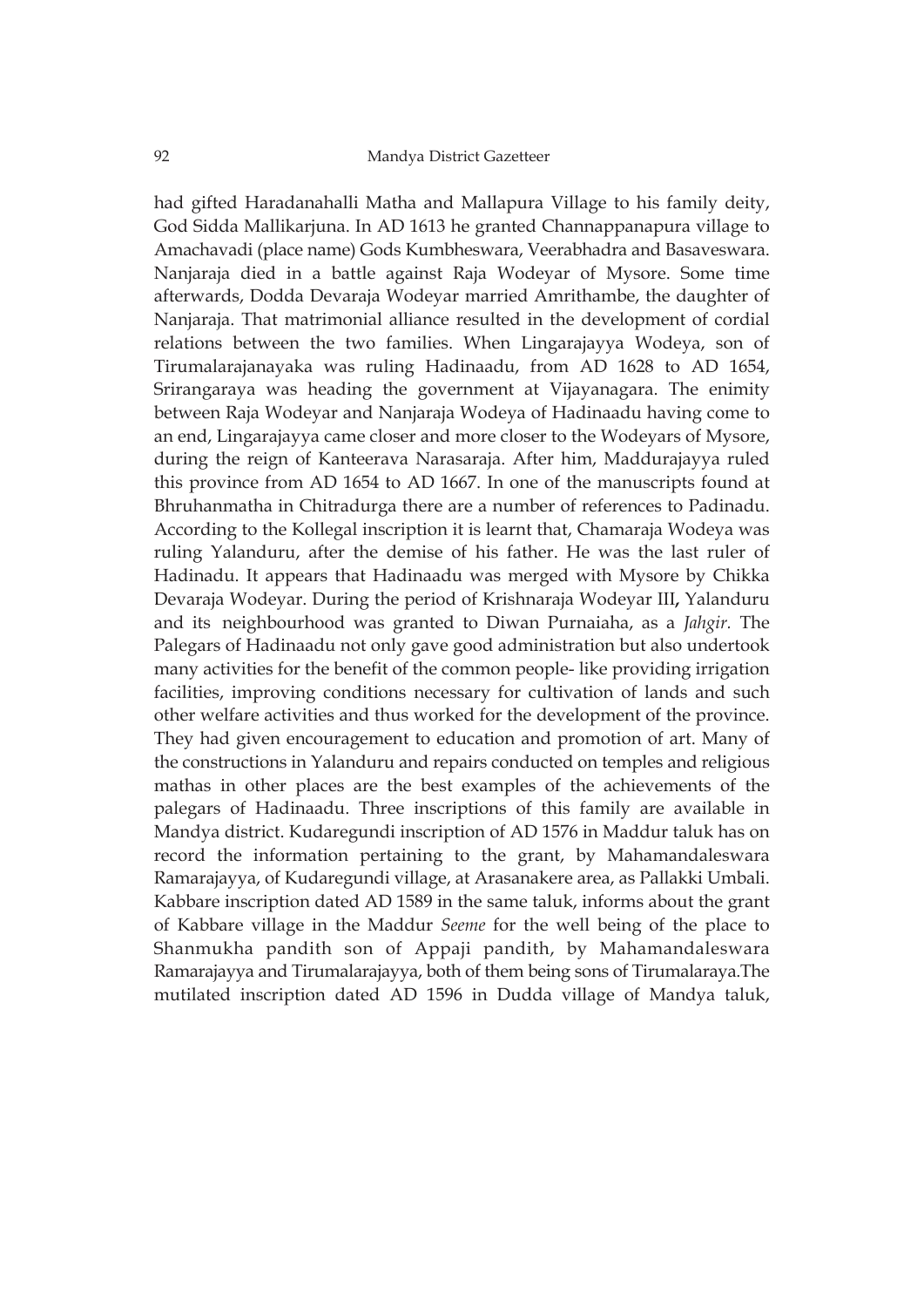had gifted Haradanahalli Matha and Mallapura Village to his family deity, God Sidda Mallikarjuna. In AD 1613 he granted Channappanapura village to Amachavadi (place name) Gods Kumbheswara, Veerabhadra and Basaveswara. Nanjaraja died in a battle against Raja Wodeyar of Mysore. Some time afterwards, Dodda Devaraja Wodeyar married Amrithambe, the daughter of Nanjaraja. That matrimonial alliance resulted in the development of cordial relations between the two families. When Lingarajayya Wodeya, son of Tirumalarajanayaka was ruling Hadinaadu, from AD 1628 to AD 1654, Srirangaraya was heading the government at Vijayanagara. The enimity between Raja Wodeyar and Nanjaraja Wodeya of Hadinaadu having come to an end, Lingarajayya came closer and more closer to the Wodeyars of Mysore, during the reign of Kanteerava Narasaraja. After him, Maddurajayya ruled this province from AD 1654 to AD 1667. In one of the manuscripts found at Bhruhanmatha in Chitradurga there are a number of references to Padinadu. According to the Kollegal inscription it is learnt that, Chamaraja Wodeya was ruling Yalanduru, after the demise of his father. He was the last ruler of Hadinadu. It appears that Hadinaadu was merged with Mysore by Chikka Devaraja Wodeyar. During the period of Krishnaraja Wodeyar III**,** Yalanduru and its neighbourhood was granted to Diwan Purnaiaha, as a *Jahgir.* The Palegars of Hadinaadu not only gave good administration but also undertook many activities for the benefit of the common people- like providing irrigation facilities, improving conditions necessary for cultivation of lands and such other welfare activities and thus worked for the development of the province. They had given encouragement to education and promotion of art. Many of the constructions in Yalanduru and repairs conducted on temples and religious mathas in other places are the best examples of the achievements of the palegars of Hadinaadu. Three inscriptions of this family are available in Mandya district. Kudaregundi inscription of AD 1576 in Maddur taluk has on record the information pertaining to the grant, by Mahamandaleswara Ramarajayya, of Kudaregundi village, at Arasanakere area, as Pallakki Umbali. Kabbare inscription dated AD 1589 in the same taluk, informs about the grant of Kabbare village in the Maddur *Seeme* for the well being of the place to Shanmukha pandith son of Appaji pandith, by Mahamandaleswara Ramarajayya and Tirumalarajayya, both of them being sons of Tirumalaraya.The mutilated inscription dated AD 1596 in Dudda village of Mandya taluk,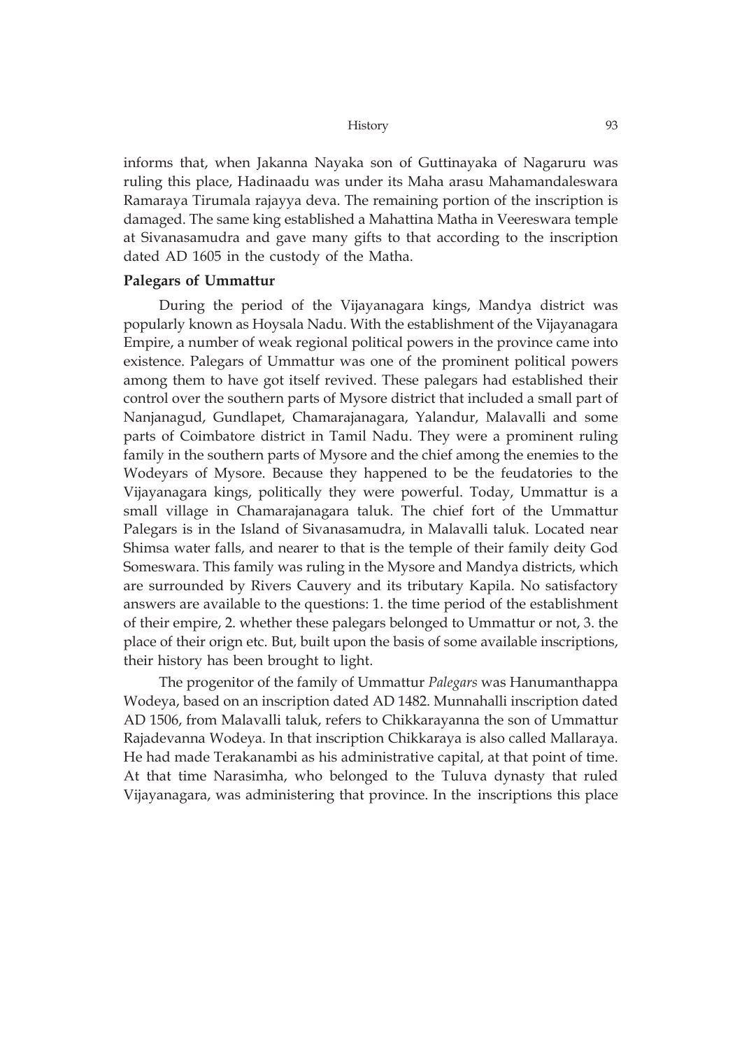informs that, when Jakanna Nayaka son of Guttinayaka of Nagaruru was ruling this place, Hadinaadu was under its Maha arasu Mahamandaleswara Ramaraya Tirumala rajayya deva. The remaining portion of the inscription is damaged. The same king established a Mahattina Matha in Veereswara temple at Sivanasamudra and gave many gifts to that according to the inscription dated AD 1605 in the custody of the Matha.

**Palegars of Ummattur**

During the period of the Vijayanagara kings, Mandya district was popularly known as Hoysala Nadu. With the establishment of the Vijayanagara Empire, a number of weak regional political powers in the province came into existence. Palegars of Ummattur was one of the prominent political powers among them to have got itself revived. These palegars had established their control over the southern parts of Mysore district that included a small part of Nanjanagud, Gundlapet, Chamarajanagara, Yalandur, Malavalli and some parts of Coimbatore district in Tamil Nadu. They were a prominent ruling family in the southern parts of Mysore and the chief among the enemies to the Wodeyars of Mysore. Because they happened to be the feudatories to the Vijayanagara kings, politically they were powerful. Today, Ummattur is a small village in Chamarajanagara taluk. The chief fort of the Ummattur Palegars is in the Island of Sivanasamudra, in Malavalli taluk. Located near Shimsa water falls, and nearer to that is the temple of their family deity God Someswara. This family was ruling in the Mysore and Mandya districts, which are surrounded by Rivers Cauvery and its tributary Kapila. No satisfactory answers are available to the questions: 1. the time period of the establishment of their empire, 2. whether these palegars belonged to Ummattur or not, 3. the place of their orign etc. But, built upon the basis of some available inscriptions, their history has been brought to light.

The progenitor of the family of Ummattur *Palegars* was Hanumanthappa Wodeya, based on an inscription dated AD 1482. Munnahalli inscription dated AD 1506, from Malavalli taluk, refers to Chikkarayanna the son of Ummattur Rajadevanna Wodeya. In that inscription Chikkaraya is also called Mallaraya. He had made Terakanambi as his administrative capital, at that point of time. At that time Narasimha, who belonged to the Tuluva dynasty that ruled Vijayanagara, was administering that province. In the inscriptions this place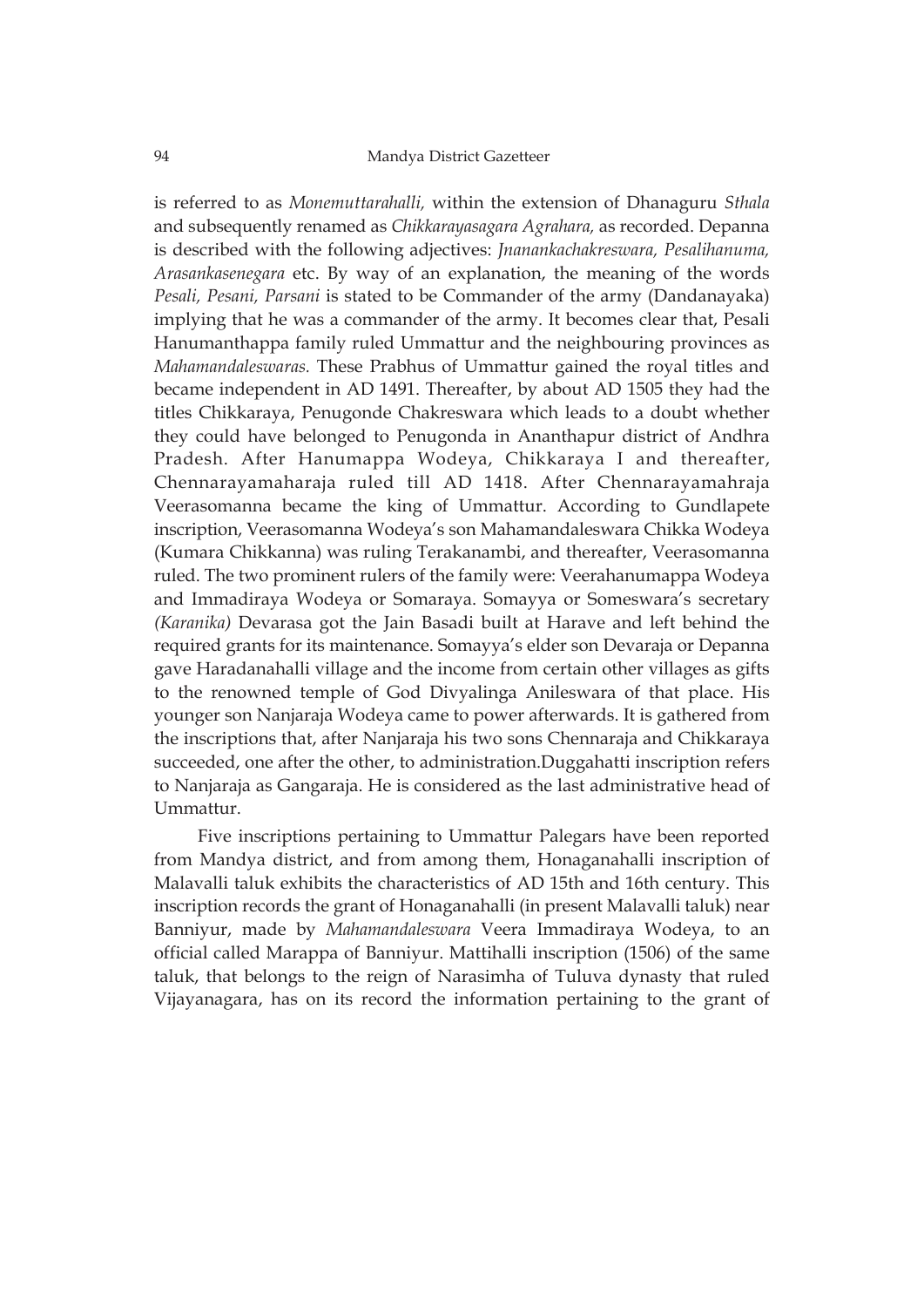is referred to as *Monemuttarahalli,* within the extension of Dhanaguru *Sthala* and subsequently renamed as *Chikkarayasagara Agrahara,* as recorded. Depanna is described with the following adjectives: *Jnanankachakreswara, Pesalihanuma, Arasankasenegara* etc. By way of an explanation, the meaning of the words *Pesali, Pesani, Parsani* is stated to be Commander of the army (Dandanayaka) implying that he was a commander of the army. It becomes clear that, Pesali Hanumanthappa family ruled Ummattur and the neighbouring provinces as *Mahamandaleswaras.* These Prabhus of Ummattur gained the royal titles and became independent in AD 1491. Thereafter, by about AD 1505 they had the titles Chikkaraya, Penugonde Chakreswara which leads to a doubt whether they could have belonged to Penugonda in Ananthapur district of Andhra Pradesh. After Hanumappa Wodeya, Chikkaraya I and thereafter, Chennarayamaharaja ruled till AD 1418. After Chennarayamahraja Veerasomanna became the king of Ummattur. According to Gundlapete inscription, Veerasomanna Wodeya's son Mahamandaleswara Chikka Wodeya (Kumara Chikkanna) was ruling Terakanambi, and thereafter, Veerasomanna ruled. The two prominent rulers of the family were: Veerahanumappa Wodeya and Immadiraya Wodeya or Somaraya. Somayya or Someswara's secretary *(Karanika)* Devarasa got the Jain Basadi built at Harave and left behind the required grants for its maintenance. Somayya's elder son Devaraja or Depanna gave Haradanahalli village and the income from certain other villages as gifts to the renowned temple of God Divyalinga Anileswara of that place. His younger son Nanjaraja Wodeya came to power afterwards. It is gathered from the inscriptions that, after Nanjaraja his two sons Chennaraja and Chikkaraya succeeded, one after the other, to administration.Duggahatti inscription refers to Nanjaraja as Gangaraja. He is considered as the last administrative head of Ummattur.

Five inscriptions pertaining to Ummattur Palegars have been reported from Mandya district, and from among them, Honaganahalli inscription of Malavalli taluk exhibits the characteristics of AD 15th and 16th century. This inscription records the grant of Honaganahalli (in present Malavalli taluk) near Banniyur, made by *Mahamandaleswara* Veera Immadiraya Wodeya, to an official called Marappa of Banniyur. Mattihalli inscription (1506) of the same taluk, that belongs to the reign of Narasimha of Tuluva dynasty that ruled Vijayanagara, has on its record the information pertaining to the grant of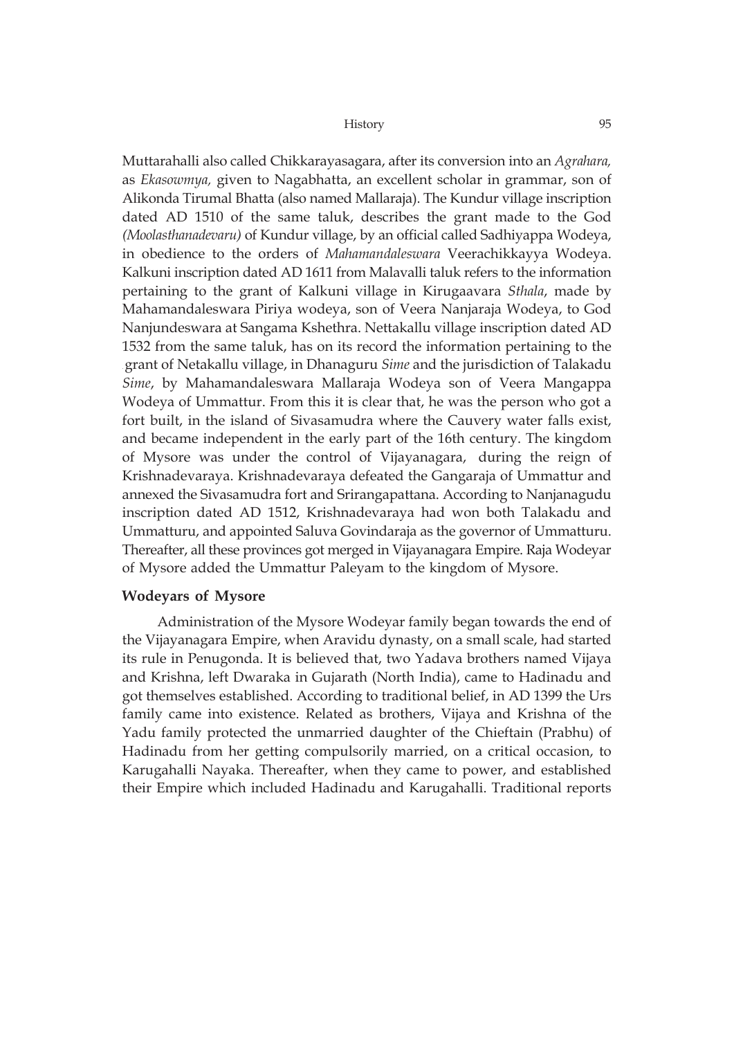Muttarahalli also called Chikkarayasagara, after its conversion into an *Agrahara,* as *Ekasowmya,* given to Nagabhatta, an excellent scholar in grammar, son of Alikonda Tirumal Bhatta (also named Mallaraja). The Kundur village inscription dated AD 1510 of the same taluk, describes the grant made to the God *(Moolasthanadevaru)* of Kundur village, by an official called Sadhiyappa Wodeya, in obedience to the orders of *Mahamandaleswara* Veerachikkayya Wodeya. Kalkuni inscription dated AD 1611 from Malavalli taluk refers to the information pertaining to the grant of Kalkuni village in Kirugaavara *Sthala*, made by Mahamandaleswara Piriya wodeya, son of Veera Nanjaraja Wodeya, to God Nanjundeswara at Sangama Kshethra. Nettakallu village inscription dated AD 1532 from the same taluk, has on its record the information pertaining to the grant of Netakallu village, in Dhanaguru *Sime* and the jurisdiction of Talakadu *Sime*, by Mahamandaleswara Mallaraja Wodeya son of Veera Mangappa Wodeya of Ummattur. From this it is clear that, he was the person who got a fort built, in the island of Sivasamudra where the Cauvery water falls exist, and became independent in the early part of the 16th century. The kingdom of Mysore was under the control of Vijayanagara, during the reign of Krishnadevaraya. Krishnadevaraya defeated the Gangaraja of Ummattur and annexed the Sivasamudra fort and Srirangapattana. According to Nanjanagudu inscription dated AD 1512, Krishnadevaraya had won both Talakadu and Ummatturu, and appointed Saluva Govindaraja as the governor of Ummatturu. Thereafter, all these provinces got merged in Vijayanagara Empire. Raja Wodeyar of Mysore added the Ummattur Paleyam to the kingdom of Mysore.

### Wodeyars of Mysore

Administration of the Mysore Wodeyar family began towards the end of the Vijayanagara Empire, when Aravidu dynasty, on a small scale, had started its rule in Penugonda. It is believed that, two Yadava brothers named Vijaya and Krishna, left Dwaraka in Gujarath (North India), came to Hadinadu and got themselves established. According to traditional belief, in AD 1399 the Urs family came into existence. Related as brothers, Vijaya and Krishna of the Yadu family protected the unmarried daughter of the Chieftain (Prabhu) of Hadinadu from her getting compulsorily married, on a critical occasion, to Karugahalli Nayaka. Thereafter, when they came to power, and established their Empire which included Hadinadu and Karugahalli. Traditional reports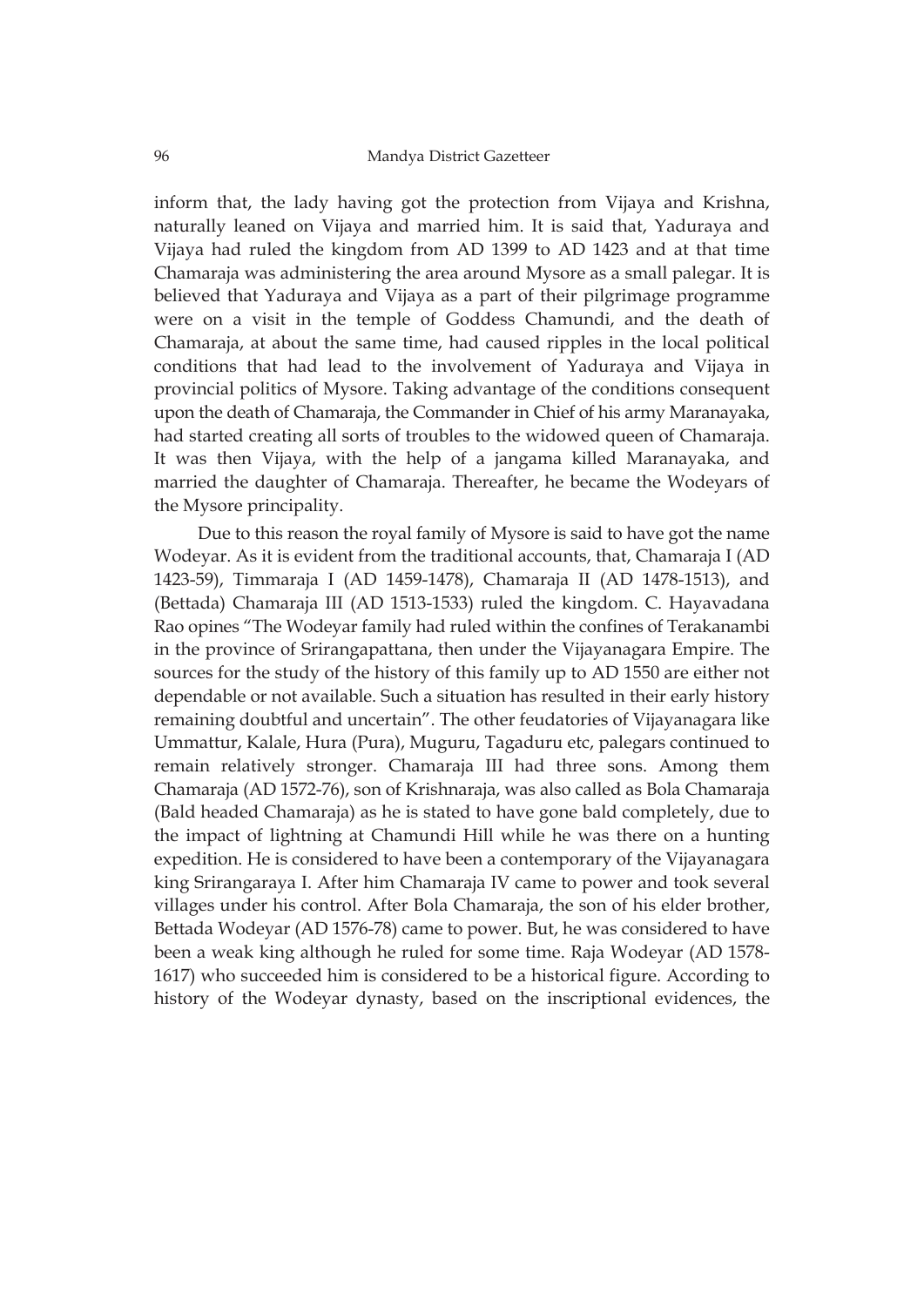inform that, the lady having got the protection from Vijaya and Krishna, naturally leaned on Vijaya and married him. It is said that, Yaduraya and Vijaya had ruled the kingdom from AD 1399 to AD 1423 and at that time Chamaraja was administering the area around Mysore as a small palegar. It is believed that Yaduraya and Vijaya as a part of their pilgrimage programme were on a visit in the temple of Goddess Chamundi, and the death of Chamaraja, at about the same time, had caused ripples in the local political conditions that had lead to the involvement of Yaduraya and Vijaya in provincial politics of Mysore. Taking advantage of the conditions consequent upon the death of Chamaraja, the Commander in Chief of his army Maranayaka, had started creating all sorts of troubles to the widowed queen of Chamaraja. It was then Vijaya, with the help of a jangama killed Maranayaka, and married the daughter of Chamaraja. Thereafter, he became the Wodeyars of the Mysore principality.

Due to this reason the royal family of Mysore is said to have got the name Wodeyar. As it is evident from the traditional accounts, that, Chamaraja I (AD 1423-59), Timmaraja I (AD 1459-1478), Chamaraja II (AD 1478-1513), and (Bettada) Chamaraja III (AD 1513-1533) ruled the kingdom. C. Hayavadana Rao opines "The Wodeyar family had ruled within the confines of Terakanambi in the province of Srirangapattana, then under the Vijayanagara Empire. The sources for the study of the history of this family up to AD 1550 are either not dependable or not available. Such a situation has resulted in their early history remaining doubtful and uncertain". The other feudatories of Vijayanagara like Ummattur, Kalale, Hura (Pura), Muguru, Tagaduru etc, palegars continued to remain relatively stronger. Chamaraja III had three sons. Among them Chamaraja (AD 1572-76), son of Krishnaraja, was also called as Bola Chamaraja (Bald headed Chamaraja) as he is stated to have gone bald completely, due to the impact of lightning at Chamundi Hill while he was there on a hunting expedition. He is considered to have been a contemporary of the Vijayanagara king Srirangaraya I. After him Chamaraja IV came to power and took several villages under his control. After Bola Chamaraja, the son of his elder brother, Bettada Wodeyar (AD 1576-78) came to power. But, he was considered to have been a weak king although he ruled for some time. Raja Wodeyar (AD 1578-1617) who succeeded him is considered to be a historical figure. According to history of the Wodeyar dynasty, based on the inscriptional evidences, the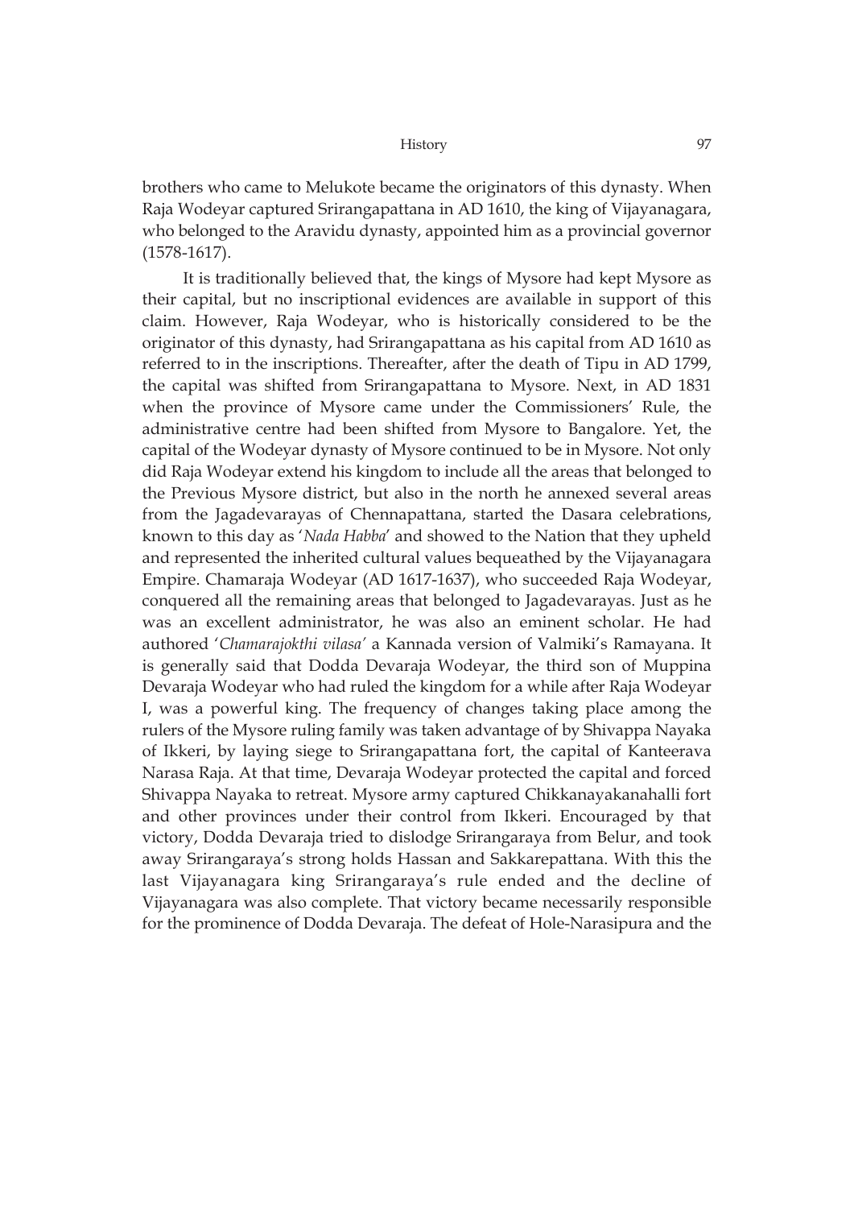brothers who came to Melukote became the originators of this dynasty. When Raja Wodeyar captured Srirangapattana in AD 1610, the king of Vijayanagara, who belonged to the Aravidu dynasty, appointed him as a provincial governor (1578-1617).

It is traditionally believed that, the kings of Mysore had kept Mysore as their capital, but no inscriptional evidences are available in support of this claim. However, Raja Wodeyar, who is historically considered to be the originator of this dynasty, had Srirangapattana as his capital from AD 1610 as referred to in the inscriptions. Thereafter, after the death of Tipu in AD 1799, the capital was shifted from Srirangapattana to Mysore. Next, in AD 1831 when the province of Mysore came under the Commissioners' Rule, the administrative centre had been shifted from Mysore to Bangalore. Yet, the capital of the Wodeyar dynasty of Mysore continued to be in Mysore. Not only did Raja Wodeyar extend his kingdom to include all the areas that belonged to the Previous Mysore district, but also in the north he annexed several areas from the Jagadevarayas of Chennapattana, started the Dasara celebrations, known to this day as '*Nada Habba*' and showed to the Nation that they upheld and represented the inherited cultural values bequeathed by the Vijayanagara Empire. Chamaraja Wodeyar (AD 1617-1637), who succeeded Raja Wodeyar, conquered all the remaining areas that belonged to Jagadevarayas. Just as he was an excellent administrator, he was also an eminent scholar. He had authored '*Chamarajokthi vilasa*' a Kannada version of Valmiki's Ramayana. It is generally said that Dodda Devaraja Wodeyar, the third son of Muppina Devaraja Wodeyar who had ruled the kingdom for a while after Raja Wodeyar I, was a powerful king. The frequency of changes taking place among the rulers of the Mysore ruling family was taken advantage of by Shivappa Nayaka of Ikkeri, by laying siege to Srirangapattana fort, the capital of Kanteerava Narasa Raja. At that time, Devaraja Wodeyar protected the capital and forced Shivappa Nayaka to retreat. Mysore army captured Chikkanayakanahalli fort and other provinces under their control from Ikkeri. Encouraged by that victory, Dodda Devaraja tried to dislodge Srirangaraya from Belur, and took away Srirangaraya's strong holds Hassan and Sakkarepattana. With this the last Vijayanagara king Srirangaraya's rule ended and the decline of Vijayanagara was also complete. That victory became necessarily responsible for the prominence of Dodda Devaraja. The defeat of Hole-Narasipura and the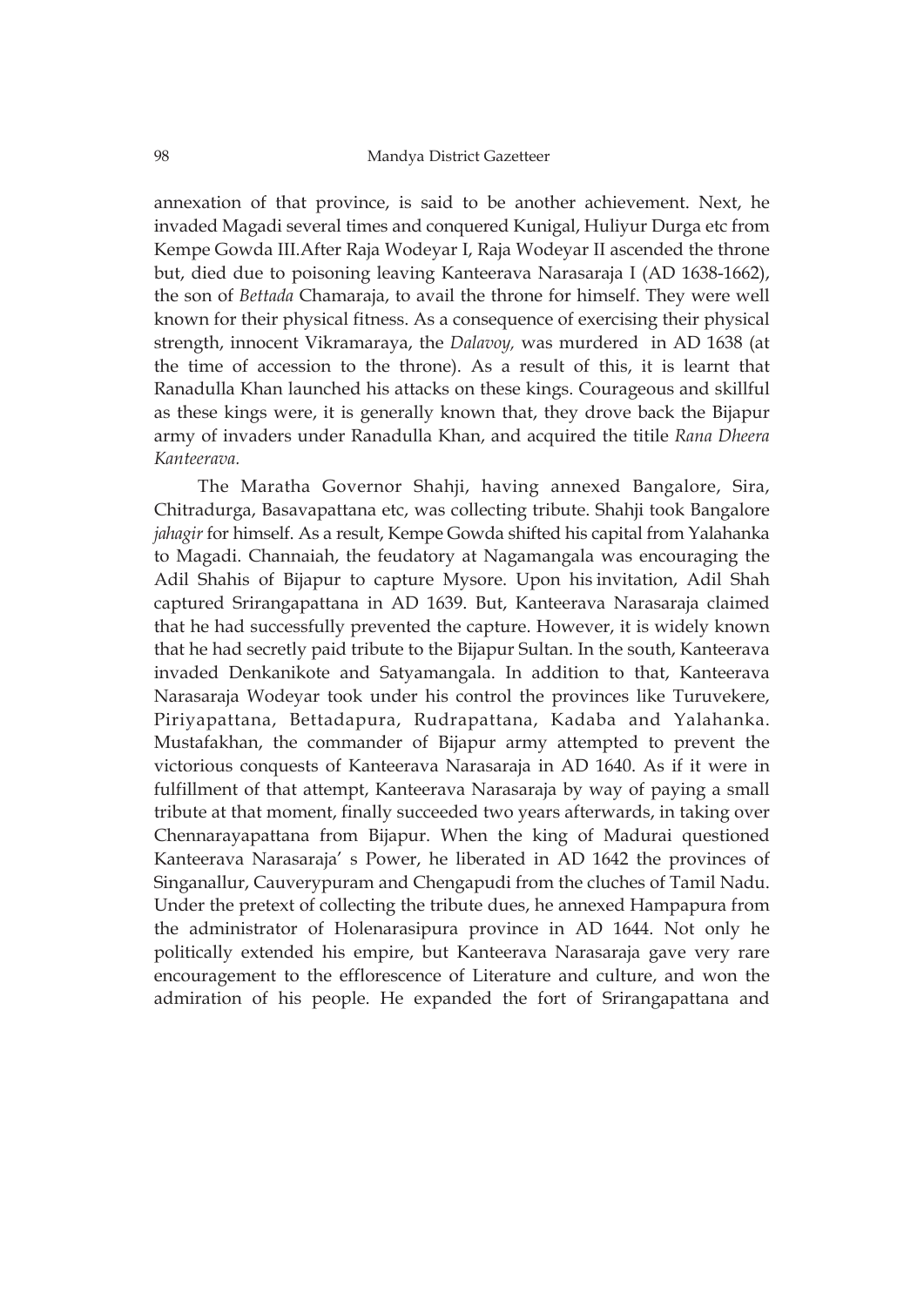annexation of that province, is said to be another achievement. Next, he invaded Magadi several times and conquered Kunigal, Huliyur Durga etc from Kempe Gowda III.After Raja Wodeyar I, Raja Wodeyar II ascended the throne but, died due to poisoning leaving Kanteerava Narasaraja I (AD 1638-1662), the son of *Bettada* Chamaraja, to avail the throne for himself. They were well known for their physical fitness. As a consequence of exercising their physical strength, innocent Vikramaraya, the *Dalavoy,* was murdered in AD 1638 (at the time of accession to the throne). As a result of this, it is learnt that Ranadulla Khan launched his attacks on these kings. Courageous and skillful as these kings were, it is generally known that, they drove back the Bijapur army of invaders under Ranadulla Khan, and acquired the titile *Rana Dheera Kanteerava.*

The Maratha Governor Shahji, having annexed Bangalore, Sira, Chitradurga, Basavapattana etc, was collecting tribute. Shahji took Bangalore *jahagir* for himself. As a result, Kempe Gowda shifted his capital from Yalahanka to Magadi. Channaiah, the feudatory at Nagamangala was encouraging the Adil Shahis of Bijapur to capture Mysore. Upon his invitation, Adil Shah captured Srirangapattana in AD 1639. But, Kanteerava Narasaraja claimed that he had successfully prevented the capture. However, it is widely known that he had secretly paid tribute to the Bijapur Sultan. In the south, Kanteerava invaded Denkanikote and Satyamangala. In addition to that, Kanteerava Narasaraja Wodeyar took under his control the provinces like Turuvekere, Piriyapattana, Bettadapura, Rudrapattana, Kadaba and Yalahanka. Mustafakhan, the commander of Bijapur army attempted to prevent the victorious conquests of Kanteerava Narasaraja in AD 1640. As if it were in fulfillment of that attempt, Kanteerava Narasaraja by way of paying a small tribute at that moment, finally succeeded two years afterwards, in taking over Chennarayapattana from Bijapur. When the king of Madurai questioned Kanteerava Narasaraja' s Power, he liberated in AD 1642 the provinces of Singanallur, Cauverypuram and Chengapudi from the cluches of Tamil Nadu. Under the pretext of collecting the tribute dues, he annexed Hampapura from the administrator of Holenarasipura province in AD 1644. Not only he politically extended his empire, but Kanteerava Narasaraja gave very rare encouragement to the efflorescence of Literature and culture, and won the admiration of his people. He expanded the fort of Srirangapattana and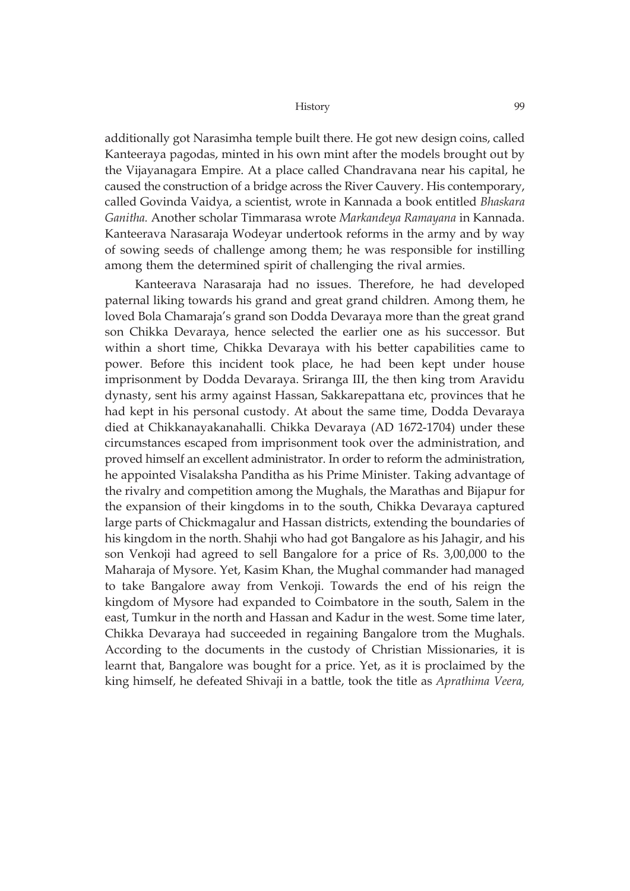additionally got Narasimha temple built there. He got new design coins, called Kanteeraya pagodas, minted in his own mint after the models brought out by the Vijayanagara Empire. At a place called Chandravana near his capital, he caused the construction of a bridge across the River Cauvery. His contemporary, called Govinda Vaidya, a scientist, wrote in Kannada a book entitled *Bhaskara Ganitha.* Another scholar Timmarasa wrote *Markandeya Ramayana* in Kannada. Kanteerava Narasaraja Wodeyar undertook reforms in the army and by way of sowing seeds of challenge among them; he was responsible for instilling among them the determined spirit of challenging the rival armies.

Kanteerava Narasaraja had no issues. Therefore, he had developed paternal liking towards his grand and great grand children. Among them, he loved Bola Chamaraja's grand son Dodda Devaraya more than the great grand son Chikka Devaraya, hence selected the earlier one as his successor. But within a short time, Chikka Devaraya with his better capabilities came to power. Before this incident took place, he had been kept under house imprisonment by Dodda Devaraya. Sriranga III, the then king trom Aravidu dynasty, sent his army against Hassan, Sakkarepattana etc, provinces that he had kept in his personal custody. At about the same time, Dodda Devaraya died at Chikkanayakanahalli. Chikka Devaraya (AD 1672-1704) under these circumstances escaped from imprisonment took over the administration, and proved himself an excellent administrator. In order to reform the administration, he appointed Visalaksha Panditha as his Prime Minister. Taking advantage of the rivalry and competition among the Mughals, the Marathas and Bijapur for the expansion of their kingdoms in to the south, Chikka Devaraya captured large parts of Chickmagalur and Hassan districts, extending the boundaries of his kingdom in the north. Shahji who had got Bangalore as his Jahagir, and his son Venkoji had agreed to sell Bangalore for a price of Rs. 3,00,000 to the Maharaja of Mysore. Yet, Kasim Khan, the Mughal commander had managed to take Bangalore away from Venkoji. Towards the end of his reign the kingdom of Mysore had expanded to Coimbatore in the south, Salem in the east, Tumkur in the north and Hassan and Kadur in the west. Some time later, Chikka Devaraya had succeeded in regaining Bangalore trom the Mughals. According to the documents in the custody of Christian Missionaries, it is learnt that, Bangalore was bought for a price. Yet, as it is proclaimed by the king himself, he defeated Shivaji in a battle, took the title as *Aprathima Veera,*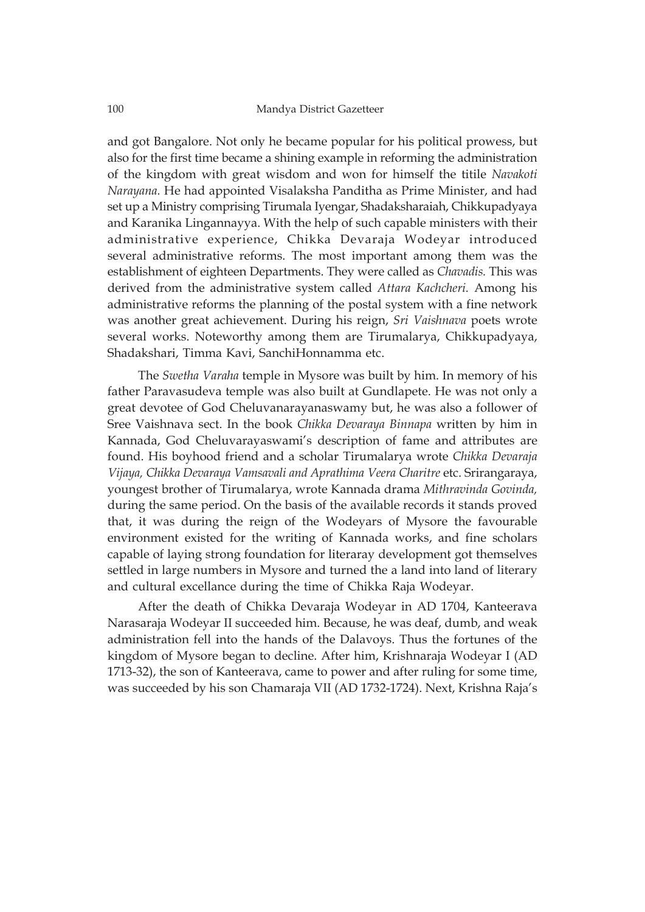and got Bangalore. Not only he became popular for his political prowess, but also for the first time became a shining example in reforming the administration of the kingdom with great wisdom and won for himself the titile *Navakoti Narayana.* He had appointed Visalaksha Panditha as Prime Minister, and had set up a Ministry comprising Tirumala Iyengar, Shadaksharaiah, Chikkupadyaya and Karanika Lingannayya. With the help of such capable ministers with their administrative experience, Chikka Devaraja Wodeyar introduced several administrative reforms. The most important among them was the establishment of eighteen Departments. They were called as *Chavadis.* This was derived from the administrative system called *Attara Kachcheri.* Among his administrative reforms the planning of the postal system with a fine network was another great achievement. During his reign, *Sri Vaishnava* poets wrote several works. Noteworthy among them are Tirumalarya, Chikkupadyaya, Shadakshari, Timma Kavi, SanchiHonnamma etc.

The *Swetha Varaha* temple in Mysore was built by him. In memory of his father Paravasudeva temple was also built at Gundlapete. He was not only a great devotee of God Cheluvanarayanaswamy but, he was also a follower of Sree Vaishnava sect. In the book *Chikka Devaraya Binnapa* written by him in Kannada, God Cheluvarayaswami's description of fame and attributes are found. His boyhood friend and a scholar Tirumalarya wrote *Chikka Devaraja Vijaya, Chikka Devaraya Vamsavali and Aprathima Veera Charitre* etc. Srirangaraya, youngest brother of Tirumalarya, wrote Kannada drama *Mithravinda Govinda,* during the same period. On the basis of the available records it stands proved that, it was during the reign of the Wodeyars of Mysore the favourable environment existed for the writing of Kannada works, and fine scholars capable of laying strong foundation for literaray development got themselves settled in large numbers in Mysore and turned the a land into land of literary and cultural excellance during the time of Chikka Raja Wodeyar.

After the death of Chikka Devaraja Wodeyar in AD 1704, Kanteerava Narasaraja Wodeyar II succeeded him. Because, he was deaf, dumb, and weak administration fell into the hands of the Dalavoys. Thus the fortunes of the kingdom of Mysore began to decline. After him, Krishnaraja Wodeyar I (AD 1713-32), the son of Kanteerava, came to power and after ruling for some time, was succeeded by his son Chamaraja VII (AD 1732-1724). Next, Krishna Raja's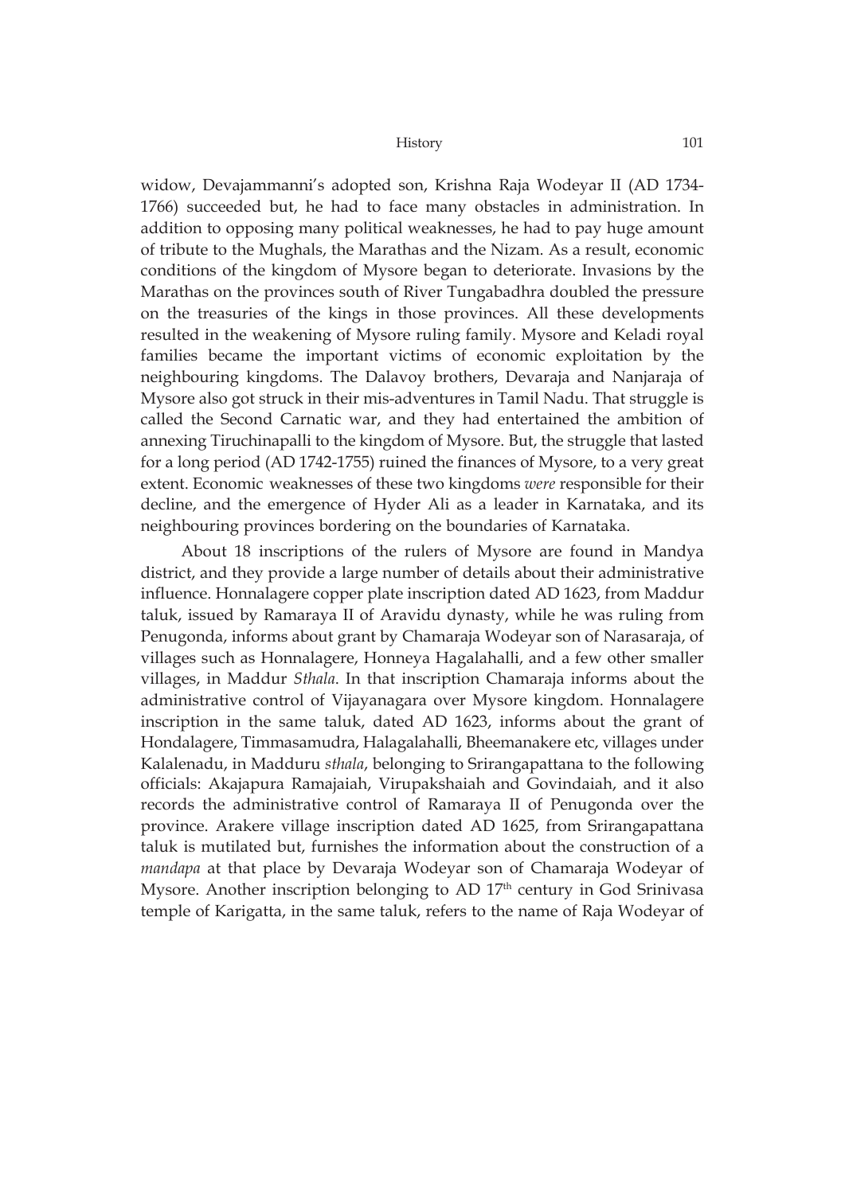widow, Devajammanni's adopted son, Krishna Raja Wodeyar II (AD 1734-1766) succeeded but, he had to face many obstacles in administration. In addition to opposing many political weaknesses, he had to pay huge amount of tribute to the Mughals, the Marathas and the Nizam. As a result, economic conditions of the kingdom of Mysore began to deteriorate. Invasions by the Marathas on the provinces south of River Tungabadhra doubled the pressure on the treasuries of the kings in those provinces. All these developments resulted in the weakening of Mysore ruling family. Mysore and Keladi royal families became the important victims of economic exploitation by the neighbouring kingdoms. The Dalavoy brothers, Devaraja and Nanjaraja of Mysore also got struck in their mis-adventures in Tamil Nadu. That struggle is called the Second Carnatic war, and they had entertained the ambition of annexing Tiruchinapalli to the kingdom of Mysore. But, the struggle that lasted for a long period (AD 1742-1755) ruined the finances of Mysore, to a very great extent. Economic weaknesses of these two kingdoms *were* responsible for their decline, and the emergence of Hyder Ali as a leader in Karnataka, and its neighbouring provinces bordering on the boundaries of Karnataka.

About 18 inscriptions of the rulers of Mysore are found in Mandya district, and they provide a large number of details about their administrative influence. Honnalagere copper plate inscription dated AD 1623, from Maddur taluk, issued by Ramaraya II of Aravidu dynasty, while he was ruling from Penugonda, informs about grant by Chamaraja Wodeyar son of Narasaraja, of villages such as Honnalagere, Honneya Hagalahalli, and a few other smaller villages, in Maddur *Sthala*. In that inscription Chamaraja informs about the administrative control of Vijayanagara over Mysore kingdom. Honnalagere inscription in the same taluk, dated AD 1623, informs about the grant of Hondalagere, Timmasamudra, Halagalahalli, Bheemanakere etc, villages under Kalalenadu, in Madduru *sthala*, belonging to Srirangapattana to the following officials: Akajapura Ramajaiah, Virupakshaiah and Govindaiah, and it also records the administrative control of Ramaraya II of Penugonda over the province. Arakere village inscription dated AD 1625, from Srirangapattana taluk is mutilated but, furnishes the information about the construction of a *mandapa* at that place by Devaraja Wodeyar son of Chamaraja Wodeyar of Mysore. Another inscription belonging to AD 17th century in God Srinivasa temple of Karigatta, in the same taluk, refers to the name of Raja Wodeyar of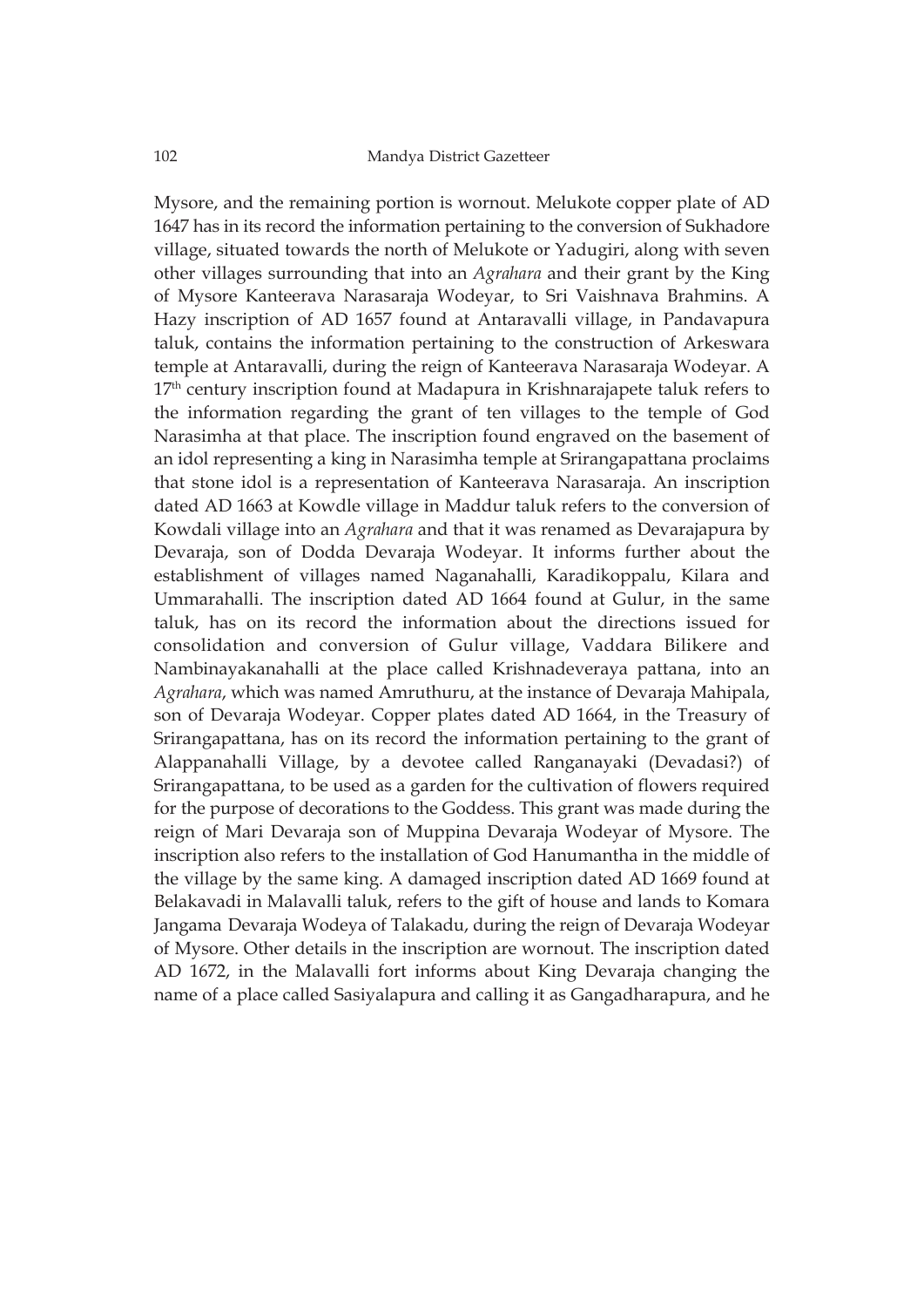Mysore, and the remaining portion is wornout. Melukote copper plate of AD 1647 has in its record the information pertaining to the conversion of Sukhadore village, situated towards the north of Melukote or Yadugiri, along with seven other villages surrounding that into an *Agrahara* and their grant by the King of Mysore Kanteerava Narasaraja Wodeyar, to Sri Vaishnava Brahmins. A Hazy inscription of AD 1657 found at Antaravalli village, in Pandavapura taluk, contains the information pertaining to the construction of Arkeswara temple at Antaravalli, during the reign of Kanteerava Narasaraja Wodeyar. A 17th century inscription found at Madapura in Krishnarajapete taluk refers to the information regarding the grant of ten villages to the temple of God Narasimha at that place. The inscription found engraved on the basement of an idol representing a king in Narasimha temple at Srirangapattana proclaims that stone idol is a representation of Kanteerava Narasaraja. An inscription dated AD 1663 at Kowdle village in Maddur taluk refers to the conversion of Kowdali village into an *Agrahara* and that it was renamed as Devarajapura by Devaraja, son of Dodda Devaraja Wodeyar. It informs further about the establishment of villages named Naganahalli, Karadikoppalu, Kilara and Ummarahalli. The inscription dated AD 1664 found at Gulur, in the same taluk, has on its record the information about the directions issued for consolidation and conversion of Gulur village, Vaddara Bilikere and Nambinayakanahalli at the place called Krishnadeveraya pattana, into an *Agrahara*, which was named Amruthuru, at the instance of Devaraja Mahipala, son of Devaraja Wodeyar. Copper plates dated AD 1664, in the Treasury of Srirangapattana, has on its record the information pertaining to the grant of Alappanahalli Village, by a devotee called Ranganayaki (Devadasi?) of Srirangapattana, to be used as a garden for the cultivation of flowers required for the purpose of decorations to the Goddess. This grant was made during the reign of Mari Devaraja son of Muppina Devaraja Wodeyar of Mysore. The inscription also refers to the installation of God Hanumantha in the middle of the village by the same king. A damaged inscription dated AD 1669 found at Belakavadi in Malavalli taluk, refers to the gift of house and lands to Komara Jangama Devaraja Wodeya of Talakadu, during the reign of Devaraja Wodeyar of Mysore. Other details in the inscription are wornout. The inscription dated AD 1672, in the Malavalli fort informs about King Devaraja changing the name of a place called Sasiyalapura and calling it as Gangadharapura, and he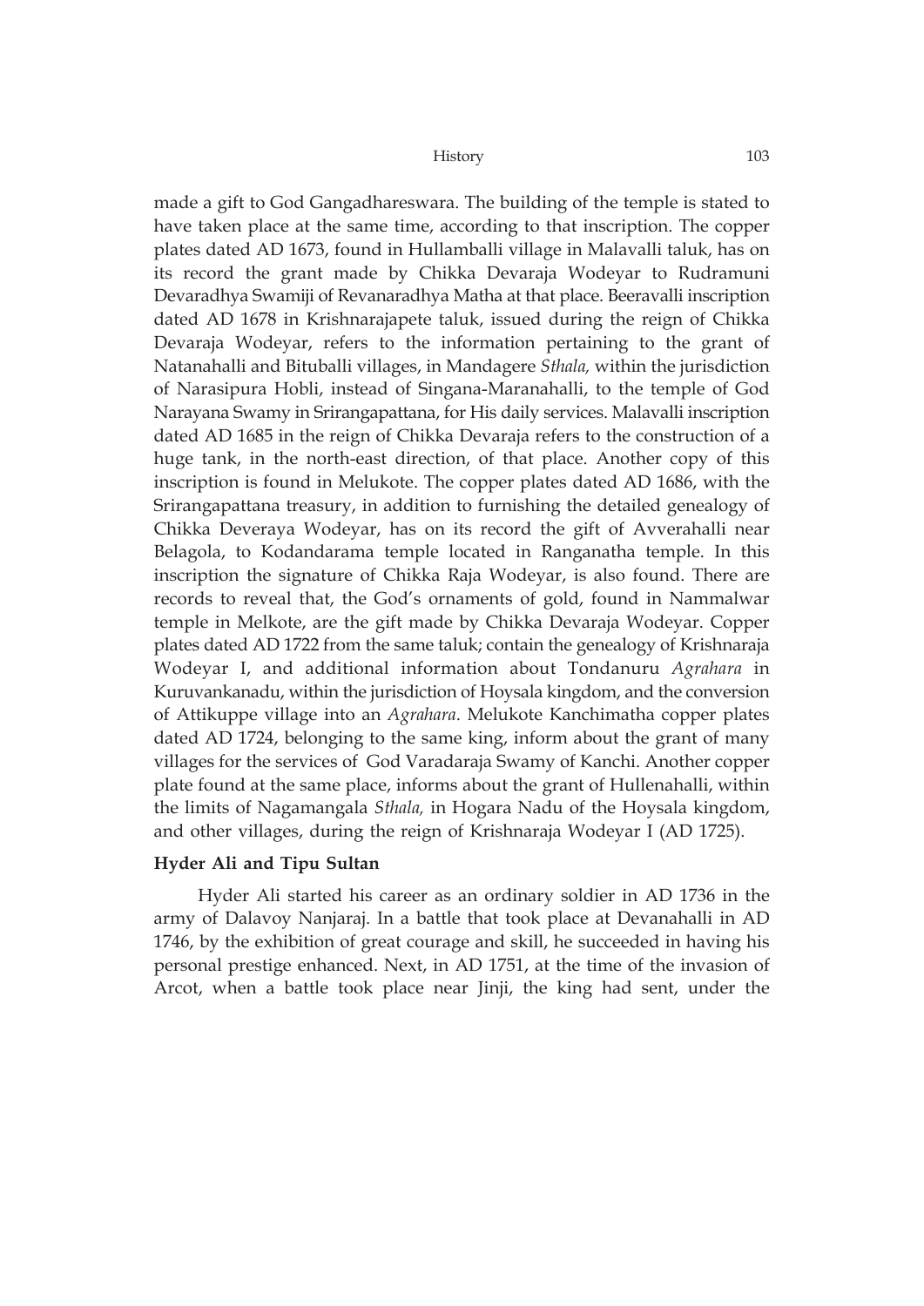made a gift to God Gangadhareswara. The building of the temple is stated to have taken place at the same time, according to that inscription. The copper plates dated AD 1673, found in Hullamballi village in Malavalli taluk, has on its record the grant made by Chikka Devaraja Wodeyar to Rudramuni Devaradhya Swamiji of Revanaradhya Matha at that place. Beeravalli inscription dated AD 1678 in Krishnarajapete taluk, issued during the reign of Chikka Devaraja Wodeyar, refers to the information pertaining to the grant of Natanahalli and Bituballi villages, in Mandagere *Sthala,* within the jurisdiction of Narasipura Hobli, instead of Singana-Maranahalli, to the temple of God Narayana Swamy in Srirangapattana, for His daily services. Malavalli inscription dated AD 1685 in the reign of Chikka Devaraja refers to the construction of a huge tank, in the north-east direction, of that place. Another copy of this inscription is found in Melukote. The copper plates dated AD 1686, with the Srirangapattana treasury, in addition to furnishing the detailed genealogy of Chikka Deveraya Wodeyar, has on its record the gift of Avverahalli near Belagola, to Kodandarama temple located in Ranganatha temple. In this inscription the signature of Chikka Raja Wodeyar, is also found. There are records to reveal that, the God's ornaments of gold, found in Nammalwar temple in Melkote, are the gift made by Chikka Devaraja Wodeyar. Copper plates dated AD 1722 from the same taluk; contain the genealogy of Krishnaraja Wodeyar I, and additional information about Tondanuru *Agrahara* in Kuruvankanadu, within the jurisdiction of Hoysala kingdom, and the conversion of Attikuppe village into an *Agrahara*. Melukote Kanchimatha copper plates dated AD 1724, belonging to the same king, inform about the grant of many villages for the services of God Varadaraja Swamy of Kanchi. Another copper plate found at the same place, informs about the grant of Hullenahalli, within the limits of Nagamangala *Sthala,* in Hogara Nadu of the Hoysala kingdom, and other villages, during the reign of Krishnaraja Wodeyar I (AD 1725).

**Hyder Ali and Tipu Sultan**

Hyder Ali started his career as an ordinary soldier in AD 1736 in the army of Dalavoy Nanjaraj. In a battle that took place at Devanahalli in AD 1746, by the exhibition of great courage and skill, he succeeded in having his personal prestige enhanced. Next, in AD 1751, at the time of the invasion of Arcot, when a battle took place near Jinji, the king had sent, under the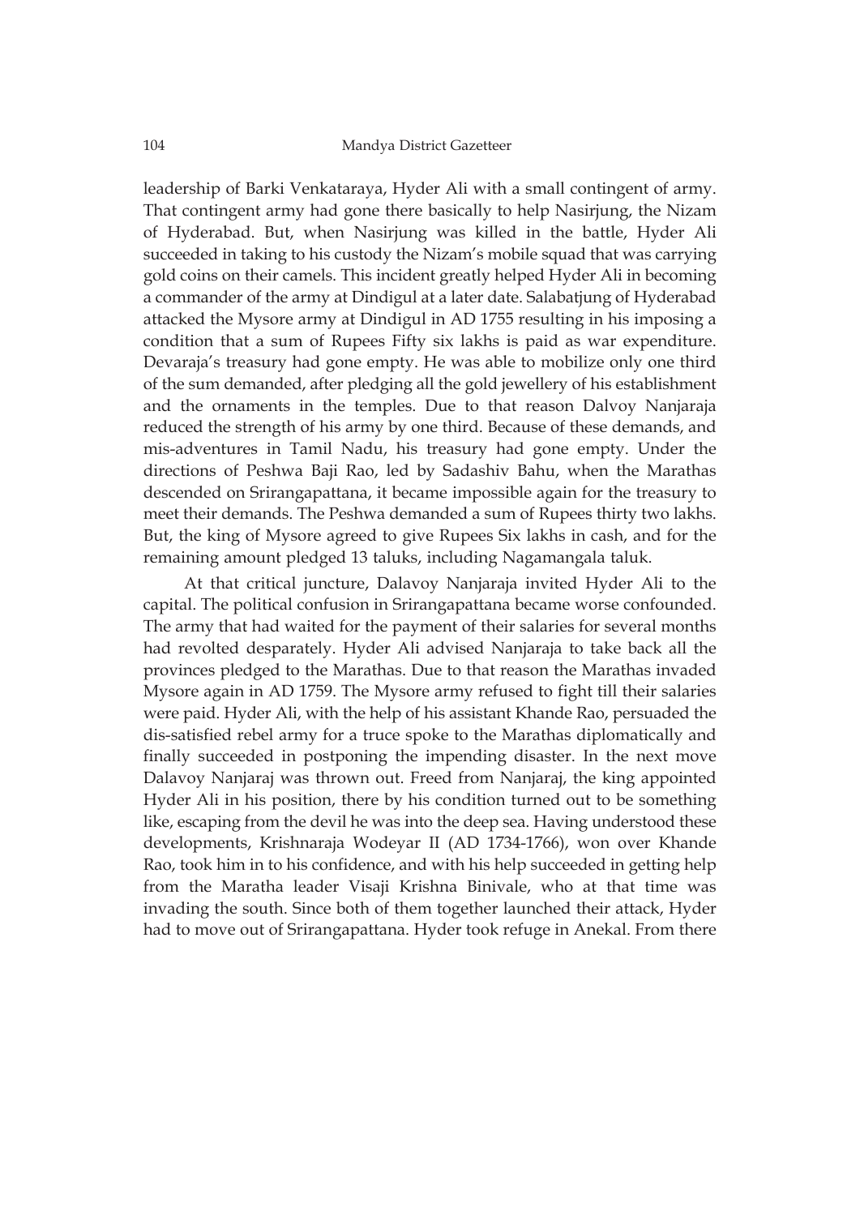leadership of Barki Venkataraya, Hyder Ali with a small contingent of army. That contingent army had gone there basically to help Nasirjung, the Nizam of Hyderabad. But, when Nasirjung was killed in the battle, Hyder Ali succeeded in taking to his custody the Nizam's mobile squad that was carrying gold coins on their camels. This incident greatly helped Hyder Ali in becoming a commander of the army at Dindigul at a later date. Salabatjung of Hyderabad attacked the Mysore army at Dindigul in AD 1755 resulting in his imposing a condition that a sum of Rupees Fifty six lakhs is paid as war expenditure. Devaraja's treasury had gone empty. He was able to mobilize only one third of the sum demanded, after pledging all the gold jewellery of his establishment and the ornaments in the temples. Due to that reason Dalvoy Nanjaraja reduced the strength of his army by one third. Because of these demands, and mis-adventures in Tamil Nadu, his treasury had gone empty. Under the directions of Peshwa Baji Rao, led by Sadashiv Bahu, when the Marathas descended on Srirangapattana, it became impossible again for the treasury to meet their demands. The Peshwa demanded a sum of Rupees thirty two lakhs. But, the king of Mysore agreed to give Rupees Six lakhs in cash, and for the remaining amount pledged 13 taluks, including Nagamangala taluk.

At that critical juncture, Dalavoy Nanjaraja invited Hyder Ali to the capital. The political confusion in Srirangapattana became worse confounded. The army that had waited for the payment of their salaries for several months had revolted desparately. Hyder Ali advised Nanjaraja to take back all the provinces pledged to the Marathas. Due to that reason the Marathas invaded Mysore again in AD 1759. The Mysore army refused to fight till their salaries were paid. Hyder Ali, with the help of his assistant Khande Rao, persuaded the dis-satisfied rebel army for a truce spoke to the Marathas diplomatically and finally succeeded in postponing the impending disaster. In the next move Dalavoy Nanjaraj was thrown out. Freed from Nanjaraj, the king appointed Hyder Ali in his position, there by his condition turned out to be something like, escaping from the devil he was into the deep sea. Having understood these developments, Krishnaraja Wodeyar II (AD 1734-1766), won over Khande Rao, took him in to his confidence, and with his help succeeded in getting help from the Maratha leader Visaji Krishna Binivale, who at that time was invading the south. Since both of them together launched their attack, Hyder had to move out of Srirangapattana. Hyder took refuge in Anekal. From there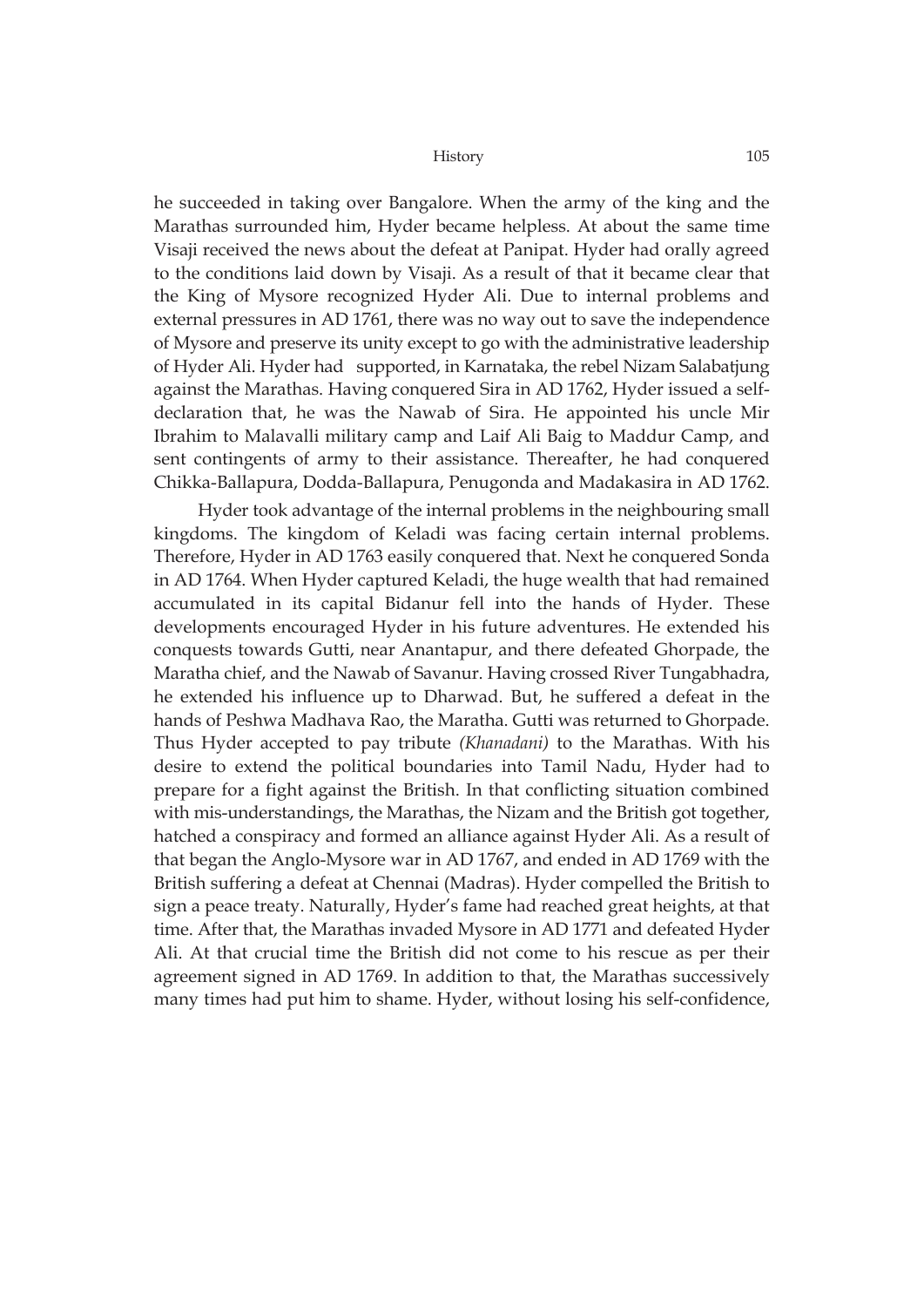he succeeded in taking over Bangalore. When the army of the king and the Marathas surrounded him, Hyder became helpless. At about the same time Visaji received the news about the defeat at Panipat. Hyder had orally agreed to the conditions laid down by Visaji. As a result of that it became clear that the King of Mysore recognized Hyder Ali. Due to internal problems and external pressures in AD 1761, there was no way out to save the independence of Mysore and preserve its unity except to go with the administrative leadership of Hyder Ali. Hyder had supported, in Karnataka, the rebel Nizam Salabatjung against the Marathas. Having conquered Sira in AD 1762, Hyder issued a self-declaration that, he was the Nawab of Sira. He appointed his uncle Mir Ibrahim to Malavalli military camp and Laif Ali Baig to Maddur Camp, and sent contingents of army to their assistance. Thereafter, he had conquered Chikka-Ballapura, Dodda-Ballapura, Penugonda and Madakasira in AD 1762.

Hyder took advantage of the internal problems in the neighbouring small kingdoms. The kingdom of Keladi was facing certain internal problems. Therefore, Hyder in AD 1763 easily conquered that. Next he conquered Sonda in AD 1764. When Hyder captured Keladi, the huge wealth that had remained accumulated in its capital Bidanur fell into the hands of Hyder. These developments encouraged Hyder in his future adventures. He extended his conquests towards Gutti, near Anantapur, and there defeated Ghorpade, the Maratha chief, and the Nawab of Savanur. Having crossed River Tungabhadra, he extended his influence up to Dharwad. But, he suffered a defeat in the hands of Peshwa Madhava Rao, the Maratha. Gutti was returned to Ghorpade. Thus Hyder accepted to pay tribute *(Khanadani)* to the Marathas. With his desire to extend the political boundaries into Tamil Nadu, Hyder had to prepare for a fight against the British. In that conflicting situation combined with mis-understandings, the Marathas, the Nizam and the British got together, hatched a conspiracy and formed an alliance against Hyder Ali. As a result of that began the Anglo-Mysore war in AD 1767, and ended in AD 1769 with the British suffering a defeat at Chennai (Madras). Hyder compelled the British to sign a peace treaty. Naturally, Hyder's fame had reached great heights, at that time. After that, the Marathas invaded Mysore in AD 1771 and defeated Hyder Ali. At that crucial time the British did not come to his rescue as per their agreement signed in AD 1769. In addition to that, the Marathas successively many times had put him to shame. Hyder, without losing his self-confidence,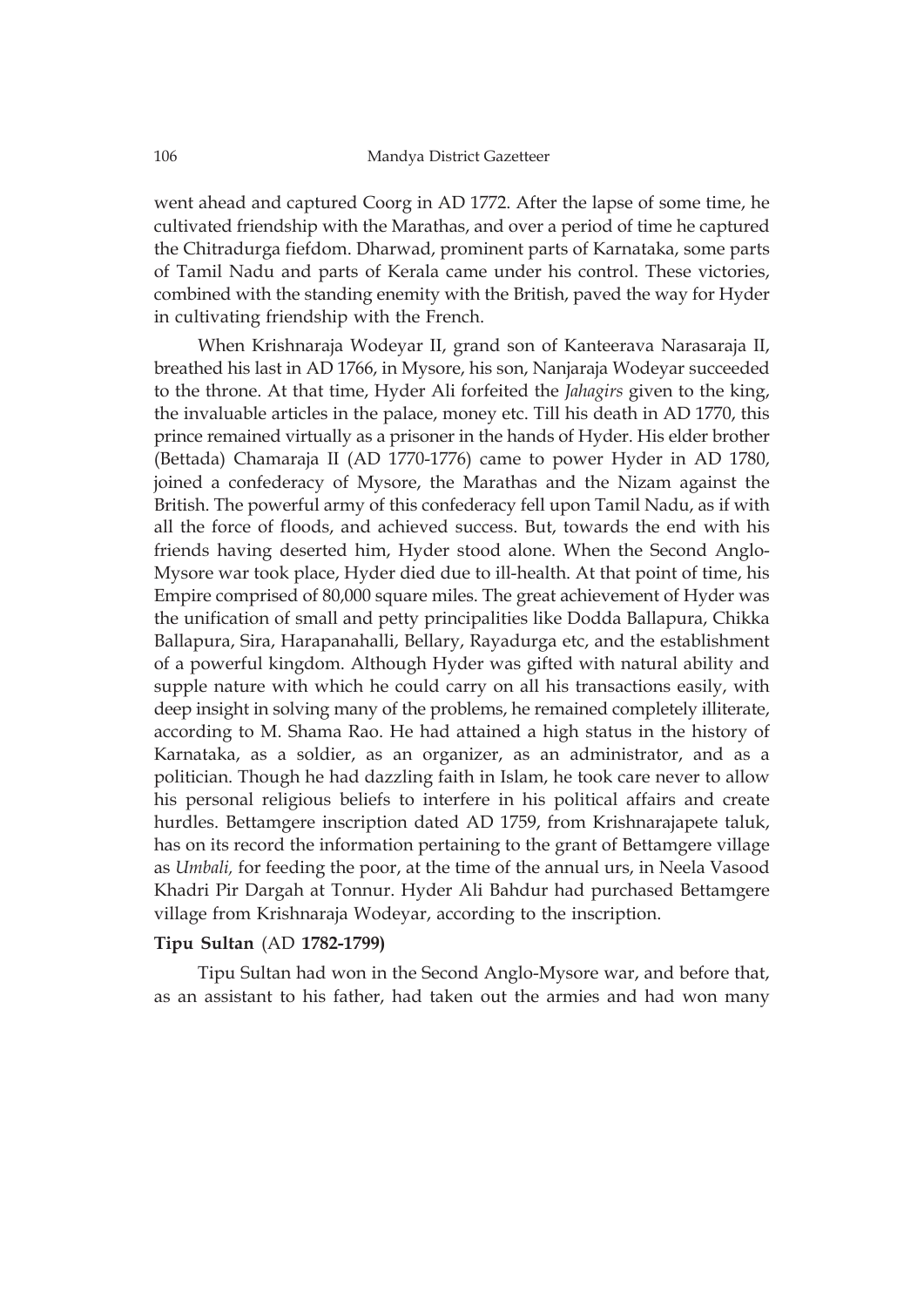went ahead and captured Coorg in AD 1772. After the lapse of some time, he cultivated friendship with the Marathas, and over a period of time he captured the Chitradurga fiefdom. Dharwad, prominent parts of Karnataka, some parts of Tamil Nadu and parts of Kerala came under his control. These victories, combined with the standing enemity with the British, paved the way for Hyder in cultivating friendship with the French.

When Krishnaraja Wodeyar II, grand son of Kanteerava Narasaraja II, breathed his last in AD 1766, in Mysore, his son, Nanjaraja Wodeyar succeeded to the throne. At that time, Hyder Ali forfeited the *Jahagirs* given to the king, the invaluable articles in the palace, money etc. Till his death in AD 1770, this prince remained virtually as a prisoner in the hands of Hyder. His elder brother (Bettada) Chamaraja II (AD 1770-1776) came to power Hyder in AD 1780, joined a confederacy of Mysore, the Marathas and the Nizam against the British. The powerful army of this confederacy fell upon Tamil Nadu, as if with all the force of floods, and achieved success. But, towards the end with his friends having deserted him, Hyder stood alone. When the Second Anglo-Mysore war took place, Hyder died due to ill-health. At that point of time, his Empire comprised of 80,000 square miles. The great achievement of Hyder was the unification of small and petty principalities like Dodda Ballapura, Chikka Ballapura, Sira, Harapanahalli, Bellary, Rayadurga etc, and the establishment of a powerful kingdom. Although Hyder was gifted with natural ability and supple nature with which he could carry on all his transactions easily, with deep insight in solving many of the problems, he remained completely illiterate, according to M. Shama Rao. He had attained a high status in the history of Karnataka, as a soldier, as an organizer, as an administrator, and as a politician. Though he had dazzling faith in Islam, he took care never to allow his personal religious beliefs to interfere in his political affairs and create hurdles. Bettamgere inscription dated AD 1759, from Krishnarajapete taluk, has on its record the information pertaining to the grant of Bettamgere village as *Umbali,* for feeding the poor, at the time of the annual urs, in Neela Vasood Khadri Pir Dargah at Tonnur. Hyder Ali Bahdur had purchased Bettamgere village from Krishnaraja Wodeyar, according to the inscription.

**Tipu Sultan** (AD **1782-1799)**

Tipu Sultan had won in the Second Anglo-Mysore war, and before that, as an assistant to his father, had taken out the armies and had won many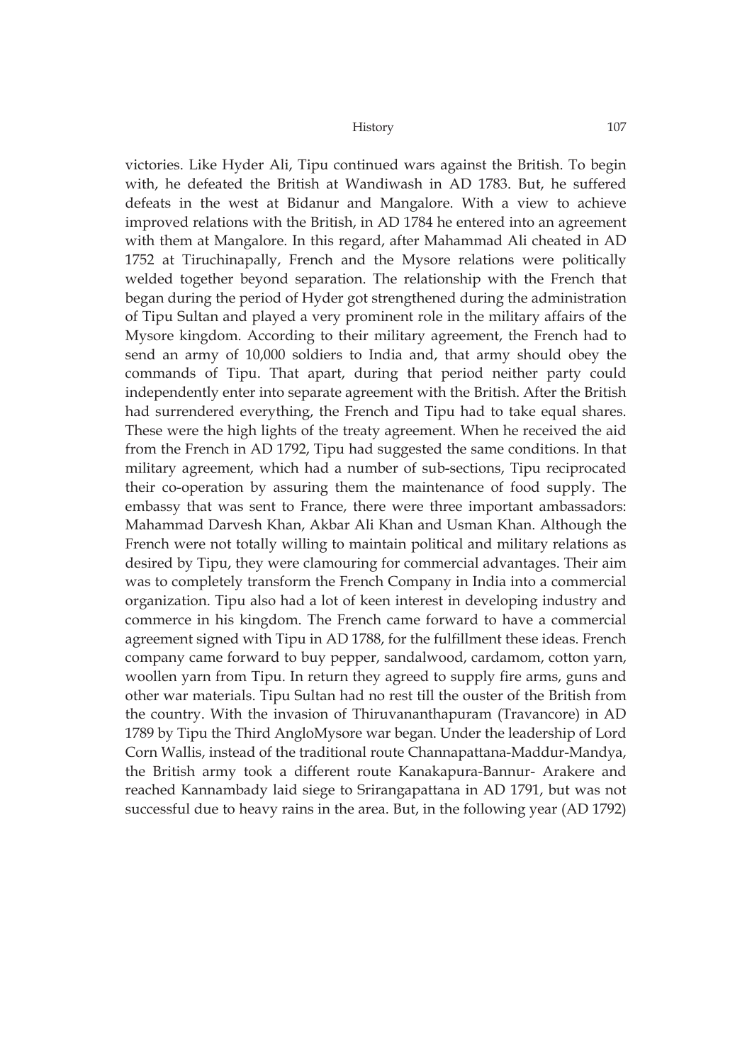victories. Like Hyder Ali, Tipu continued wars against the British. To begin with, he defeated the British at Wandiwash in AD 1783. But, he suffered defeats in the west at Bidanur and Mangalore. With a view to achieve improved relations with the British, in AD 1784 he entered into an agreement with them at Mangalore. In this regard, after Mahammad Ali cheated in AD 1752 at Tiruchinapally, French and the Mysore relations were politically welded together beyond separation. The relationship with the French that began during the period of Hyder got strengthened during the administration of Tipu Sultan and played a very prominent role in the military affairs of the Mysore kingdom. According to their military agreement, the French had to send an army of 10,000 soldiers to India and, that army should obey the commands of Tipu. That apart, during that period neither party could independently enter into separate agreement with the British. After the British had surrendered everything, the French and Tipu had to take equal shares. These were the high lights of the treaty agreement. When he received the aid from the French in AD 1792, Tipu had suggested the same conditions. In that military agreement, which had a number of sub-sections, Tipu reciprocated their co-operation by assuring them the maintenance of food supply. The embassy that was sent to France, there were three important ambassadors: Mahammad Darvesh Khan, Akbar Ali Khan and Usman Khan. Although the French were not totally willing to maintain political and military relations as desired by Tipu, they were clamouring for commercial advantages. Their aim was to completely transform the French Company in India into a commercial organization. Tipu also had a lot of keen interest in developing industry and commerce in his kingdom. The French came forward to have a commercial agreement signed with Tipu in AD 1788, for the fulfillment these ideas. French company came forward to buy pepper, sandalwood, cardamom, cotton yarn, woollen yarn from Tipu. In return they agreed to supply fire arms, guns and other war materials. Tipu Sultan had no rest till the ouster of the British from the country. With the invasion of Thiruvananthapuram (Travancore) in AD 1789 by Tipu the Third AngloMysore war began. Under the leadership of Lord Corn Wallis, instead of the traditional route Channapattana-Maddur-Mandya, the British army took a different route Kanakapura-Bannur- Arakere and reached Kannambady laid siege to Srirangapattana in AD 1791, but was not successful due to heavy rains in the area. But, in the following year (AD 1792)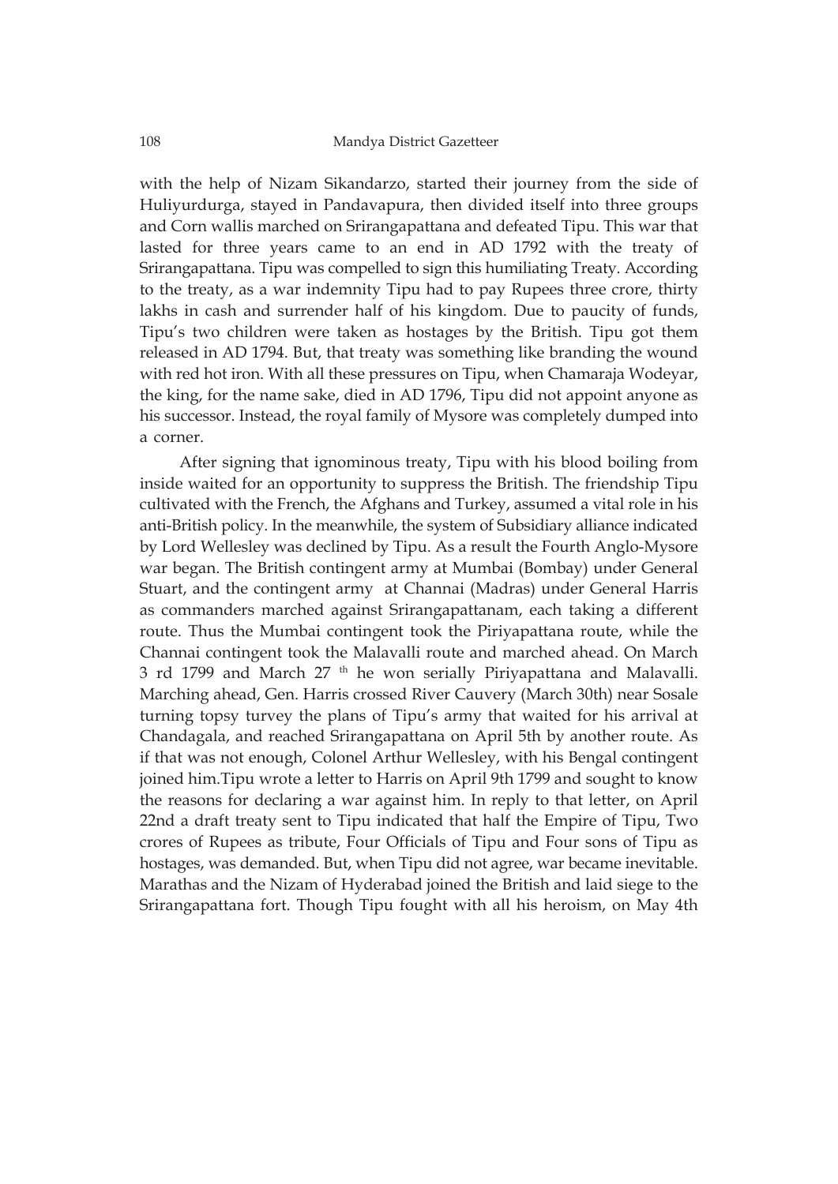with the help of Nizam Sikandarzo, started their journey from the side of Huliyurdurga, stayed in Pandavapura, then divided itself into three groups and Corn wallis marched on Srirangapattana and defeated Tipu. This war that lasted for three years came to an end in AD 1792 with the treaty of Srirangapattana. Tipu was compelled to sign this humiliating Treaty. According to the treaty, as a war indemnity Tipu had to pay Rupees three crore, thirty lakhs in cash and surrender half of his kingdom. Due to paucity of funds, Tipu's two children were taken as hostages by the British. Tipu got them released in AD 1794. But, that treaty was something like branding the wound with red hot iron. With all these pressures on Tipu, when Chamaraja Wodeyar, the king, for the name sake, died in AD 1796, Tipu did not appoint anyone as his successor. Instead, the royal family of Mysore was completely dumped into a corner.

After signing that ignominous treaty, Tipu with his blood boiling from inside waited for an opportunity to suppress the British. The friendship Tipu cultivated with the French, the Afghans and Turkey, assumed a vital role in his anti-British policy. In the meanwhile, the system of Subsidiary alliance indicated by Lord Wellesley was declined by Tipu. As a result the Fourth Anglo-Mysore war began. The British contingent army at Mumbai (Bombay) under General Stuart, and the contingent army at Channai (Madras) under General Harris as commanders marched against Srirangapattanam, each taking a different route. Thus the Mumbai contingent took the Piriyapattana route, while the Channai contingent took the Malavalli route and marched ahead. On March 3 rd 1799 and March 27 th he won serially Piriyapattana and Malavalli. Marching ahead, Gen. Harris crossed River Cauvery (March 30th) near Sosale turning topsy turvey the plans of Tipu's army that waited for his arrival at Chandagala, and reached Srirangapattana on April 5th by another route. As if that was not enough, Colonel Arthur Wellesley, with his Bengal contingent joined him.Tipu wrote a letter to Harris on April 9th 1799 and sought to know the reasons for declaring a war against him. In reply to that letter, on April 22nd a draft treaty sent to Tipu indicated that half the Empire of Tipu, Two crores of Rupees as tribute, Four Officials of Tipu and Four sons of Tipu as hostages, was demanded. But, when Tipu did not agree, war became inevitable. Marathas and the Nizam of Hyderabad joined the British and laid siege to the Srirangapattana fort. Though Tipu fought with all his heroism, on May 4th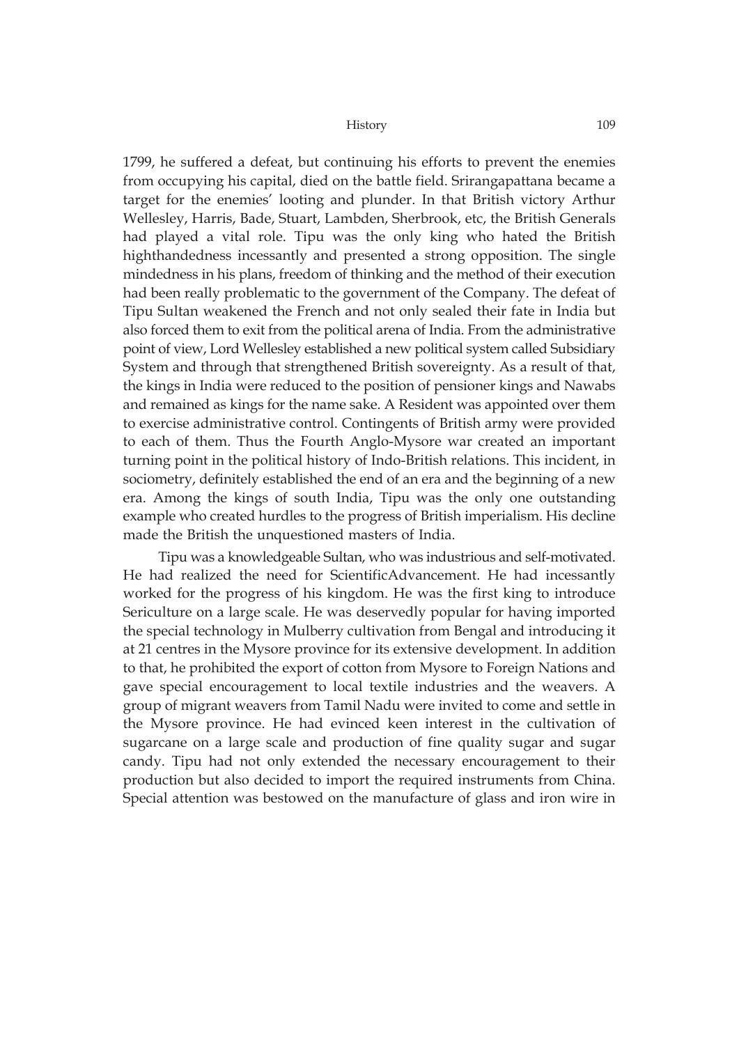1799, he suffered a defeat, but continuing his efforts to prevent the enemies from occupying his capital, died on the battle field. Srirangapattana became a target for the enemies' looting and plunder. In that British victory Arthur Wellesley, Harris, Bade, Stuart, Lambden, Sherbrook, etc, the British Generals had played a vital role. Tipu was the only king who hated the British highthandedness incessantly and presented a strong opposition. The single mindedness in his plans, freedom of thinking and the method of their execution had been really problematic to the government of the Company. The defeat of Tipu Sultan weakened the French and not only sealed their fate in India but also forced them to exit from the political arena of India. From the administrative point of view, Lord Wellesley established a new political system called Subsidiary System and through that strengthened British sovereignty. As a result of that, the kings in India were reduced to the position of pensioner kings and Nawabs and remained as kings for the name sake. A Resident was appointed over them to exercise administrative control. Contingents of British army were provided to each of them. Thus the Fourth Anglo-Mysore war created an important turning point in the political history of Indo-British relations. This incident, in sociometry, definitely established the end of an era and the beginning of a new era. Among the kings of south India, Tipu was the only one outstanding example who created hurdles to the progress of British imperialism. His decline made the British the unquestioned masters of India.

Tipu was a knowledgeable Sultan, who was industrious and self-motivated. He had realized the need for ScientificAdvancement. He had incessantly worked for the progress of his kingdom. He was the first king to introduce Sericulture on a large scale. He was deservedly popular for having imported the special technology in Mulberry cultivation from Bengal and introducing it at 21 centres in the Mysore province for its extensive development. In addition to that, he prohibited the export of cotton from Mysore to Foreign Nations and gave special encouragement to local textile industries and the weavers. A group of migrant weavers from Tamil Nadu were invited to come and settle in the Mysore province. He had evinced keen interest in the cultivation of sugarcane on a large scale and production of fine quality sugar and sugar candy. Tipu had not only extended the necessary encouragement to their production but also decided to import the required instruments from China. Special attention was bestowed on the manufacture of glass and iron wire in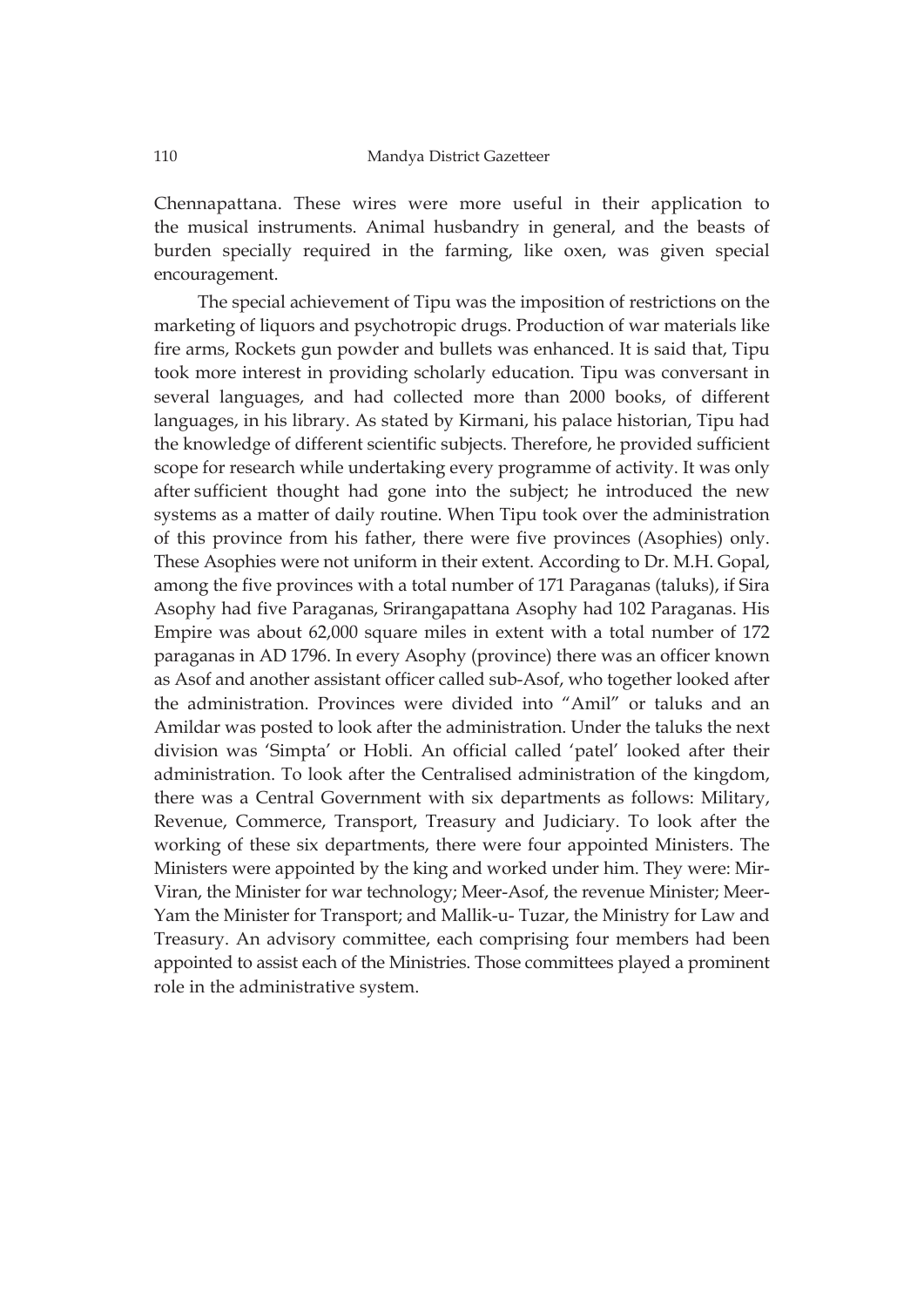Chennapattana. These wires were more useful in their application to the musical instruments. Animal husbandry in general, and the beasts of burden specially required in the farming, like oxen, was given special encouragement.

The special achievement of Tipu was the imposition of restrictions on the marketing of liquors and psychotropic drugs. Production of war materials like fire arms, Rockets gun powder and bullets was enhanced. It is said that, Tipu took more interest in providing scholarly education. Tipu was conversant in several languages, and had collected more than 2000 books, of different languages, in his library. As stated by Kirmani, his palace historian, Tipu had the knowledge of different scientific subjects. Therefore, he provided sufficient scope for research while undertaking every programme of activity. It was only after sufficient thought had gone into the subject; he introduced the new systems as a matter of daily routine. When Tipu took over the administration of this province from his father, there were five provinces (Asophies) only. These Asophies were not uniform in their extent. According to Dr. M.H. Gopal, among the five provinces with a total number of 171 Paraganas (taluks), if Sira Asophy had five Paraganas, Srirangapattana Asophy had 102 Paraganas. His Empire was about 62,000 square miles in extent with a total number of 172 paraganas in AD 1796. In every Asophy (province) there was an officer known as Asof and another assistant officer called sub-Asof, who together looked after the administration. Provinces were divided into "Amil" or taluks and an Amildar was posted to look after the administration. Under the taluks the next division was 'Simpta' or Hobli. An official called 'patel' looked after their administration. To look after the Centralised administration of the kingdom, there was a Central Government with six departments as follows: Military, Revenue, Commerce, Transport, Treasury and Judiciary. To look after the working of these six departments, there were four appointed Ministers. The Ministers were appointed by the king and worked under him. They were: Mir-Viran, the Minister for war technology; Meer-Asof, the revenue Minister; Meer-Yam the Minister for Transport; and Mallik-u- Tuzar, the Ministry for Law and Treasury. An advisory committee, each comprising four members had been appointed to assist each of the Ministries. Those committees played a prominent role in the administrative system.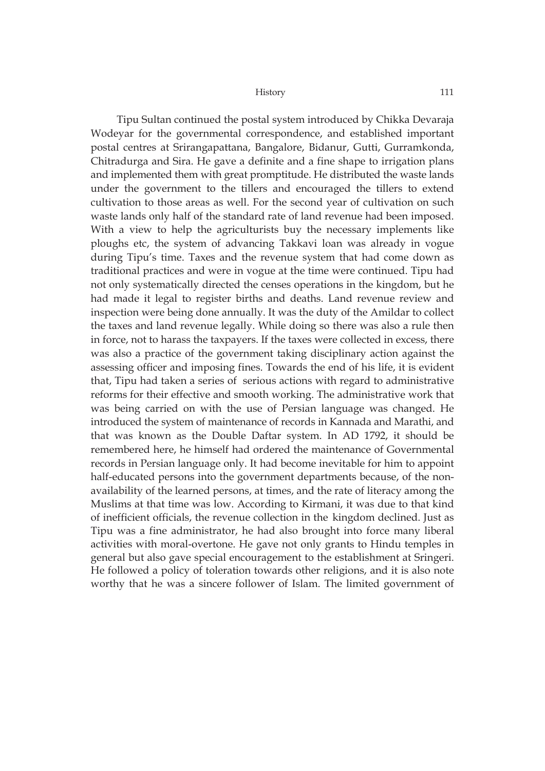Tipu Sultan continued the postal system introduced by Chikka Devaraja Wodeyar for the governmental correspondence, and established important postal centres at Srirangapattana, Bangalore, Bidanur, Gutti, Gurramkonda, Chitradurga and Sira. He gave a definite and a fine shape to irrigation plans and implemented them with great promptitude. He distributed the waste lands under the government to the tillers and encouraged the tillers to extend cultivation to those areas as well. For the second year of cultivation on such waste lands only half of the standard rate of land revenue had been imposed. With a view to help the agriculturists buy the necessary implements like ploughs etc, the system of advancing Takkavi loan was already in vogue during Tipu's time. Taxes and the revenue system that had come down as traditional practices and were in vogue at the time were continued. Tipu had not only systematically directed the censes operations in the kingdom, but he had made it legal to register births and deaths. Land revenue review and inspection were being done annually. It was the duty of the Amildar to collect the taxes and land revenue legally. While doing so there was also a rule then in force, not to harass the taxpayers. If the taxes were collected in excess, there was also a practice of the government taking disciplinary action against the assessing officer and imposing fines. Towards the end of his life, it is evident that, Tipu had taken a series of serious actions with regard to administrative reforms for their effective and smooth working. The administrative work that was being carried on with the use of Persian language was changed. He introduced the system of maintenance of records in Kannada and Marathi, and that was known as the Double Daftar system. In AD 1792, it should be remembered here, he himself had ordered the maintenance of Governmental records in Persian language only. It had become inevitable for him to appoint half-educated persons into the government departments because, of the non-availability of the learned persons, at times, and the rate of literacy among the Muslims at that time was low. According to Kirmani, it was due to that kind of inefficient officials, the revenue collection in the kingdom declined. Just as Tipu was a fine administrator, he had also brought into force many liberal activities with moral-overtone. He gave not only grants to Hindu temples in general but also gave special encouragement to the establishment at Sringeri. He followed a policy of toleration towards other religions, and it is also note worthy that he was a sincere follower of Islam. The limited government of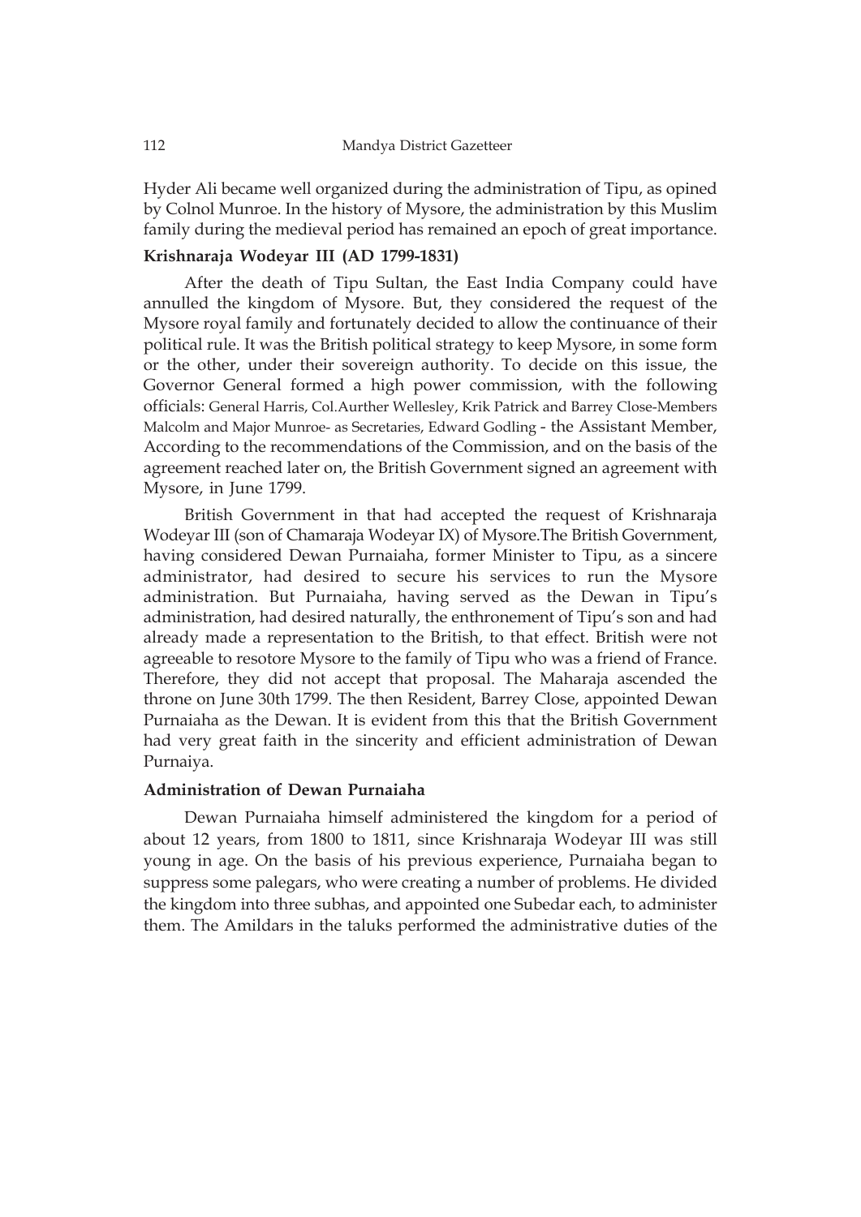Hyder Ali became well organized during the administration of Tipu, as opined by Colnol Munroe. In the history of Mysore, the administration by this Muslim family during the medieval period has remained an epoch of great importance.

## Krishnaraja Wodeyar III (AD 1799-1831)

After the death of Tipu Sultan, the East India Company could have annulled the kingdom of Mysore. But, they considered the request of the Mysore royal family and fortunately decided to allow the continuance of their political rule. It was the British political strategy to keep Mysore, in some form or the other, under their sovereign authority. To decide on this issue, the Governor General formed a high power commission, with the following officials: General Harris, Col.Aurther Wellesley, Krik Patrick and Barrey Close-Members Malcolm and Major Munroe- as Secretaries, Edward Godling - the Assistant Member, According to the recommendations of the Commission, and on the basis of the agreement reached later on, the British Government signed an agreement with Mysore, in June 1799.

British Government in that had accepted the request of Krishnaraja Wodeyar III (son of Chamaraja Wodeyar IX) of Mysore.The British Government, having considered Dewan Purnaiaha, former Minister to Tipu, as a sincere administrator, had desired to secure his services to run the Mysore administration. But Purnaiaha, having served as the Dewan in Tipu's administration, had desired naturally, the enthronement of Tipu's son and had already made a representation to the British, to that effect. British were not agreeable to resotore Mysore to the family of Tipu who was a friend of France. Therefore, they did not accept that proposal. The Maharaja ascended the throne on June 30th 1799. The then Resident, Barrey Close, appointed Dewan Purnaiaha as the Dewan. It is evident from this that the British Government had very great faith in the sincerity and efficient administration of Dewan Purnaiya.

## Administration of Dewan Purnaiaha

Dewan Purnaiaha himself administered the kingdom for a period of about 12 years, from 1800 to 1811, since Krishnaraja Wodeyar III was still young in age. On the basis of his previous experience, Purnaiaha began to suppress some palegars, who were creating a number of problems. He divided the kingdom into three subhas, and appointed one Subedar each, to administer them. The Amildars in the taluks performed the administrative duties of the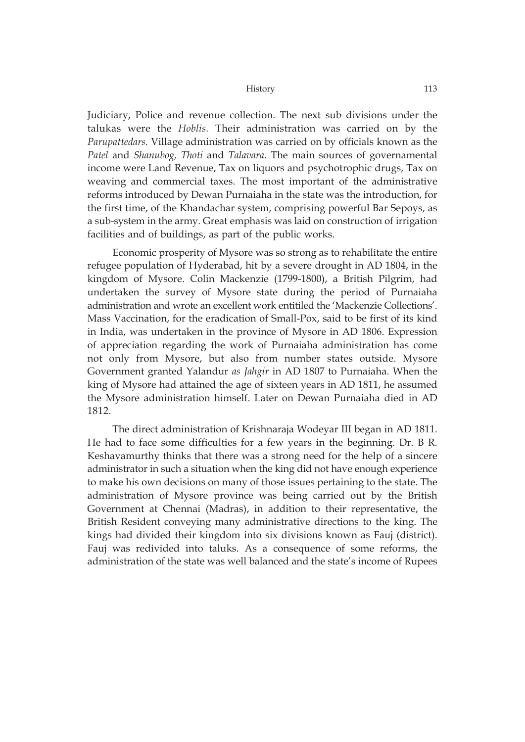Judiciary, Police and revenue collection. The next sub divisions under the talukas were the *Hoblis*. Their administration was carried on by the *Parupattedars.* Village administration was carried on by officials known as the *Patel* and *Shanubog, Thoti* and *Talavara.* The main sources of governamental income were Land Revenue, Tax on liquors and psychotrophic drugs, Tax on weaving and commercial taxes. The most important of the administrative reforms introduced by Dewan Purnaiaha in the state was the introduction, for the first time, of the Khandachar system, comprising powerful Bar Sepoys, as a sub-system in the army. Great emphasis was laid on construction of irrigation facilities and of buildings, as part of the public works.

Economic prosperity of Mysore was so strong as to rehabilitate the entire refugee population of Hyderabad, hit by a severe drought in AD 1804, in the kingdom of Mysore. Colin Mackenzie (1799-1800), a British Pilgrim, had undertaken the survey of Mysore state during the period of Purnaiaha administration and wrote an excellent work entitiled the 'Mackenzie Collections'. Mass Vaccination, for the eradication of Small-Pox, said to be first of its kind in India, was undertaken in the province of Mysore in AD 1806. Expression of appreciation regarding the work of Purnaiaha administration has come not only from Mysore, but also from number states outside. Mysore Government granted Yalandur *as Jahgir* in AD 1807 to Purnaiaha. When the king of Mysore had attained the age of sixteen years in AD 1811, he assumed the Mysore administration himself. Later on Dewan Purnaiaha died in AD 1812.

The direct administration of Krishnaraja Wodeyar III began in AD 1811. He had to face some difficulties for a few years in the beginning. Dr. B R. Keshavamurthy thinks that there was a strong need for the help of a sincere administrator in such a situation when the king did not have enough experience to make his own decisions on many of those issues pertaining to the state. The administration of Mysore province was being carried out by the British Government at Chennai (Madras), in addition to their representative, the British Resident conveying many administrative directions to the king. The kings had divided their kingdom into six divisions known as Fauj (district). Fauj was redivided into taluks. As a consequence of some reforms, the administration of the state was well balanced and the state's income of Rupees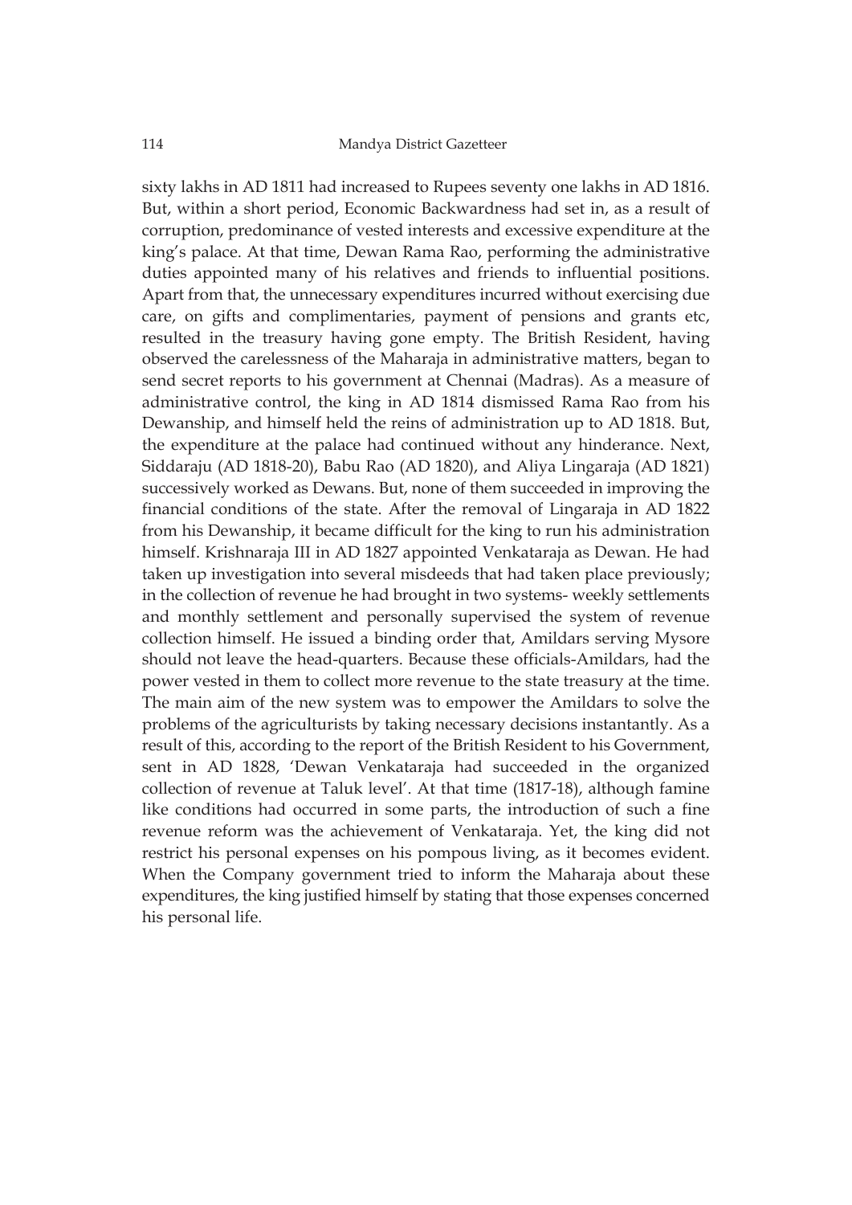sixty lakhs in AD 1811 had increased to Rupees seventy one lakhs in AD 1816. But, within a short period, Economic Backwardness had set in, as a result of corruption, predominance of vested interests and excessive expenditure at the king's palace. At that time, Dewan Rama Rao, performing the administrative duties appointed many of his relatives and friends to influential positions. Apart from that, the unnecessary expenditures incurred without exercising due care, on gifts and complimentaries, payment of pensions and grants etc, resulted in the treasury having gone empty. The British Resident, having observed the carelessness of the Maharaja in administrative matters, began to send secret reports to his government at Chennai (Madras). As a measure of administrative control, the king in AD 1814 dismissed Rama Rao from his Dewanship, and himself held the reins of administration up to AD 1818. But, the expenditure at the palace had continued without any hinderance. Next, Siddaraju (AD 1818-20), Babu Rao (AD 1820), and Aliya Lingaraja (AD 1821) successively worked as Dewans. But, none of them succeeded in improving the financial conditions of the state. After the removal of Lingaraja in AD 1822 from his Dewanship, it became difficult for the king to run his administration himself. Krishnaraja III in AD 1827 appointed Venkataraja as Dewan. He had taken up investigation into several misdeeds that had taken place previously; in the collection of revenue he had brought in two systems- weekly settlements and monthly settlement and personally supervised the system of revenue collection himself. He issued a binding order that, Amildars serving Mysore should not leave the head-quarters. Because these officials-Amildars, had the power vested in them to collect more revenue to the state treasury at the time. The main aim of the new system was to empower the Amildars to solve the problems of the agriculturists by taking necessary decisions instantantly. As a result of this, according to the report of the British Resident to his Government, sent in AD 1828, 'Dewan Venkataraja had succeeded in the organized collection of revenue at Taluk level'. At that time (1817-18), although famine like conditions had occurred in some parts, the introduction of such a fine revenue reform was the achievement of Venkataraja. Yet, the king did not restrict his personal expenses on his pompous living, as it becomes evident. When the Company government tried to inform the Maharaja about these expenditures, the king justified himself by stating that those expenses concerned his personal life.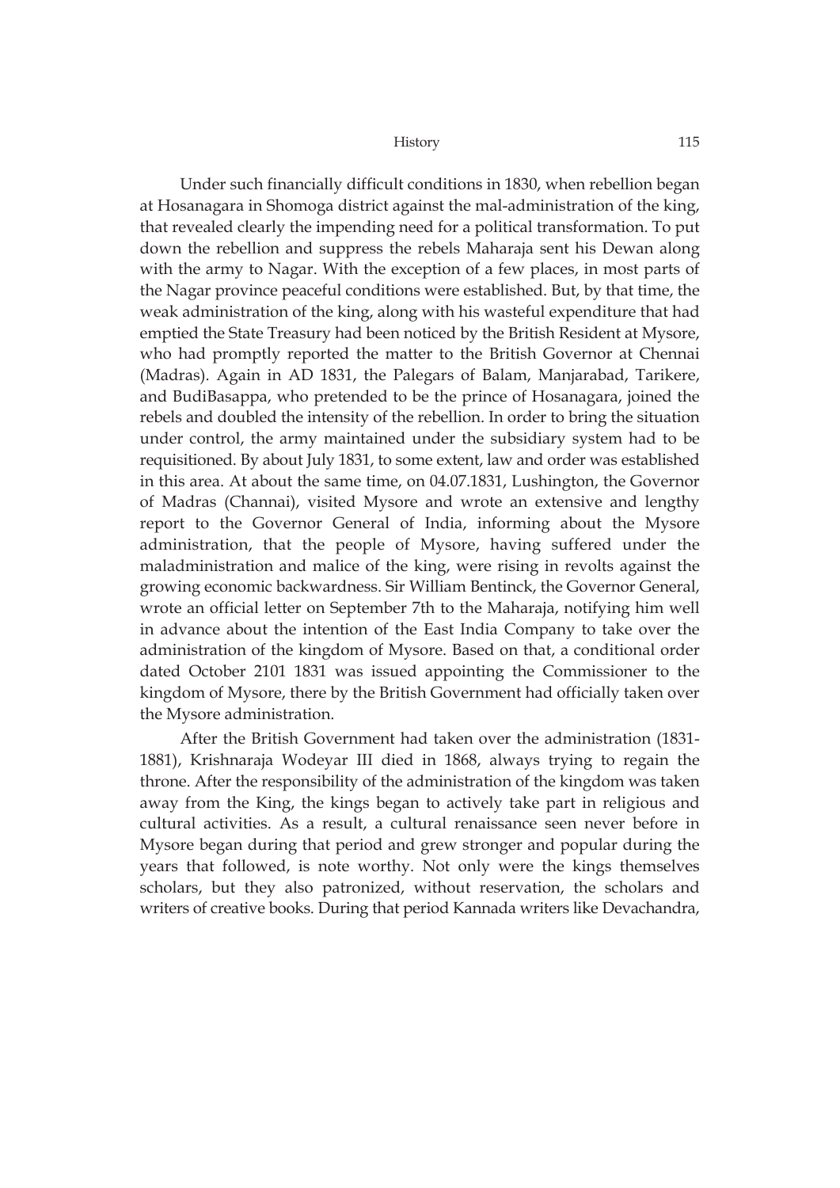Under such financially difficult conditions in 1830, when rebellion began at Hosanagara in Shomoga district against the mal-administration of the king, that revealed clearly the impending need for a political transformation. To put down the rebellion and suppress the rebels Maharaja sent his Dewan along with the army to Nagar. With the exception of a few places, in most parts of the Nagar province peaceful conditions were established. But, by that time, the weak administration of the king, along with his wasteful expenditure that had emptied the State Treasury had been noticed by the British Resident at Mysore, who had promptly reported the matter to the British Governor at Chennai (Madras). Again in AD 1831, the Palegars of Balam, Manjarabad, Tarikere, and BudiBasappa, who pretended to be the prince of Hosanagara, joined the rebels and doubled the intensity of the rebellion. In order to bring the situation under control, the army maintained under the subsidiary system had to be requisitioned. By about July 1831, to some extent, law and order was established in this area. At about the same time, on 04.07.1831, Lushington, the Governor of Madras (Channai), visited Mysore and wrote an extensive and lengthy report to the Governor General of India, informing about the Mysore administration, that the people of Mysore, having suffered under the maladministration and malice of the king, were rising in revolts against the growing economic backwardness. Sir William Bentinck, the Governor General, wrote an official letter on September 7th to the Maharaja, notifying him well in advance about the intention of the East India Company to take over the administration of the kingdom of Mysore. Based on that, a conditional order dated October 2101 1831 was issued appointing the Commissioner to the kingdom of Mysore, there by the British Government had officially taken over the Mysore administration.

After the British Government had taken over the administration (1831-1881), Krishnaraja Wodeyar III died in 1868, always trying to regain the throne. After the responsibility of the administration of the kingdom was taken away from the King, the kings began to actively take part in religious and cultural activities. As a result, a cultural renaissance seen never before in Mysore began during that period and grew stronger and popular during the years that followed, is note worthy. Not only were the kings themselves scholars, but they also patronized, without reservation, the scholars and writers of creative books. During that period Kannada writers like Devachandra,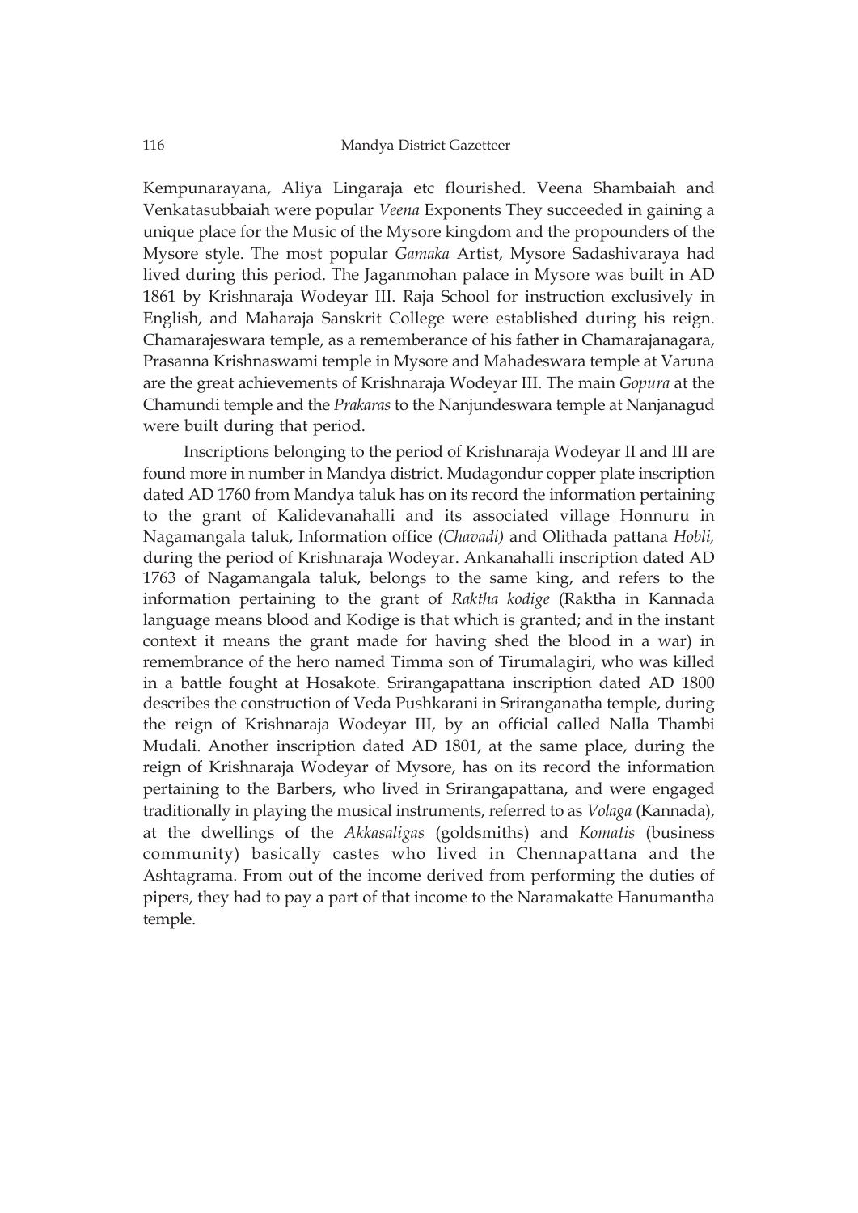Kempunarayana, Aliya Lingaraja etc flourished. Veena Shambaiah and Venkatasubbaiah were popular *Veena* Exponents They succeeded in gaining a unique place for the Music of the Mysore kingdom and the propounders of the Mysore style. The most popular *Gamaka* Artist, Mysore Sadashivaraya had lived during this period. The Jaganmohan palace in Mysore was built in AD 1861 by Krishnaraja Wodeyar III. Raja School for instruction exclusively in English, and Maharaja Sanskrit College were established during his reign. Chamarajeswara temple, as a rememberance of his father in Chamarajanagara, Prasanna Krishnaswami temple in Mysore and Mahadeswara temple at Varuna are the great achievements of Krishnaraja Wodeyar III. The main *Gopura* at the Chamundi temple and the *Prakaras* to the Nanjundeswara temple at Nanjanagud were built during that period.

Inscriptions belonging to the period of Krishnaraja Wodeyar II and III are found more in number in Mandya district. Mudagondur copper plate inscription dated AD 1760 from Mandya taluk has on its record the information pertaining to the grant of Kalidevanahalli and its associated village Honnuru in Nagamangala taluk, Information office *(Chavadi)* and Olithada pattana *Hobli,* during the period of Krishnaraja Wodeyar. Ankanahalli inscription dated AD 1763 of Nagamangala taluk, belongs to the same king, and refers to the information pertaining to the grant of *Raktha kodige* (Raktha in Kannada language means blood and Kodige is that which is granted; and in the instant context it means the grant made for having shed the blood in a war) in remembrance of the hero named Timma son of Tirumalagiri, who was killed in a battle fought at Hosakote. Srirangapattana inscription dated AD 1800 describes the construction of Veda Pushkarani in Sriranganatha temple, during the reign of Krishnaraja Wodeyar III, by an official called Nalla Thambi Mudali. Another inscription dated AD 1801, at the same place, during the reign of Krishnaraja Wodeyar of Mysore, has on its record the information pertaining to the Barbers, who lived in Srirangapattana, and were engaged traditionally in playing the musical instruments, referred to as *Volaga* (Kannada), at the dwellings of the *Akkasaligas* (goldsmiths) and *Komatis* (business community) basically castes who lived in Chennapattana and the Ashtagrama. From out of the income derived from performing the duties of pipers, they had to pay a part of that income to the Naramakatte Hanumantha temple.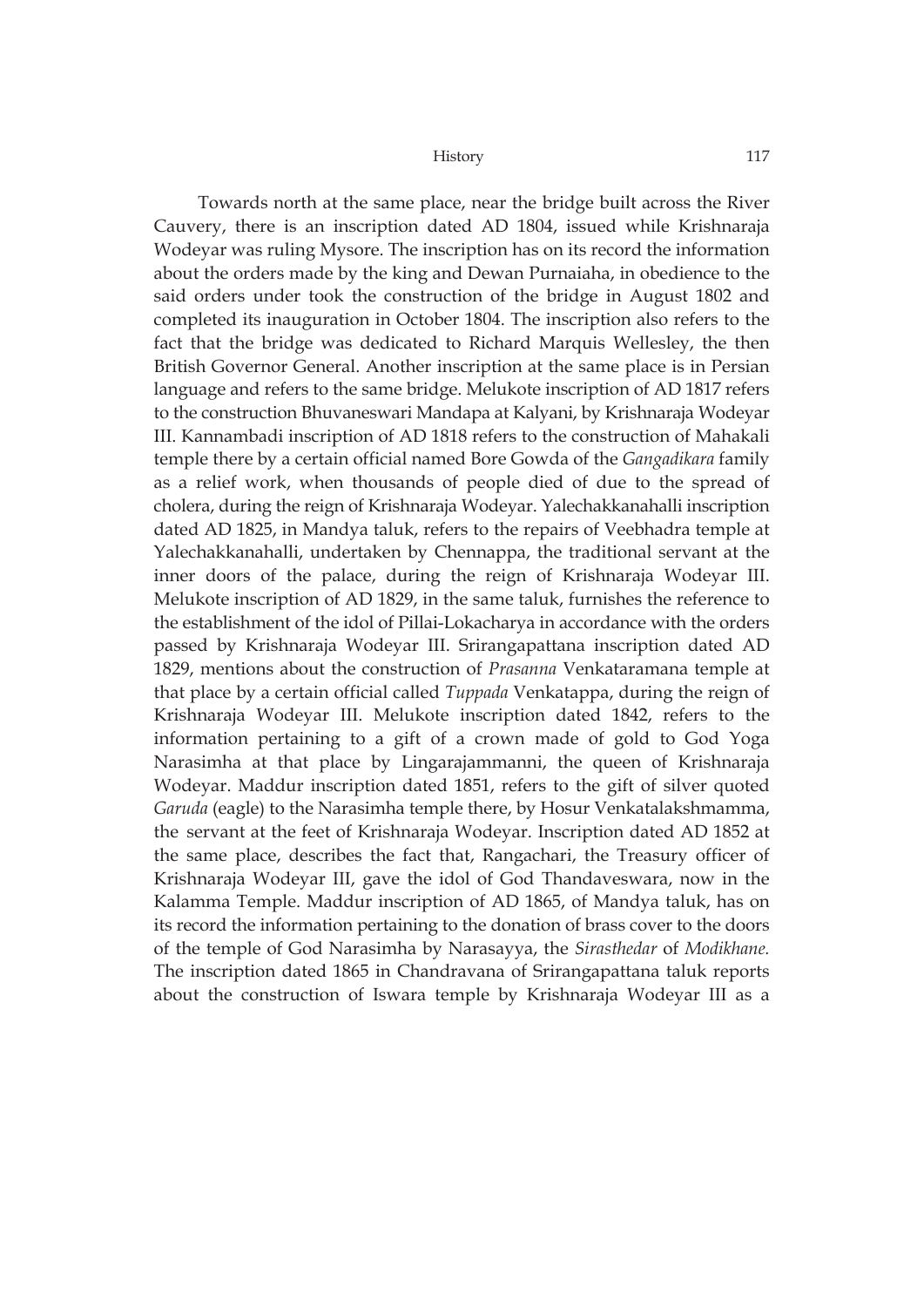Towards north at the same place, near the bridge built across the River Cauvery, there is an inscription dated AD 1804, issued while Krishnaraja Wodeyar was ruling Mysore. The inscription has on its record the information about the orders made by the king and Dewan Purnaiaha, in obedience to the said orders under took the construction of the bridge in August 1802 and completed its inauguration in October 1804. The inscription also refers to the fact that the bridge was dedicated to Richard Marquis Wellesley, the then British Governor General. Another inscription at the same place is in Persian language and refers to the same bridge. Melukote inscription of AD 1817 refers to the construction Bhuvaneswari Mandapa at Kalyani, by Krishnaraja Wodeyar III. Kannambadi inscription of AD 1818 refers to the construction of Mahakali temple there by a certain official named Bore Gowda of the *Gangadikara* family as a relief work, when thousands of people died of due to the spread of cholera, during the reign of Krishnaraja Wodeyar. Yalechakkanahalli inscription dated AD 1825, in Mandya taluk, refers to the repairs of Veebhadra temple at Yalechakkanahalli, undertaken by Chennappa, the traditional servant at the inner doors of the palace, during the reign of Krishnaraja Wodeyar III. Melukote inscription of AD 1829, in the same taluk, furnishes the reference to the establishment of the idol of Pillai-Lokacharya in accordance with the orders passed by Krishnaraja Wodeyar III. Srirangapattana inscription dated AD 1829, mentions about the construction of *Prasanna* Venkataramana temple at that place by a certain official called *Tuppada* Venkatappa, during the reign of Krishnaraja Wodeyar III. Melukote inscription dated 1842, refers to the information pertaining to a gift of a crown made of gold to God Yoga Narasimha at that place by Lingarajammanni, the queen of Krishnaraja Wodeyar. Maddur inscription dated 1851, refers to the gift of silver quoted *Garuda* (eagle) to the Narasimha temple there, by Hosur Venkatalakshmamma, the servant at the feet of Krishnaraja Wodeyar. Inscription dated AD 1852 at the same place, describes the fact that, Rangachari, the Treasury officer of Krishnaraja Wodeyar III, gave the idol of God Thandaveswara, now in the Kalamma Temple. Maddur inscription of AD 1865, of Mandya taluk, has on its record the information pertaining to the donation of brass cover to the doors of the temple of God Narasimha by Narasayya, the *Sirasthedar* of *Modikhane.* The inscription dated 1865 in Chandravana of Srirangapattana taluk reports about the construction of Iswara temple by Krishnaraja Wodeyar III as a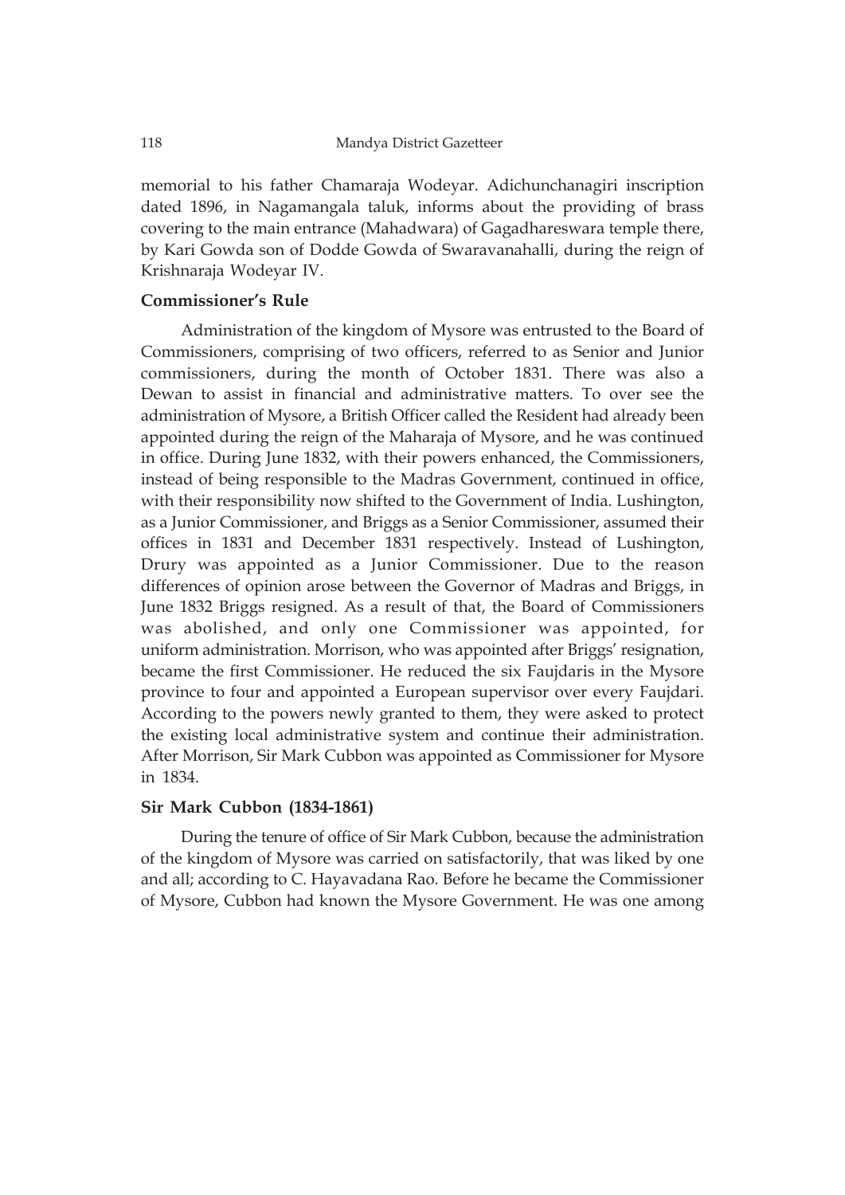memorial to his father Chamaraja Wodeyar. Adichunchanagiri inscription dated 1896, in Nagamangala taluk, informs about the providing of brass covering to the main entrance (Mahadwara) of Gagadhareswara temple there, by Kari Gowda son of Dodde Gowda of Swaravanahalli, during the reign of Krishnaraja Wodeyar IV.

### Commissioner's Rule

Administration of the kingdom of Mysore was entrusted to the Board of Commissioners, comprising of two officers, referred to as Senior and Junior commissioners, during the month of October 1831. There was also a Dewan to assist in financial and administrative matters. To over see the administration of Mysore, a British Officer called the Resident had already been appointed during the reign of the Maharaja of Mysore, and he was continued in office. During June 1832, with their powers enhanced, the Commissioners, instead of being responsible to the Madras Government, continued in office, with their responsibility now shifted to the Government of India. Lushington, as a Junior Commissioner, and Briggs as a Senior Commissioner, assumed their offices in 1831 and December 1831 respectively. Instead of Lushington, Drury was appointed as a Junior Commissioner. Due to the reason differences of opinion arose between the Governor of Madras and Briggs, in June 1832 Briggs resigned. As a result of that, the Board of Commissioners was abolished, and only one Commissioner was appointed, for uniform administration. Morrison, who was appointed after Briggs' resignation, became the first Commissioner. He reduced the six Faujdaris in the Mysore province to four and appointed a European supervisor over every Faujdari. According to the powers newly granted to them, they were asked to protect the existing local administrative system and continue their administration. After Morrison, Sir Mark Cubbon was appointed as Commissioner for Mysore in 1834.

### Sir Mark Cubbon (1834-1861)

During the tenure of office of Sir Mark Cubbon, because the administration of the kingdom of Mysore was carried on satisfactorily, that was liked by one and all; according to C. Hayavadana Rao. Before he became the Commissioner of Mysore, Cubbon had known the Mysore Government. He was one among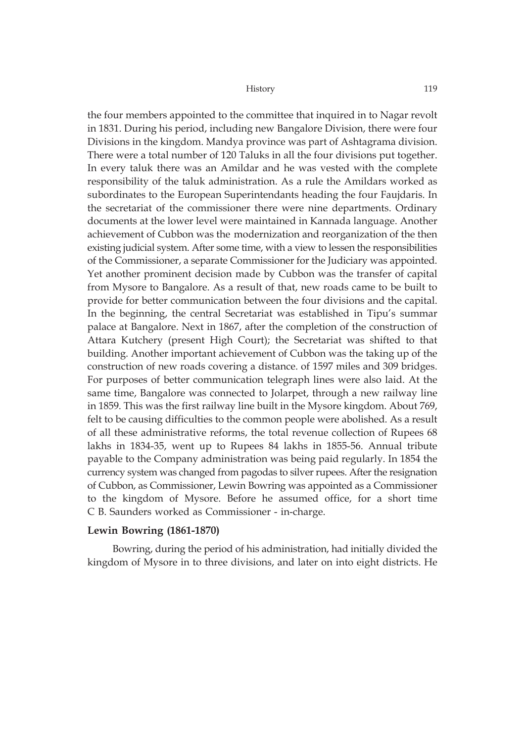the four members appointed to the committee that inquired in to Nagar revolt in 1831. During his period, including new Bangalore Division, there were four Divisions in the kingdom. Mandya province was part of Ashtagrama division. There were a total number of 120 Taluks in all the four divisions put together. In every taluk there was an Amildar and he was vested with the complete responsibility of the taluk administration. As a rule the Amildars worked as subordinates to the European Superintendants heading the four Faujdaris. In the secretariat of the commissioner there were nine departments. Ordinary documents at the lower level were maintained in Kannada language. Another achievement of Cubbon was the modernization and reorganization of the then existing judicial system. After some time, with a view to lessen the responsibilities of the Commissioner, a separate Commissioner for the Judiciary was appointed. Yet another prominent decision made by Cubbon was the transfer of capital from Mysore to Bangalore. As a result of that, new roads came to be built to provide for better communication between the four divisions and the capital. In the beginning, the central Secretariat was established in Tipu's summar palace at Bangalore. Next in 1867, after the completion of the construction of Attara Kutchery (present High Court); the Secretariat was shifted to that building. Another important achievement of Cubbon was the taking up of the construction of new roads covering a distance. of 1597 miles and 309 bridges. For purposes of better communication telegraph lines were also laid. At the same time, Bangalore was connected to Jolarpet, through a new railway line in 1859. This was the first railway line built in the Mysore kingdom. About 769, felt to be causing difficulties to the common people were abolished. As a result of all these administrative reforms, the total revenue collection of Rupees 68 lakhs in 1834-35, went up to Rupees 84 lakhs in 1855-56. Annual tribute payable to the Company administration was being paid regularly. In 1854 the currency system was changed from pagodas to silver rupees. After the resignation of Cubbon, as Commissioner, Lewin Bowring was appointed as a Commissioner to the kingdom of Mysore. Before he assumed office, for a short time C B. Saunders worked as Commissioner - in-charge.

**Lewin Bowring (1861-1870)**

Bowring, during the period of his administration, had initially divided the kingdom of Mysore in to three divisions, and later on into eight districts. He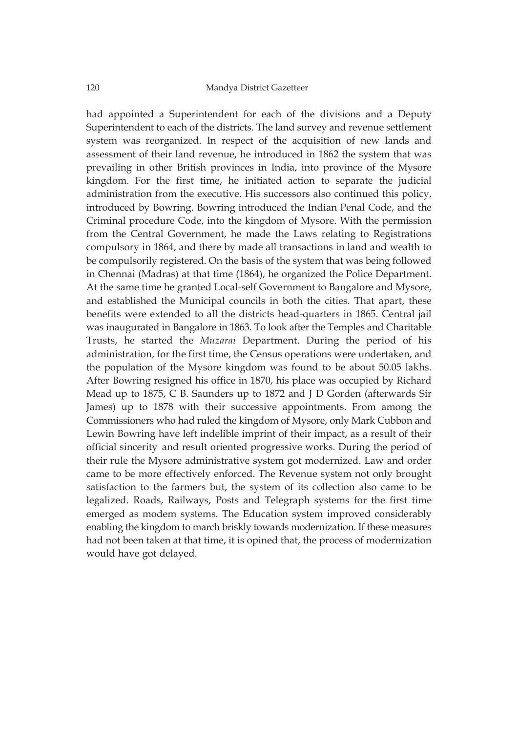had appointed a Superintendent for each of the divisions and a Deputy Superintendent to each of the districts. The land survey and revenue settlement system was reorganized. In respect of the acquisition of new lands and assessment of their land revenue, he introduced in 1862 the system that was prevailing in other British provinces in India, into province of the Mysore kingdom. For the first time, he initiated action to separate the judicial administration from the executive. His successors also continued this policy, introduced by Bowring. Bowring introduced the Indian Penal Code, and the Criminal procedure Code, into the kingdom of Mysore. With the permission from the Central Government, he made the Laws relating to Registrations compulsory in 1864, and there by made all transactions in land and wealth to be compulsorily registered. On the basis of the system that was being followed in Chennai (Madras) at that time (1864), he organized the Police Department. At the same time he granted Local-self Government to Bangalore and Mysore, and established the Municipal councils in both the cities. That apart, these benefits were extended to all the districts head-quarters in 1865. Central jail was inaugurated in Bangalore in 1863. To look after the Temples and Charitable Trusts, he started the *Muzarai* Department. During the period of his administration, for the first time, the Census operations were undertaken, and the population of the Mysore kingdom was found to be about 50.05 lakhs. After Bowring resigned his office in 1870, his place was occupied by Richard Mead up to 1875, C B. Saunders up to 1872 and J D Gorden (afterwards Sir James) up to 1878 with their successive appointments. From among the Commissioners who had ruled the kingdom of Mysore, only Mark Cubbon and Lewin Bowring have left indelible imprint of their impact, as a result of their official sincerity and result oriented progressive works. During the period of their rule the Mysore administrative system got modernized. Law and order came to be more effectively enforced. The Revenue system not only brought satisfaction to the farmers but, the system of its collection also came to be legalized. Roads, Railways, Posts and Telegraph systems for the first time emerged as modem systems. The Education system improved considerably enabling the kingdom to march briskly towards modernization. If these measures had not been taken at that time, it is opined that, the process of modernization would have got delayed.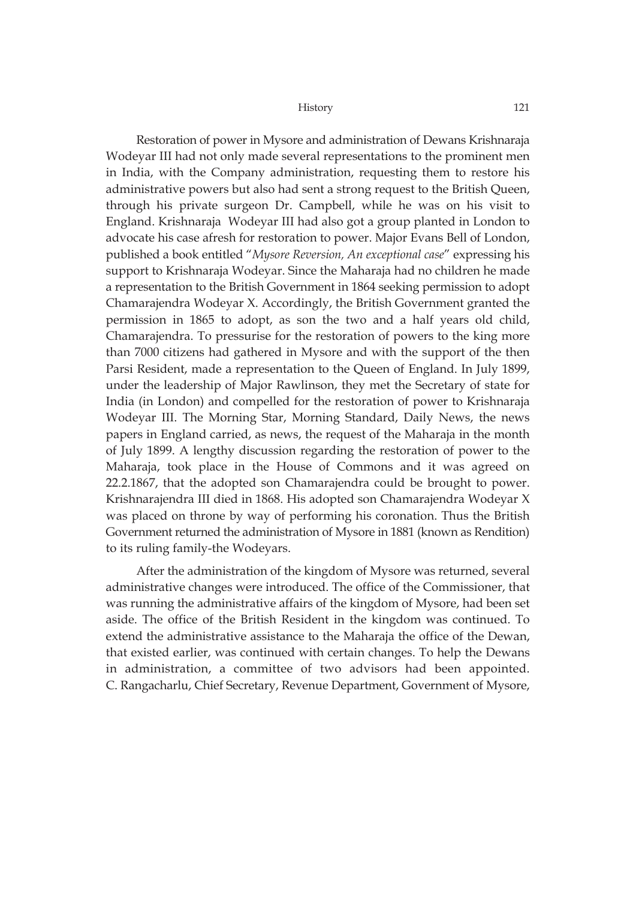Restoration of power in Mysore and administration of Dewans Krishnaraja Wodeyar III had not only made several representations to the prominent men in India, with the Company administration, requesting them to restore his administrative powers but also had sent a strong request to the British Queen, through his private surgeon Dr. Campbell, while he was on his visit to England. Krishnaraja Wodeyar III had also got a group planted in London to advocate his case afresh for restoration to power. Major Evans Bell of London, published a book entitled "*Mysore Reversion, An exceptional case*" expressing his support to Krishnaraja Wodeyar. Since the Maharaja had no children he made a representation to the British Government in 1864 seeking permission to adopt Chamarajendra Wodeyar X. Accordingly, the British Government granted the permission in 1865 to adopt, as son the two and a half years old child, Chamarajendra. To pressurise for the restoration of powers to the king more than 7000 citizens had gathered in Mysore and with the support of the then Parsi Resident, made a representation to the Queen of England. In July 1899, under the leadership of Major Rawlinson, they met the Secretary of state for India (in London) and compelled for the restoration of power to Krishnaraja Wodeyar III. The Morning Star, Morning Standard, Daily News, the news papers in England carried, as news, the request of the Maharaja in the month of July 1899. A lengthy discussion regarding the restoration of power to the Maharaja, took place in the House of Commons and it was agreed on 22.2.1867, that the adopted son Chamarajendra could be brought to power. Krishnarajendra III died in 1868. His adopted son Chamarajendra Wodeyar X was placed on throne by way of performing his coronation. Thus the British Government returned the administration of Mysore in 1881 (known as Rendition) to its ruling family-the Wodeyars.

After the administration of the kingdom of Mysore was returned, several administrative changes were introduced. The office of the Commissioner, that was running the administrative affairs of the kingdom of Mysore, had been set aside. The office of the British Resident in the kingdom was continued. To extend the administrative assistance to the Maharaja the office of the Dewan, that existed earlier, was continued with certain changes. To help the Dewans in administration, a committee of two advisors had been appointed. C. Rangacharlu, Chief Secretary, Revenue Department, Government of Mysore,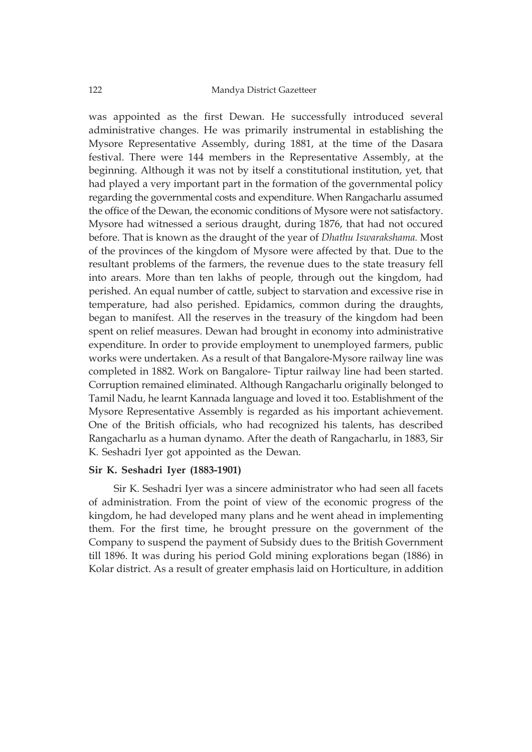was appointed as the first Dewan. He successfully introduced several administrative changes. He was primarily instrumental in establishing the Mysore Representative Assembly, during 1881, at the time of the Dasara festival. There were 144 members in the Representative Assembly, at the beginning. Although it was not by itself a constitutional institution, yet, that had played a very important part in the formation of the governmental policy regarding the governmental costs and expenditure. When Rangacharlu assumed the office of the Dewan, the economic conditions of Mysore were not satisfactory. Mysore had witnessed a serious draught, during 1876, that had not occured before. That is known as the draught of the year of *Dhathu Iswarakshama.* Most of the provinces of the kingdom of Mysore were affected by that. Due to the resultant problems of the farmers, the revenue dues to the state treasury fell into arears. More than ten lakhs of people, through out the kingdom, had perished. An equal number of cattle, subject to starvation and excessive rise in temperature, had also perished. Epidamics, common during the draughts, began to manifest. All the reserves in the treasury of the kingdom had been spent on relief measures. Dewan had brought in economy into administrative expenditure. In order to provide employment to unemployed farmers, public works were undertaken. As a result of that Bangalore-Mysore railway line was completed in 1882. Work on Bangalore- Tiptur railway line had been started. Corruption remained eliminated. Although Rangacharlu originally belonged to Tamil Nadu, he learnt Kannada language and loved it too. Establishment of the Mysore Representative Assembly is regarded as his important achievement. One of the British officials, who had recognized his talents, has described Rangacharlu as a human dynamo. After the death of Rangacharlu, in 1883, Sir K. Seshadri Iyer got appointed as the Dewan.

**Sir K. Seshadri Iyer (1883-1901)**

Sir K. Seshadri Iyer was a sincere administrator who had seen all facets of administration. From the point of view of the economic progress of the kingdom, he had developed many plans and he went ahead in implementing them. For the first time, he brought pressure on the government of the Company to suspend the payment of Subsidy dues to the British Government till 1896. It was during his period Gold mining explorations began (1886) in Kolar district. As a result of greater emphasis laid on Horticulture, in addition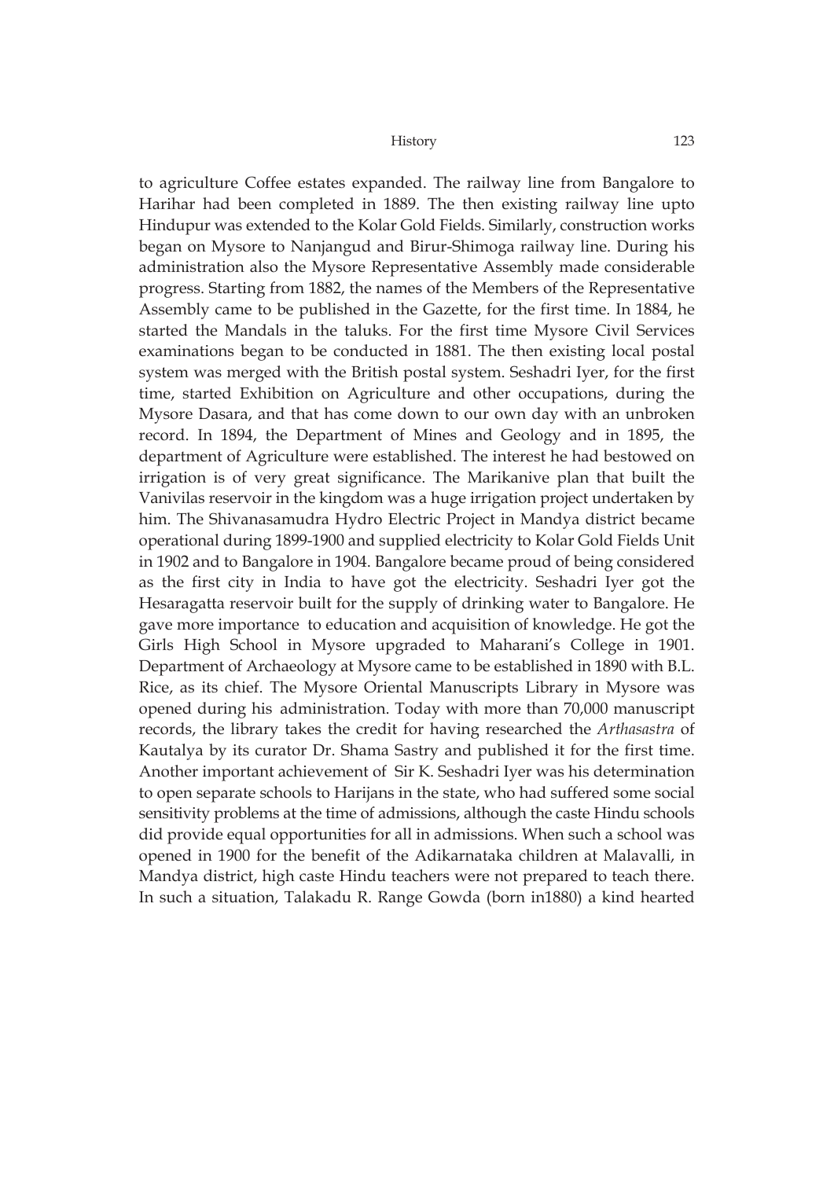to agriculture Coffee estates expanded. The railway line from Bangalore to Harihar had been completed in 1889. The then existing railway line upto Hindupur was extended to the Kolar Gold Fields. Similarly, construction works began on Mysore to Nanjangud and Birur-Shimoga railway line. During his administration also the Mysore Representative Assembly made considerable progress. Starting from 1882, the names of the Members of the Representative Assembly came to be published in the Gazette, for the first time. In 1884, he started the Mandals in the taluks. For the first time Mysore Civil Services examinations began to be conducted in 1881. The then existing local postal system was merged with the British postal system. Seshadri Iyer, for the first time, started Exhibition on Agriculture and other occupations, during the Mysore Dasara, and that has come down to our own day with an unbroken record. In 1894, the Department of Mines and Geology and in 1895, the department of Agriculture were established. The interest he had bestowed on irrigation is of very great significance. The Marikanive plan that built the Vanivilas reservoir in the kingdom was a huge irrigation project undertaken by him. The Shivanasamudra Hydro Electric Project in Mandya district became operational during 1899-1900 and supplied electricity to Kolar Gold Fields Unit in 1902 and to Bangalore in 1904. Bangalore became proud of being considered as the first city in India to have got the electricity. Seshadri Iyer got the Hesaragatta reservoir built for the supply of drinking water to Bangalore. He gave more importance to education and acquisition of knowledge. He got the Girls High School in Mysore upgraded to Maharani's College in 1901. Department of Archaeology at Mysore came to be established in 1890 with B.L. Rice, as its chief. The Mysore Oriental Manuscripts Library in Mysore was opened during his administration. Today with more than 70,000 manuscript records, the library takes the credit for having researched the *Arthasastra* of Kautalya by its curator Dr. Shama Sastry and published it for the first time. Another important achievement of Sir K. Seshadri Iyer was his determination to open separate schools to Harijans in the state, who had suffered some social sensitivity problems at the time of admissions, although the caste Hindu schools did provide equal opportunities for all in admissions. When such a school was opened in 1900 for the benefit of the Adikarnataka children at Malavalli, in Mandya district, high caste Hindu teachers were not prepared to teach there. In such a situation, Talakadu R. Range Gowda (born in1880) a kind hearted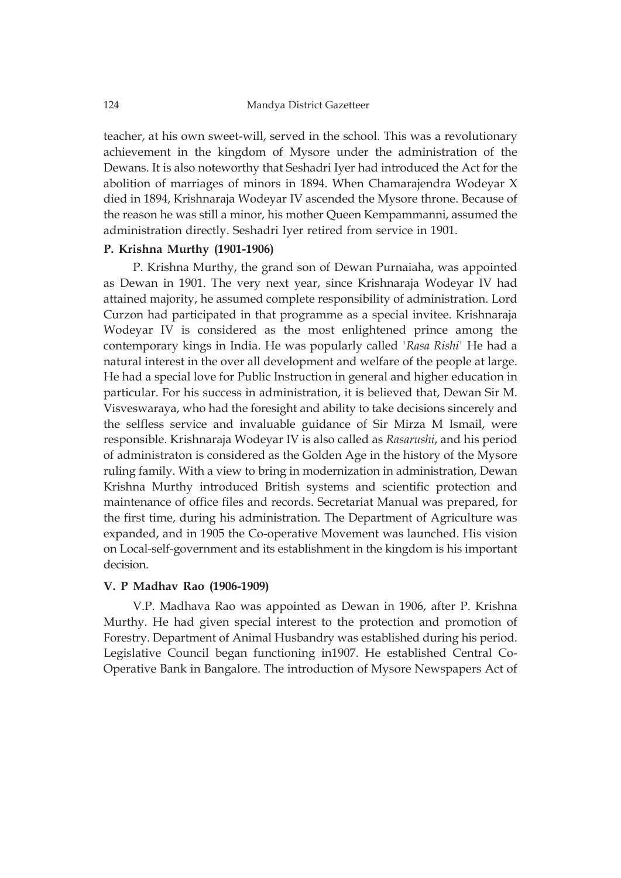teacher, at his own sweet-will, served in the school. This was a revolutionary achievement in the kingdom of Mysore under the administration of the Dewans. It is also noteworthy that Seshadri Iyer had introduced the Act for the abolition of marriages of minors in 1894. When Chamarajendra Wodeyar X died in 1894, Krishnaraja Wodeyar IV ascended the Mysore throne. Because of the reason he was still a minor, his mother Queen Kempammanni, assumed the administration directly. Seshadri Iyer retired from service in 1901.

### P. Krishna Murthy (1901-1906)

P. Krishna Murthy, the grand son of Dewan Purnaiaha, was appointed as Dewan in 1901. The very next year, since Krishnaraja Wodeyar IV had attained majority, he assumed complete responsibility of administration. Lord Curzon had participated in that programme as a special invitee. Krishnaraja Wodeyar IV is considered as the most enlightened prince among the contemporary kings in India. He was popularly called '*Rasa Rishi*' He had a natural interest in the over all development and welfare of the people at large. He had a special love for Public Instruction in general and higher education in particular. For his success in administration, it is believed that, Dewan Sir M. Visveswaraya, who had the foresight and ability to take decisions sincerely and the selfless service and invaluable guidance of Sir Mirza M Ismail, were responsible. Krishnaraja Wodeyar IV is also called as *Rasarushi*, and his period of administraton is considered as the Golden Age in the history of the Mysore ruling family. With a view to bring in modernization in administration, Dewan Krishna Murthy introduced British systems and scientific protection and maintenance of office files and records. Secretariat Manual was prepared, for the first time, during his administration. The Department of Agriculture was expanded, and in 1905 the Co-operative Movement was launched. His vision on Local-self-government and its establishment in the kingdom is his important decision.

### V. P Madhav Rao (1906-1909)

V.P. Madhava Rao was appointed as Dewan in 1906, after P. Krishna Murthy. He had given special interest to the protection and promotion of Forestry. Department of Animal Husbandry was established during his period. Legislative Council began functioning in1907. He established Central Co-Operative Bank in Bangalore. The introduction of Mysore Newspapers Act of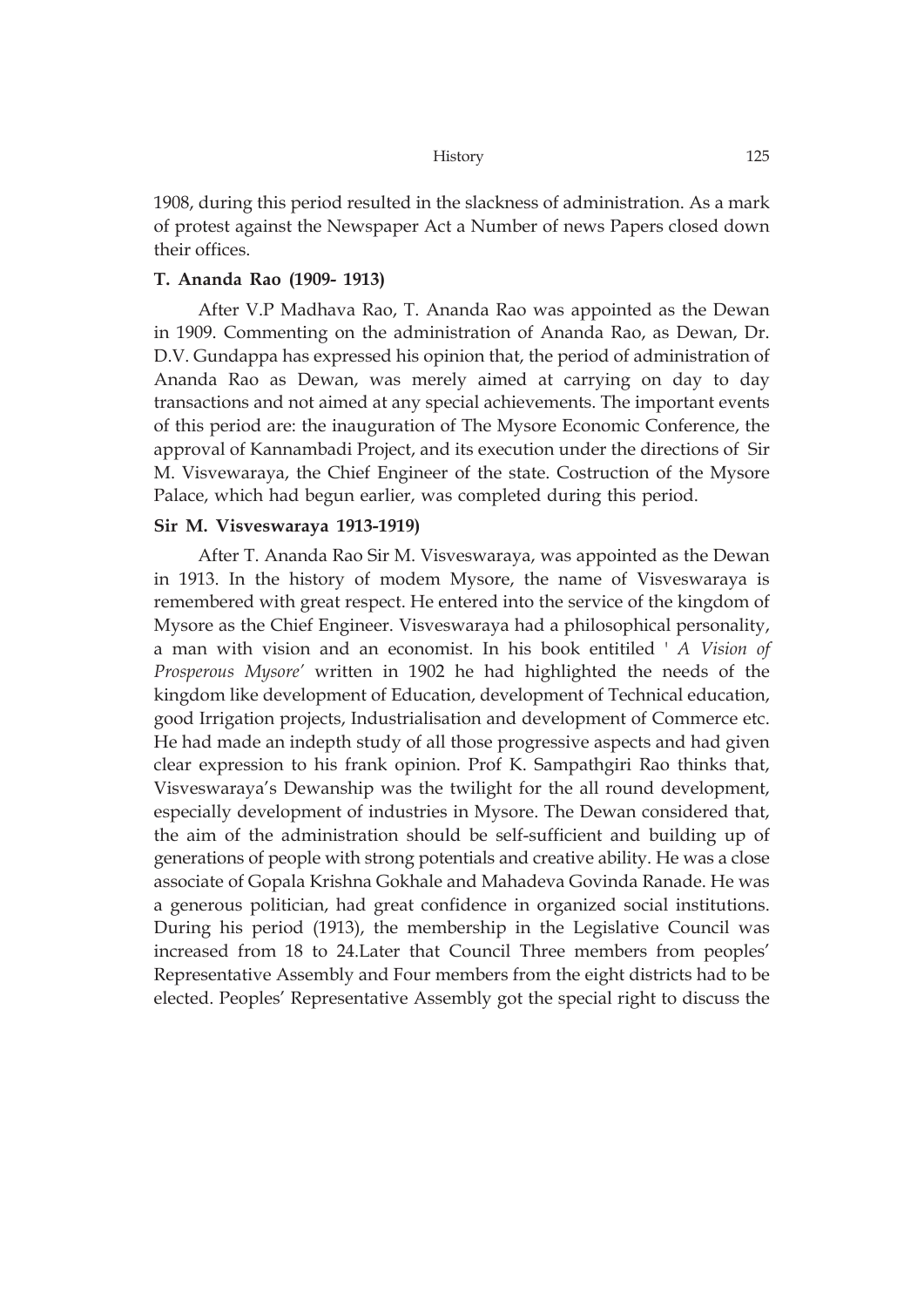1908, during this period resulted in the slackness of administration. As a mark of protest against the Newspaper Act a Number of news Papers closed down their offices.

### T. Ananda Rao (1909- 1913)

After V.P Madhava Rao, T. Ananda Rao was appointed as the Dewan in 1909. Commenting on the administration of Ananda Rao, as Dewan, Dr. D.V. Gundappa has expressed his opinion that, the period of administration of Ananda Rao as Dewan, was merely aimed at carrying on day to day transactions and not aimed at any special achievements. The important events of this period are: the inauguration of The Mysore Economic Conference, the approval of Kannambadi Project, and its execution under the directions of Sir M. Visvewaraya, the Chief Engineer of the state. Costruction of the Mysore Palace, which had begun earlier, was completed during this period.

### Sir M. Visveswaraya 1913-1919)

After T. Ananda Rao Sir M. Visveswaraya, was appointed as the Dewan in 1913. In the history of modem Mysore, the name of Visveswaraya is remembered with great respect. He entered into the service of the kingdom of Mysore as the Chief Engineer. Visveswaraya had a philosophical personality, a man with vision and an economist. In his book entitiled ' *A Vision of Prosperous Mysore'* written in 1902 he had highlighted the needs of the kingdom like development of Education, development of Technical education, good Irrigation projects, Industrialisation and development of Commerce etc. He had made an indepth study of all those progressive aspects and had given clear expression to his frank opinion. Prof K. Sampathgiri Rao thinks that, Visveswaraya's Dewanship was the twilight for the all round development, especially development of industries in Mysore. The Dewan considered that, the aim of the administration should be self-sufficient and building up of generations of people with strong potentials and creative ability. He was a close associate of Gopala Krishna Gokhale and Mahadeva Govinda Ranade. He was a generous politician, had great confidence in organized social institutions. During his period (1913), the membership in the Legislative Council was increased from 18 to 24.Later that Council Three members from peoples' Representative Assembly and Four members from the eight districts had to be elected. Peoples' Representative Assembly got the special right to discuss the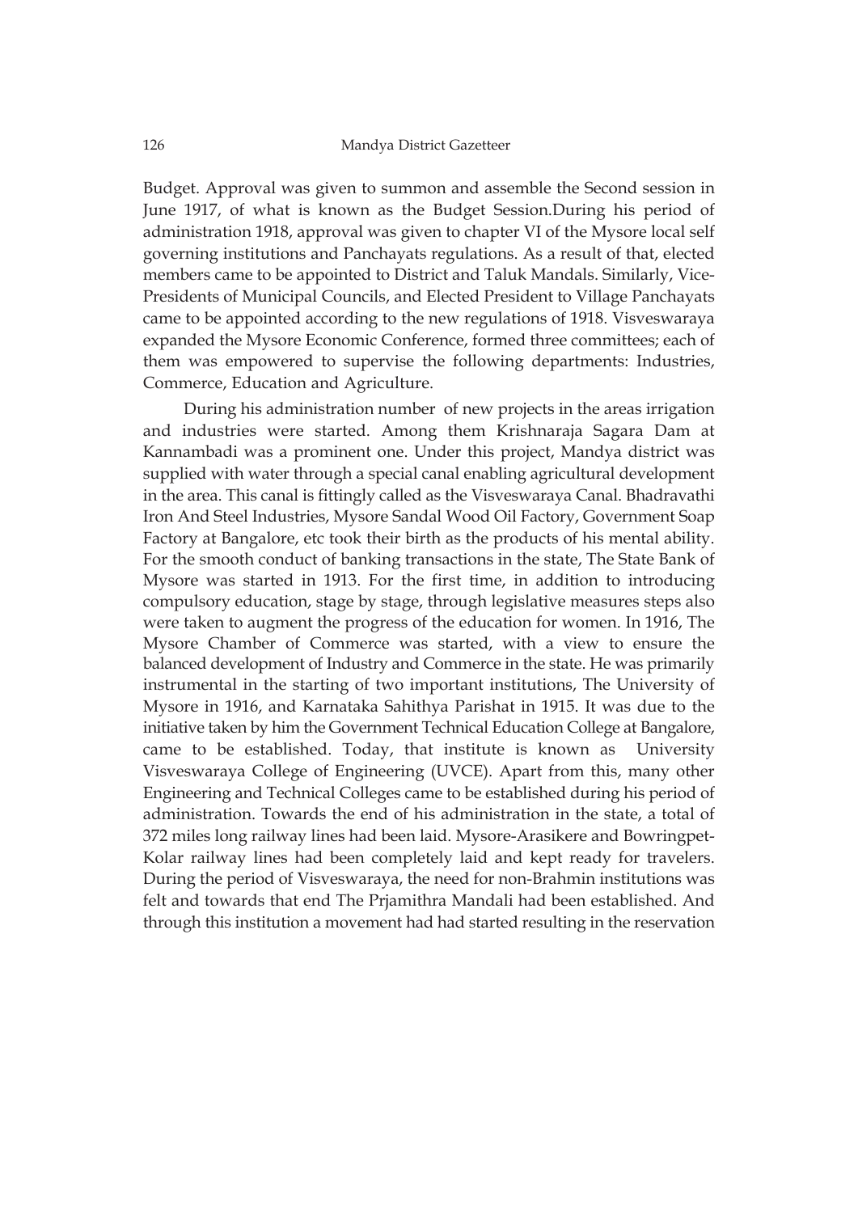Budget. Approval was given to summon and assemble the Second session in June 1917, of what is known as the Budget Session.During his period of administration 1918, approval was given to chapter VI of the Mysore local self governing institutions and Panchayats regulations. As a result of that, elected members came to be appointed to District and Taluk Mandals. Similarly, Vice-Presidents of Municipal Councils, and Elected President to Village Panchayats came to be appointed according to the new regulations of 1918. Visveswaraya expanded the Mysore Economic Conference, formed three committees; each of them was empowered to supervise the following departments: Industries, Commerce, Education and Agriculture.

During his administration number of new projects in the areas irrigation and industries were started. Among them Krishnaraja Sagara Dam at Kannambadi was a prominent one. Under this project, Mandya district was supplied with water through a special canal enabling agricultural development in the area. This canal is fittingly called as the Visveswaraya Canal. Bhadravathi Iron And Steel Industries, Mysore Sandal Wood Oil Factory, Government Soap Factory at Bangalore, etc took their birth as the products of his mental ability. For the smooth conduct of banking transactions in the state, The State Bank of Mysore was started in 1913. For the first time, in addition to introducing compulsory education, stage by stage, through legislative measures steps also were taken to augment the progress of the education for women. In 1916, The Mysore Chamber of Commerce was started, with a view to ensure the balanced development of Industry and Commerce in the state. He was primarily instrumental in the starting of two important institutions, The University of Mysore in 1916, and Karnataka Sahithya Parishat in 1915. It was due to the initiative taken by him the Government Technical Education College at Bangalore, came to be established. Today, that institute is known as University Visveswaraya College of Engineering (UVCE). Apart from this, many other Engineering and Technical Colleges came to be established during his period of administration. Towards the end of his administration in the state, a total of 372 miles long railway lines had been laid. Mysore-Arasikere and Bowringpet-Kolar railway lines had been completely laid and kept ready for travelers. During the period of Visveswaraya, the need for non-Brahmin institutions was felt and towards that end The Prjamithra Mandali had been established. And through this institution a movement had had started resulting in the reservation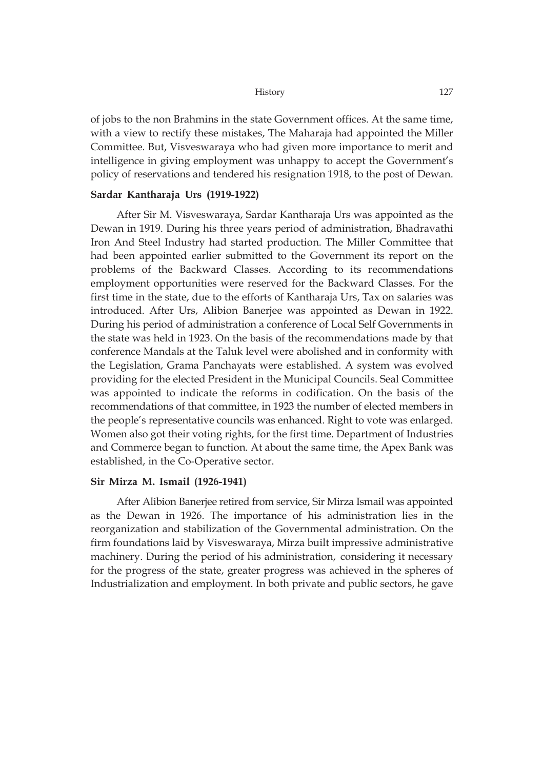of jobs to the non Brahmins in the state Government offices. At the same time, with a view to rectify these mistakes, The Maharaja had appointed the Miller Committee. But, Visveswaraya who had given more importance to merit and intelligence in giving employment was unhappy to accept the Government's policy of reservations and tendered his resignation 1918, to the post of Dewan.

### Sardar Kantharaja Urs (1919-1922)

After Sir M. Visveswaraya, Sardar Kantharaja Urs was appointed as the Dewan in 1919. During his three years period of administration, Bhadravathi Iron And Steel Industry had started production. The Miller Committee that had been appointed earlier submitted to the Government its report on the problems of the Backward Classes. According to its recommendations employment opportunities were reserved for the Backward Classes. For the first time in the state, due to the efforts of Kantharaja Urs, Tax on salaries was introduced. After Urs, Alibion Banerjee was appointed as Dewan in 1922. During his period of administration a conference of Local Self Governments in the state was held in 1923. On the basis of the recommendations made by that conference Mandals at the Taluk level were abolished and in conformity with the Legislation, Grama Panchayats were established. A system was evolved providing for the elected President in the Municipal Councils. Seal Committee was appointed to indicate the reforms in codification. On the basis of the recommendations of that committee, in 1923 the number of elected members in the people's representative councils was enhanced. Right to vote was enlarged. Women also got their voting rights, for the first time. Department of Industries and Commerce began to function. At about the same time, the Apex Bank was established, in the Co-Operative sector.

### Sir Mirza M. Ismail (1926-1941)

After Alibion Banerjee retired from service, Sir Mirza Ismail was appointed as the Dewan in 1926. The importance of his administration lies in the reorganization and stabilization of the Governmental administration. On the firm foundations laid by Visveswaraya, Mirza built impressive administrative machinery. During the period of his administration, considering it necessary for the progress of the state, greater progress was achieved in the spheres of Industrialization and employment. In both private and public sectors, he gave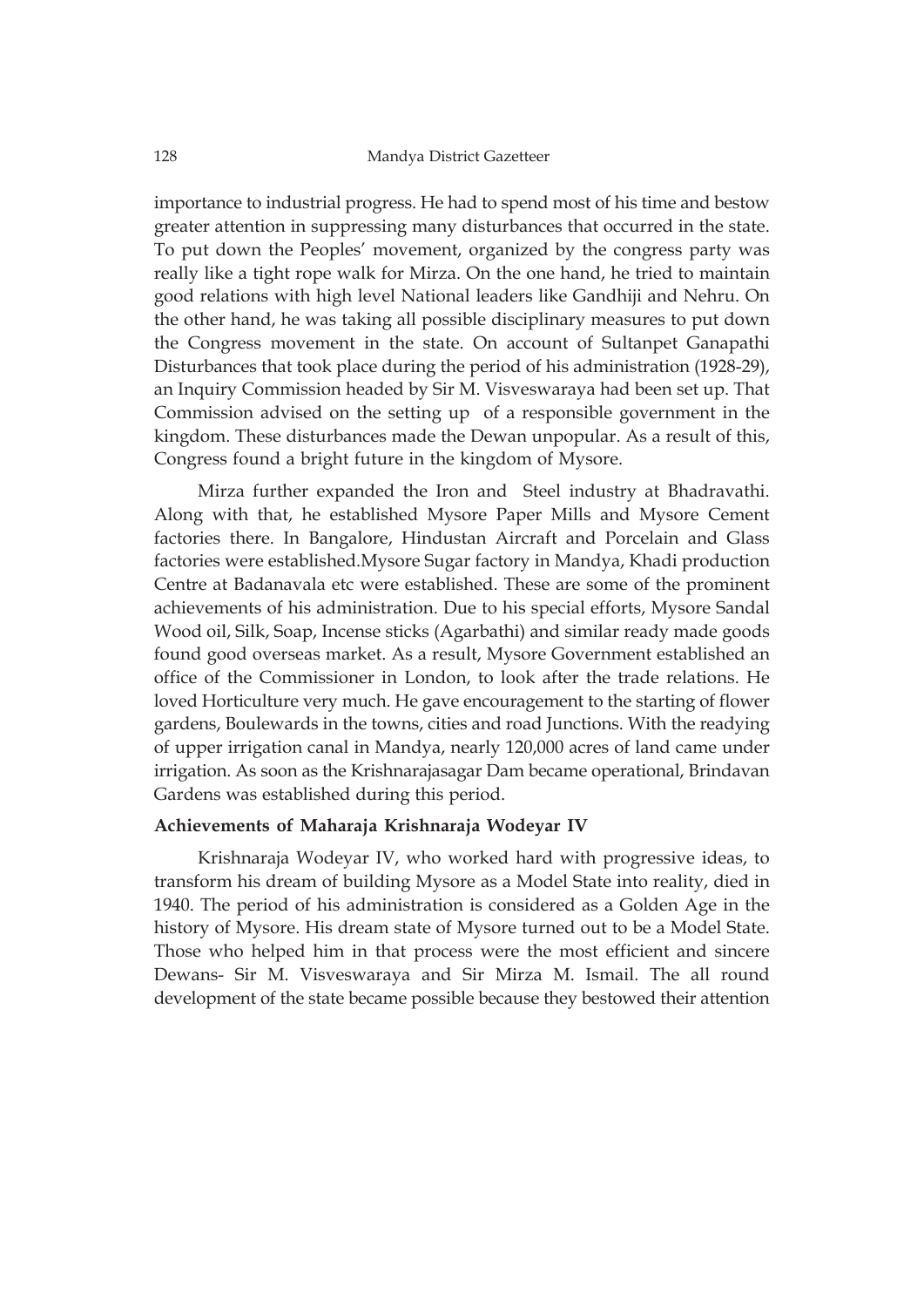importance to industrial progress. He had to spend most of his time and bestow greater attention in suppressing many disturbances that occurred in the state. To put down the Peoples' movement, organized by the congress party was really like a tight rope walk for Mirza. On the one hand, he tried to maintain good relations with high level National leaders like Gandhiji and Nehru. On the other hand, he was taking all possible disciplinary measures to put down the Congress movement in the state. On account of Sultanpet Ganapathi Disturbances that took place during the period of his administration (1928-29), an Inquiry Commission headed by Sir M. Visveswaraya had been set up. That Commission advised on the setting up of a responsible government in the kingdom. These disturbances made the Dewan unpopular. As a result of this, Congress found a bright future in the kingdom of Mysore.

Mirza further expanded the Iron and Steel industry at Bhadravathi. Along with that, he established Mysore Paper Mills and Mysore Cement factories there. In Bangalore, Hindustan Aircraft and Porcelain and Glass factories were established.Mysore Sugar factory in Mandya, Khadi production Centre at Badanavala etc were established. These are some of the prominent achievements of his administration. Due to his special efforts, Mysore Sandal Wood oil, Silk, Soap, Incense sticks (Agarbathi) and similar ready made goods found good overseas market. As a result, Mysore Government established an office of the Commissioner in London, to look after the trade relations. He loved Horticulture very much. He gave encouragement to the starting of flower gardens, Boulewards in the towns, cities and road Junctions. With the readying of upper irrigation canal in Mandya, nearly 120,000 acres of land came under irrigation. As soon as the Krishnarajasagar Dam became operational, Brindavan Gardens was established during this period.

**Achievements of Maharaja Krishnaraja Wodeyar IV**

Krishnaraja Wodeyar IV, who worked hard with progressive ideas, to transform his dream of building Mysore as a Model State into reality, died in 1940. The period of his administration is considered as a Golden Age in the history of Mysore. His dream state of Mysore turned out to be a Model State. Those who helped him in that process were the most efficient and sincere Dewans- Sir M. Visveswaraya and Sir Mirza M. Ismail. The all round development of the state became possible because they bestowed their attention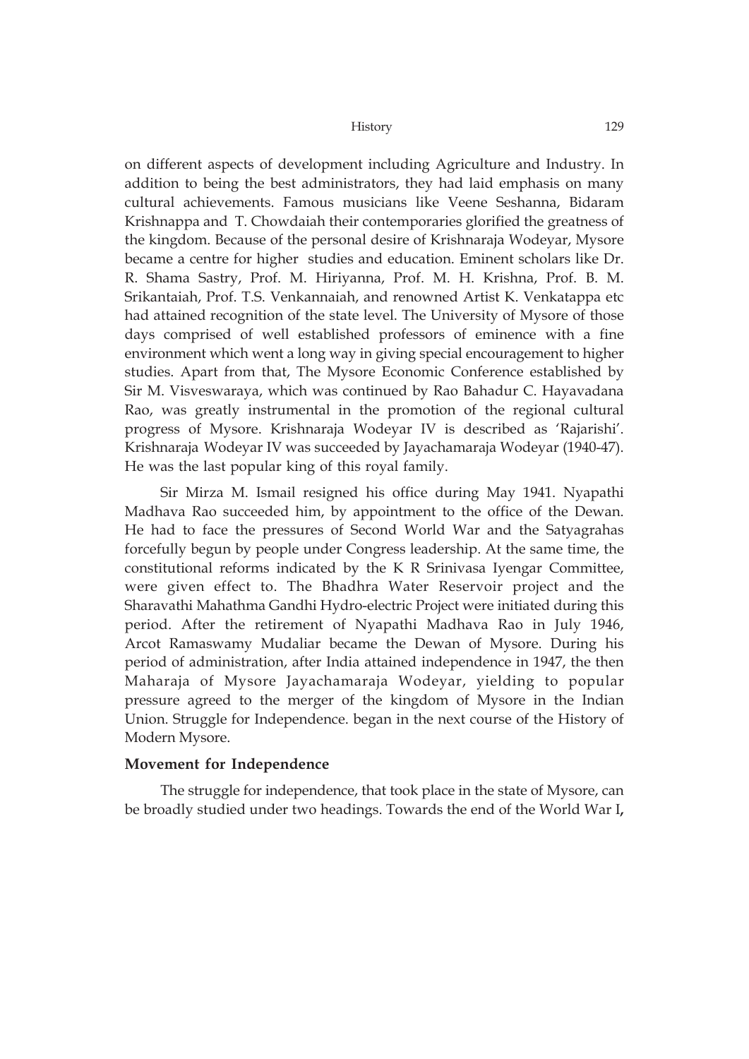on different aspects of development including Agriculture and Industry. In addition to being the best administrators, they had laid emphasis on many cultural achievements. Famous musicians like Veene Seshanna, Bidaram Krishnappa and T. Chowdaiah their contemporaries glorified the greatness of the kingdom. Because of the personal desire of Krishnaraja Wodeyar, Mysore became a centre for higher studies and education. Eminent scholars like Dr. R. Shama Sastry, Prof. M. Hiriyanna, Prof. M. H. Krishna, Prof. B. M. Srikantaiah, Prof. T.S. Venkannaiah, and renowned Artist K. Venkatappa etc had attained recognition of the state level. The University of Mysore of those days comprised of well established professors of eminence with a fine environment which went a long way in giving special encouragement to higher studies. Apart from that, The Mysore Economic Conference established by Sir M. Visveswaraya, which was continued by Rao Bahadur C. Hayavadana Rao, was greatly instrumental in the promotion of the regional cultural progress of Mysore. Krishnaraja Wodeyar IV is described as 'Rajarishi'. Krishnaraja Wodeyar IV was succeeded by Jayachamaraja Wodeyar (1940-47). He was the last popular king of this royal family.

Sir Mirza M. Ismail resigned his office during May 1941. Nyapathi Madhava Rao succeeded him, by appointment to the office of the Dewan. He had to face the pressures of Second World War and the Satyagrahas forcefully begun by people under Congress leadership. At the same time, the constitutional reforms indicated by the K R Srinivasa Iyengar Committee, were given effect to. The Bhadhra Water Reservoir project and the Sharavathi Mahathma Gandhi Hydro-electric Project were initiated during this period. After the retirement of Nyapathi Madhava Rao in July 1946, Arcot Ramaswamy Mudaliar became the Dewan of Mysore. During his period of administration, after India attained independence in 1947, the then Maharaja of Mysore Jayachamaraja Wodeyar, yielding to popular pressure agreed to the merger of the kingdom of Mysore in the Indian Union. Struggle for Independence. began in the next course of the History of Modern Mysore.

### Movement for Independence

The struggle for independence, that took place in the state of Mysore, can be broadly studied under two headings. Towards the end of the World War I,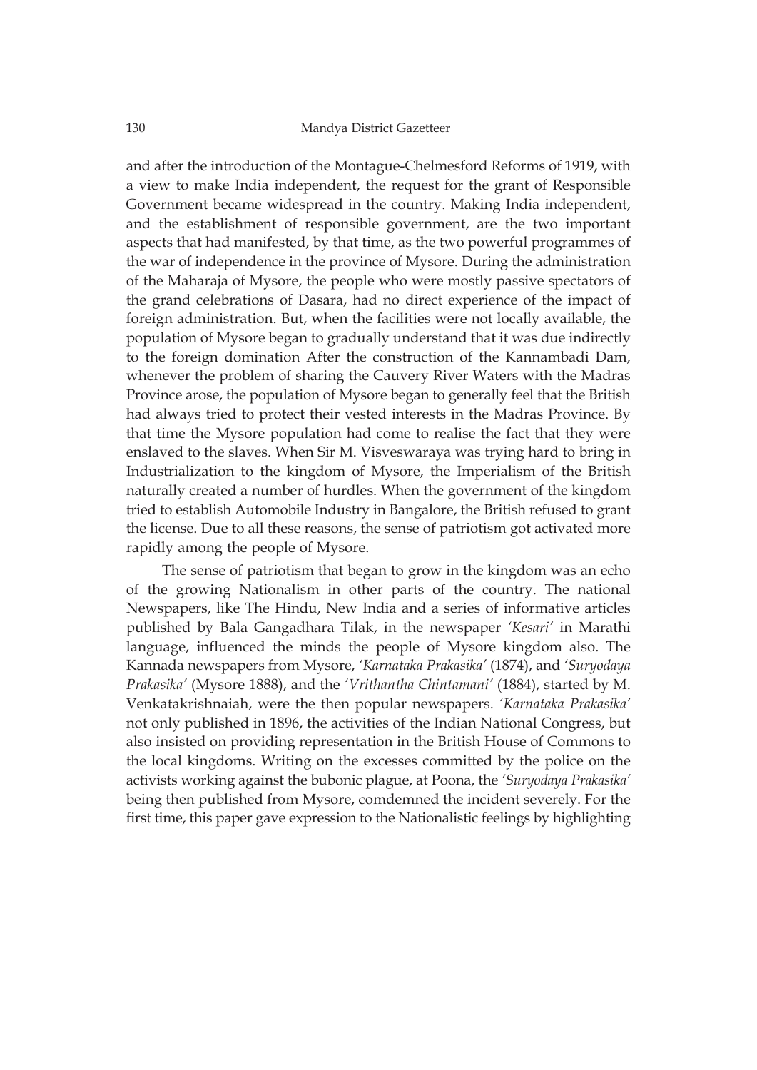and after the introduction of the Montague-Chelmesford Reforms of 1919, with a view to make India independent, the request for the grant of Responsible Government became widespread in the country. Making India independent, and the establishment of responsible government, are the two important aspects that had manifested, by that time, as the two powerful programmes of the war of independence in the province of Mysore. During the administration of the Maharaja of Mysore, the people who were mostly passive spectators of the grand celebrations of Dasara, had no direct experience of the impact of foreign administration. But, when the facilities were not locally available, the population of Mysore began to gradually understand that it was due indirectly to the foreign domination After the construction of the Kannambadi Dam, whenever the problem of sharing the Cauvery River Waters with the Madras Province arose, the population of Mysore began to generally feel that the British had always tried to protect their vested interests in the Madras Province. By that time the Mysore population had come to realise the fact that they were enslaved to the slaves. When Sir M. Visveswaraya was trying hard to bring in Industrialization to the kingdom of Mysore, the Imperialism of the British naturally created a number of hurdles. When the government of the kingdom tried to establish Automobile Industry in Bangalore, the British refused to grant the license. Due to all these reasons, the sense of patriotism got activated more rapidly among the people of Mysore.

The sense of patriotism that began to grow in the kingdom was an echo of the growing Nationalism in other parts of the country. The national Newspapers, like The Hindu, New India and a series of informative articles published by Bala Gangadhara Tilak, in the newspaper *'Kesari'* in Marathi language, influenced the minds the people of Mysore kingdom also. The Kannada newspapers from Mysore, *'Karnataka Prakasika'* (1874), and *'Suryodaya Prakasika'* (Mysore 1888), and the *'Vrithantha Chintamani'* (1884), started by M. Venkatakrishnaiah, were the then popular newspapers. *'Karnataka Prakasika'* not only published in 1896, the activities of the Indian National Congress, but also insisted on providing representation in the British House of Commons to the local kingdoms. Writing on the excesses committed by the police on the activists working against the bubonic plague, at Poona, the *'Suryodaya Prakasika'* being then published from Mysore, comdemned the incident severely. For the first time, this paper gave expression to the Nationalistic feelings by highlighting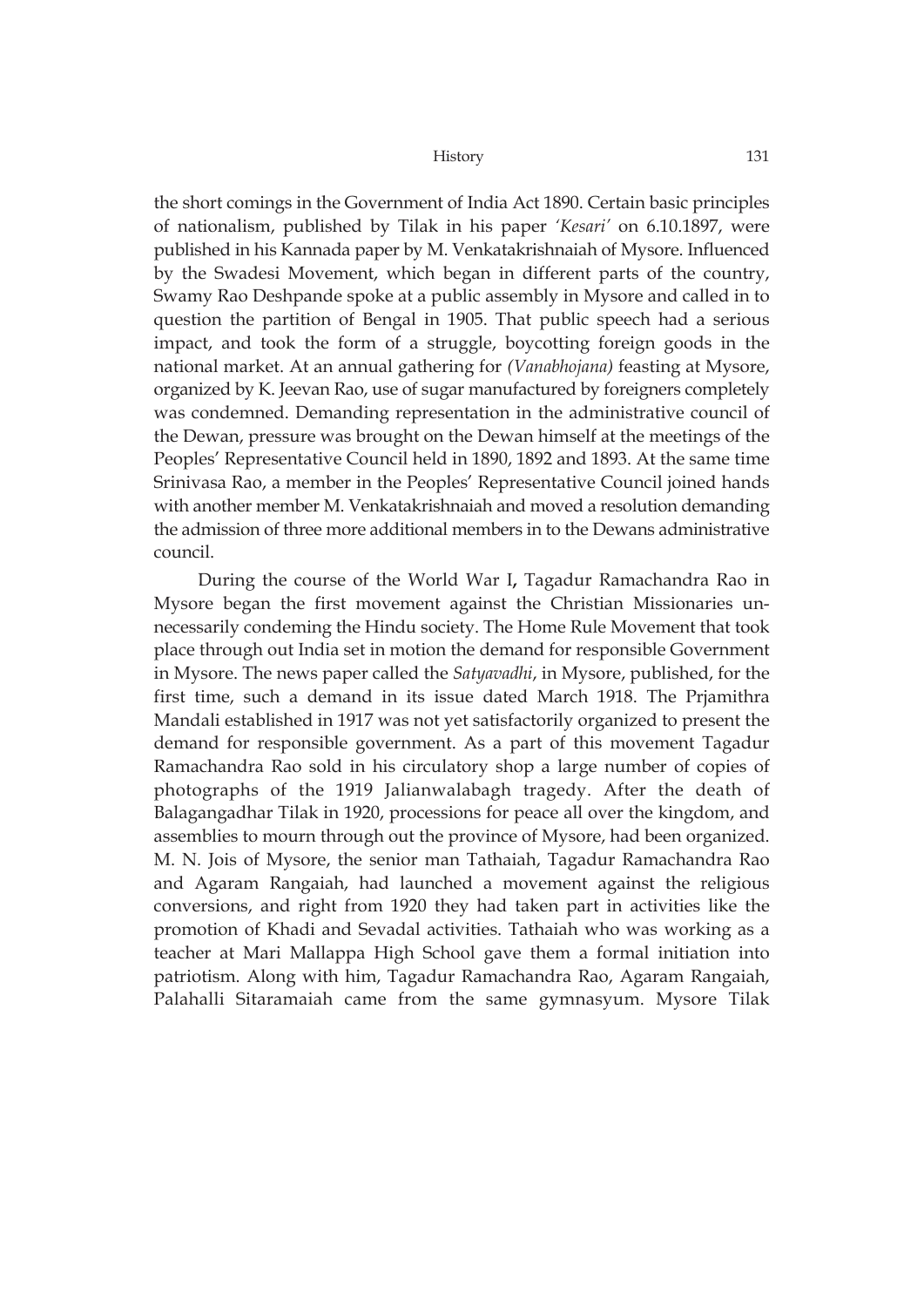the short comings in the Government of India Act 1890. Certain basic principles of nationalism, published by Tilak in his paper *'Kesari'* on 6.10.1897, were published in his Kannada paper by M. Venkatakrishnaiah of Mysore. Influenced by the Swadesi Movement, which began in different parts of the country, Swamy Rao Deshpande spoke at a public assembly in Mysore and called in to question the partition of Bengal in 1905. That public speech had a serious impact, and took the form of a struggle, boycotting foreign goods in the national market. At an annual gathering for *(Vanabhojana)* feasting at Mysore, organized by K. Jeevan Rao, use of sugar manufactured by foreigners completely was condemned. Demanding representation in the administrative council of the Dewan, pressure was brought on the Dewan himself at the meetings of the Peoples' Representative Council held in 1890, 1892 and 1893. At the same time Srinivasa Rao, a member in the Peoples' Representative Council joined hands with another member M. Venkatakrishnaiah and moved a resolution demanding the admission of three more additional members in to the Dewans administrative council.

During the course of the World War I**,** Tagadur Ramachandra Rao in Mysore began the first movement against the Christian Missionaries unnecessarily condeming the Hindu society. The Home Rule Movement that took place through out India set in motion the demand for responsible Government in Mysore. The news paper called the *Satyavadhi*, in Mysore, published, for the first time, such a demand in its issue dated March 1918. The Prjamithra Mandali established in 1917 was not yet satisfactorily organized to present the demand for responsible government. As a part of this movement Tagadur Ramachandra Rao sold in his circulatory shop a large number of copies of photographs of the 1919 Jalianwalabagh tragedy. After the death of Balagangadhar Tilak in 1920, processions for peace all over the kingdom, and assemblies to mourn through out the province of Mysore, had been organized. M. N. Jois of Mysore, the senior man Tathaiah, Tagadur Ramachandra Rao and Agaram Rangaiah, had launched a movement against the religious conversions, and right from 1920 they had taken part in activities like the promotion of Khadi and Sevadal activities. Tathaiah who was working as a teacher at Mari Mallappa High School gave them a formal initiation into patriotism. Along with him, Tagadur Ramachandra Rao, Agaram Rangaiah, Palahalli Sitaramaiah came from the same gymnasyum. Mysore Tilak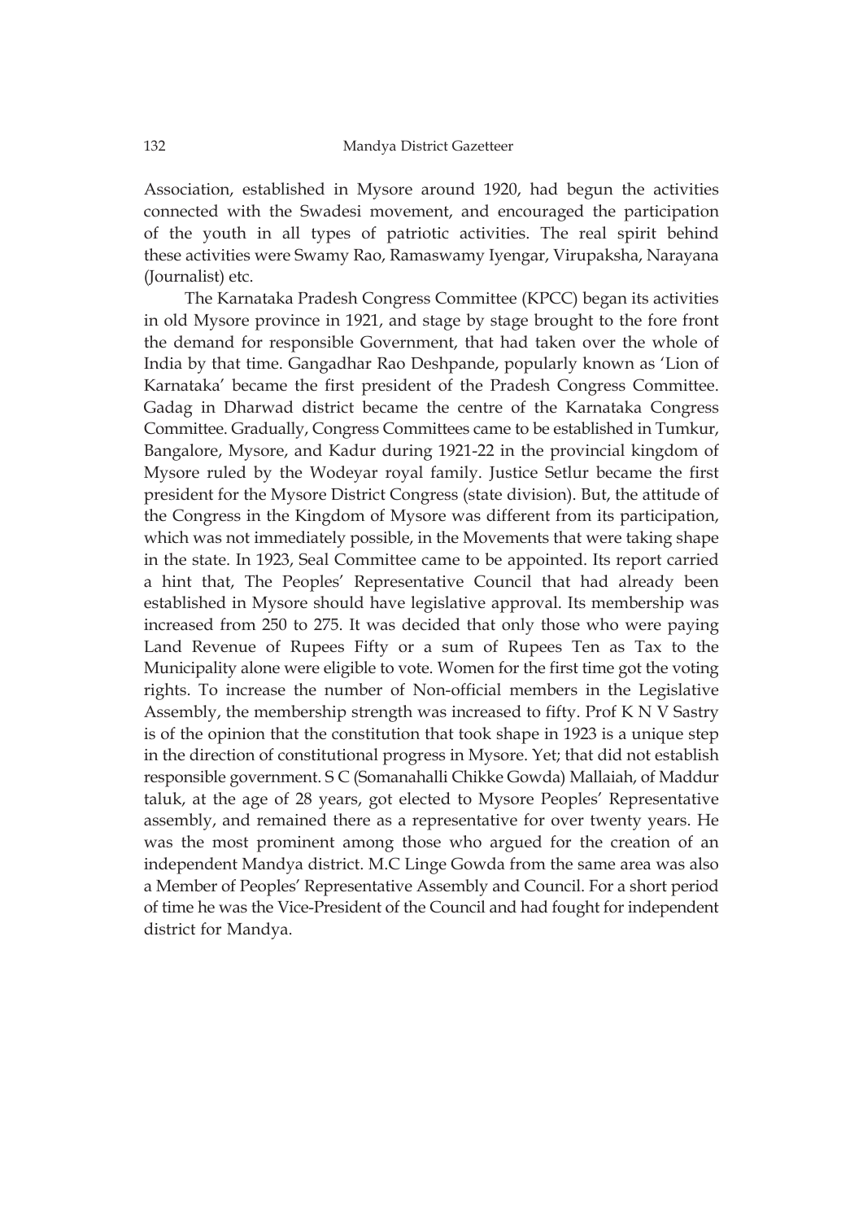Association, established in Mysore around 1920, had begun the activities connected with the Swadesi movement, and encouraged the participation of the youth in all types of patriotic activities. The real spirit behind these activities were Swamy Rao, Ramaswamy Iyengar, Virupaksha, Narayana (Journalist) etc.

The Karnataka Pradesh Congress Committee (KPCC) began its activities in old Mysore province in 1921, and stage by stage brought to the fore front the demand for responsible Government, that had taken over the whole of India by that time. Gangadhar Rao Deshpande, popularly known as 'Lion of Karnataka' became the first president of the Pradesh Congress Committee. Gadag in Dharwad district became the centre of the Karnataka Congress Committee. Gradually, Congress Committees came to be established in Tumkur, Bangalore, Mysore, and Kadur during 1921-22 in the provincial kingdom of Mysore ruled by the Wodeyar royal family. Justice Setlur became the first president for the Mysore District Congress (state division). But, the attitude of the Congress in the Kingdom of Mysore was different from its participation, which was not immediately possible, in the Movements that were taking shape in the state. In 1923, Seal Committee came to be appointed. Its report carried a hint that, The Peoples' Representative Council that had already been established in Mysore should have legislative approval. Its membership was increased from 250 to 275. It was decided that only those who were paying Land Revenue of Rupees Fifty or a sum of Rupees Ten as Tax to the Municipality alone were eligible to vote. Women for the first time got the voting rights. To increase the number of Non-official members in the Legislative Assembly, the membership strength was increased to fifty. Prof K N V Sastry is of the opinion that the constitution that took shape in 1923 is a unique step in the direction of constitutional progress in Mysore. Yet; that did not establish responsible government. S C (Somanahalli Chikke Gowda) Mallaiah, of Maddur taluk, at the age of 28 years, got elected to Mysore Peoples' Representative assembly, and remained there as a representative for over twenty years. He was the most prominent among those who argued for the creation of an independent Mandya district. M.C Linge Gowda from the same area was also a Member of Peoples' Representative Assembly and Council. For a short period of time he was the Vice-President of the Council and had fought for independent district for Mandya.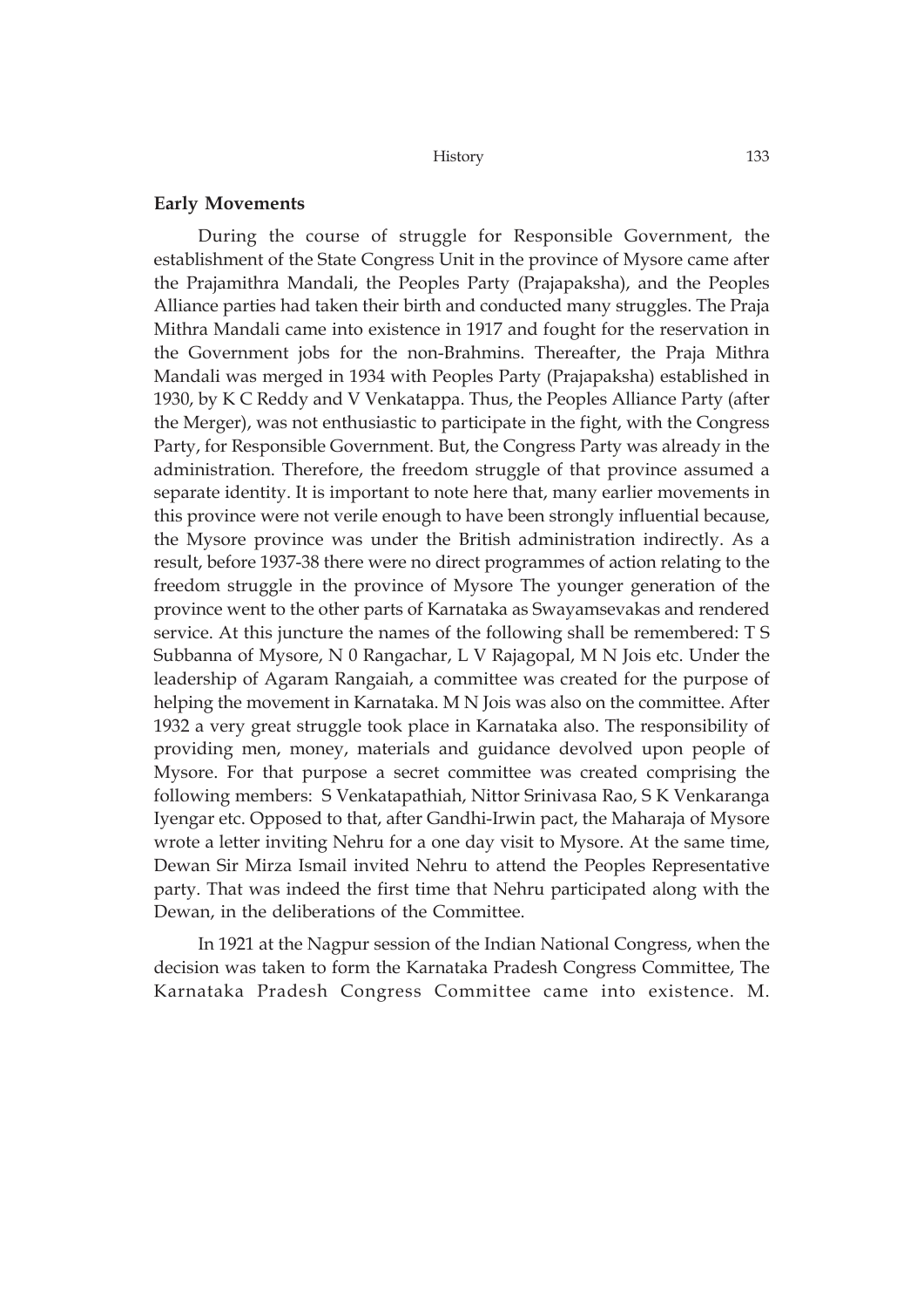## Early Movements

During the course of struggle for Responsible Government, the establishment of the State Congress Unit in the province of Mysore came after the Prajamithra Mandali, the Peoples Party (Prajapaksha), and the Peoples Alliance parties had taken their birth and conducted many struggles. The Praja Mithra Mandali came into existence in 1917 and fought for the reservation in the Government jobs for the non-Brahmins. Thereafter, the Praja Mithra Mandali was merged in 1934 with Peoples Party (Prajapaksha) established in 1930, by K C Reddy and V Venkatappa. Thus, the Peoples Alliance Party (after the Merger), was not enthusiastic to participate in the fight, with the Congress Party, for Responsible Government. But, the Congress Party was already in the administration. Therefore, the freedom struggle of that province assumed a separate identity. It is important to note here that, many earlier movements in this province were not verile enough to have been strongly influential because, the Mysore province was under the British administration indirectly. As a result, before 1937-38 there were no direct programmes of action relating to the freedom struggle in the province of Mysore The younger generation of the province went to the other parts of Karnataka as Swayamsevakas and rendered service. At this juncture the names of the following shall be remembered: T S Subbanna of Mysore, N 0 Rangachar, L V Rajagopal, M N Jois etc. Under the leadership of Agaram Rangaiah, a committee was created for the purpose of helping the movement in Karnataka. M N Jois was also on the committee. After 1932 a very great struggle took place in Karnataka also. The responsibility of providing men, money, materials and guidance devolved upon people of Mysore. For that purpose a secret committee was created comprising the following members: S Venkatapathiah, Nittor Srinivasa Rao, S K Venkaranga Iyengar etc. Opposed to that, after Gandhi-Irwin pact, the Maharaja of Mysore wrote a letter inviting Nehru for a one day visit to Mysore. At the same time, Dewan Sir Mirza Ismail invited Nehru to attend the Peoples Representative party. That was indeed the first time that Nehru participated along with the Dewan, in the deliberations of the Committee.

In 1921 at the Nagpur session of the Indian National Congress, when the decision was taken to form the Karnataka Pradesh Congress Committee, The Karnataka Pradesh Congress Committee came into existence. M.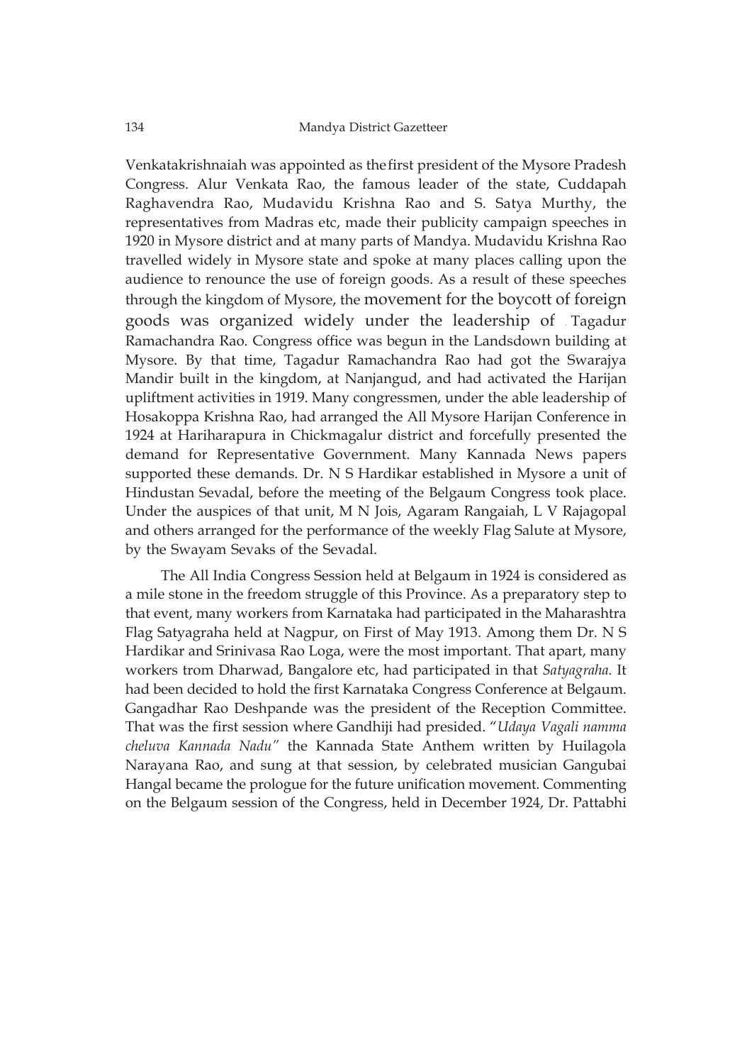Venkatakrishnaiah was appointed as the first president of the Mysore Pradesh Congress. Alur Venkata Rao, the famous leader of the state, Cuddapah Raghavendra Rao, Mudavidu Krishna Rao and S. Satya Murthy, the representatives from Madras etc, made their publicity campaign speeches in 1920 in Mysore district and at many parts of Mandya. Mudavidu Krishna Rao travelled widely in Mysore state and spoke at many places calling upon the audience to renounce the use of foreign goods. As a result of these speeches through the kingdom of Mysore, the movement for the boycott of foreign goods was organized widely under the leadership of Tagadur Ramachandra Rao. Congress office was begun in the Landsdown building at Mysore. By that time, Tagadur Ramachandra Rao had got the Swarajya Mandir built in the kingdom, at Nanjangud, and had activated the Harijan upliftment activities in 1919. Many congressmen, under the able leadership of Hosakoppa Krishna Rao, had arranged the All Mysore Harijan Conference in 1924 at Hariharapura in Chickmagalur district and forcefully presented the demand for Representative Government. Many Kannada News papers supported these demands. Dr. N S Hardikar established in Mysore a unit of Hindustan Sevadal, before the meeting of the Belgaum Congress took place. Under the auspices of that unit, M N Jois, Agaram Rangaiah, L V Rajagopal and others arranged for the performance of the weekly Flag Salute at Mysore, by the Swayam Sevaks of the Sevadal.

The All India Congress Session held at Belgaum in 1924 is considered as a mile stone in the freedom struggle of this Province. As a preparatory step to that event, many workers from Karnataka had participated in the Maharashtra Flag Satyagraha held at Nagpur, on First of May 1913. Among them Dr. N S Hardikar and Srinivasa Rao Loga, were the most important. That apart, many workers trom Dharwad, Bangalore etc, had participated in that *Satyagraha.* It had been decided to hold the first Karnataka Congress Conference at Belgaum. Gangadhar Rao Deshpande was the president of the Reception Committee. That was the first session where Gandhiji had presided. "*Udaya Vagali namma cheluva Kannada Nadu*" the Kannada State Anthem written by Huilagola Narayana Rao, and sung at that session, by celebrated musician Gangubai Hangal became the prologue for the future unification movement. Commenting on the Belgaum session of the Congress, held in December 1924, Dr. Pattabhi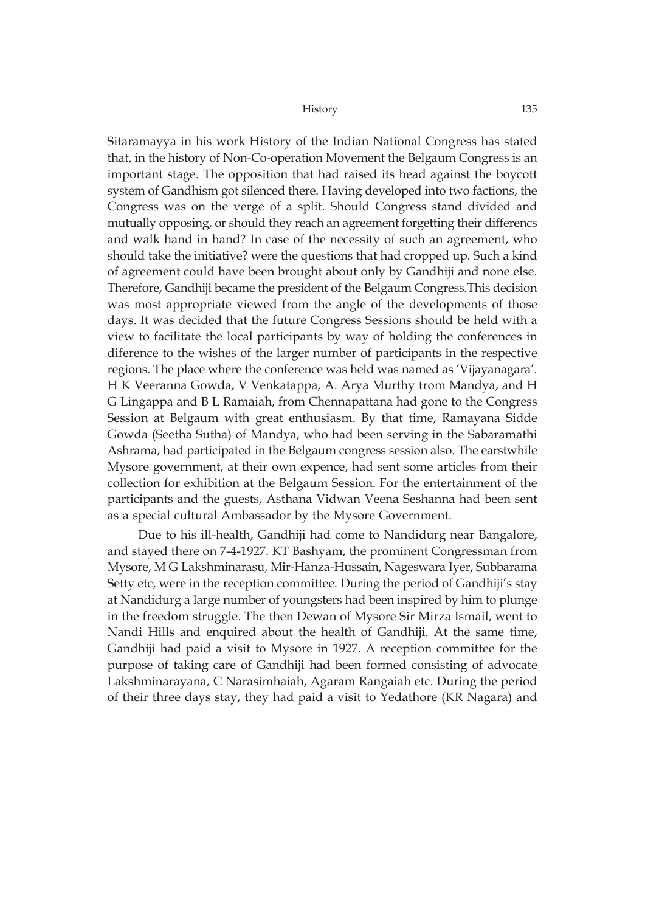Sitaramayya in his work History of the Indian National Congress has stated that, in the history of Non-Co-operation Movement the Belgaum Congress is an important stage. The opposition that had raised its head against the boycott system of Gandhism got silenced there. Having developed into two factions, the Congress was on the verge of a split. Should Congress stand divided and mutually opposing, or should they reach an agreement forgetting their differencs and walk hand in hand? In case of the necessity of such an agreement, who should take the initiative? were the questions that had cropped up. Such a kind of agreement could have been brought about only by Gandhiji and none else. Therefore, Gandhiji became the president of the Belgaum Congress.This decision was most appropriate viewed from the angle of the developments of those days. It was decided that the future Congress Sessions should be held with a view to facilitate the local participants by way of holding the conferences in diference to the wishes of the larger number of participants in the respective regions. The place where the conference was held was named as 'Vijayanagara'. H K Veeranna Gowda, V Venkatappa, A. Arya Murthy trom Mandya, and H G Lingappa and B L Ramaiah, from Chennapattana had gone to the Congress Session at Belgaum with great enthusiasm. By that time, Ramayana Sidde Gowda (Seetha Sutha) of Mandya, who had been serving in the Sabaramathi Ashrama, had participated in the Belgaum congress session also. The earstwhile Mysore government, at their own expence, had sent some articles from their collection for exhibition at the Belgaum Session. For the entertainment of the participants and the guests, Asthana Vidwan Veena Seshanna had been sent as a special cultural Ambassador by the Mysore Government.

Due to his ill-health, Gandhiji had come to Nandidurg near Bangalore, and stayed there on 7-4-1927. KT Bashyam, the prominent Congressman from Mysore, M G Lakshminarasu, Mir-Hanza-Hussain, Nageswara Iyer, Subbarama Setty etc, were in the reception committee. During the period of Gandhiji's stay at Nandidurg a large number of youngsters had been inspired by him to plunge in the freedom struggle. The then Dewan of Mysore Sir Mirza Ismail, went to Nandi Hills and enquired about the health of Gandhiji. At the same time, Gandhiji had paid a visit to Mysore in 1927. A reception committee for the purpose of taking care of Gandhiji had been formed consisting of advocate Lakshminarayana, C Narasimhaiah, Agaram Rangaiah etc. During the period of their three days stay, they had paid a visit to Yedathore (KR Nagara) and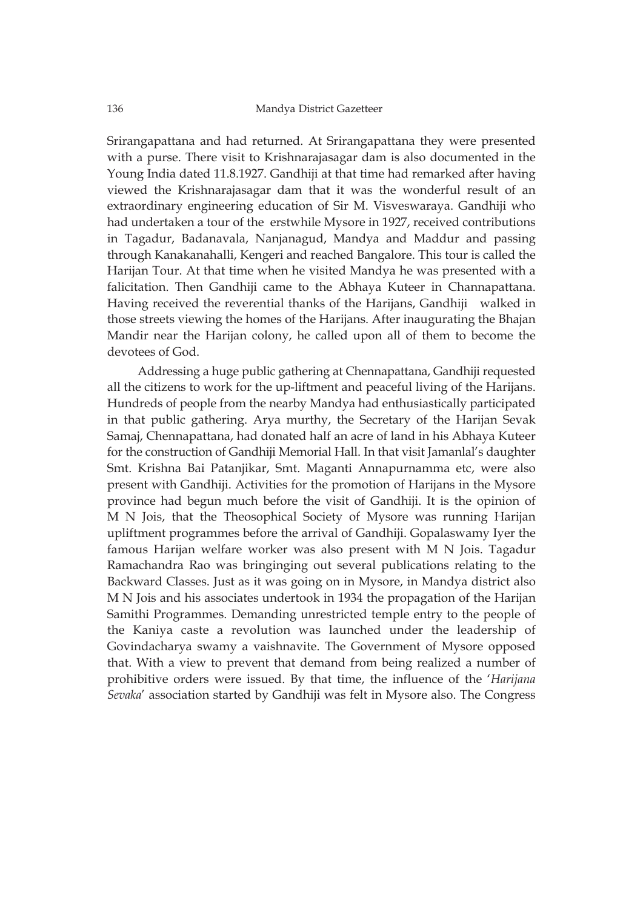Srirangapattana and had returned. At Srirangapattana they were presented with a purse. There visit to Krishnarajasagar dam is also documented in the Young India dated 11.8.1927. Gandhiji at that time had remarked after having viewed the Krishnarajasagar dam that it was the wonderful result of an extraordinary engineering education of Sir M. Visveswaraya. Gandhiji who had undertaken a tour of the erstwhile Mysore in 1927, received contributions in Tagadur, Badanavala, Nanjanagud, Mandya and Maddur and passing through Kanakanahalli, Kengeri and reached Bangalore. This tour is called the Harijan Tour. At that time when he visited Mandya he was presented with a falicitation. Then Gandhiji came to the Abhaya Kuteer in Channapattana. Having received the reverential thanks of the Harijans, Gandhiji walked in those streets viewing the homes of the Harijans. After inaugurating the Bhajan Mandir near the Harijan colony, he called upon all of them to become the devotees of God.

Addressing a huge public gathering at Chennapattana, Gandhiji requested all the citizens to work for the up-liftment and peaceful living of the Harijans. Hundreds of people from the nearby Mandya had enthusiastically participated in that public gathering. Arya murthy, the Secretary of the Harijan Sevak Samaj, Chennapattana, had donated half an acre of land in his Abhaya Kuteer for the construction of Gandhiji Memorial Hall. In that visit Jamanlal's daughter Smt. Krishna Bai Patanjikar, Smt. Maganti Annapurnamma etc, were also present with Gandhiji. Activities for the promotion of Harijans in the Mysore province had begun much before the visit of Gandhiji. It is the opinion of M N Jois, that the Theosophical Society of Mysore was running Harijan upliftment programmes before the arrival of Gandhiji. Gopalaswamy Iyer the famous Harijan welfare worker was also present with M N Jois. Tagadur Ramachandra Rao was bringinging out several publications relating to the Backward Classes. Just as it was going on in Mysore, in Mandya district also M N Jois and his associates undertook in 1934 the propagation of the Harijan Samithi Programmes. Demanding unrestricted temple entry to the people of the Kaniya caste a revolution was launched under the leadership of Govindacharya swamy a vaishnavite. The Government of Mysore opposed that. With a view to prevent that demand from being realized a number of prohibitive orders were issued. By that time, the influence of the '*Harijana Sevaka*' association started by Gandhiji was felt in Mysore also. The Congress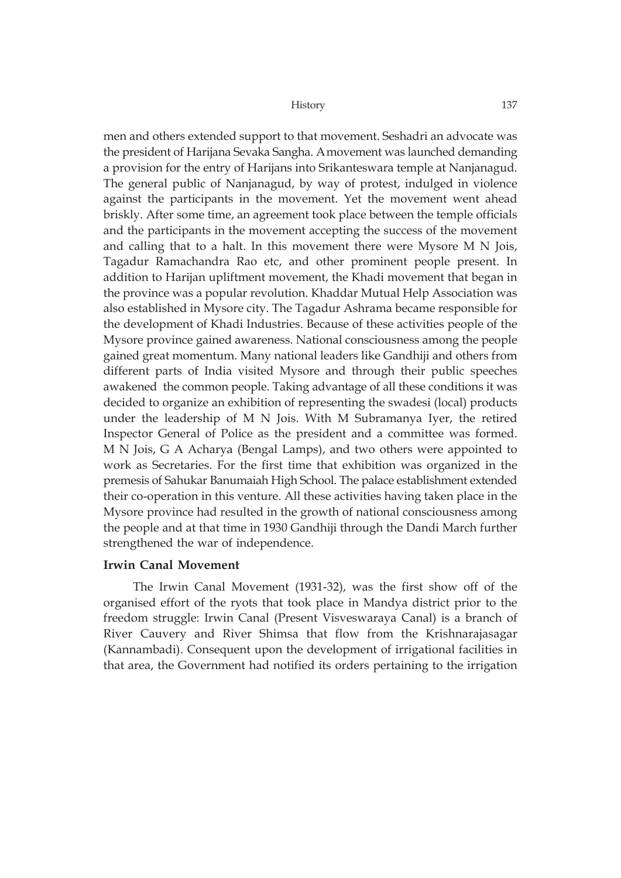men and others extended support to that movement. Seshadri an advocate was the president of Harijana Sevaka Sangha. A movement was launched demanding a provision for the entry of Harijans into Srikanteswara temple at Nanjanagud. The general public of Nanjanagud, by way of protest, indulged in violence against the participants in the movement. Yet the movement went ahead briskly. After some time, an agreement took place between the temple officials and the participants in the movement accepting the success of the movement and calling that to a halt. In this movement there were Mysore M N Jois, Tagadur Ramachandra Rao etc, and other prominent people present. In addition to Harijan upliftment movement, the Khadi movement that began in the province was a popular revolution. Khaddar Mutual Help Association was also established in Mysore city. The Tagadur Ashrama became responsible for the development of Khadi Industries. Because of these activities people of the Mysore province gained awareness. National consciousness among the people gained great momentum. Many national leaders like Gandhiji and others from different parts of India visited Mysore and through their public speeches awakened the common people. Taking advantage of all these conditions it was decided to organize an exhibition of representing the swadesi (local) products under the leadership of M N Jois. With M Subramanya Iyer, the retired Inspector General of Police as the president and a committee was formed. M N Jois, G A Acharya (Bengal Lamps), and two others were appointed to work as Secretaries. For the first time that exhibition was organized in the premesis of Sahukar Banumaiah High School. The palace establishment extended their co-operation in this venture. All these activities having taken place in the Mysore province had resulted in the growth of national consciousness among the people and at that time in 1930 Gandhiji through the Dandi March further strengthened the war of independence.

### Irwin Canal Movement

The Irwin Canal Movement (1931-32), was the first show off of the organised effort of the ryots that took place in Mandya district prior to the freedom struggle: Irwin Canal (Present Visveswaraya Canal) is a branch of River Cauvery and River Shimsa that flow from the Krishnarajasagar (Kannambadi). Consequent upon the development of irrigational facilities in that area, the Government had notified its orders pertaining to the irrigation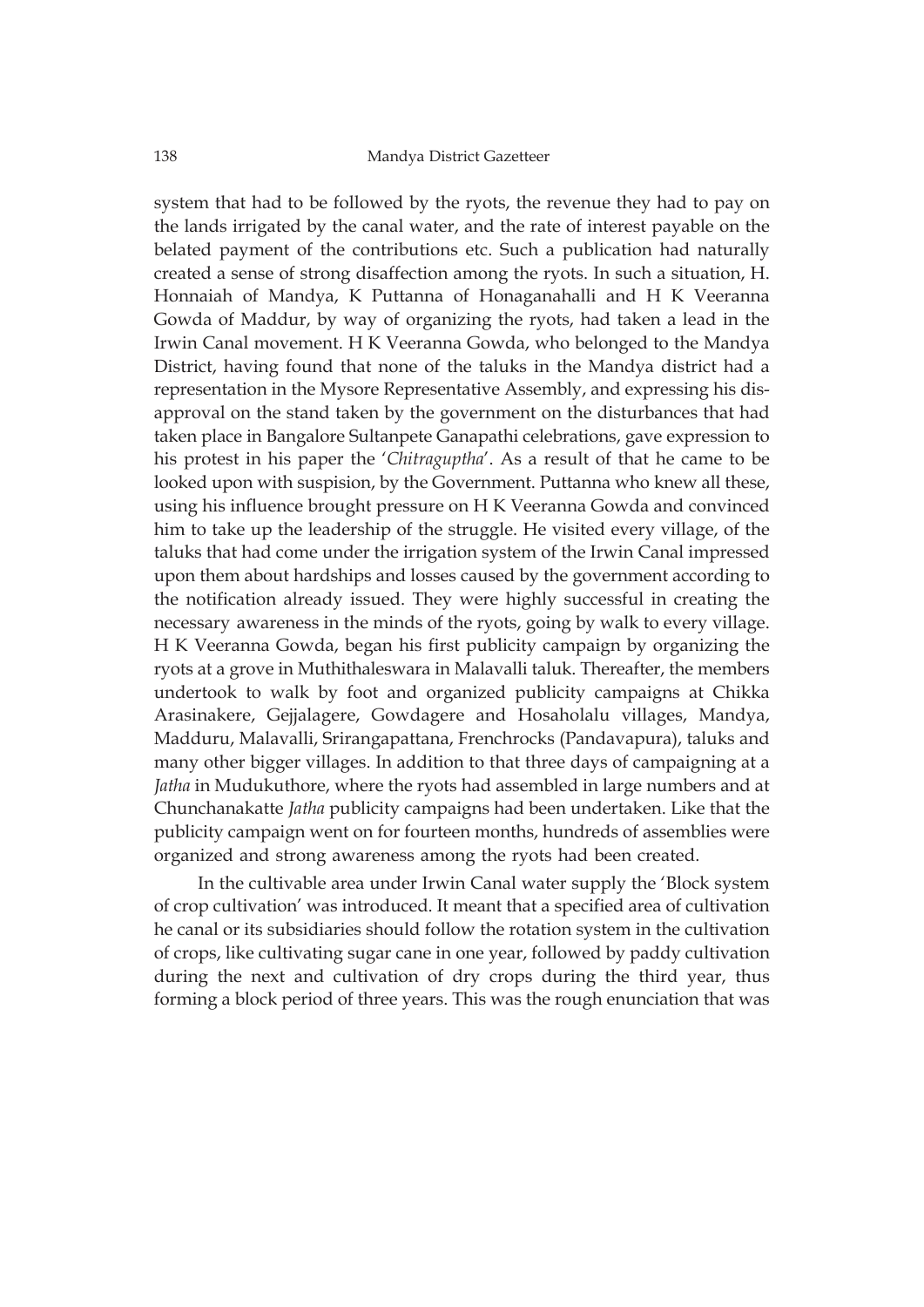system that had to be followed by the ryots, the revenue they had to pay on the lands irrigated by the canal water, and the rate of interest payable on the belated payment of the contributions etc. Such a publication had naturally created a sense of strong disaffection among the ryots. In such a situation, H. Honnaiah of Mandya, K Puttanna of Honaganahalli and H K Veeranna Gowda of Maddur, by way of organizing the ryots, had taken a lead in the Irwin Canal movement. H K Veeranna Gowda, who belonged to the Mandya District, having found that none of the taluks in the Mandya district had a representation in the Mysore Representative Assembly, and expressing his disapproval on the stand taken by the government on the disturbances that had taken place in Bangalore Sultanpete Ganapathi celebrations, gave expression to his protest in his paper the '*Chitraguptha*'. As a result of that he came to be looked upon with suspision, by the Government. Puttanna who knew all these, using his influence brought pressure on H K Veeranna Gowda and convinced him to take up the leadership of the struggle. He visited every village, of the taluks that had come under the irrigation system of the Irwin Canal impressed upon them about hardships and losses caused by the government according to the notification already issued. They were highly successful in creating the necessary awareness in the minds of the ryots, going by walk to every village. H K Veeranna Gowda, began his first publicity campaign by organizing the ryots at a grove in Muthithaleswara in Malavalli taluk. Thereafter, the members undertook to walk by foot and organized publicity campaigns at Chikka Arasinakere, Gejjalagere, Gowdagere and Hosaholalu villages, Mandya, Madduru, Malavalli, Srirangapattana, Frenchrocks (Pandavapura), taluks and many other bigger villages. In addition to that three days of campaigning at a *Jatha* in Mudukuthore, where the ryots had assembled in large numbers and at Chunchanakatte *Jatha* publicity campaigns had been undertaken. Like that the publicity campaign went on for fourteen months, hundreds of assemblies were organized and strong awareness among the ryots had been created.

In the cultivable area under Irwin Canal water supply the 'Block system of crop cultivation' was introduced. It meant that a specified area of cultivation he canal or its subsidiaries should follow the rotation system in the cultivation of crops, like cultivating sugar cane in one year, followed by paddy cultivation during the next and cultivation of dry crops during the third year, thus forming a block period of three years. This was the rough enunciation that was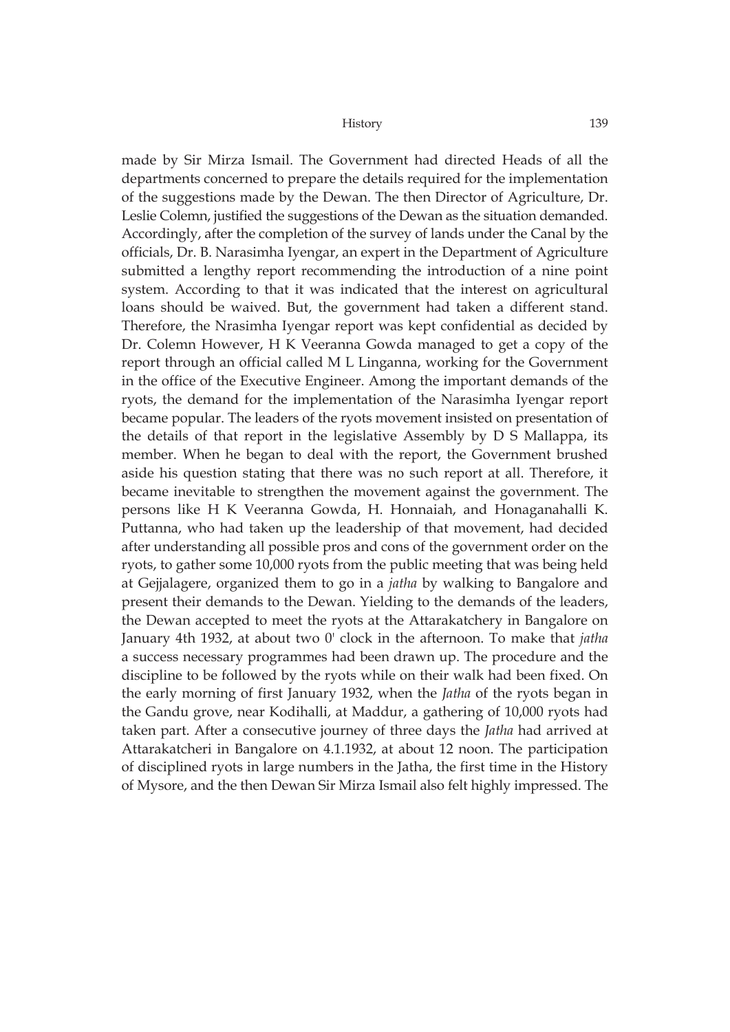made by Sir Mirza Ismail. The Government had directed Heads of all the departments concerned to prepare the details required for the implementation of the suggestions made by the Dewan. The then Director of Agriculture, Dr. Leslie Colemn, justified the suggestions of the Dewan as the situation demanded. Accordingly, after the completion of the survey of lands under the Canal by the officials, Dr. B. Narasimha Iyengar, an expert in the Department of Agriculture submitted a lengthy report recommending the introduction of a nine point system. According to that it was indicated that the interest on agricultural loans should be waived. But, the government had taken a different stand. Therefore, the Nrasimha Iyengar report was kept confidential as decided by Dr. Colemn However, H K Veeranna Gowda managed to get a copy of the report through an official called M L Linganna, working for the Government in the office of the Executive Engineer. Among the important demands of the ryots, the demand for the implementation of the Narasimha Iyengar report became popular. The leaders of the ryots movement insisted on presentation of the details of that report in the legislative Assembly by D S Mallappa, its member. When he began to deal with the report, the Government brushed aside his question stating that there was no such report at all. Therefore, it became inevitable to strengthen the movement against the government. The persons like H K Veeranna Gowda, H. Honnaiah, and Honaganahalli K. Puttanna, who had taken up the leadership of that movement, had decided after understanding all possible pros and cons of the government order on the ryots, to gather some 10,000 ryots from the public meeting that was being held at Gejjalagere, organized them to go in a *jatha* by walking to Bangalore and present their demands to the Dewan. Yielding to the demands of the leaders, the Dewan accepted to meet the ryots at the Attarakatchery in Bangalore on January 4th 1932, at about two 0' clock in the afternoon. To make that *jatha* a success necessary programmes had been drawn up. The procedure and the discipline to be followed by the ryots while on their walk had been fixed. On the early morning of first January 1932, when the *Jatha* of the ryots began in the Gandu grove, near Kodihalli, at Maddur, a gathering of 10,000 ryots had taken part. After a consecutive journey of three days the *Jatha* had arrived at Attarakatcheri in Bangalore on 4.1.1932, at about 12 noon. The participation of disciplined ryots in large numbers in the Jatha, the first time in the History of Mysore, and the then Dewan Sir Mirza Ismail also felt highly impressed. The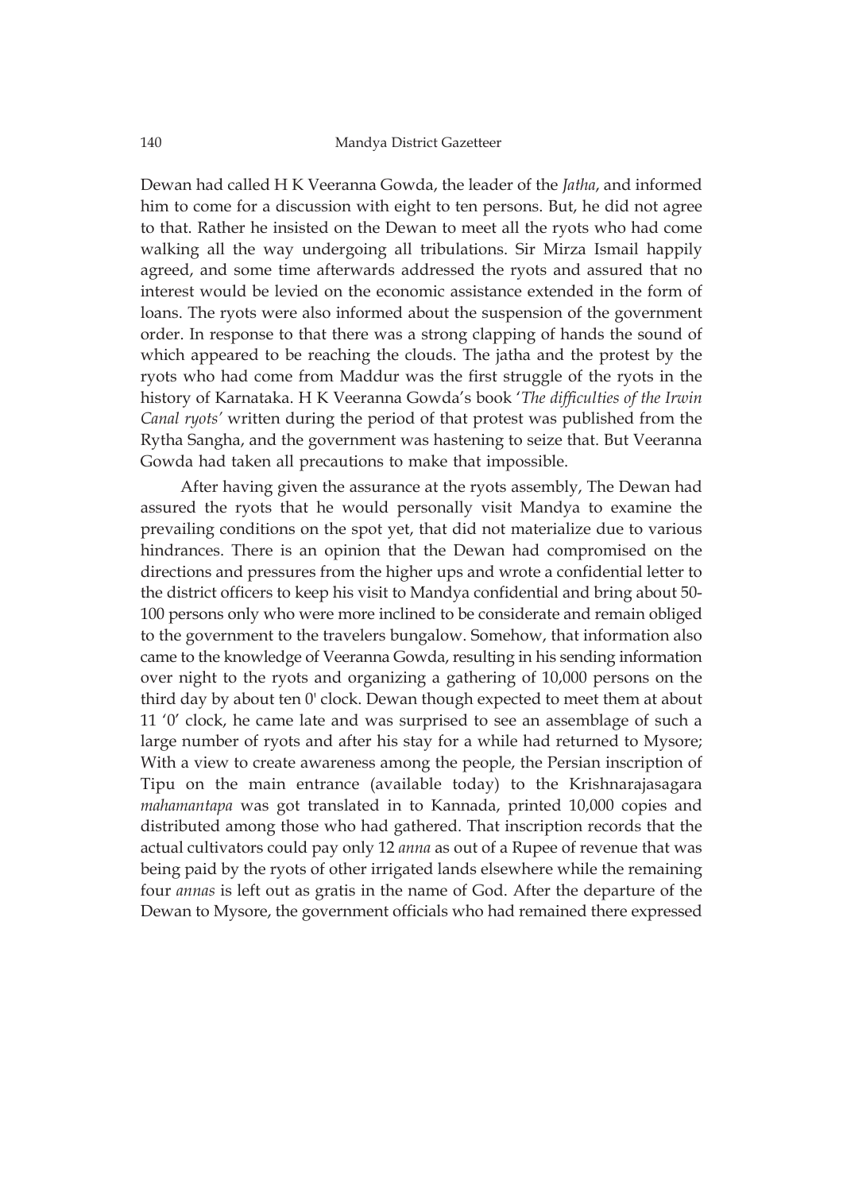Dewan had called H K Veeranna Gowda, the leader of the *Jatha*, and informed him to come for a discussion with eight to ten persons. But, he did not agree to that. Rather he insisted on the Dewan to meet all the ryots who had come walking all the way undergoing all tribulations. Sir Mirza Ismail happily agreed, and some time afterwards addressed the ryots and assured that no interest would be levied on the economic assistance extended in the form of loans. The ryots were also informed about the suspension of the government order. In response to that there was a strong clapping of hands the sound of which appeared to be reaching the clouds. The jatha and the protest by the ryots who had come from Maddur was the first struggle of the ryots in the history of Karnataka. H K Veeranna Gowda's book '*The difficulties of the Irwin Canal ryots'* written during the period of that protest was published from the Rytha Sangha, and the government was hastening to seize that. But Veeranna Gowda had taken all precautions to make that impossible.

After having given the assurance at the ryots assembly, The Dewan had assured the ryots that he would personally visit Mandya to examine the prevailing conditions on the spot yet, that did not materialize due to various hindrances. There is an opinion that the Dewan had compromised on the directions and pressures from the higher ups and wrote a confidential letter to the district officers to keep his visit to Mandya confidential and bring about 50-100 persons only who were more inclined to be considerate and remain obliged to the government to the travelers bungalow. Somehow, that information also came to the knowledge of Veeranna Gowda, resulting in his sending information over night to the ryots and organizing a gathering of 10,000 persons on the third day by about ten 0' clock. Dewan though expected to meet them at about 11 '0' clock, he came late and was surprised to see an assemblage of such a large number of ryots and after his stay for a while had returned to Mysore; With a view to create awareness among the people, the Persian inscription of Tipu on the main entrance (available today) to the Krishnarajasagara *mahamantapa* was got translated in to Kannada, printed 10,000 copies and distributed among those who had gathered. That inscription records that the actual cultivators could pay only 12 *anna* as out of a Rupee of revenue that was being paid by the ryots of other irrigated lands elsewhere while the remaining four *annas* is left out as gratis in the name of God. After the departure of the Dewan to Mysore, the government officials who had remained there expressed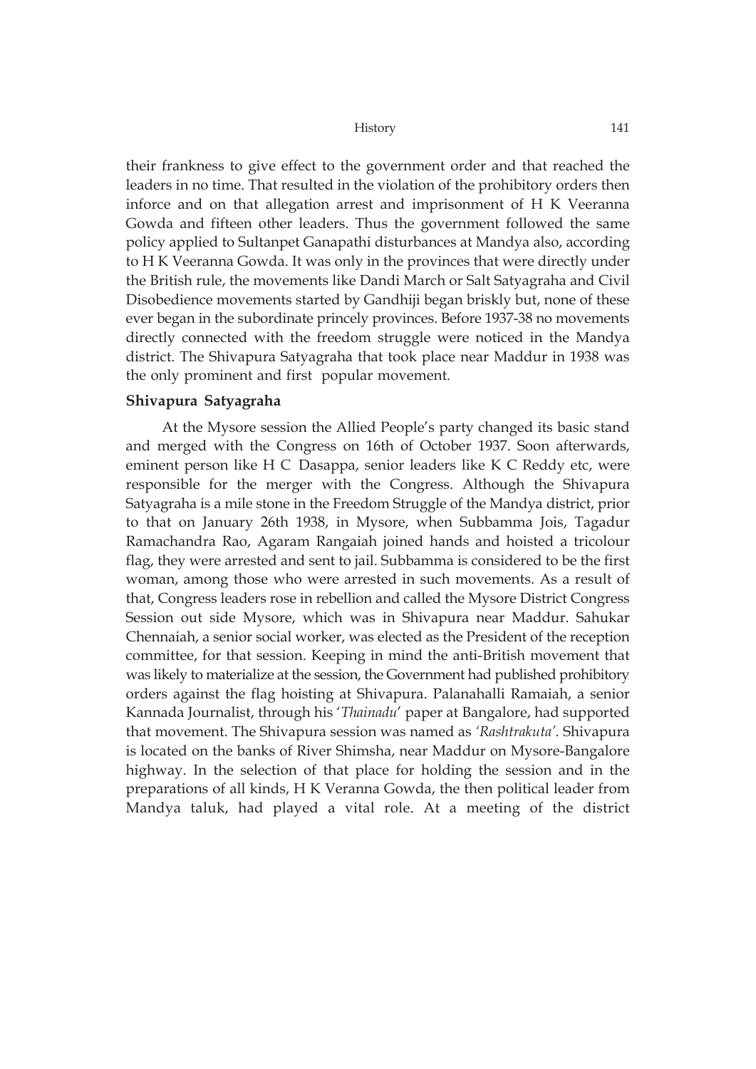their frankness to give effect to the government order and that reached the leaders in no time. That resulted in the violation of the prohibitory orders then inforce and on that allegation arrest and imprisonment of H K Veeranna Gowda and fifteen other leaders. Thus the government followed the same policy applied to Sultanpet Ganapathi disturbances at Mandya also, according to H K Veeranna Gowda. It was only in the provinces that were directly under the British rule, the movements like Dandi March or Salt Satyagraha and Civil Disobedience movements started by Gandhiji began briskly but, none of these ever began in the subordinate princely provinces. Before 1937-38 no movements directly connected with the freedom struggle were noticed in the Mandya district. The Shivapura Satyagraha that took place near Maddur in 1938 was the only prominent and first popular movement.

**Shivapura Satyagraha**

At the Mysore session the Allied People's party changed its basic stand and merged with the Congress on 16th of October 1937. Soon afterwards, eminent person like H C Dasappa, senior leaders like K C Reddy etc, were responsible for the merger with the Congress. Although the Shivapura Satyagraha is a mile stone in the Freedom Struggle of the Mandya district, prior to that on January 26th 1938, in Mysore, when Subbamma Jois, Tagadur Ramachandra Rao, Agaram Rangaiah joined hands and hoisted a tricolour flag, they were arrested and sent to jail. Subbamma is considered to be the first woman, among those who were arrested in such movements. As a result of that, Congress leaders rose in rebellion and called the Mysore District Congress Session out side Mysore, which was in Shivapura near Maddur. Sahukar Chennaiah, a senior social worker, was elected as the President of the reception committee, for that session. Keeping in mind the anti-British movement that was likely to materialize at the session, the Government had published prohibitory orders against the flag hoisting at Shivapura. Palanahalli Ramaiah, a senior Kannada Journalist, through his '*Thainadu*' paper at Bangalore, had supported that movement. The Shivapura session was named as '*Rashtrakuta'*. Shivapura is located on the banks of River Shimsha, near Maddur on Mysore-Bangalore highway. In the selection of that place for holding the session and in the preparations of all kinds, H K Veranna Gowda, the then political leader from Mandya taluk, had played a vital role. At a meeting of the district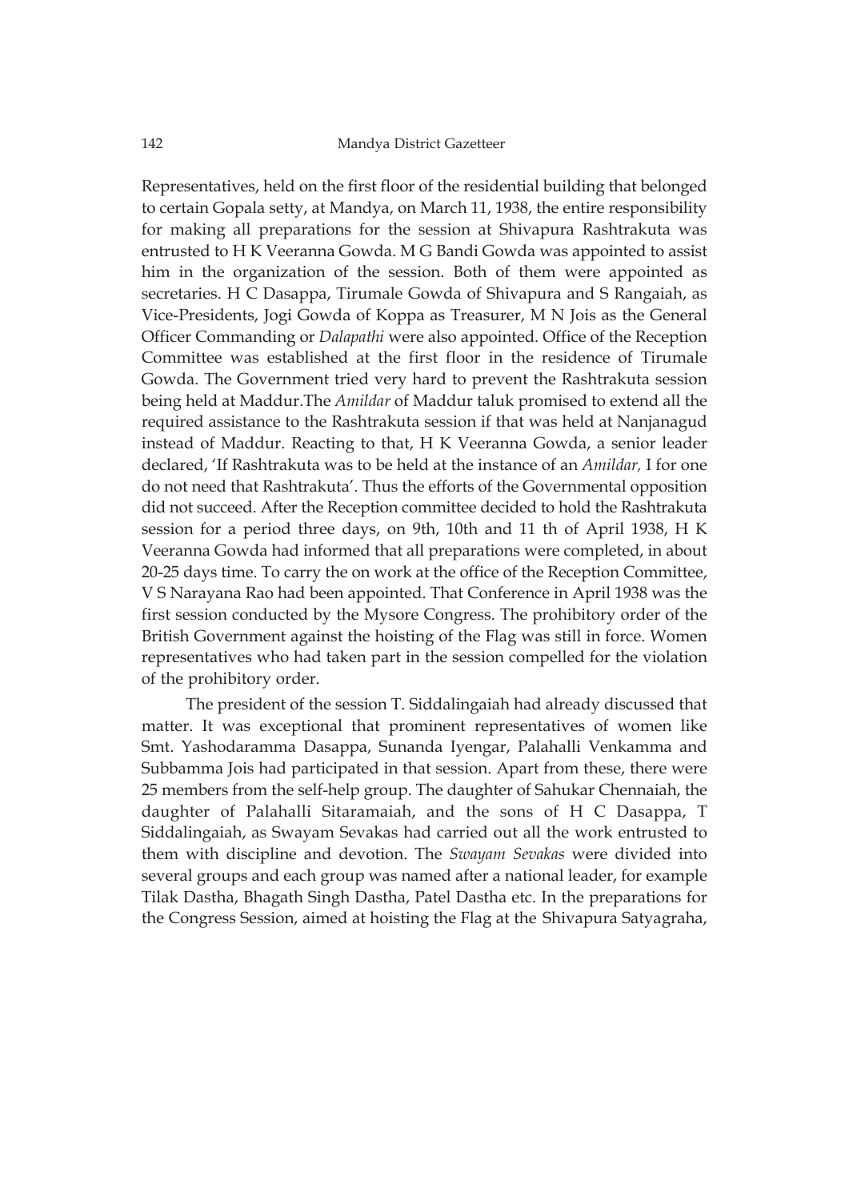Representatives, held on the first floor of the residential building that belonged to certain Gopala setty, at Mandya, on March 11, 1938, the entire responsibility for making all preparations for the session at Shivapura Rashtrakuta was entrusted to H K Veeranna Gowda. M G Bandi Gowda was appointed to assist him in the organization of the session. Both of them were appointed as secretaries. H C Dasappa, Tirumale Gowda of Shivapura and S Rangaiah, as Vice-Presidents, Jogi Gowda of Koppa as Treasurer, M N Jois as the General Officer Commanding or *Dalapathi* were also appointed. Office of the Reception Committee was established at the first floor in the residence of Tirumale Gowda. The Government tried very hard to prevent the Rashtrakuta session being held at Maddur.The *Amildar* of Maddur taluk promised to extend all the required assistance to the Rashtrakuta session if that was held at Nanjanagud instead of Maddur. Reacting to that, H K Veeranna Gowda, a senior leader declared, 'If Rashtrakuta was to be held at the instance of an *Amildar,* I for one do not need that Rashtrakuta'. Thus the efforts of the Governmental opposition did not succeed. After the Reception committee decided to hold the Rashtrakuta session for a period three days, on 9th, 10th and 11 th of April 1938, H K Veeranna Gowda had informed that all preparations were completed, in about 20-25 days time. To carry the on work at the office of the Reception Committee, V S Narayana Rao had been appointed. That Conference in April 1938 was the first session conducted by the Mysore Congress. The prohibitory order of the British Government against the hoisting of the Flag was still in force. Women representatives who had taken part in the session compelled for the violation of the prohibitory order.

The president of the session T. Siddalingaiah had already discussed that matter. It was exceptional that prominent representatives of women like Smt. Yashodaramma Dasappa, Sunanda Iyengar, Palahalli Venkamma and Subbamma Jois had participated in that session. Apart from these, there were 25 members from the self-help group. The daughter of Sahukar Chennaiah, the daughter of Palahalli Sitaramaiah, and the sons of H C Dasappa, T Siddalingaiah, as Swayam Sevakas had carried out all the work entrusted to them with discipline and devotion. The *Swayam Sevakas* were divided into several groups and each group was named after a national leader, for example Tilak Dastha, Bhagath Singh Dastha, Patel Dastha etc. In the preparations for the Congress Session, aimed at hoisting the Flag at the Shivapura Satyagraha,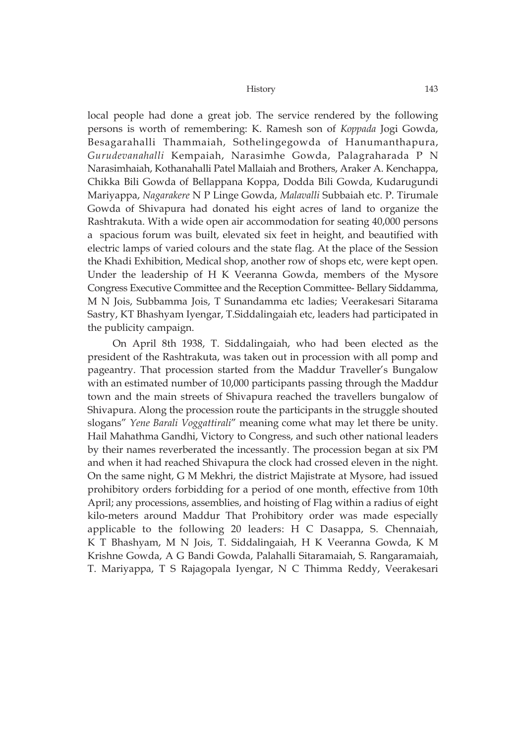local people had done a great job. The service rendered by the following persons is worth of remembering: K. Ramesh son of *Koppada* Jogi Gowda, Besagarahalli Thammaiah, Sothelingegowda of Hanumanthapura, *Gurudevanahalli* Kempaiah, Narasimhe Gowda, Palagraharada P N Narasimhaiah, Kothanahalli Patel Mallaiah and Brothers, Araker A. Kenchappa, Chikka Bili Gowda of Bellappana Koppa, Dodda Bili Gowda, Kudarugundi Mariyappa, *Nagarakere* N P Linge Gowda, *Malavalli* Subbaiah etc. P. Tirumale Gowda of Shivapura had donated his eight acres of land to organize the Rashtrakuta. With a wide open air accommodation for seating 40,000 persons a spacious forum was built, elevated six feet in height, and beautified with electric lamps of varied colours and the state flag. At the place of the Session the Khadi Exhibition, Medical shop, another row of shops etc, were kept open. Under the leadership of H K Veeranna Gowda, members of the Mysore Congress Executive Committee and the Reception Committee- Bellary Siddamma, M N Jois, Subbamma Jois, T Sunandamma etc ladies; Veerakesari Sitarama Sastry, KT Bhashyam Iyengar, T.Siddalingaiah etc, leaders had participated in the publicity campaign.

On April 8th 1938, T. Siddalingaiah, who had been elected as the president of the Rashtrakuta, was taken out in procession with all pomp and pageantry. That procession started from the Maddur Traveller's Bungalow with an estimated number of 10,000 participants passing through the Maddur town and the main streets of Shivapura reached the travellers bungalow of Shivapura. Along the procession route the participants in the struggle shouted slogans" *Yene Barali Voggattirali*" meaning come what may let there be unity. Hail Mahathma Gandhi, Victory to Congress, and such other national leaders by their names reverberated the incessantly. The procession began at six PM and when it had reached Shivapura the clock had crossed eleven in the night. On the same night, G M Mekhri, the district Majistrate at Mysore, had issued prohibitory orders forbidding for a period of one month, effective from 10th April; any processions, assemblies, and hoisting of Flag within a radius of eight kilo-meters around Maddur That Prohibitory order was made especially applicable to the following 20 leaders: H C Dasappa, S. Chennaiah, K T Bhashyam, M N Jois, T. Siddalingaiah, H K Veeranna Gowda, K M Krishne Gowda, A G Bandi Gowda, Palahalli Sitaramaiah, S. Rangaramaiah, T. Mariyappa, T S Rajagopala Iyengar, N C Thimma Reddy, Veerakesari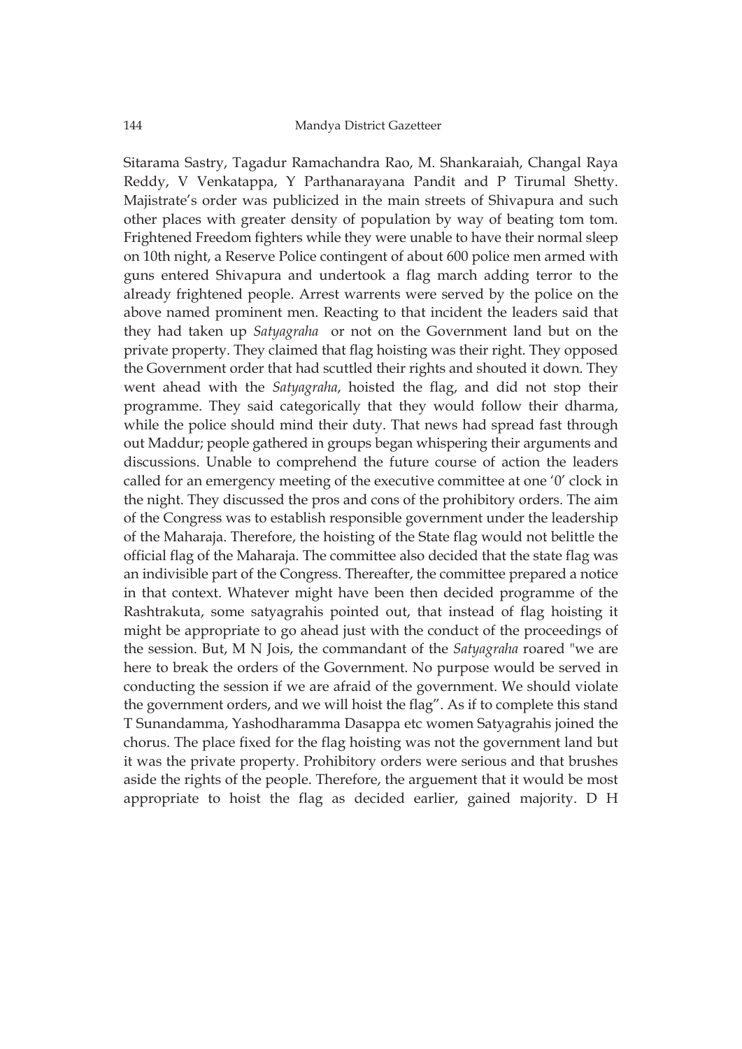Sitarama Sastry, Tagadur Ramachandra Rao, M. Shankaraiah, Changal Raya Reddy, V Venkatappa, Y Parthanarayana Pandit and P Tirumal Shetty. Majistrate's order was publicized in the main streets of Shivapura and such other places with greater density of population by way of beating tom tom. Frightened Freedom fighters while they were unable to have their normal sleep on 10th night, a Reserve Police contingent of about 600 police men armed with guns entered Shivapura and undertook a flag march adding terror to the already frightened people. Arrest warrents were served by the police on the above named prominent men. Reacting to that incident the leaders said that they had taken up *Satyagraha* or not on the Government land but on the private property. They claimed that flag hoisting was their right. They opposed the Government order that had scuttled their rights and shouted it down. They went ahead with the *Satyagraha*, hoisted the flag, and did not stop their programme. They said categorically that they would follow their dharma, while the police should mind their duty. That news had spread fast through out Maddur; people gathered in groups began whispering their arguments and discussions. Unable to comprehend the future course of action the leaders called for an emergency meeting of the executive committee at one '0' clock in the night. They discussed the pros and cons of the prohibitory orders. The aim of the Congress was to establish responsible government under the leadership of the Maharaja. Therefore, the hoisting of the State flag would not belittle the official flag of the Maharaja. The committee also decided that the state flag was an indivisible part of the Congress. Thereafter, the committee prepared a notice in that context. Whatever might have been then decided programme of the Rashtrakuta, some satyagrahis pointed out, that instead of flag hoisting it might be appropriate to go ahead just with the conduct of the proceedings of the session. But, M N Jois, the commandant of the *Satyagraha* roared "we are here to break the orders of the Government. No purpose would be served in conducting the session if we are afraid of the government. We should violate the government orders, and we will hoist the flag". As if to complete this stand T Sunandamma, Yashodharamma Dasappa etc women Satyagrahis joined the chorus. The place fixed for the flag hoisting was not the government land but it was the private property. Prohibitory orders were serious and that brushes aside the rights of the people. Therefore, the arguement that it would be most appropriate to hoist the flag as decided earlier, gained majority. D H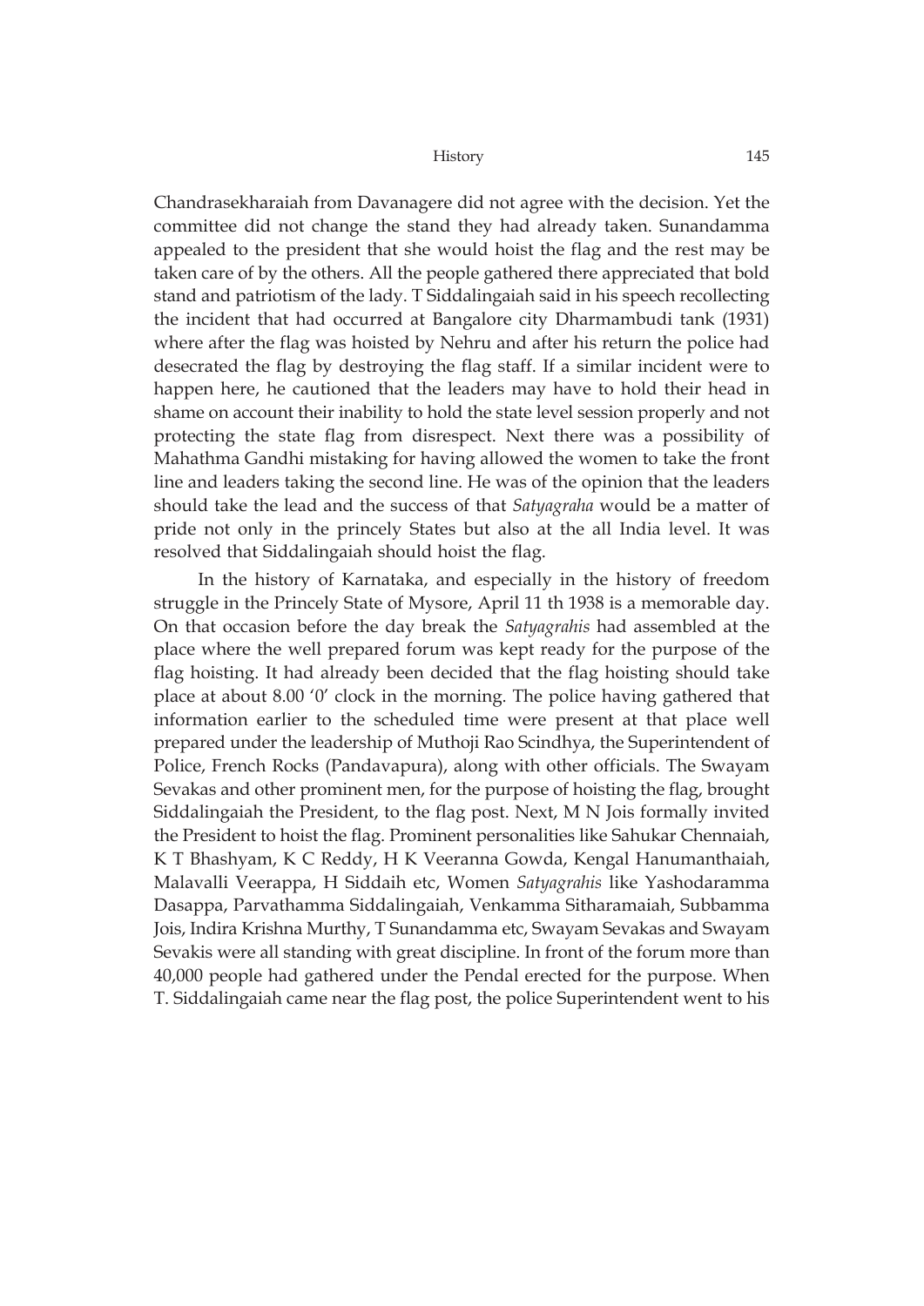Chandrasekharaiah from Davanagere did not agree with the decision. Yet the committee did not change the stand they had already taken. Sunandamma appealed to the president that she would hoist the flag and the rest may be taken care of by the others. All the people gathered there appreciated that bold stand and patriotism of the lady. T Siddalingaiah said in his speech recollecting the incident that had occurred at Bangalore city Dharmambudi tank (1931) where after the flag was hoisted by Nehru and after his return the police had desecrated the flag by destroying the flag staff. If a similar incident were to happen here, he cautioned that the leaders may have to hold their head in shame on account their inability to hold the state level session properly and not protecting the state flag from disrespect. Next there was a possibility of Mahathma Gandhi mistaking for having allowed the women to take the front line and leaders taking the second line. He was of the opinion that the leaders should take the lead and the success of that *Satyagraha* would be a matter of pride not only in the princely States but also at the all India level. It was resolved that Siddalingaiah should hoist the flag.

In the history of Karnataka, and especially in the history of freedom struggle in the Princely State of Mysore, April 11 th 1938 is a memorable day. On that occasion before the day break the *Satyagrahis* had assembled at the place where the well prepared forum was kept ready for the purpose of the flag hoisting. It had already been decided that the flag hoisting should take place at about 8.00 '0' clock in the morning. The police having gathered that information earlier to the scheduled time were present at that place well prepared under the leadership of Muthoji Rao Scindhya, the Superintendent of Police, French Rocks (Pandavapura), along with other officials. The Swayam Sevakas and other prominent men, for the purpose of hoisting the flag, brought Siddalingaiah the President, to the flag post. Next, M N Jois formally invited the President to hoist the flag. Prominent personalities like Sahukar Chennaiah, K T Bhashyam, K C Reddy, H K Veeranna Gowda, Kengal Hanumanthaiah, Malavalli Veerappa, H Siddaih etc, Women *Satyagrahis* like Yashodaramma Dasappa, Parvathamma Siddalingaiah, Venkamma Sitharamaiah, Subbamma Jois, Indira Krishna Murthy, T Sunandamma etc, Swayam Sevakas and Swayam Sevakis were all standing with great discipline. In front of the forum more than 40,000 people had gathered under the Pendal erected for the purpose. When T. Siddalingaiah came near the flag post, the police Superintendent went to his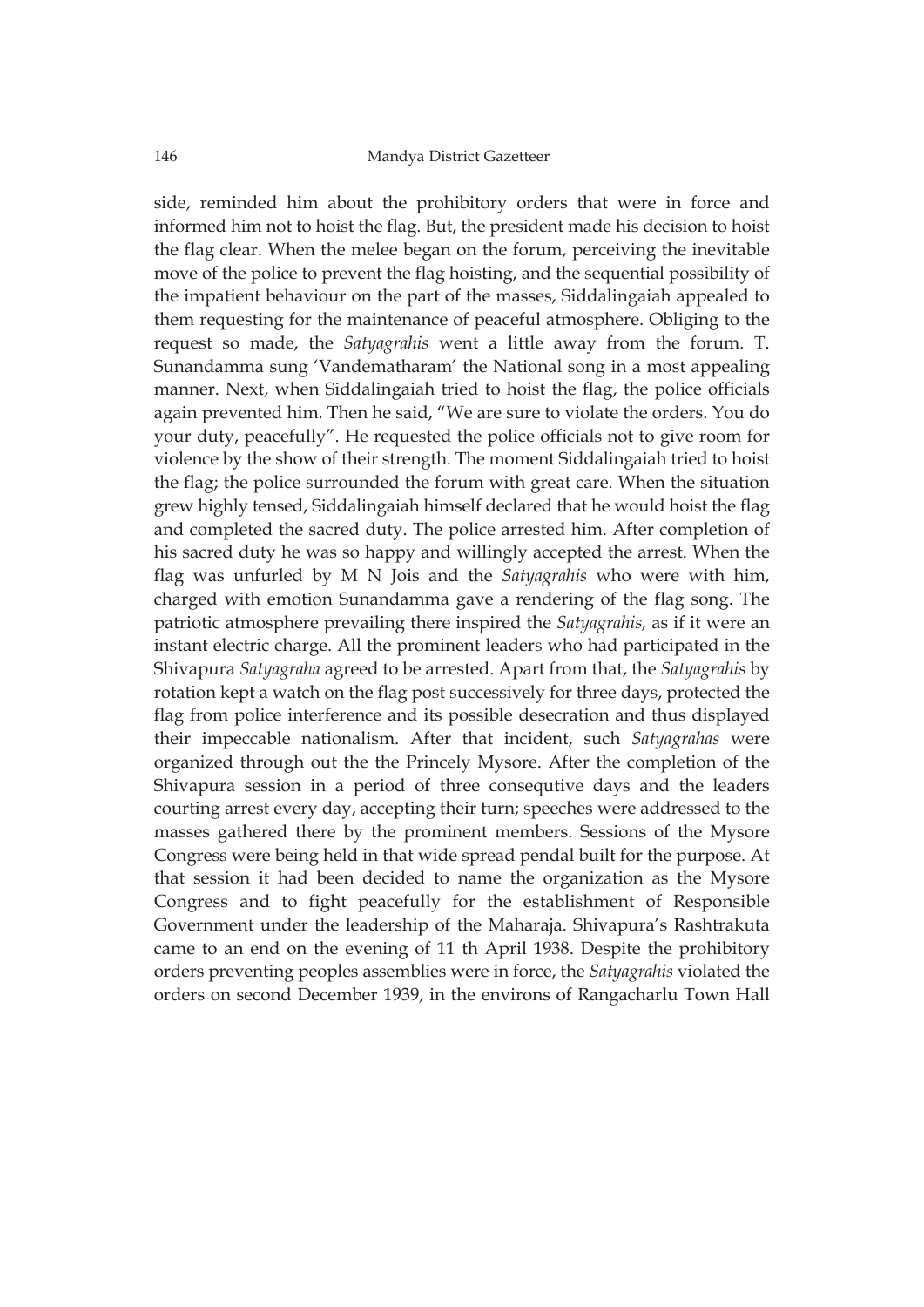side, reminded him about the prohibitory orders that were in force and informed him not to hoist the flag. But, the president made his decision to hoist the flag clear. When the melee began on the forum, perceiving the inevitable move of the police to prevent the flag hoisting, and the sequential possibility of the impatient behaviour on the part of the masses, Siddalingaiah appealed to them requesting for the maintenance of peaceful atmosphere. Obliging to the request so made, the *Satyagrahis* went a little away from the forum. T. Sunandamma sung 'Vandematharam' the National song in a most appealing manner. Next, when Siddalingaiah tried to hoist the flag, the police officials again prevented him. Then he said, "We are sure to violate the orders. You do your duty, peacefully". He requested the police officials not to give room for violence by the show of their strength. The moment Siddalingaiah tried to hoist the flag; the police surrounded the forum with great care. When the situation grew highly tensed, Siddalingaiah himself declared that he would hoist the flag and completed the sacred duty. The police arrested him. After completion of his sacred duty he was so happy and willingly accepted the arrest. When the flag was unfurled by M N Jois and the *Satyagrahis* who were with him, charged with emotion Sunandamma gave a rendering of the flag song. The patriotic atmosphere prevailing there inspired the *Satyagrahis,* as if it were an instant electric charge. All the prominent leaders who had participated in the Shivapura *Satyagraha* agreed to be arrested. Apart from that, the *Satyagrahis* by rotation kept a watch on the flag post successively for three days, protected the flag from police interference and its possible desecration and thus displayed their impeccable nationalism. After that incident, such *Satyagrahas* were organized through out the the Princely Mysore. After the completion of the Shivapura session in a period of three consequtive days and the leaders courting arrest every day, accepting their turn; speeches were addressed to the masses gathered there by the prominent members. Sessions of the Mysore Congress were being held in that wide spread pendal built for the purpose. At that session it had been decided to name the organization as the Mysore Congress and to fight peacefully for the establishment of Responsible Government under the leadership of the Maharaja. Shivapura's Rashtrakuta came to an end on the evening of 11 th April 1938. Despite the prohibitory orders preventing peoples assemblies were in force, the *Satyagrahis* violated the orders on second December 1939, in the environs of Rangacharlu Town Hall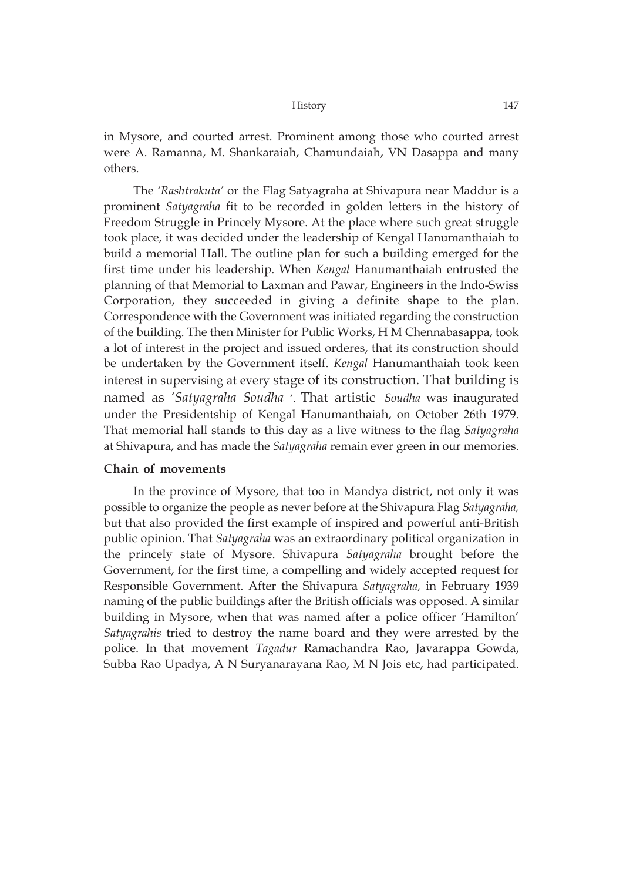in Mysore, and courted arrest. Prominent among those who courted arrest were A. Ramanna, M. Shankaraiah, Chamundaiah, VN Dasappa and many others.

The *'Rashtrakuta'* or the Flag Satyagraha at Shivapura near Maddur is a prominent *Satyagraha* fit to be recorded in golden letters in the history of Freedom Struggle in Princely Mysore. At the place where such great struggle took place, it was decided under the leadership of Kengal Hanumanthaiah to build a memorial Hall. The outline plan for such a building emerged for the first time under his leadership. When *Kengal* Hanumanthaiah entrusted the planning of that Memorial to Laxman and Pawar, Engineers in the Indo-Swiss Corporation, they succeeded in giving a definite shape to the plan. Correspondence with the Government was initiated regarding the construction of the building. The then Minister for Public Works, H M Chennabasappa, took a lot of interest in the project and issued orderes, that its construction should be undertaken by the Government itself. *Kengal* Hanumanthaiah took keen interest in supervising at every stage of its construction. That building is named as *'Satyagraha Soudha '.* That artistic *Soudha* was inaugurated under the Presidentship of Kengal Hanumanthaiah, on October 26th 1979. That memorial hall stands to this day as a live witness to the flag *Satyagraha* at Shivapura, and has made the *Satyagraha* remain ever green in our memories.

**Chain of movements**

In the province of Mysore, that too in Mandya district, not only it was possible to organize the people as never before at the Shivapura Flag *Satyagraha,* but that also provided the first example of inspired and powerful anti-British public opinion. That *Satyagraha* was an extraordinary political organization in the princely state of Mysore. Shivapura *Satyagraha* brought before the Government, for the first time, a compelling and widely accepted request for Responsible Government. After the Shivapura *Satyagraha,* in February 1939 naming of the public buildings after the British officials was opposed. A similar building in Mysore, when that was named after a police officer 'Hamilton' *Satyagrahis* tried to destroy the name board and they were arrested by the police. In that movement *Tagadur* Ramachandra Rao, Javarappa Gowda, Subba Rao Upadya, A N Suryanarayana Rao, M N Jois etc, had participated.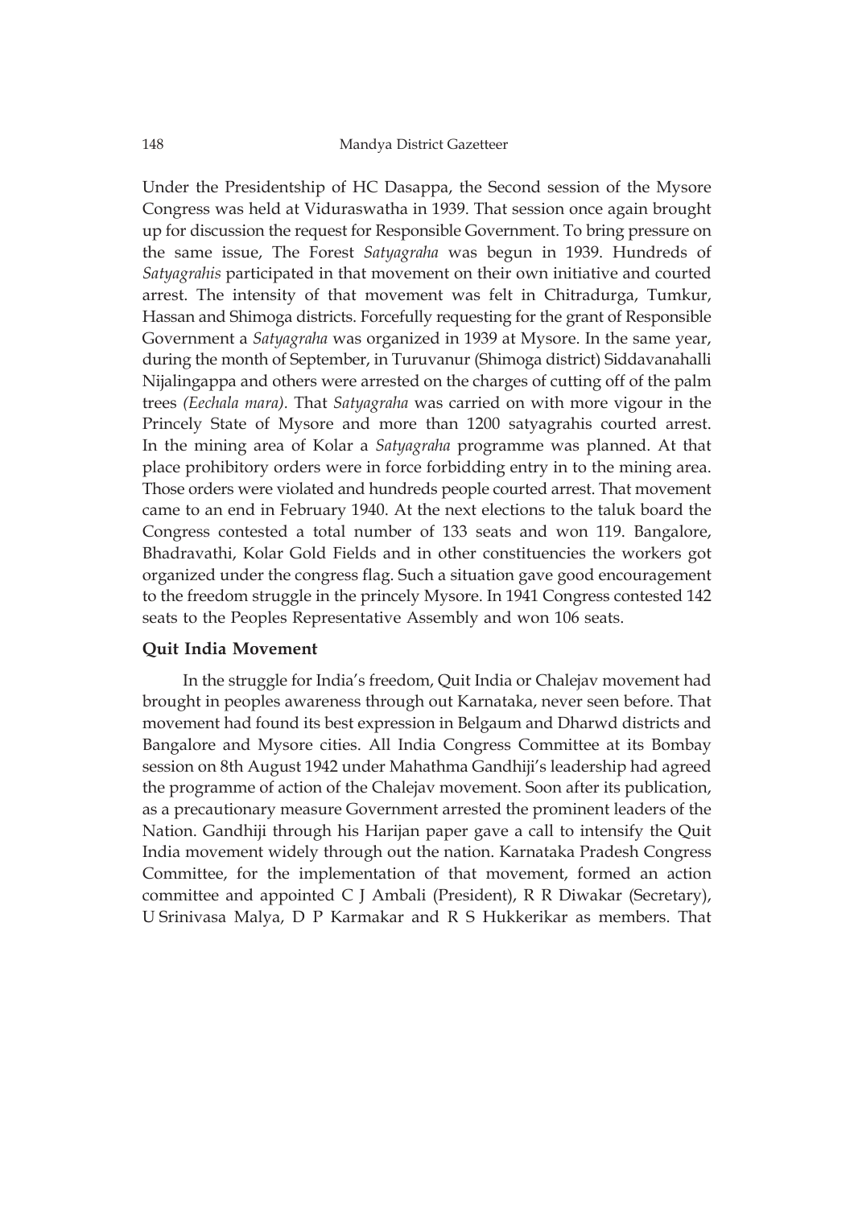Under the Presidentship of HC Dasappa, the Second session of the Mysore Congress was held at Viduraswatha in 1939. That session once again brought up for discussion the request for Responsible Government. To bring pressure on the same issue, The Forest *Satyagraha* was begun in 1939. Hundreds of *Satyagrahis* participated in that movement on their own initiative and courted arrest. The intensity of that movement was felt in Chitradurga, Tumkur, Hassan and Shimoga districts. Forcefully requesting for the grant of Responsible Government a *Satyagraha* was organized in 1939 at Mysore. In the same year, during the month of September, in Turuvanur (Shimoga district) Siddavanahalli Nijalingappa and others were arrested on the charges of cutting off of the palm trees *(Eechala mara)*. That *Satyagraha* was carried on with more vigour in the Princely State of Mysore and more than 1200 satyagrahis courted arrest. In the mining area of Kolar a *Satyagraha* programme was planned. At that place prohibitory orders were in force forbidding entry in to the mining area. Those orders were violated and hundreds people courted arrest. That movement came to an end in February 1940. At the next elections to the taluk board the Congress contested a total number of 133 seats and won 119. Bangalore, Bhadravathi, Kolar Gold Fields and in other constituencies the workers got organized under the congress flag. Such a situation gave good encouragement to the freedom struggle in the princely Mysore. In 1941 Congress contested 142 seats to the Peoples Representative Assembly and won 106 seats.

### Quit India Movement

In the struggle for India's freedom, Quit India or Chalejav movement had brought in peoples awareness through out Karnataka, never seen before. That movement had found its best expression in Belgaum and Dharwd districts and Bangalore and Mysore cities. All India Congress Committee at its Bombay session on 8th August 1942 under Mahathma Gandhiji's leadership had agreed the programme of action of the Chalejav movement. Soon after its publication, as a precautionary measure Government arrested the prominent leaders of the Nation. Gandhiji through his Harijan paper gave a call to intensify the Quit India movement widely through out the nation. Karnataka Pradesh Congress Committee, for the implementation of that movement, formed an action committee and appointed C J Ambali (President), R R Diwakar (Secretary), U Srinivasa Malya, D P Karmakar and R S Hukkerikar as members. That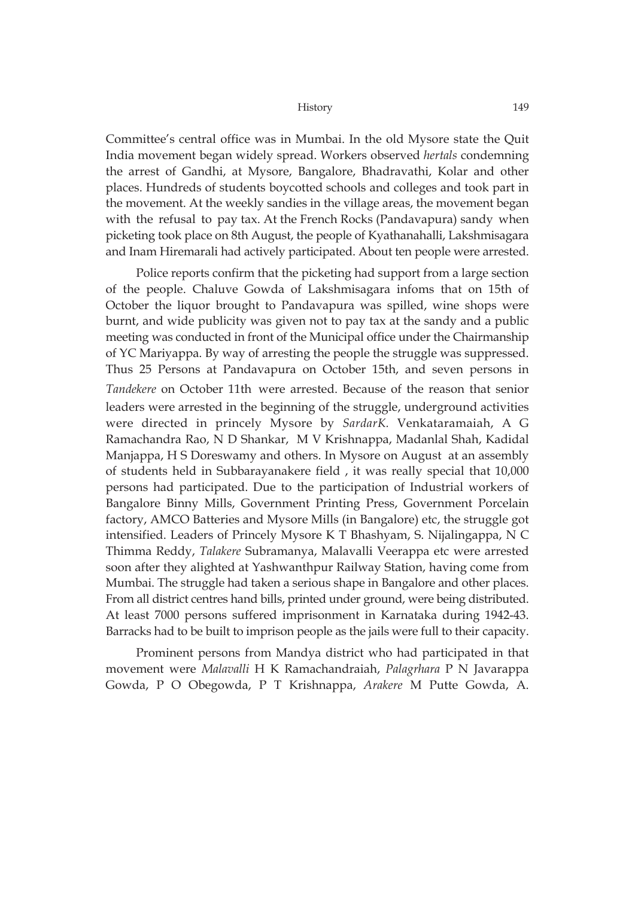Committee's central office was in Mumbai. In the old Mysore state the Quit India movement began widely spread. Workers observed *hertals* condemning the arrest of Gandhi, at Mysore, Bangalore, Bhadravathi, Kolar and other places. Hundreds of students boycotted schools and colleges and took part in the movement. At the weekly sandies in the village areas, the movement began with the refusal to pay tax. At the French Rocks (Pandavapura) sandy when picketing took place on 8th August, the people of Kyathanahalli, Lakshmisagara and Inam Hiremarali had actively participated. About ten people were arrested.

Police reports confirm that the picketing had support from a large section of the people. Chaluve Gowda of Lakshmisagara infoms that on 15th of October the liquor brought to Pandavapura was spilled, wine shops were burnt, and wide publicity was given not to pay tax at the sandy and a public meeting was conducted in front of the Municipal office under the Chairmanship of YC Mariyappa. By way of arresting the people the struggle was suppressed. Thus 25 Persons at Pandavapura on October 15th, and seven persons in *Tandekere* on October 11th were arrested. Because of the reason that senior leaders were arrested in the beginning of the struggle, underground activities were directed in princely Mysore by *SardarK.* Venkataramaiah, A G Ramachandra Rao, N D Shankar, M V Krishnappa, Madanlal Shah, Kadidal Manjappa, H S Doreswamy and others. In Mysore on August at an assembly of students held in Subbarayanakere field , it was really special that 10,000 persons had participated. Due to the participation of Industrial workers of Bangalore Binny Mills, Government Printing Press, Government Porcelain factory, AMCO Batteries and Mysore Mills (in Bangalore) etc, the struggle got intensified. Leaders of Princely Mysore K T Bhashyam, S. Nijalingappa, N C Thimma Reddy, *Talakere* Subramanya, Malavalli Veerappa etc were arrested soon after they alighted at Yashwanthpur Railway Station, having come from Mumbai. The struggle had taken a serious shape in Bangalore and other places. From all district centres hand bills, printed under ground, were being distributed. At least 7000 persons suffered imprisonment in Karnataka during 1942-43. Barracks had to be built to imprison people as the jails were full to their capacity.

Prominent persons from Mandya district who had participated in that movement were *Malavalli* H K Ramachandraiah, *Palagrhara* P N Javarappa Gowda, P O Obegowda, P T Krishnappa, *Arakere* M Putte Gowda, A.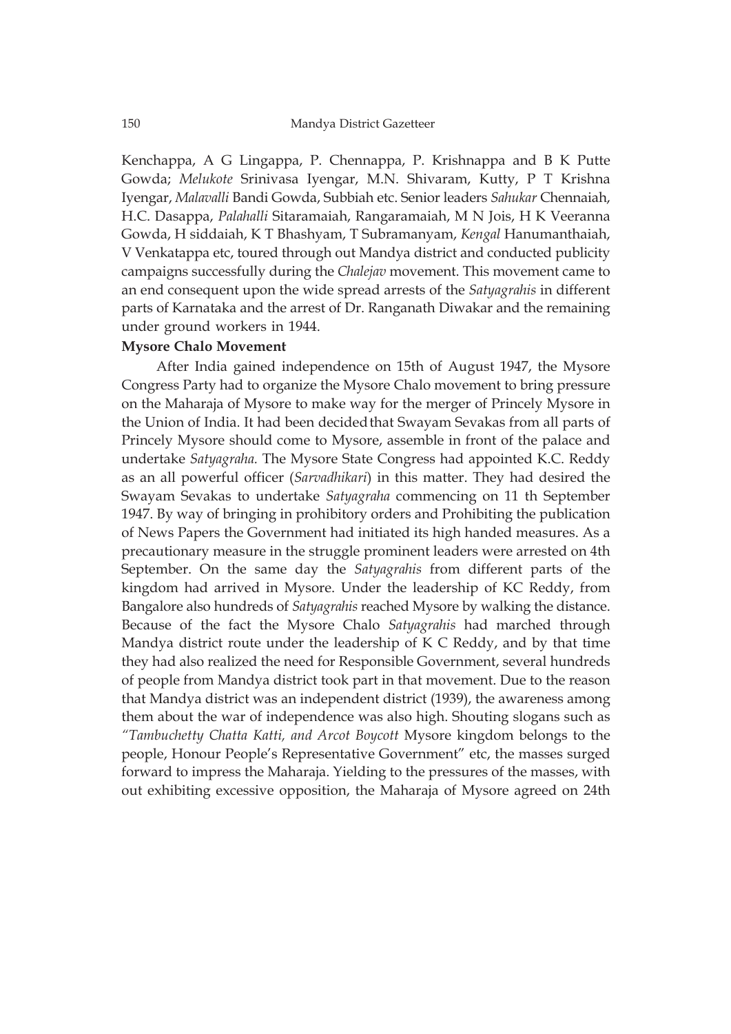Kenchappa, A G Lingappa, P. Chennappa, P. Krishnappa and B K Putte Gowda; *Melukote* Srinivasa Iyengar, M.N. Shivaram, Kutty, P T Krishna Iyengar, *Malavalli* Bandi Gowda, Subbiah etc. Senior leaders *Sahukar* Chennaiah, H.C. Dasappa, *Palahalli* Sitaramaiah, Rangaramaiah, M N Jois, H K Veeranna Gowda, H siddaiah, K T Bhashyam, T Subramanyam, *Kengal* Hanumanthaiah, V Venkatappa etc, toured through out Mandya district and conducted publicity campaigns successfully during the *Chalejav* movement. This movement came to an end consequent upon the wide spread arrests of the *Satyagrahis* in different parts of Karnataka and the arrest of Dr. Ranganath Diwakar and the remaining under ground workers in 1944.

**Mysore Chalo Movement**

After India gained independence on 15th of August 1947, the Mysore Congress Party had to organize the Mysore Chalo movement to bring pressure on the Maharaja of Mysore to make way for the merger of Princely Mysore in the Union of India. It had been decided that Swayam Sevakas from all parts of Princely Mysore should come to Mysore, assemble in front of the palace and undertake *Satyagraha.* The Mysore State Congress had appointed K.C. Reddy as an all powerful officer (*Sarvadhikari*) in this matter. They had desired the Swayam Sevakas to undertake *Satyagraha* commencing on 11 th September 1947. By way of bringing in prohibitory orders and Prohibiting the publication of News Papers the Government had initiated its high handed measures. As a precautionary measure in the struggle prominent leaders were arrested on 4th September. On the same day the *Satyagrahis* from different parts of the kingdom had arrived in Mysore. Under the leadership of KC Reddy, from Bangalore also hundreds of *Satyagrahis* reached Mysore by walking the distance. Because of the fact the Mysore Chalo *Satyagrahis* had marched through Mandya district route under the leadership of K C Reddy, and by that time they had also realized the need for Responsible Government, several hundreds of people from Mandya district took part in that movement. Due to the reason that Mandya district was an independent district (1939), the awareness among them about the war of independence was also high. Shouting slogans such as *"Tambuchetty Chatta Katti, and Arcot Boycott* Mysore kingdom belongs to the people, Honour People's Representative Government" etc, the masses surged forward to impress the Maharaja. Yielding to the pressures of the masses, with out exhibiting excessive opposition, the Maharaja of Mysore agreed on 24th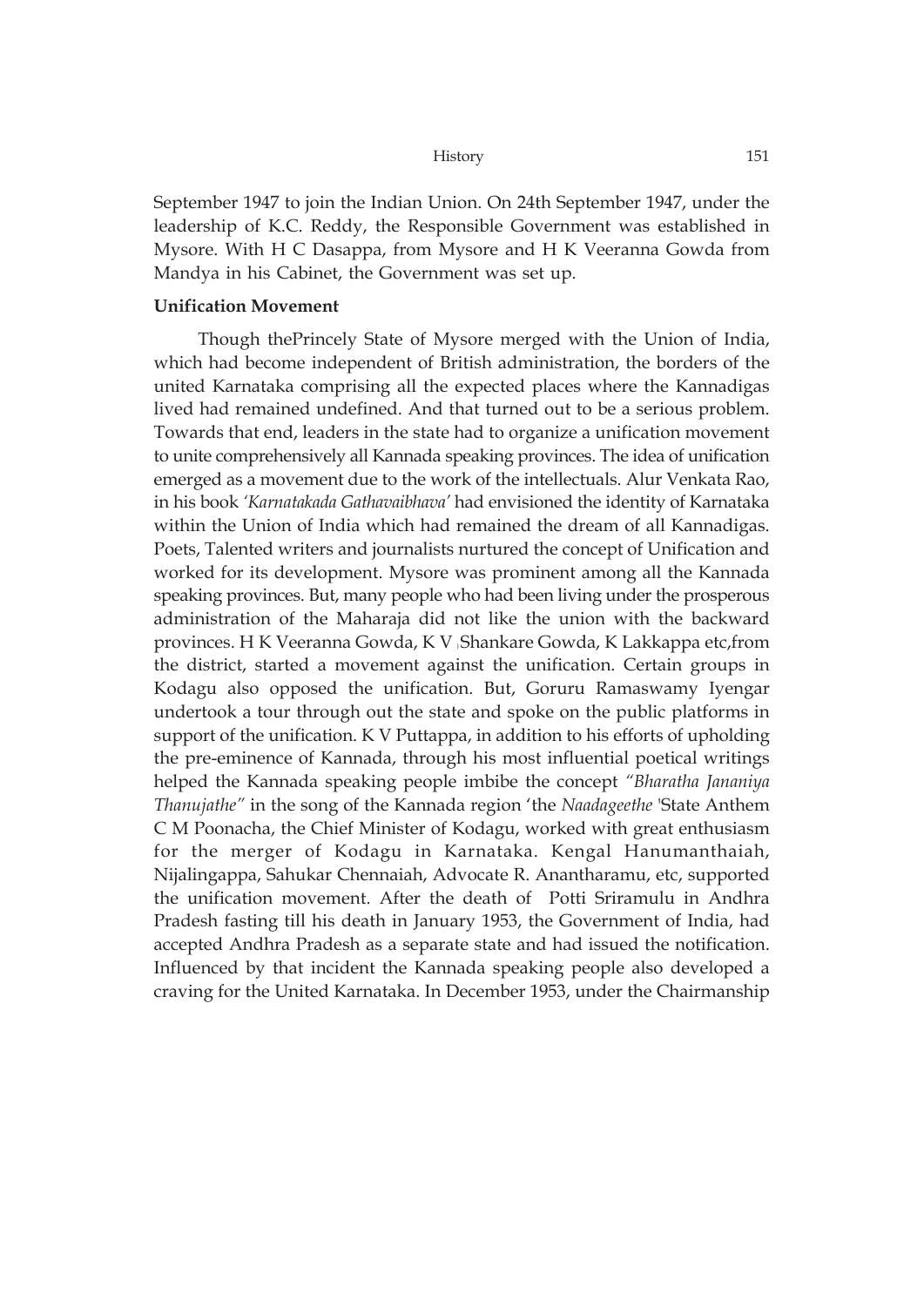September 1947 to join the Indian Union. On 24th September 1947, under the leadership of K.C. Reddy, the Responsible Government was established in Mysore. With H C Dasappa, from Mysore and H K Veeranna Gowda from Mandya in his Cabinet, the Government was set up.

**Unification Movement**

Though thePrincely State of Mysore merged with the Union of India, which had become independent of British administration, the borders of the united Karnataka comprising all the expected places where the Kannadigas lived had remained undefined. And that turned out to be a serious problem. Towards that end, leaders in the state had to organize a unification movement to unite comprehensively all Kannada speaking provinces. The idea of unification emerged as a movement due to the work of the intellectuals. Alur Venkata Rao, in his book *'Karnatakada Gathavaibhava'* had envisioned the identity of Karnataka within the Union of India which had remained the dream of all Kannadigas. Poets, Talented writers and journalists nurtured the concept of Unification and worked for its development. Mysore was prominent among all the Kannada speaking provinces. But, many people who had been living under the prosperous administration of the Maharaja did not like the union with the backward provinces. H K Veeranna Gowda, K V Shankare Gowda, K Lakkappa etc,from the district, started a movement against the unification. Certain groups in Kodagu also opposed the unification. But, Goruru Ramaswamy Iyengar undertook a tour through out the state and spoke on the public platforms in support of the unification. K V Puttappa, in addition to his efforts of upholding the pre-eminence of Kannada, through his most influential poetical writings helped the Kannada speaking people imbibe the concept *"Bharatha Jananiya Thanujathe"* in the song of the Kannada region 'the *Naadageethe* 'State Anthem C M Poonacha, the Chief Minister of Kodagu, worked with great enthusiasm for the merger of Kodagu in Karnataka. Kengal Hanumanthaiah, Nijalingappa, Sahukar Chennaiah, Advocate R. Anantharamu, etc, supported the unification movement. After the death of Potti Sriramulu in Andhra Pradesh fasting till his death in January 1953, the Government of India, had accepted Andhra Pradesh as a separate state and had issued the notification. Influenced by that incident the Kannada speaking people also developed a craving for the United Karnataka. In December 1953, under the Chairmanship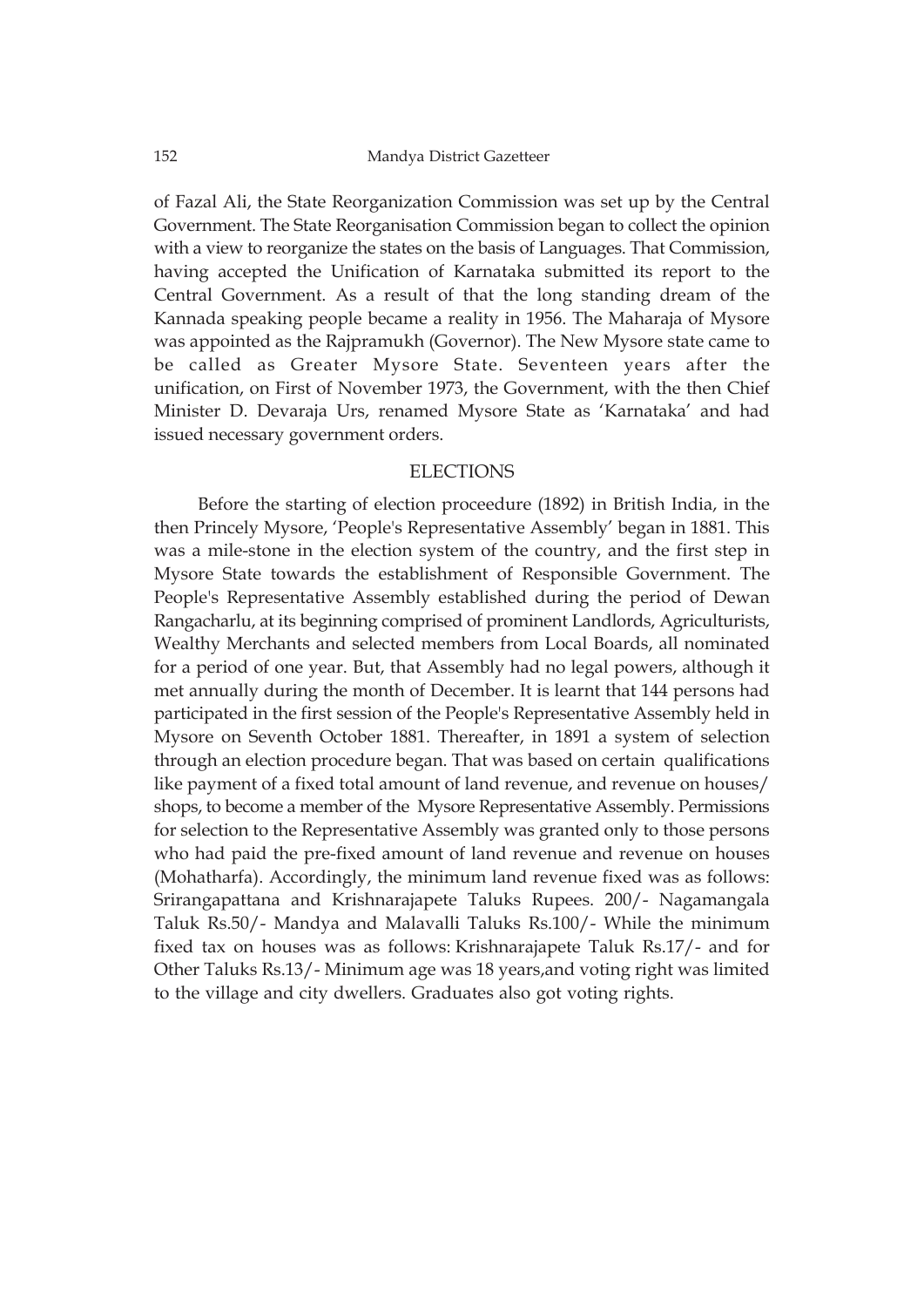of Fazal Ali, the State Reorganization Commission was set up by the Central Government. The State Reorganisation Commission began to collect the opinion with a view to reorganize the states on the basis of Languages. That Commission, having accepted the Unification of Karnataka submitted its report to the Central Government. As a result of that the long standing dream of the Kannada speaking people became a reality in 1956. The Maharaja of Mysore was appointed as the Rajpramukh (Governor). The New Mysore state came to be called as Greater Mysore State. Seventeen years after the unification, on First of November 1973, the Government, with the then Chief Minister D. Devaraja Urs, renamed Mysore State as 'Karnataka' and had issued necessary government orders.

## ELECTIONS

Before the starting of election proceedure (1892) in British India, in the then Princely Mysore, 'People's Representative Assembly' began in 1881. This was a mile-stone in the election system of the country, and the first step in Mysore State towards the establishment of Responsible Government. The People's Representative Assembly established during the period of Dewan Rangacharlu, at its beginning comprised of prominent Landlords, Agriculturists, Wealthy Merchants and selected members from Local Boards, all nominated for a period of one year. But, that Assembly had no legal powers, although it met annually during the month of December. It is learnt that 144 persons had participated in the first session of the People's Representative Assembly held in Mysore on Seventh October 1881. Thereafter, in 1891 a system of selection through an election procedure began. That was based on certain qualifications like payment of a fixed total amount of land revenue, and revenue on houses/ shops, to become a member of the Mysore Representative Assembly. Permissions for selection to the Representative Assembly was granted only to those persons who had paid the pre-fixed amount of land revenue and revenue on houses (Mohatharfa). Accordingly, the minimum land revenue fixed was as follows: Srirangapattana and Krishnarajapete Taluks Rupees. 200/- Nagamangala Taluk Rs.50/- Mandya and Malavalli Taluks Rs.100/- While the minimum fixed tax on houses was as follows: Krishnarajapete Taluk Rs.17/- and for Other Taluks Rs.13/- Minimum age was 18 years,and voting right was limited to the village and city dwellers. Graduates also got voting rights.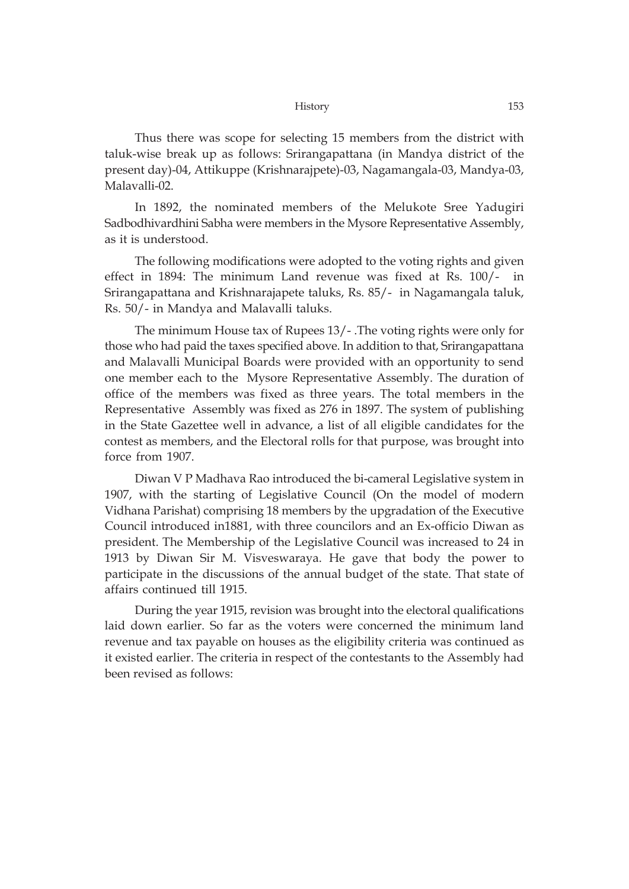Thus there was scope for selecting 15 members from the district with taluk-wise break up as follows: Srirangapattana (in Mandya district of the present day)-04, Attikuppe (Krishnarajpete)-03, Nagamangala-03, Mandya-03, Malavalli-02.

In 1892, the nominated members of the Melukote Sree Yadugiri Sadbodhivardhini Sabha were members in the Mysore Representative Assembly, as it is understood.

The following modifications were adopted to the voting rights and given effect in 1894: The minimum Land revenue was fixed at Rs. 100/- in Srirangapattana and Krishnarajapete taluks, Rs. 85/- in Nagamangala taluk, Rs. 50/- in Mandya and Malavalli taluks.

The minimum House tax of Rupees 13/- .The voting rights were only for those who had paid the taxes specified above. In addition to that, Srirangapattana and Malavalli Municipal Boards were provided with an opportunity to send one member each to the Mysore Representative Assembly. The duration of office of the members was fixed as three years. The total members in the Representative Assembly was fixed as 276 in 1897. The system of publishing in the State Gazettee well in advance, a list of all eligible candidates for the contest as members, and the Electoral rolls for that purpose, was brought into force from 1907.

Diwan V P Madhava Rao introduced the bi-cameral Legislative system in 1907, with the starting of Legislative Council (On the model of modern Vidhana Parishat) comprising 18 members by the upgradation of the Executive Council introduced in1881, with three councilors and an Ex-officio Diwan as president. The Membership of the Legislative Council was increased to 24 in 1913 by Diwan Sir M. Visveswaraya. He gave that body the power to participate in the discussions of the annual budget of the state. That state of affairs continued till 1915.

During the year 1915, revision was brought into the electoral qualifications laid down earlier. So far as the voters were concerned the minimum land revenue and tax payable on houses as the eligibility criteria was continued as it existed earlier. The criteria in respect of the contestants to the Assembly had been revised as follows: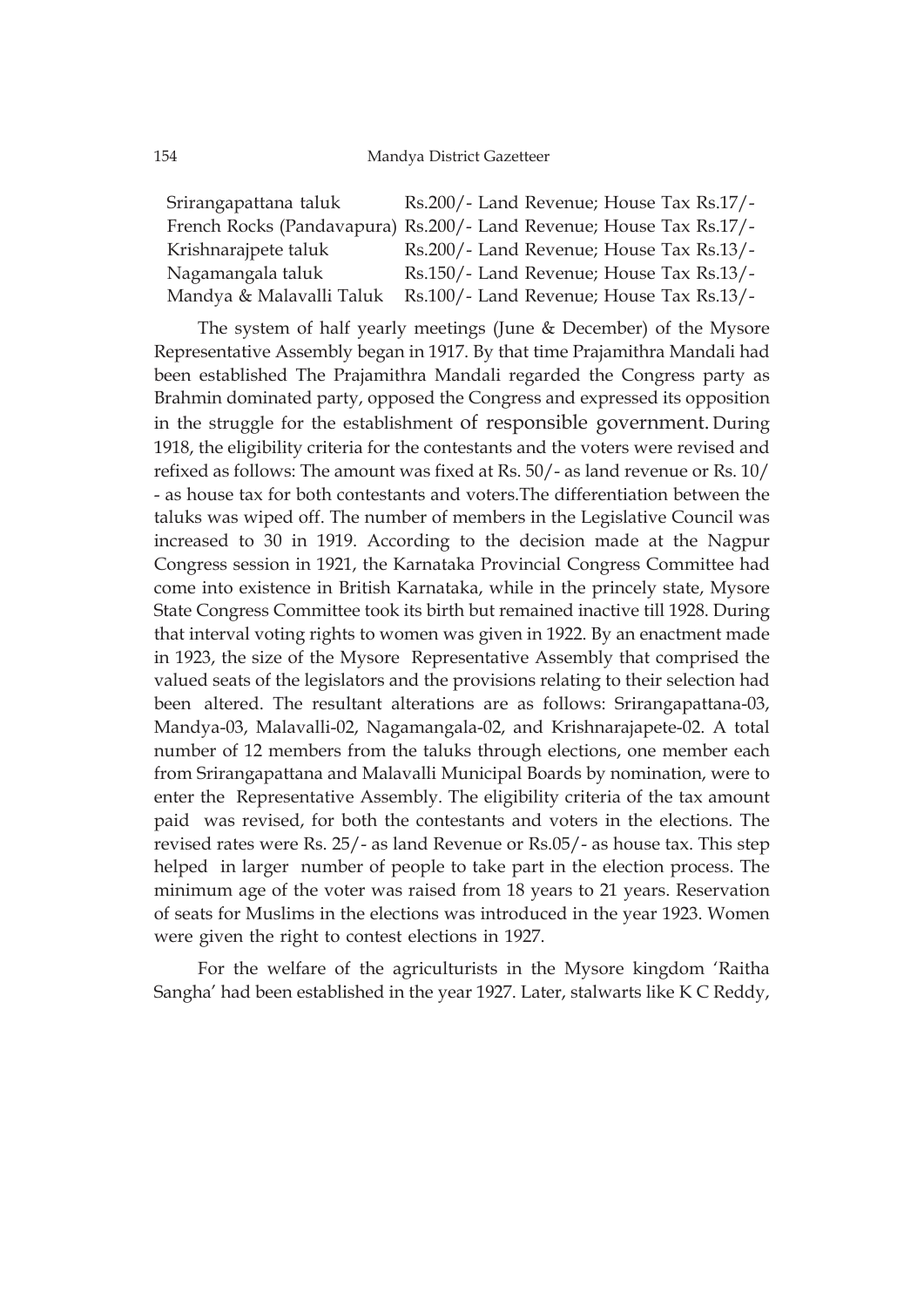| | |
|---|---|
| Srirangapattana taluk | Rs.200/- Land Revenue; House Tax Rs.17/- |
| French Rocks (Pandavapura) | Rs.200/- Land Revenue; House Tax Rs.17/- |
| Krishnarajpete taluk | Rs.200/- Land Revenue; House Tax Rs.13/- |
| Nagamangala taluk | Rs.150/- Land Revenue; House Tax Rs.13/- |
| Mandya & Malavalli Taluk | Rs.100/- Land Revenue; House Tax Rs.13/- |

The system of half yearly meetings (June & December) of the Mysore Representative Assembly began in 1917. By that time Prajamithra Mandali had been established The Prajamithra Mandali regarded the Congress party as Brahmin dominated party, opposed the Congress and expressed its opposition in the struggle for the establishment of responsible government. During 1918, the eligibility criteria for the contestants and the voters were revised and refixed as follows: The amount was fixed at Rs. 50/- as land revenue or Rs. 10/- as house tax for both contestants and voters.The differentiation between the taluks was wiped off. The number of members in the Legislative Council was increased to 30 in 1919. According to the decision made at the Nagpur Congress session in 1921, the Karnataka Provincial Congress Committee had come into existence in British Karnataka, while in the princely state, Mysore State Congress Committee took its birth but remained inactive till 1928. During that interval voting rights to women was given in 1922. By an enactment made in 1923, the size of the Mysore Representative Assembly that comprised the valued seats of the legislators and the provisions relating to their selection had been altered. The resultant alterations are as follows: Srirangapattana-03, Mandya-03, Malavalli-02, Nagamangala-02, and Krishnarajapete-02. A total number of 12 members from the taluks through elections, one member each from Srirangapattana and Malavalli Municipal Boards by nomination, were to enter the Representative Assembly. The eligibility criteria of the tax amount paid was revised, for both the contestants and voters in the elections. The revised rates were Rs. 25/- as land Revenue or Rs.05/- as house tax. This step helped in larger number of people to take part in the election process. The minimum age of the voter was raised from 18 years to 21 years. Reservation of seats for Muslims in the elections was introduced in the year 1923. Women were given the right to contest elections in 1927.

For the welfare of the agriculturists in the Mysore kingdom 'Raitha Sangha' had been established in the year 1927. Later, stalwarts like K C Reddy,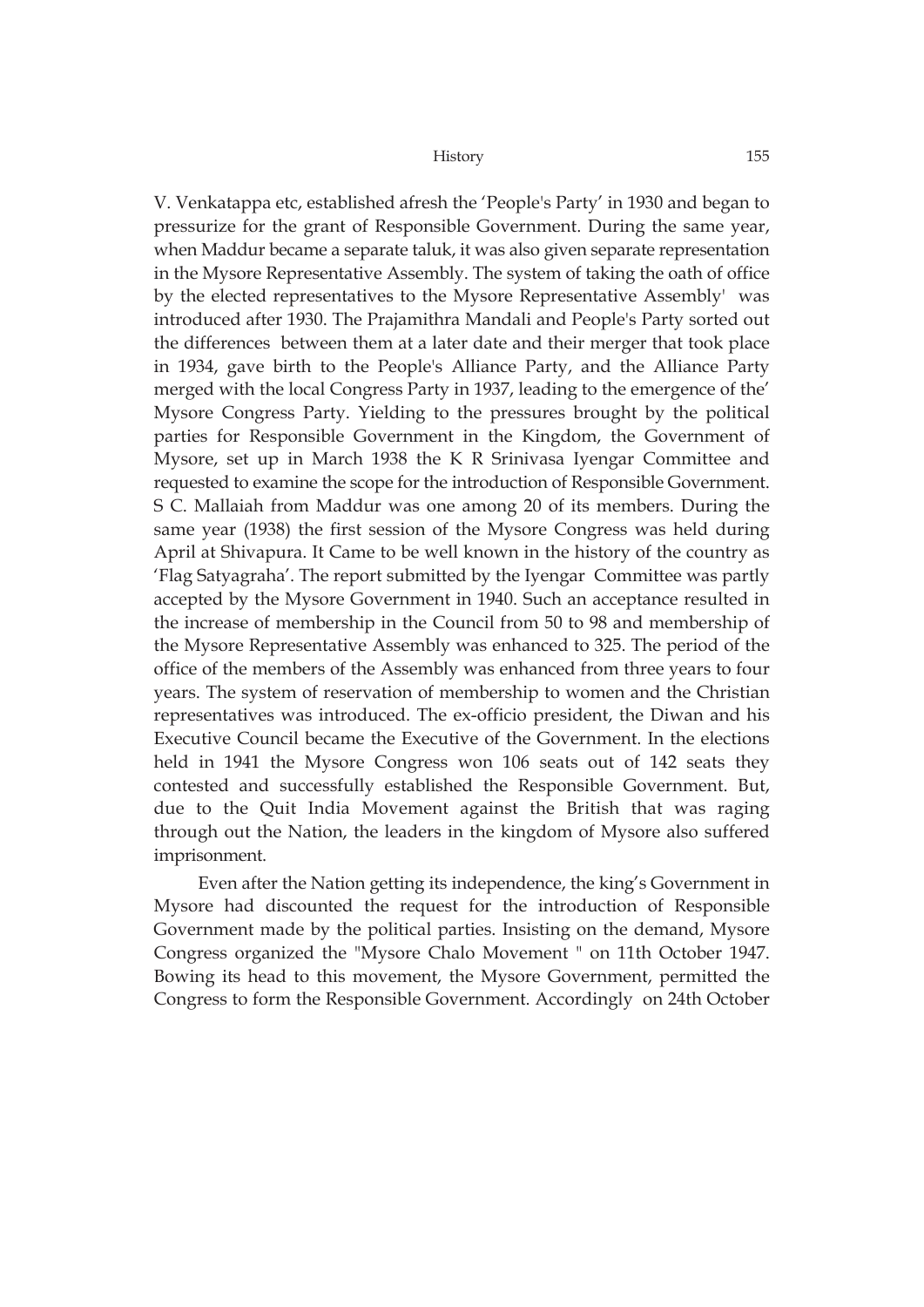V. Venkatappa etc, established afresh the 'People's Party' in 1930 and began to pressurize for the grant of Responsible Government. During the same year, when Maddur became a separate taluk, it was also given separate representation in the Mysore Representative Assembly. The system of taking the oath of office by the elected representatives to the Mysore Representative Assembly' was introduced after 1930. The Prajamithra Mandali and People's Party sorted out the differences between them at a later date and their merger that took place in 1934, gave birth to the People's Alliance Party, and the Alliance Party merged with the local Congress Party in 1937, leading to the emergence of the' Mysore Congress Party. Yielding to the pressures brought by the political parties for Responsible Government in the Kingdom, the Government of Mysore, set up in March 1938 the K R Srinivasa Iyengar Committee and requested to examine the scope for the introduction of Responsible Government. S C. Mallaiah from Maddur was one among 20 of its members. During the same year (1938) the first session of the Mysore Congress was held during April at Shivapura. It Came to be well known in the history of the country as 'Flag Satyagraha'. The report submitted by the Iyengar Committee was partly accepted by the Mysore Government in 1940. Such an acceptance resulted in the increase of membership in the Council from 50 to 98 and membership of the Mysore Representative Assembly was enhanced to 325. The period of the office of the members of the Assembly was enhanced from three years to four years. The system of reservation of membership to women and the Christian representatives was introduced. The ex-officio president, the Diwan and his Executive Council became the Executive of the Government. In the elections held in 1941 the Mysore Congress won 106 seats out of 142 seats they contested and successfully established the Responsible Government. But, due to the Quit India Movement against the British that was raging through out the Nation, the leaders in the kingdom of Mysore also suffered imprisonment.

Even after the Nation getting its independence, the king's Government in Mysore had discounted the request for the introduction of Responsible Government made by the political parties. Insisting on the demand, Mysore Congress organized the "Mysore Chalo Movement " on 11th October 1947. Bowing its head to this movement, the Mysore Government, permitted the Congress to form the Responsible Government. Accordingly on 24th October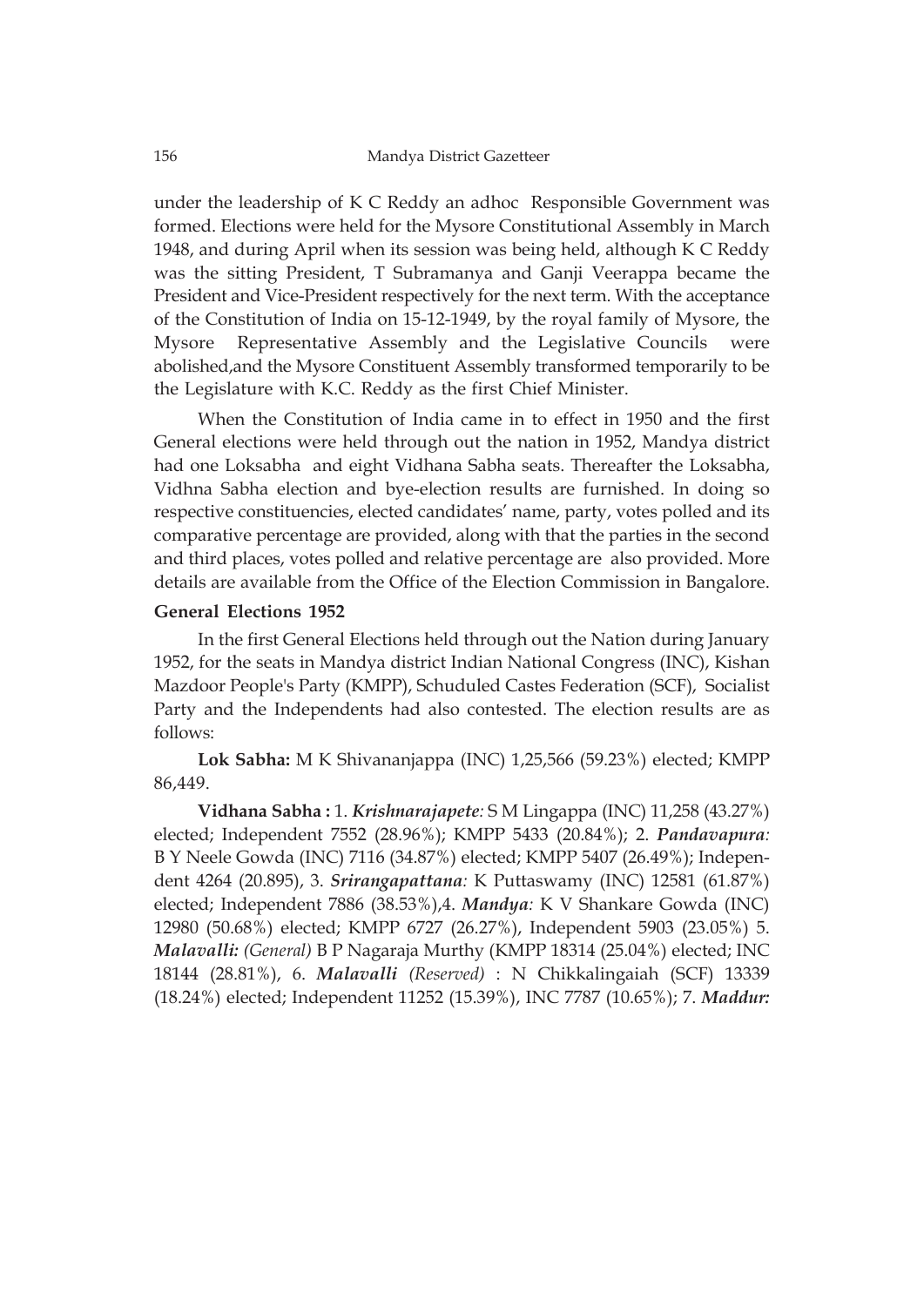under the leadership of K C Reddy an adhoc Responsible Government was formed. Elections were held for the Mysore Constitutional Assembly in March 1948, and during April when its session was being held, although K C Reddy was the sitting President, T Subramanya and Ganji Veerappa became the President and Vice-President respectively for the next term. With the acceptance of the Constitution of India on 15-12-1949, by the royal family of Mysore, the Mysore Representative Assembly and the Legislative Councils were abolished,and the Mysore Constituent Assembly transformed temporarily to be the Legislature with K.C. Reddy as the first Chief Minister.

When the Constitution of India came in to effect in 1950 and the first General elections were held through out the nation in 1952, Mandya district had one Loksabha and eight Vidhana Sabha seats. Thereafter the Loksabha, Vidhna Sabha election and bye-election results are furnished. In doing so respective constituencies, elected candidates' name, party, votes polled and its comparative percentage are provided, along with that the parties in the second and third places, votes polled and relative percentage are also provided. More details are available from the Office of the Election Commission in Bangalore.

**General Elections 1952**

In the first General Elections held through out the Nation during January 1952, for the seats in Mandya district Indian National Congress (INC), Kishan Mazdoor People's Party (KMPP), Schuduled Castes Federation (SCF), Socialist Party and the Independents had also contested. The election results are as follows:

**Lok Sabha:** M K Shivananjappa (INC) 1,25,566 (59.23%) elected; KMPP 86,449.

**Vidhana Sabha :** 1. ***Krishnarajapete:*** S M Lingappa (INC) 11,258 (43.27%) elected; Independent 7552 (28.96%); KMPP 5433 (20.84%); 2. ***Pandavapura:*** B Y Neele Gowda (INC) 7116 (34.87%) elected; KMPP 5407 (26.49%); Independent 4264 (20.895), 3. ***Srirangapattana:*** K Puttaswamy (INC) 12581 (61.87%) elected; Independent 7886 (38.53%),4. ***Mandya:*** K V Shankare Gowda (INC) 12980 (50.68%) elected; KMPP 6727 (26.27%), Independent 5903 (23.05%) 5. ***Malavalli:*** *(General)* B P Nagaraja Murthy (KMPP 18314 (25.04%) elected; INC 18144 (28.81%), 6. ***Malavalli*** *(Reserved)* : N Chikkalingaiah (SCF) 13339 (18.24%) elected; Independent 11252 (15.39%), INC 7787 (10.65%); 7. ***Maddur:***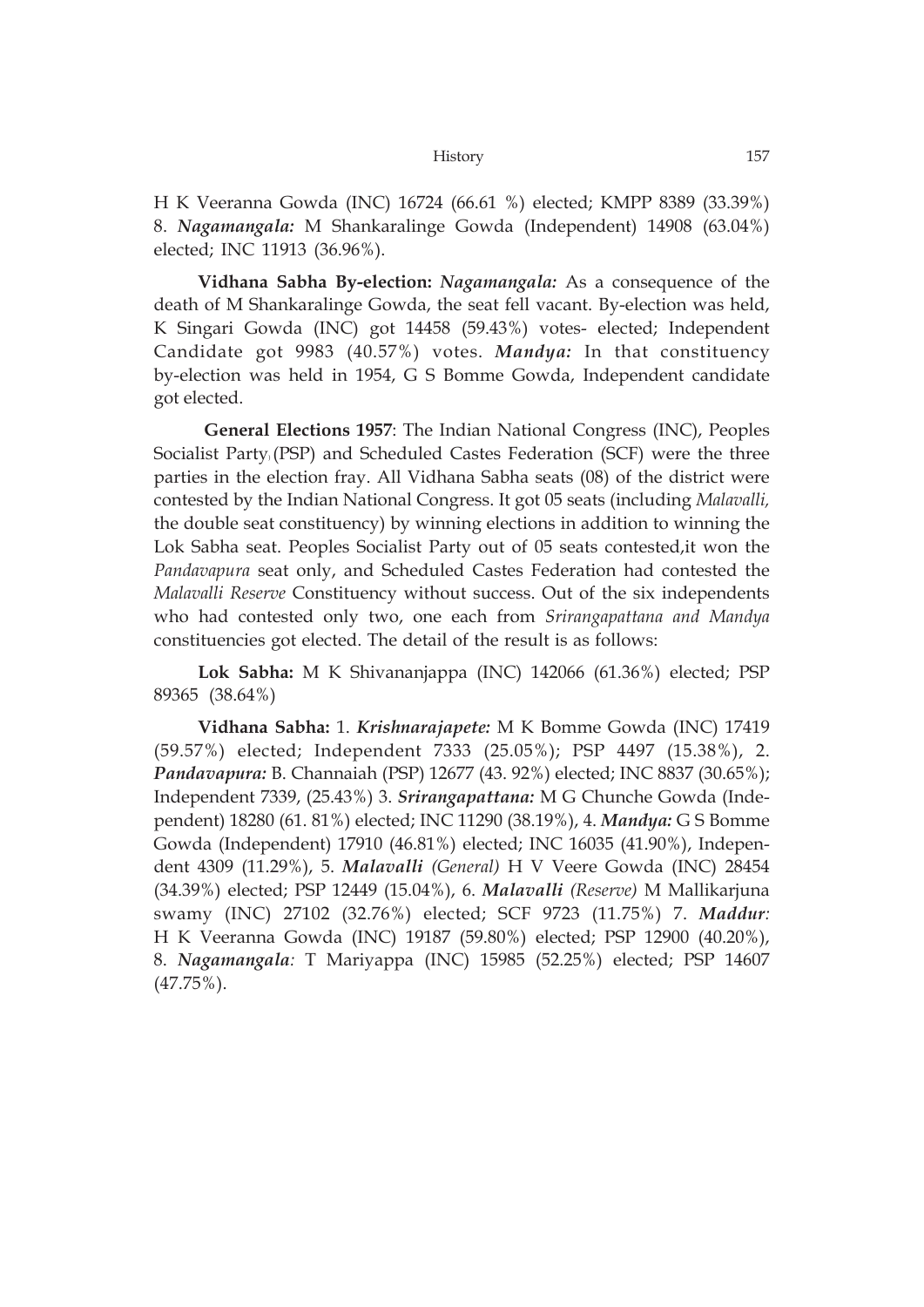H K Veeranna Gowda (INC) 16724 (66.61 %) elected; KMPP 8389 (33.39%) 8. ***Nagamangala:*** M Shankaralinge Gowda (Independent) 14908 (63.04%) elected; INC 11913 (36.96%).

**Vidhana Sabha By-election:** ***Nagamangala:*** As a consequence of the death of M Shankaralinge Gowda, the seat fell vacant. By-election was held, K Singari Gowda (INC) got 14458 (59.43%) votes- elected; Independent Candidate got 9983 (40.57%) votes. ***Mandya:*** In that constituency by-election was held in 1954, G S Bomme Gowda, Independent candidate got elected.

**General Elections 1957**: The Indian National Congress (INC), Peoples Socialist Party (PSP) and Scheduled Castes Federation (SCF) were the three parties in the election fray. All Vidhana Sabha seats (08) of the district were contested by the Indian National Congress. It got 05 seats (including *Malavalli,* the double seat constituency) by winning elections in addition to winning the Lok Sabha seat. Peoples Socialist Party out of 05 seats contested,it won the *Pandavapura* seat only, and Scheduled Castes Federation had contested the *Malavalli Reserve* Constituency without success. Out of the six independents who had contested only two, one each from *Srirangapattana and Mandya* constituencies got elected. The detail of the result is as follows:

**Lok Sabha:** M K Shivananjappa (INC) 142066 (61.36%) elected; PSP 89365 (38.64%)

**Vidhana Sabha:** 1. ***Krishnarajapete:*** M K Bomme Gowda (INC) 17419 (59.57%) elected; Independent 7333 (25.05%); PSP 4497 (15.38%), 2. ***Pandavapura:*** B. Channaiah (PSP) 12677 (43. 92%) elected; INC 8837 (30.65%); Independent 7339, (25.43%) 3. ***Srirangapattana:*** M G Chunche Gowda (Independent) 18280 (61. 81%) elected; INC 11290 (38.19%), 4. ***Mandya:*** G S Bomme Gowda (Independent) 17910 (46.81%) elected; INC 16035 (41.90%), Independent 4309 (11.29%), 5. ***Malavalli*** *(General)* H V Veere Gowda (INC) 28454 (34.39%) elected; PSP 12449 (15.04%), 6. ***Malavalli*** *(Reserve)* M Mallikarjuna swamy (INC) 27102 (32.76%) elected; SCF 9723 (11.75%) 7. ***Maddur:*** H K Veeranna Gowda (INC) 19187 (59.80%) elected; PSP 12900 (40.20%), 8. ***Nagamangala:*** T Mariyappa (INC) 15985 (52.25%) elected; PSP 14607 (47.75%).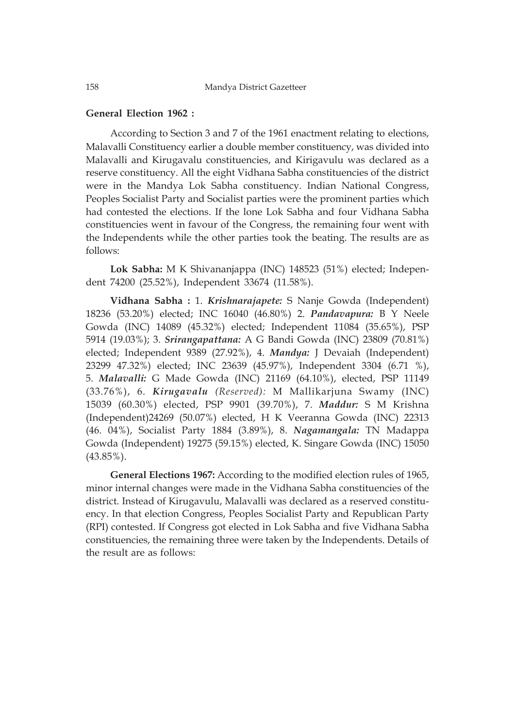**General Election 1962 :**

According to Section 3 and 7 of the 1961 enactment relating to elections, Malavalli Constituency earlier a double member constituency, was divided into Malavalli and Kirugavalu constituencies, and Kirigavulu was declared as a reserve constituency. All the eight Vidhana Sabha constituencies of the district were in the Mandya Lok Sabha constituency. Indian National Congress, Peoples Socialist Party and Socialist parties were the prominent parties which had contested the elections. If the lone Lok Sabha and four Vidhana Sabha constituencies went in favour of the Congress, the remaining four went with the Independents while the other parties took the beating. The results are as follows:

**Lok Sabha:** M K Shivananjappa (INC) 148523 (51%) elected; Independent 74200 (25.52%), Independent 33674 (11.58%).

**Vidhana Sabha :** 1. ***Krishnarajapete:*** S Nanje Gowda (Independent) 18236 (53.20%) elected; INC 16040 (46.80%) 2. ***Pandavapura:*** B Y Neele Gowda (INC) 14089 (45.32%) elected; Independent 11084 (35.65%), PSP 5914 (19.03%); 3. ***Srirangapattana:*** A G Bandi Gowda (INC) 23809 (70.81%) elected; Independent 9389 (27.92%), 4. ***Mandya:*** J Devaiah (Independent) 23299 47.32%) elected; INC 23639 (45.97%), Independent 3304 (6.71 %), 5. ***Malavalli:*** G Made Gowda (INC) 21169 (64.10%), elected, PSP 11149 (33.76%), 6. ***Kirugavalu*** *(Reserved):* M Mallikarjuna Swamy (INC) 15039 (60.30%) elected, PSP 9901 (39.70%), 7. ***Maddur:*** S M Krishna (Independent)24269 (50.07%) elected, H K Veeranna Gowda (INC) 22313 (46. 04%), Socialist Party 1884 (3.89%), 8. ***Nagamangala:*** TN Madappa Gowda (Independent) 19275 (59.15%) elected, K. Singare Gowda (INC) 15050 (43.85%).

**General Elections 1967:** According to the modified election rules of 1965, minor internal changes were made in the Vidhana Sabha constituencies of the district. Instead of Kirugavulu, Malavalli was declared as a reserved constituency. In that election Congress, Peoples Socialist Party and Republican Party (RPI) contested. If Congress got elected in Lok Sabha and five Vidhana Sabha constituencies, the remaining three were taken by the Independents. Details of the result are as follows: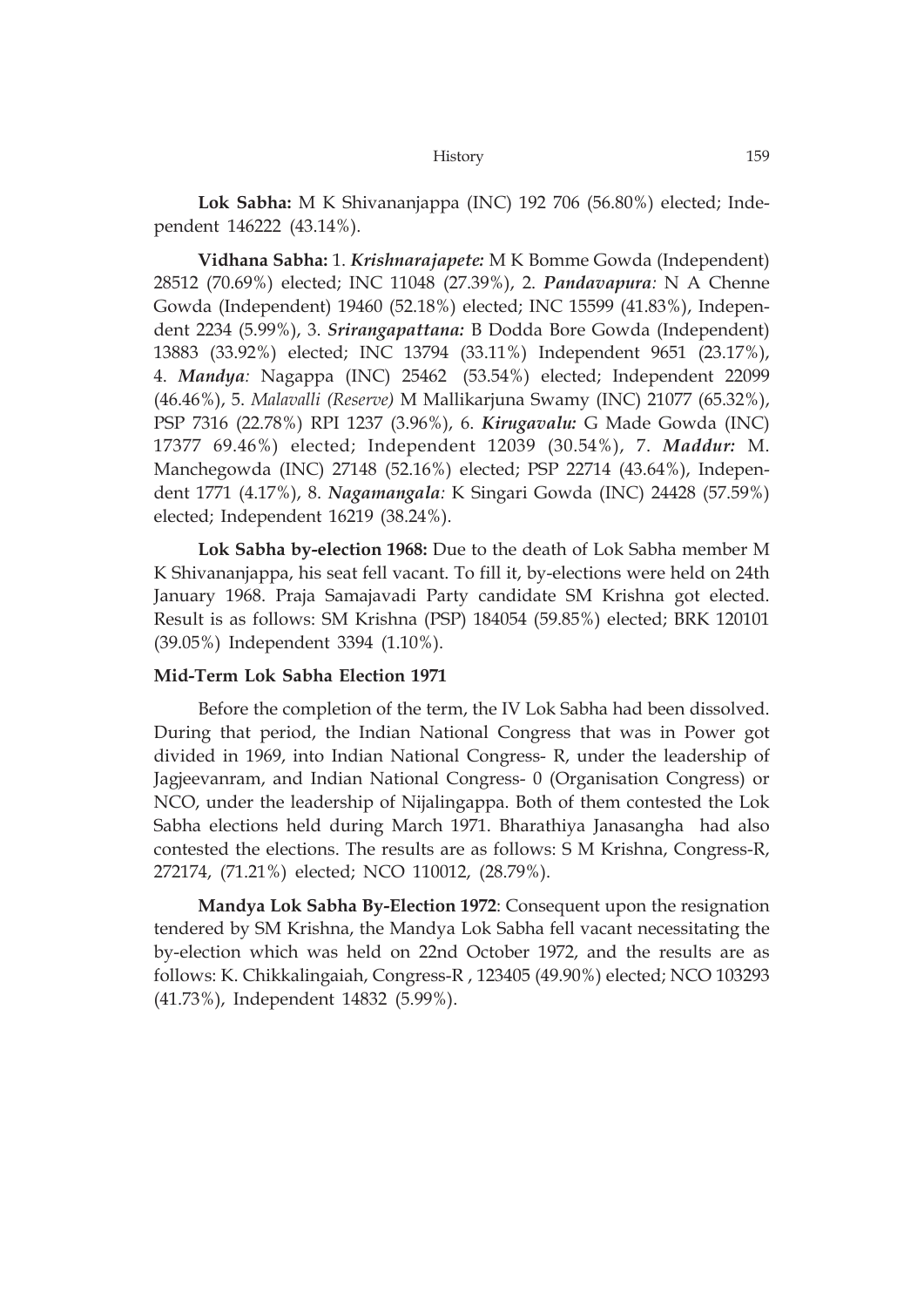**Lok Sabha:** M K Shivananjappa (INC) 192 706 (56.80%) elected; Independent 146222 (43.14%).

**Vidhana Sabha:** 1. ***Krishnarajapete:*** M K Bomme Gowda (Independent) 28512 (70.69%) elected; INC 11048 (27.39%), 2. ***Pandavapura:*** N A Chenne Gowda (Independent) 19460 (52.18%) elected; INC 15599 (41.83%), Independent 2234 (5.99%), 3. ***Srirangapattana:*** B Dodda Bore Gowda (Independent) 13883 (33.92%) elected; INC 13794 (33.11%) Independent 9651 (23.17%), 4. ***Mandya:*** Nagappa (INC) 25462 (53.54%) elected; Independent 22099 (46.46%), 5. *Malavalli (Reserve)* M Mallikarjuna Swamy (INC) 21077 (65.32%), PSP 7316 (22.78%) RPI 1237 (3.96%), 6. ***Kirugavalu:*** G Made Gowda (INC) 17377 69.46%) elected; Independent 12039 (30.54%), 7. ***Maddur:*** M. Manchegowda (INC) 27148 (52.16%) elected; PSP 22714 (43.64%), Independent 1771 (4.17%), 8. ***Nagamangala:*** K Singari Gowda (INC) 24428 (57.59%) elected; Independent 16219 (38.24%).

**Lok Sabha by-election 1968:** Due to the death of Lok Sabha member M K Shivananjappa, his seat fell vacant. To fill it, by-elections were held on 24th January 1968. Praja Samajavadi Party candidate SM Krishna got elected. Result is as follows: SM Krishna (PSP) 184054 (59.85%) elected; BRK 120101 (39.05%) Independent 3394 (1.10%).

### Mid-Term Lok Sabha Election 1971

Before the completion of the term, the IV Lok Sabha had been dissolved. During that period, the Indian National Congress that was in Power got divided in 1969, into Indian National Congress- R, under the leadership of Jagjeevanram, and Indian National Congress- 0 (Organisation Congress) or NCO, under the leadership of Nijalingappa. Both of them contested the Lok Sabha elections held during March 1971. Bharathiya Janasangha had also contested the elections. The results are as follows: S M Krishna, Congress-R, 272174, (71.21%) elected; NCO 110012, (28.79%).

**Mandya Lok Sabha By-Election 1972**: Consequent upon the resignation tendered by SM Krishna, the Mandya Lok Sabha fell vacant necessitating the by-election which was held on 22nd October 1972, and the results are as follows: K. Chikkalingaiah, Congress-R , 123405 (49.90%) elected; NCO 103293 (41.73%), Independent 14832 (5.99%).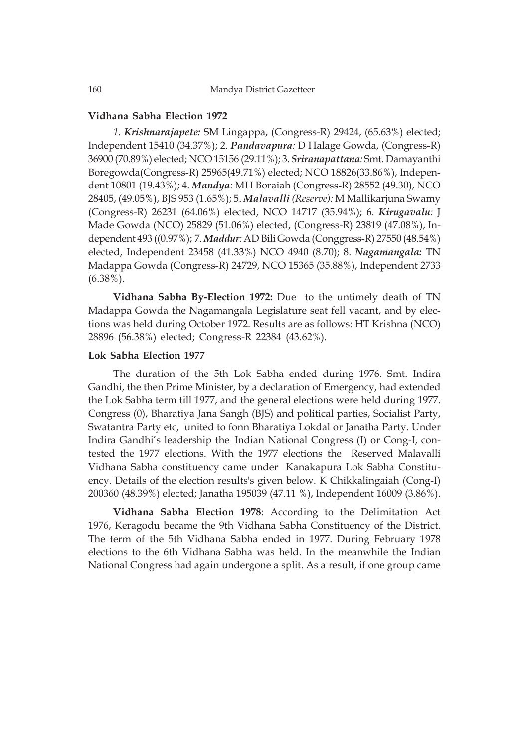### Vidhana Sabha Election 1972

*1. **Krishnarajapete:*** SM Lingappa, (Congress-R) 29424, (65.63%) elected; Independent 15410 (34.37%); 2. ***Pandavapura:*** D Halage Gowda, (Congress-R) 36900 (70.89%) elected; NCO 15156 (29.11%); 3. ***Sriranapattana:*** Smt. Damayanthi Boregowda(Congress-R) 25965(49.71%) elected; NCO 18826(33.86%), Independent 10801 (19.43%); 4. ***Mandya:*** MH Boraiah (Congress-R) 28552 (49.30), NCO 28405, (49.05%), BJS 953 (1.65%); 5. ***Malavalli*** *(Reserve):* M Mallikarjuna Swamy (Congress-R) 26231 (64.06%) elected, NCO 14717 (35.94%); 6. ***Kirugavalu:*** J Made Gowda (NCO) 25829 (51.06%) elected, (Congress-R) 23819 (47.08%), Independent 493 ((0.97%); 7. ***Maddur:*** AD Bili Gowda (Conggress-R) 27550 (48.54%) elected, Independent 23458 (41.33%) NCO 4940 (8.70); 8. ***Nagamangala:*** TN Madappa Gowda (Congress-R) 24729, NCO 15365 (35.88%), Independent 2733 (6.38%).

**Vidhana Sabha By-Election 1972:** Due to the untimely death of TN Madappa Gowda the Nagamangala Legislature seat fell vacant, and by elections was held during October 1972. Results are as follows: HT Krishna (NCO) 28896 (56.38%) elected; Congress-R 22384 (43.62%).

### Lok Sabha Election 1977

The duration of the 5th Lok Sabha ended during 1976. Smt. Indira Gandhi, the then Prime Minister, by a declaration of Emergency, had extended the Lok Sabha term till 1977, and the general elections were held during 1977. Congress (0), Bharatiya Jana Sangh (BJS) and political parties, Socialist Party, Swatantra Party etc, united to fonn Bharatiya Lokdal or Janatha Party. Under Indira Gandhi's leadership the Indian National Congress (I) or Cong-I, contested the 1977 elections. With the 1977 elections the Reserved Malavalli Vidhana Sabha constituency came under Kanakapura Lok Sabha Constituency. Details of the election results's given below. K Chikkalingaiah (Cong-I) 200360 (48.39%) elected; Janatha 195039 (47.11 %), Independent 16009 (3.86%).

**Vidhana Sabha Election 1978**: According to the Delimitation Act 1976, Keragodu became the 9th Vidhana Sabha Constituency of the District. The term of the 5th Vidhana Sabha ended in 1977. During February 1978 elections to the 6th Vidhana Sabha was held. In the meanwhile the Indian National Congress had again undergone a split. As a result, if one group came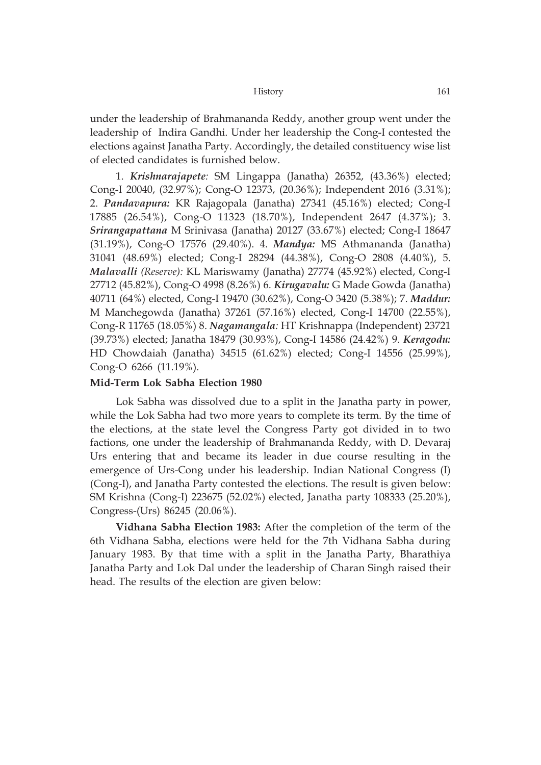under the leadership of Brahmananda Reddy, another group went under the leadership of Indira Gandhi. Under her leadership the Cong-I contested the elections against Janatha Party. Accordingly, the detailed constituency wise list of elected candidates is furnished below.

1. ***Krishnarajapete:*** SM Lingappa (Janatha) 26352, (43.36%) elected; Cong-I 20040, (32.97%); Cong-O 12373, (20.36%); Independent 2016 (3.31%); 2. ***Pandavapura:*** KR Rajagopala (Janatha) 27341 (45.16%) elected; Cong-I 17885 (26.54%), Cong-O 11323 (18.70%), Independent 2647 (4.37%); 3. ***Srirangapattana*** M Srinivasa (Janatha) 20127 (33.67%) elected; Cong-I 18647 (31.19%), Cong-O 17576 (29.40%). 4. ***Mandya:*** MS Athmananda (Janatha) 31041 (48.69%) elected; Cong-I 28294 (44.38%), Cong-O 2808 (4.40%), 5. ***Malavalli*** *(Reserve):* KL Mariswamy (Janatha) 27774 (45.92%) elected, Cong-I 27712 (45.82%), Cong-O 4998 (8.26%) 6. ***Kirugavalu:*** G Made Gowda (Janatha) 40711 (64%) elected, Cong-I 19470 (30.62%), Cong-O 3420 (5.38%); 7. ***Maddur:*** M Manchegowda (Janatha) 37261 (57.16%) elected, Cong-I 14700 (22.55%), Cong-R 11765 (18.05%) 8. ***Nagamangala:*** HT Krishnappa (Independent) 23721 (39.73%) elected; Janatha 18479 (30.93%), Cong-I 14586 (24.42%) 9. ***Keragodu:*** HD Chowdaiah (Janatha) 34515 (61.62%) elected; Cong-I 14556 (25.99%), Cong-O 6266 (11.19%).

**Mid-Term Lok Sabha Election 1980**

Lok Sabha was dissolved due to a split in the Janatha party in power, while the Lok Sabha had two more years to complete its term. By the time of the elections, at the state level the Congress Party got divided in to two factions, one under the leadership of Brahmananda Reddy, with D. Devaraj Urs entering that and became its leader in due course resulting in the emergence of Urs-Cong under his leadership. Indian National Congress (I) (Cong-I), and Janatha Party contested the elections. The result is given below: SM Krishna (Cong-I) 223675 (52.02%) elected, Janatha party 108333 (25.20%), Congress-(Urs) 86245 (20.06%).

**Vidhana Sabha Election 1983:** After the completion of the term of the 6th Vidhana Sabha, elections were held for the 7th Vidhana Sabha during January 1983. By that time with a split in the Janatha Party, Bharathiya Janatha Party and Lok Dal under the leadership of Charan Singh raised their head. The results of the election are given below: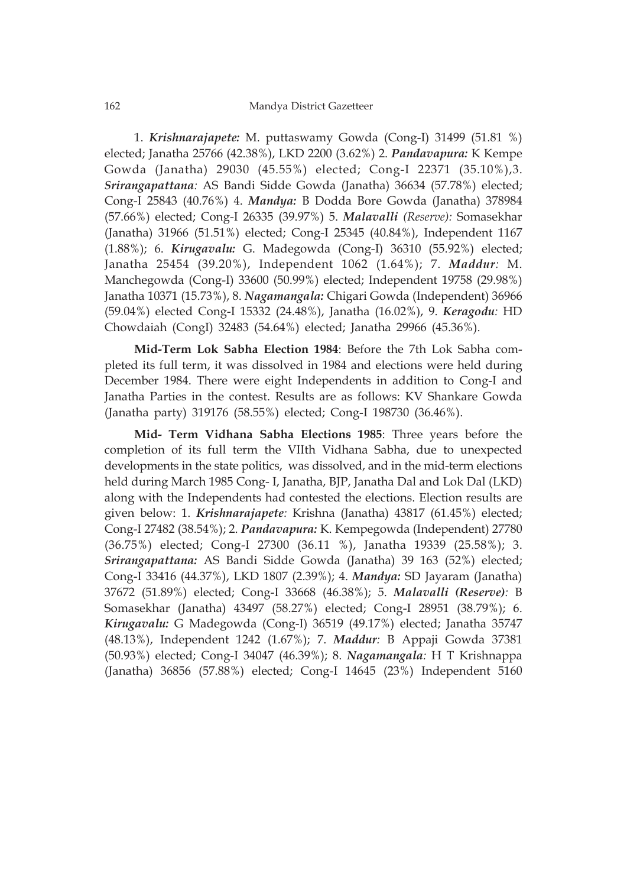1. ***Krishnarajapete:*** M. puttaswamy Gowda (Cong-I) 31499 (51.81 %) elected; Janatha 25766 (42.38%), LKD 2200 (3.62%) 2. ***Pandavapura:*** K Kempe Gowda (Janatha) 29030 (45.55%) elected; Cong-I 22371 (35.10%),3. ***Srirangapattana:*** AS Bandi Sidde Gowda (Janatha) 36634 (57.78%) elected; Cong-I 25843 (40.76%) 4. ***Mandya:*** B Dodda Bore Gowda (Janatha) 378984 (57.66%) elected; Cong-I 26335 (39.97%) 5. ***Malavalli** (Reserve):* Somasekhar (Janatha) 31966 (51.51%) elected; Cong-I 25345 (40.84%), Independent 1167 (1.88%); 6. ***Kirugavalu:*** G. Madegowda (Cong-I) 36310 (55.92%) elected; Janatha 25454 (39.20%), Independent 1062 (1.64%); 7. ***Maddur:*** M. Manchegowda (Cong-I) 33600 (50.99%) elected; Independent 19758 (29.98%) Janatha 10371 (15.73%), 8. ***Nagamangala:*** Chigari Gowda (Independent) 36966 (59.04%) elected Cong-I 15332 (24.48%), Janatha (16.02%), 9. ***Keragodu:*** HD Chowdaiah (CongI) 32483 (54.64%) elected; Janatha 29966 (45.36%).

**Mid-Term Lok Sabha Election 1984**: Before the 7th Lok Sabha completed its full term, it was dissolved in 1984 and elections were held during December 1984. There were eight Independents in addition to Cong-I and Janatha Parties in the contest. Results are as follows: KV Shankare Gowda (Janatha party) 319176 (58.55%) elected; Cong-I 198730 (36.46%).

**Mid- Term Vidhana Sabha Elections 1985**: Three years before the completion of its full term the VIIth Vidhana Sabha, due to unexpected developments in the state politics, was dissolved, and in the mid-term elections held during March 1985 Cong- I, Janatha, BJP, Janatha Dal and Lok Dal (LKD) along with the Independents had contested the elections. Election results are given below: 1. ***Krishnarajapete:*** Krishna (Janatha) 43817 (61.45%) elected; Cong-I 27482 (38.54%); 2. ***Pandavapura:*** K. Kempegowda (Independent) 27780 (36.75%) elected; Cong-I 27300 (36.11 %), Janatha 19339 (25.58%); 3. ***Srirangapattana:*** AS Bandi Sidde Gowda (Janatha) 39 163 (52%) elected; Cong-I 33416 (44.37%), LKD 1807 (2.39%); 4. ***Mandya:*** SD Jayaram (Janatha) 37672 (51.89%) elected; Cong-I 33668 (46.38%); 5. ***Malavalli (Reserve):*** B Somasekhar (Janatha) 43497 (58.27%) elected; Cong-I 28951 (38.79%); 6. ***Kirugavalu:*** G Madegowda (Cong-I) 36519 (49.17%) elected; Janatha 35747 (48.13%), Independent 1242 (1.67%); 7. ***Maddur:*** B Appaji Gowda 37381 (50.93%) elected; Cong-I 34047 (46.39%); 8. ***Nagamangala:*** H T Krishnappa (Janatha) 36856 (57.88%) elected; Cong-I 14645 (23%) Independent 5160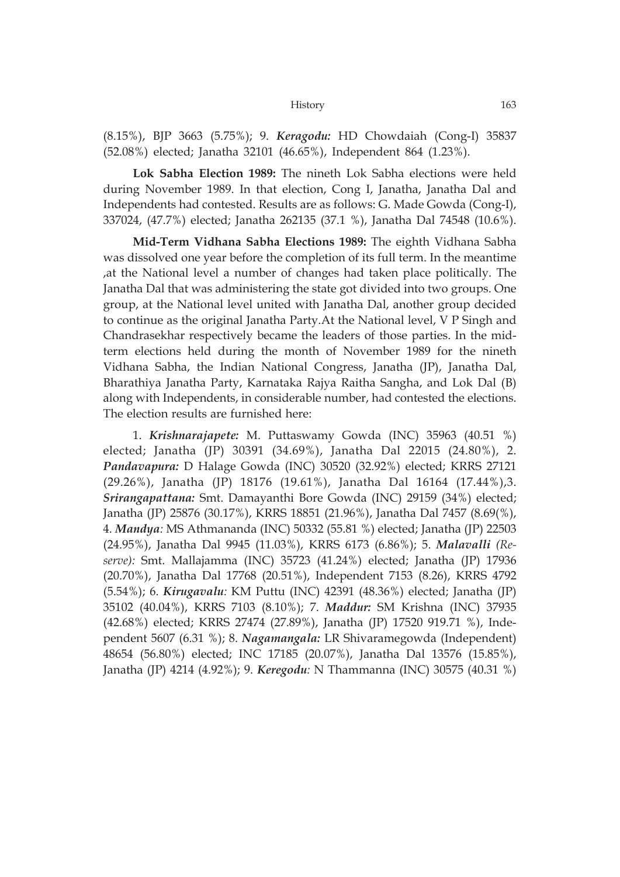(8.15%), BJP 3663 (5.75%); 9. ***Keragodu:*** HD Chowdaiah (Cong-I) 35837 (52.08%) elected; Janatha 32101 (46.65%), Independent 864 (1.23%).

**Lok Sabha Election 1989:** The nineth Lok Sabha elections were held during November 1989. In that election, Cong I, Janatha, Janatha Dal and Independents had contested. Results are as follows: G. Made Gowda (Cong-I), 337024, (47.7%) elected; Janatha 262135 (37.1 %), Janatha Dal 74548 (10.6%).

**Mid-Term Vidhana Sabha Elections 1989:** The eighth Vidhana Sabha was dissolved one year before the completion of its full term. In the meantime ,at the National level a number of changes had taken place politically. The Janatha Dal that was administering the state got divided into two groups. One group, at the National level united with Janatha Dal, another group decided to continue as the original Janatha Party.At the National level, V P Singh and Chandrasekhar respectively became the leaders of those parties. In the mid-term elections held during the month of November 1989 for the nineth Vidhana Sabha, the Indian National Congress, Janatha (JP), Janatha Dal, Bharathiya Janatha Party, Karnataka Rajya Raitha Sangha, and Lok Dal (B) along with Independents, in considerable number, had contested the elections. The election results are furnished here:

1. ***Krishnarajapete:*** M. Puttaswamy Gowda (INC) 35963 (40.51 %) elected; Janatha (JP) 30391 (34.69%), Janatha Dal 22015 (24.80%), 2. ***Pandavapura:*** D Halage Gowda (INC) 30520 (32.92%) elected; KRRS 27121 (29.26%), Janatha (JP) 18176 (19.61%), Janatha Dal 16164 (17.44%),3. ***Srirangapattana:*** Smt. Damayanthi Bore Gowda (INC) 29159 (34%) elected; Janatha (JP) 25876 (30.17%), KRRS 18851 (21.96%), Janatha Dal 7457 (8.69(%), 4. ***Mandya:*** MS Athmananda (INC) 50332 (55.81 %) elected; Janatha (JP) 22503 (24.95%), Janatha Dal 9945 (11.03%), KRRS 6173 (6.86%); 5. ***Malavalli*** *(Reserve):* Smt. Mallajamma (INC) 35723 (41.24%) elected; Janatha (JP) 17936 (20.70%), Janatha Dal 17768 (20.51%), Independent 7153 (8.26), KRRS 4792 (5.54%); 6. ***Kirugavalu:*** KM Puttu (INC) 42391 (48.36%) elected; Janatha (JP) 35102 (40.04%), KRRS 7103 (8.10%); 7. ***Maddur:*** SM Krishna (INC) 37935 (42.68%) elected; KRRS 27474 (27.89%), Janatha (JP) 17520 919.71 %), Independent 5607 (6.31 %); 8. ***Nagamangala:*** LR Shivaramegowda (Independent) 48654 (56.80%) elected; INC 17185 (20.07%), Janatha Dal 13576 (15.85%), Janatha (JP) 4214 (4.92%); 9. ***Keregodu:*** N Thammanna (INC) 30575 (40.31 %)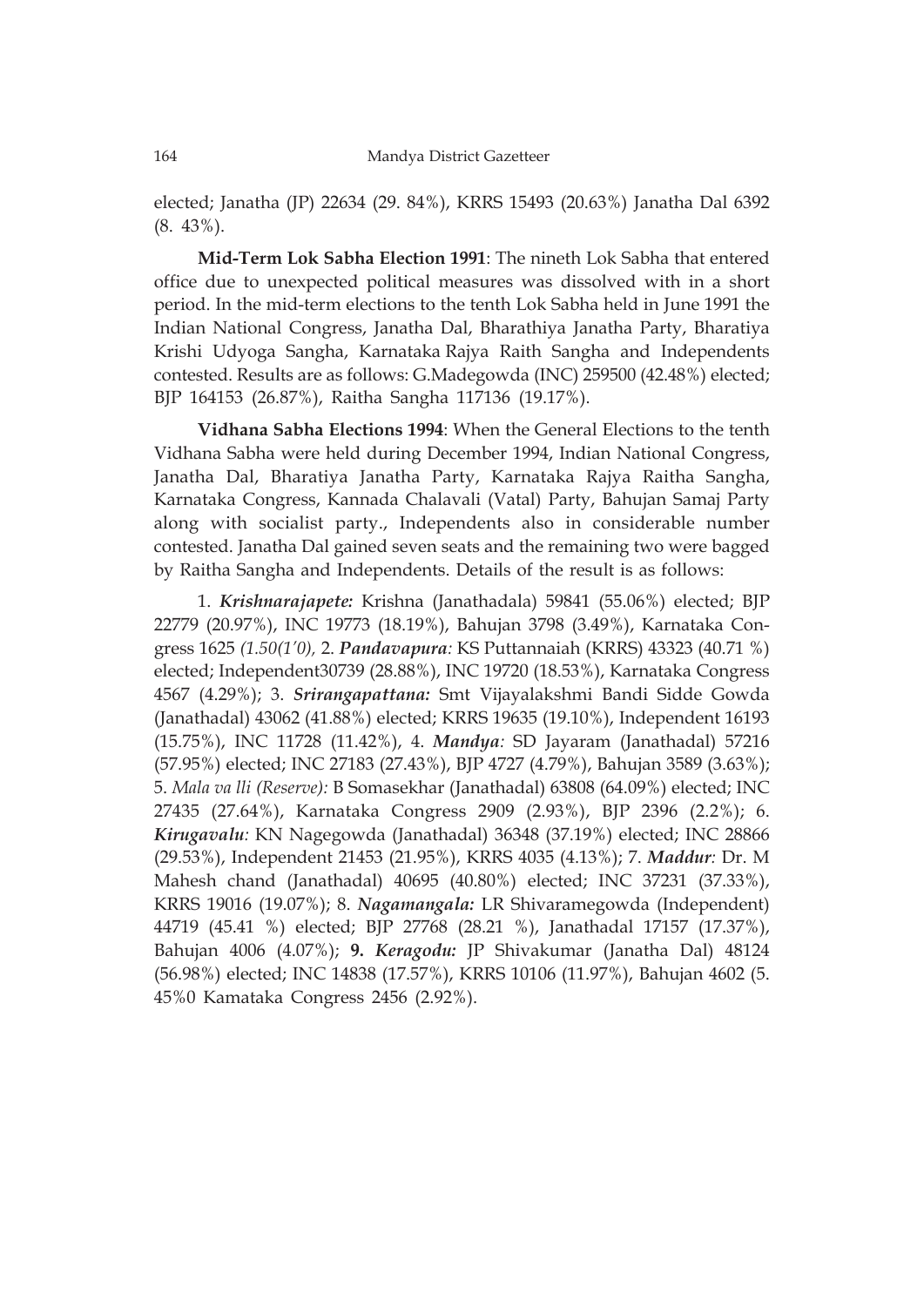elected; Janatha (JP) 22634 (29. 84%), KRRS 15493 (20.63%) Janatha Dal 6392 (8. 43%).

**Mid-Term Lok Sabha Election 1991**: The nineth Lok Sabha that entered office due to unexpected political measures was dissolved with in a short period. In the mid-term elections to the tenth Lok Sabha held in June 1991 the Indian National Congress, Janatha Dal, Bharathiya Janatha Party, Bharatiya Krishi Udyoga Sangha, Karnataka Rajya Raith Sangha and Independents contested. Results are as follows: G.Madegowda (INC) 259500 (42.48%) elected; BJP 164153 (26.87%), Raitha Sangha 117136 (19.17%).

**Vidhana Sabha Elections 1994**: When the General Elections to the tenth Vidhana Sabha were held during December 1994, Indian National Congress, Janatha Dal, Bharatiya Janatha Party, Karnataka Rajya Raitha Sangha, Karnataka Congress, Kannada Chalavali (Vatal) Party, Bahujan Samaj Party along with socialist party., Independents also in considerable number contested. Janatha Dal gained seven seats and the remaining two were bagged by Raitha Sangha and Independents. Details of the result is as follows:

1. ***Krishnarajapete:*** Krishna (Janathadala) 59841 (55.06%) elected; BJP 22779 (20.97%), INC 19773 (18.19%), Bahujan 3798 (3.49%), Karnataka Congress 1625 *(1.50(1'0),* 2. ***Pandavapura:*** KS Puttannaiah (KRRS) 43323 (40.71 %) elected; Independent30739 (28.88%), INC 19720 (18.53%), Karnataka Congress 4567 (4.29%); 3. ***Srirangapattana:*** Smt Vijayalakshmi Bandi Sidde Gowda (Janathadal) 43062 (41.88%) elected; KRRS 19635 (19.10%), Independent 16193 (15.75%), INC 11728 (11.42%), 4. ***Mandya:*** SD Jayaram (Janathadal) 57216 (57.95%) elected; INC 27183 (27.43%), BJP 4727 (4.79%), Bahujan 3589 (3.63%); 5. *Mala va lli (Reserve):* B Somasekhar (Janathadal) 63808 (64.09%) elected; INC 27435 (27.64%), Karnataka Congress 2909 (2.93%), BJP 2396 (2.2%); 6. ***Kirugavalu:*** KN Nagegowda (Janathadal) 36348 (37.19%) elected; INC 28866 (29.53%), Independent 21453 (21.95%), KRRS 4035 (4.13%); 7. ***Maddur:*** Dr. M Mahesh chand (Janathadal) 40695 (40.80%) elected; INC 37231 (37.33%), KRRS 19016 (19.07%); 8. ***Nagamangala:*** LR Shivaramegowda (Independent) 44719 (45.41 %) elected; BJP 27768 (28.21 %), Janathadal 17157 (17.37%), Bahujan 4006 (4.07%); **9. *Keragodu:*** JP Shivakumar (Janatha Dal) 48124 (56.98%) elected; INC 14838 (17.57%), KRRS 10106 (11.97%), Bahujan 4602 (5. 45%0 Kamataka Congress 2456 (2.92%).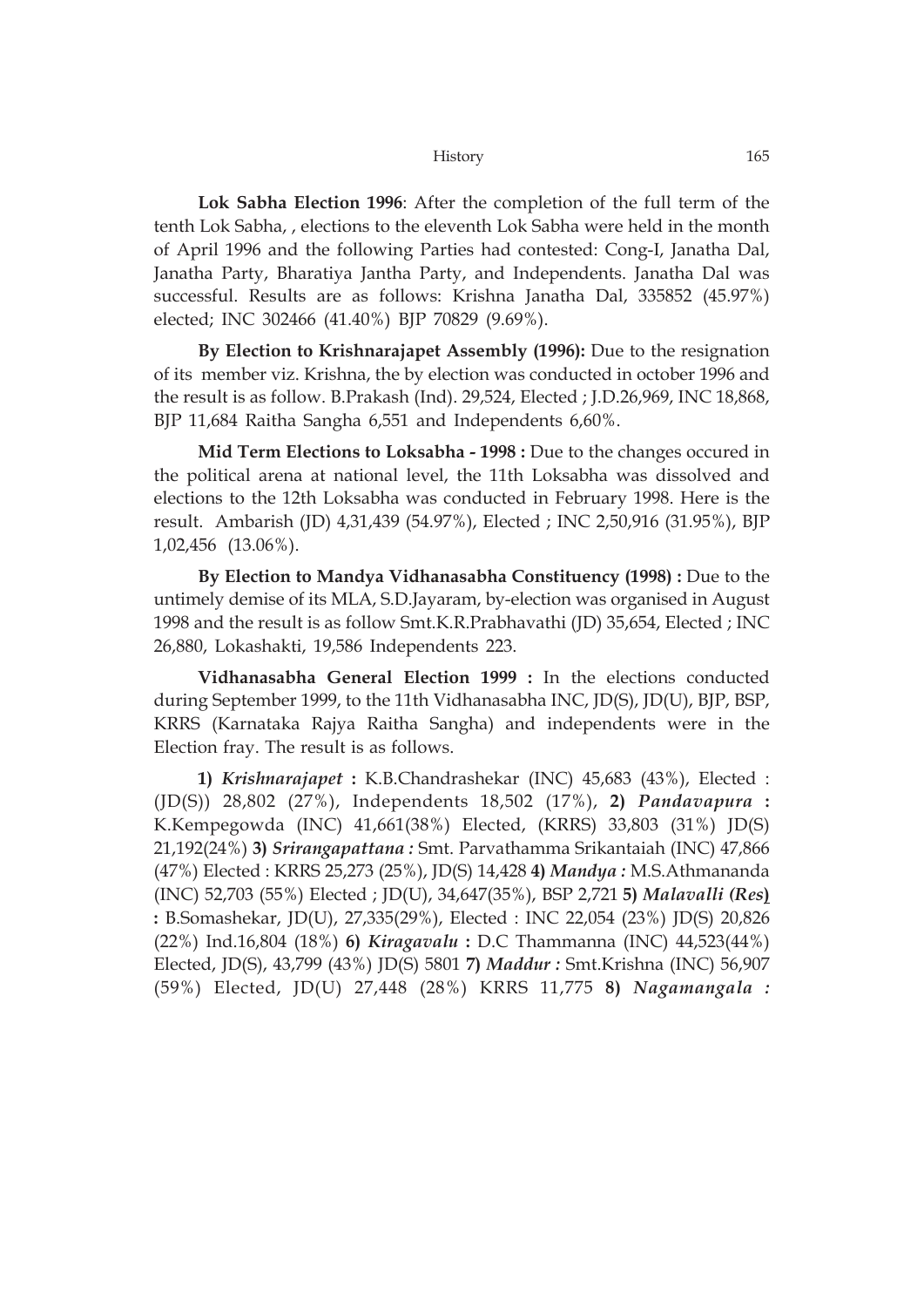**Lok Sabha Election 1996**: After the completion of the full term of the tenth Lok Sabha, , elections to the eleventh Lok Sabha were held in the month of April 1996 and the following Parties had contested: Cong-I, Janatha Dal, Janatha Party, Bharatiya Jantha Party, and Independents. Janatha Dal was successful. Results are as follows: Krishna Janatha Dal, 335852 (45.97%) elected; INC 302466 (41.40%) BJP 70829 (9.69%).

**By Election to Krishnarajapet Assembly (1996):** Due to the resignation of its member viz. Krishna, the by election was conducted in october 1996 and the result is as follow. B.Prakash (Ind). 29,524, Elected ; J.D.26,969, INC 18,868, BJP 11,684 Raitha Sangha 6,551 and Independents 6,60%.

**Mid Term Elections to Loksabha - 1998 :** Due to the changes occured in the political arena at national level, the 11th Loksabha was dissolved and elections to the 12th Loksabha was conducted in February 1998. Here is the result. Ambarish (JD) 4,31,439 (54.97%), Elected ; INC 2,50,916 (31.95%), BJP 1,02,456 (13.06%).

**By Election to Mandya Vidhanasabha Constituency (1998) :** Due to the untimely demise of its MLA, S.D.Jayaram, by-election was organised in August 1998 and the result is as follow Smt.K.R.Prabhavathi (JD) 35,654, Elected ; INC 26,880, Lokashakti, 19,586 Independents 223.

**Vidhanasabha General Election 1999 :** In the elections conducted during September 1999, to the 11th Vidhanasabha INC, JD(S), JD(U), BJP, BSP, KRRS (Karnataka Rajya Raitha Sangha) and independents were in the Election fray. The result is as follows.

**1)** ***Krishnarajapet*** **:** K.B.Chandrashekar (INC) 45,683 (43%), Elected : (JD(S)) 28,802 (27%), Independents 18,502 (17%), **2)** ***Pandavapura*** **:** K.Kempegowda (INC) 41,661(38%) Elected, (KRRS) 33,803 (31%) JD(S) 21,192(24%) **3)** ***Srirangapattana :*** Smt. Parvathamma Srikantaiah (INC) 47,866 (47%) Elected : KRRS 25,273 (25%), JD(S) 14,428 **4)** ***Mandya :*** M.S.Athmananda (INC) 52,703 (55%) Elected ; JD(U), 34,647(35%), BSP 2,721 **5)** ***Malavalli (Res)*** **:** B.Somashekar, JD(U), 27,335(29%), Elected : INC 22,054 (23%) JD(S) 20,826 (22%) Ind.16,804 (18%) **6)** ***Kiragavalu*** **:** D.C Thammanna (INC) 44,523(44%) Elected, JD(S), 43,799 (43%) JD(S) 5801 **7)** ***Maddur :*** Smt.Krishna (INC) 56,907 (59%) Elected, JD(U) 27,448 (28%) KRRS 11,775 **8)** ***Nagamangala :***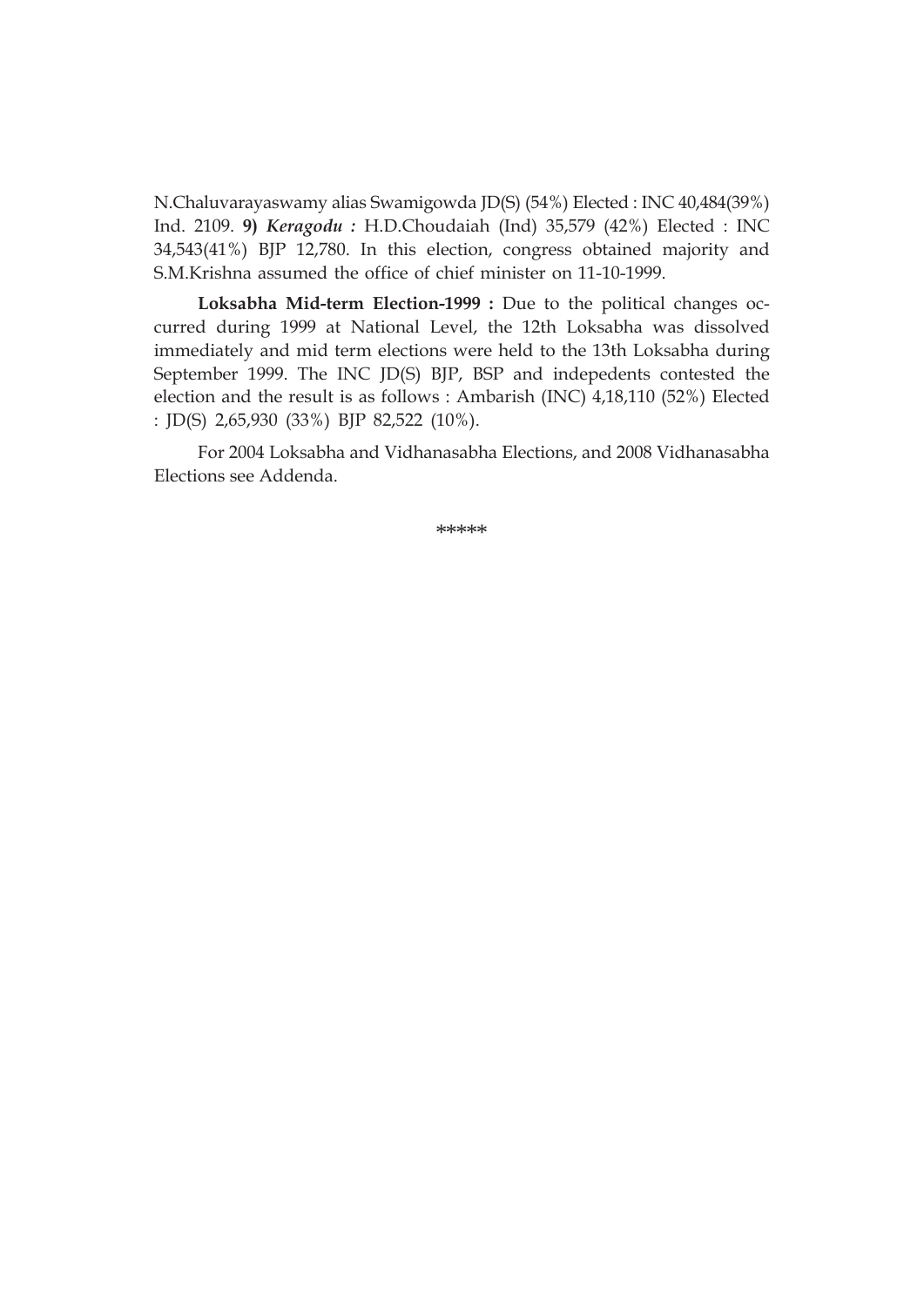N.Chaluvarayaswamy alias Swamigowda JD(S) (54%) Elected : INC 40,484(39%) Ind. 2109. **9)** ***Keragodu :*** H.D.Choudaiah (Ind) 35,579 (42%) Elected : INC 34,543(41%) BJP 12,780. In this election, congress obtained majority and S.M.Krishna assumed the office of chief minister on 11-10-1999.

**Loksabha Mid-term Election-1999 :** Due to the political changes occurred during 1999 at National Level, the 12th Loksabha was dissolved immediately and mid term elections were held to the 13th Loksabha during September 1999. The INC JD(S) BJP, BSP and indepedents contested the election and the result is as follows : Ambarish (INC) 4,18,110 (52%) Elected : JD(S) 2,65,930 (33%) BJP 82,522 (10%).

For 2004 Loksabha and Vidhanasabha Elections, and 2008 Vidhanasabha Elections see Addenda.

*****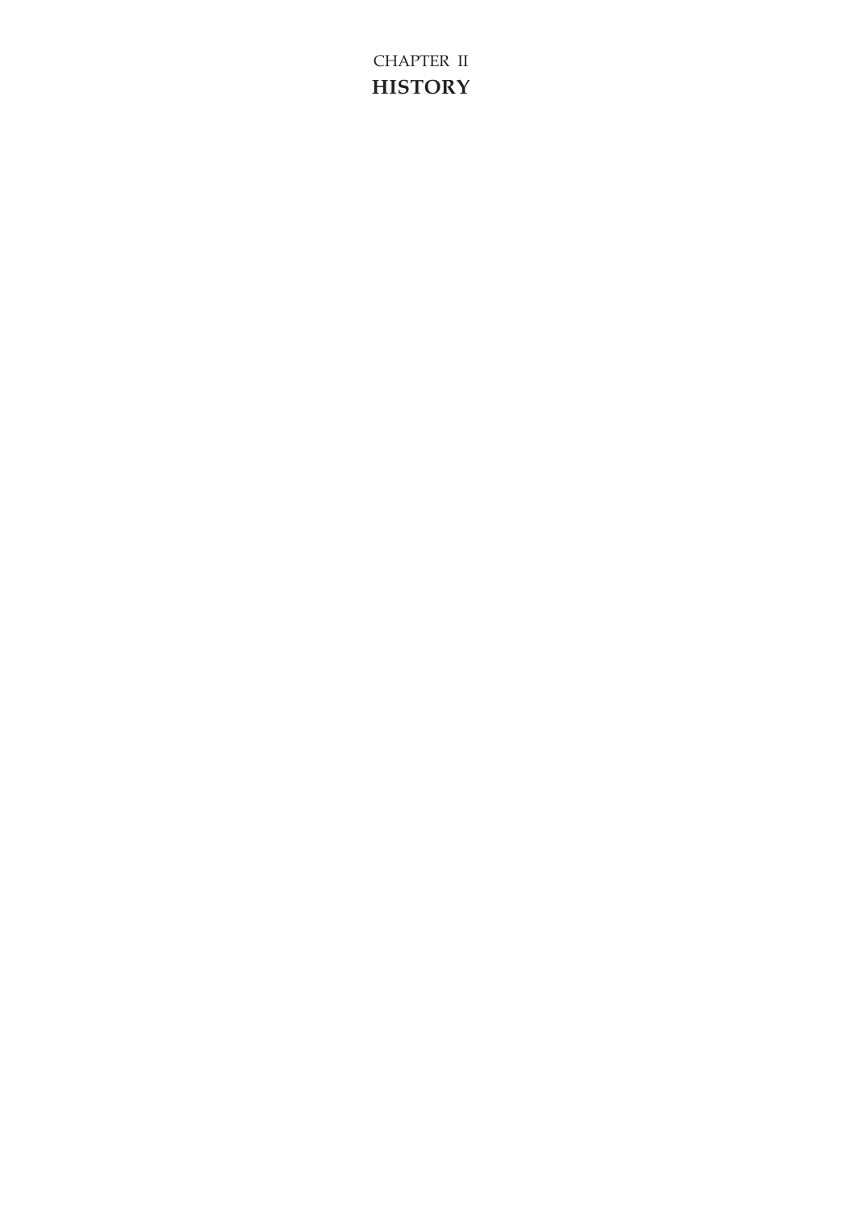CHAPTER II

# HISTORY